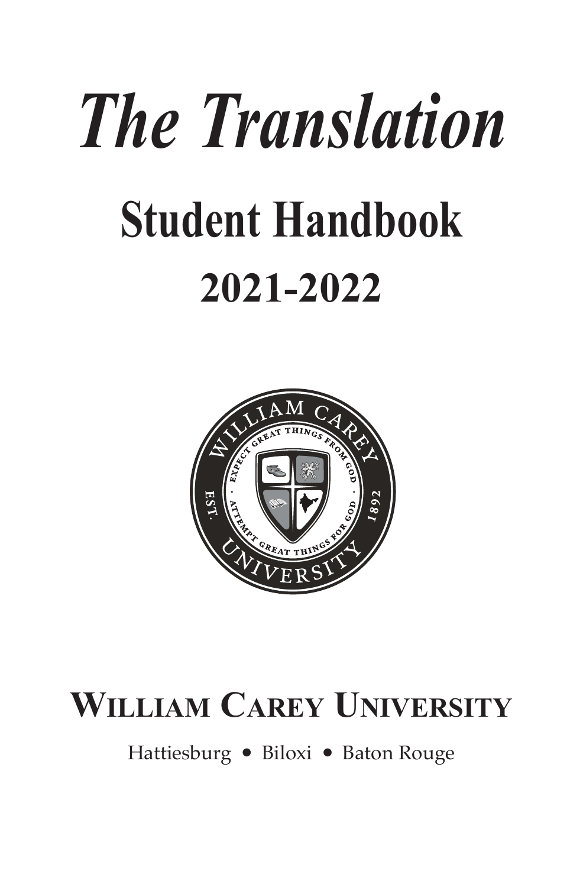# *The Translation*

## Student Handbook

## 2021-2022

**William Carey University**

Hattiesburg • Biloxi • Baton Rouge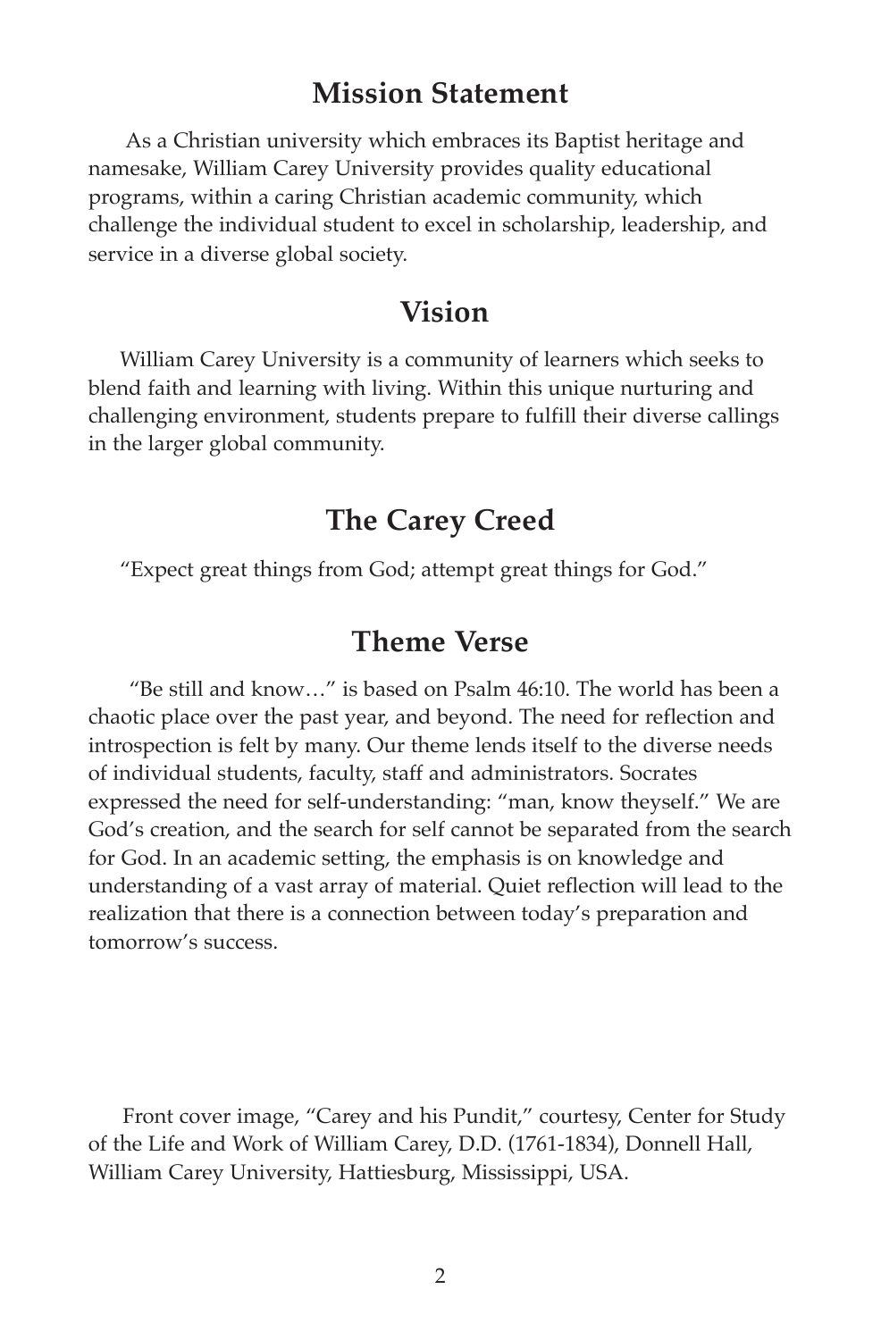## Mission Statement

As a Christian university which embraces its Baptist heritage and namesake, William Carey University provides quality educational programs, within a caring Christian academic community, which challenge the individual student to excel in scholarship, leadership, and service in a diverse global society.

## Vision

William Carey University is a community of learners which seeks to blend faith and learning with living. Within this unique nurturing and challenging environment, students prepare to fulfill their diverse callings in the larger global community.

## The Carey Creed

"Expect great things from God; attempt great things for God."

## Theme Verse

"Be still and know…" is based on Psalm 46:10. The world has been a chaotic place over the past year, and beyond. The need for reflection and introspection is felt by many. Our theme lends itself to the diverse needs of individual students, faculty, staff and administrators. Socrates expressed the need for self-understanding: "man, know theyself." We are God's creation, and the search for self cannot be separated from the search for God. In an academic setting, the emphasis is on knowledge and understanding of a vast array of material. Quiet reflection will lead to the realization that there is a connection between today's preparation and tomorrow's success.

Front cover image, "Carey and his Pundit," courtesy, Center for Study of the Life and Work of William Carey, D.D. (1761-1834), Donnell Hall, William Carey University, Hattiesburg, Mississippi, USA.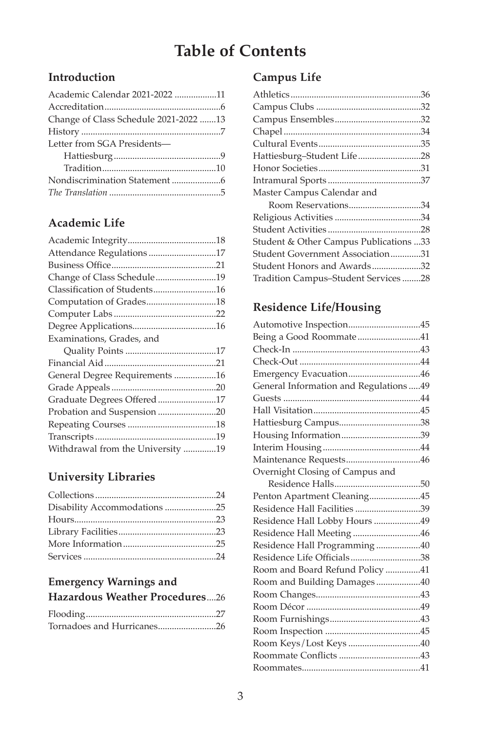# Table of Contents

## Introduction

Academic Calendar 2021-2022 ..................11
Accreditation..................................................6
Change of Class Schedule 2021-2022 .......13
History ............................................................7
Letter from SGA Presidents—
    Hattiesburg ..............................................9
    Tradition.................................................10
Nondiscrimination Statement .....................6
*The Translation* ................................................5

## Academic Life

Academic Integrity......................................18
Attendance Regulations .............................17
Business Office.............................................21
Change of Class Schedule..........................19
Classification of Students...........................16
Computation of Grades..............................18
Computer Labs ............................................22
Degree Applications....................................16
Examinations, Grades, and
    Quality Points .......................................17
Financial Aid................................................21
General Degree Requirements ..................16
Grade Appeals .............................................20
Graduate Degrees Offered.........................17
Probation and Suspension .........................20
Repeating Courses ......................................18
Transcripts ....................................................19
Withdrawal from the University ..............19

## University Libraries

Collections....................................................24
Disability Accommodations ......................25
Hours.............................................................23
Library Facilities...........................................23
More Information........................................25
Services .........................................................24

## Emergency Warnings and Hazardous Weather Procedures....26

Flooding........................................................27
Tornadoes and Hurricanes.........................26

## Campus Life

Athletics........................................................36
Campus Clubs .............................................32
Campus Ensembles.....................................32
Chapel ...........................................................34
Cultural Events............................................35
Hattiesburg–Student Life...........................28
Honor Societies............................................31
Intramural Sports ........................................37
Master Campus Calendar and
    Room Reservations...............................34
Religious Activities .....................................34
Student Activities ........................................28
Student & Other Campus Publications ...33
Student Government Association.............31
Student Honors and Awards.....................32
Tradition Campus–Student Services ........28

## Residence Life/Housing

Automotive Inspection...............................45
Being a Good Roommate...........................41
Check-In .......................................................43
Check-Out ....................................................44
Emergency Evacuation...............................46
General Information and Regulations .....49
Guests ...........................................................44
Hall Visitation..............................................45
Hattiesburg Campus...................................38
Housing Information..................................39
Interim Housing ..........................................44
Maintenance Requests................................46
Overnight Closing of Campus and
    Residence Halls.....................................50
Penton Apartment Cleaning......................45
Residence Hall Facilities ............................39
Residence Hall Lobby Hours ....................49
Residence Hall Meeting .............................46
Residence Hall Programming ...................40
Residence Life Officials..............................38
Room and Board Refund Policy ...............41
Room and Building Damages ...................40
Room Changes.............................................43
Room Décor .................................................49
Room Furnishings.......................................43
Room Inspection .........................................45
Room Keys/Lost Keys ...............................40
Roommate Conflicts ...................................43
Roommates...................................................41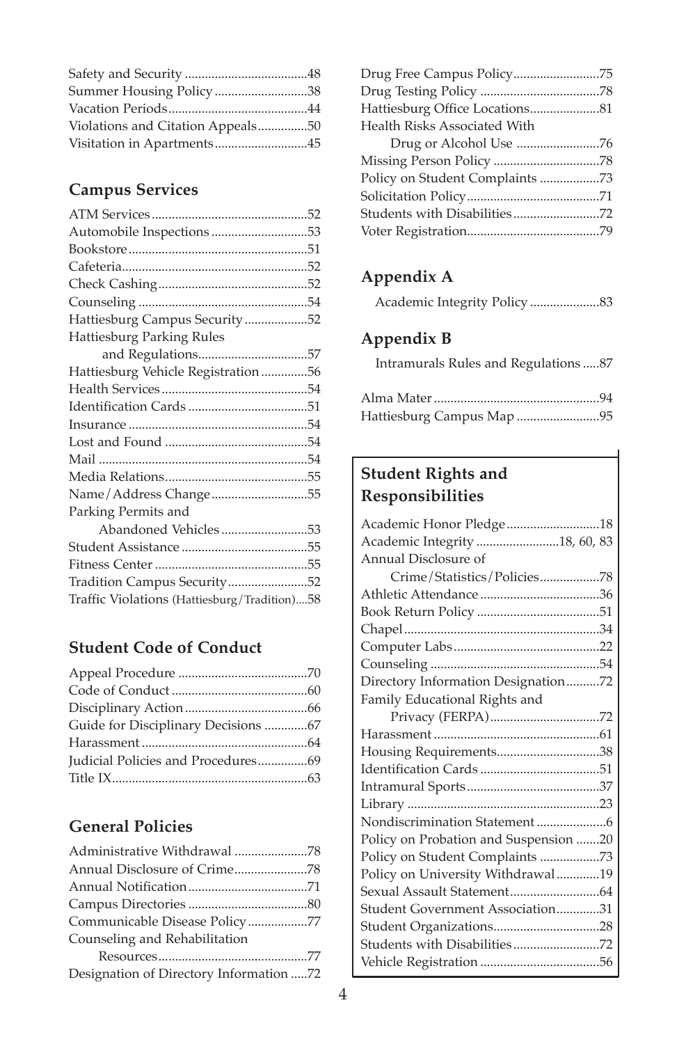Safety and Security .....................................48
Summer Housing Policy ............................38
Vacation Periods..........................................44
Violations and Citation Appeals...............50
Visitation in Apartments............................45

## Campus Services

ATM Services...............................................52
Automobile Inspections .............................53
Bookstore......................................................51
Cafeteria........................................................52
Check Cashing.............................................52
Counseling ...................................................54
Hattiesburg Campus Security...................52
Hattiesburg Parking Rules
and Regulations.................................57
Hattiesburg Vehicle Registration ..............56
Health Services............................................54
Identification Cards ....................................51
Insurance ......................................................54
Lost and Found ...........................................54
Mail ...............................................................54
Media Relations...........................................55
Name/Address Change.............................55
Parking Permits and
Abandoned Vehicles..........................53
Student Assistance ......................................55
Fitness Center ..............................................55
Tradition Campus Security........................52
Traffic Violations (Hattiesburg/Tradition)....58

## Student Code of Conduct

Appeal Procedure .......................................70
Code of Conduct .........................................60
Disciplinary Action.....................................66
Guide for Disciplinary Decisions .............67
Harassment ..................................................64
Judicial Policies and Procedures...............69
Title IX...........................................................63

## General Policies

Administrative Withdrawal ......................78
Annual Disclosure of Crime......................78
Annual Notification....................................71
Campus Directories ....................................80
Communicable Disease Policy..................77
Counseling and Rehabilitation
Resources............................................77
Designation of Directory Information .....72
Drug Free Campus Policy..........................75
Drug Testing Policy ....................................78
Hattiesburg Office Locations.....................81
Health Risks Associated With
Drug or Alcohol Use .........................76
Missing Person Policy ................................78
Policy on Student Complaints ..................73
Solicitation Policy........................................71
Students with Disabilities..........................72
Voter Registration........................................79

## Appendix A

Academic Integrity Policy .....................83

## Appendix B

Intramurals Rules and Regulations .....87

Alma Mater ..................................................94
Hattiesburg Campus Map .........................95

## Student Rights and Responsibilities

Academic Honor Pledge............................18
Academic Integrity .........................18, 60, 83
Annual Disclosure of
Crime/Statistics/Policies..................78
Athletic Attendance ....................................36
Book Return Policy .....................................51
Chapel...........................................................34
Computer Labs............................................22
Counseling ...................................................54
Directory Information Designation..........72
Family Educational Rights and
Privacy (FERPA).................................72
Harassment ..................................................61
Housing Requirements...............................38
Identification Cards ....................................51
Intramural Sports........................................37
Library ..........................................................23
Nondiscrimination Statement.....................6
Policy on Probation and Suspension .......20
Policy on Student Complaints ..................73
Policy on University Withdrawal.............19
Sexual Assault Statement...........................64
Student Government Association.............31
Student Organizations................................28
Students with Disabilities..........................72
Vehicle Registration ....................................56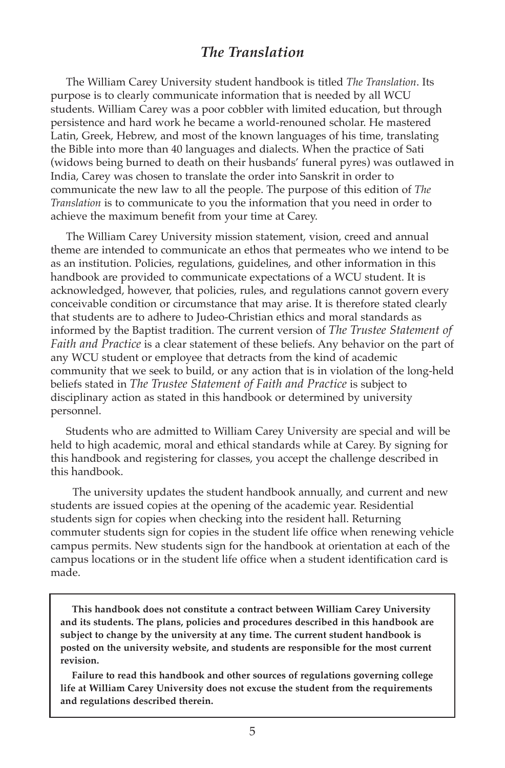## *The Translation*

The William Carey University student handbook is titled *The Translation*. Its purpose is to clearly communicate information that is needed by all WCU students. William Carey was a poor cobbler with limited education, but through persistence and hard work he became a world-renouned scholar. He mastered Latin, Greek, Hebrew, and most of the known languages of his time, translating the Bible into more than 40 languages and dialects. When the practice of Sati (widows being burned to death on their husbands' funeral pyres) was outlawed in India, Carey was chosen to translate the order into Sanskrit in order to communicate the new law to all the people. The purpose of this edition of *The Translation* is to communicate to you the information that you need in order to achieve the maximum benefit from your time at Carey.

The William Carey University mission statement, vision, creed and annual theme are intended to communicate an ethos that permeates who we intend to be as an institution. Policies, regulations, guidelines, and other information in this handbook are provided to communicate expectations of a WCU student. It is acknowledged, however, that policies, rules, and regulations cannot govern every conceivable condition or circumstance that may arise. It is therefore stated clearly that students are to adhere to Judeo-Christian ethics and moral standards as informed by the Baptist tradition. The current version of *The Trustee Statement of Faith and Practice* is a clear statement of these beliefs. Any behavior on the part of any WCU student or employee that detracts from the kind of academic community that we seek to build, or any action that is in violation of the long-held beliefs stated in *The Trustee Statement of Faith and Practice* is subject to disciplinary action as stated in this handbook or determined by university personnel.

Students who are admitted to William Carey University are special and will be held to high academic, moral and ethical standards while at Carey. By signing for this handbook and registering for classes, you accept the challenge described in this handbook.

The university updates the student handbook annually, and current and new students are issued copies at the opening of the academic year. Residential students sign for copies when checking into the resident hall. Returning commuter students sign for copies in the student life office when renewing vehicle campus permits. New students sign for the handbook at orientation at each of the campus locations or in the student life office when a student identification card is made.

**This handbook does not constitute a contract between William Carey University and its students. The plans, policies and procedures described in this handbook are subject to change by the university at any time. The current student handbook is posted on the university website, and students are responsible for the most current revision.**

**Failure to read this handbook and other sources of regulations governing college life at William Carey University does not excuse the student from the requirements and regulations described therein.**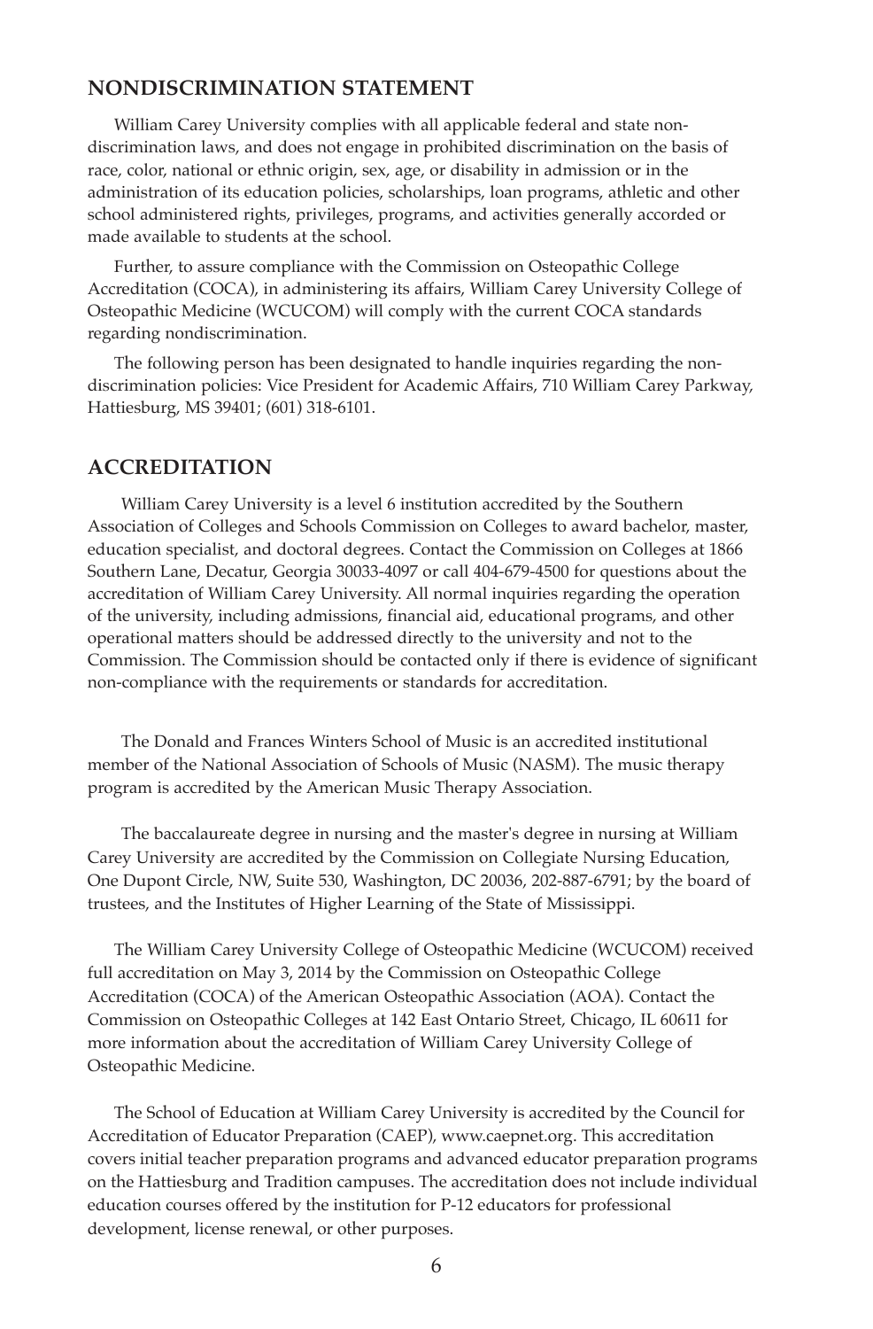## NONDISCRIMINATION STATEMENT

William Carey University complies with all applicable federal and state non-discrimination laws, and does not engage in prohibited discrimination on the basis of race, color, national or ethnic origin, sex, age, or disability in admission or in the administration of its education policies, scholarships, loan programs, athletic and other school administered rights, privileges, programs, and activities generally accorded or made available to students at the school.

Further, to assure compliance with the Commission on Osteopathic College Accreditation (COCA), in administering its affairs, William Carey University College of Osteopathic Medicine (WCUCOM) will comply with the current COCA standards regarding nondiscrimination.

The following person has been designated to handle inquiries regarding the non-discrimination policies: Vice President for Academic Affairs, 710 William Carey Parkway, Hattiesburg, MS 39401; (601) 318-6101.

## ACCREDITATION

William Carey University is a level 6 institution accredited by the Southern Association of Colleges and Schools Commission on Colleges to award bachelor, master, education specialist, and doctoral degrees. Contact the Commission on Colleges at 1866 Southern Lane, Decatur, Georgia 30033-4097 or call 404-679-4500 for questions about the accreditation of William Carey University. All normal inquiries regarding the operation of the university, including admissions, financial aid, educational programs, and other operational matters should be addressed directly to the university and not to the Commission. The Commission should be contacted only if there is evidence of significant non-compliance with the requirements or standards for accreditation.

The Donald and Frances Winters School of Music is an accredited institutional member of the National Association of Schools of Music (NASM). The music therapy program is accredited by the American Music Therapy Association.

The baccalaureate degree in nursing and the master's degree in nursing at William Carey University are accredited by the Commission on Collegiate Nursing Education, One Dupont Circle, NW, Suite 530, Washington, DC 20036, 202-887-6791; by the board of trustees, and the Institutes of Higher Learning of the State of Mississippi.

The William Carey University College of Osteopathic Medicine (WCUCOM) received full accreditation on May 3, 2014 by the Commission on Osteopathic College Accreditation (COCA) of the American Osteopathic Association (AOA). Contact the Commission on Osteopathic Colleges at 142 East Ontario Street, Chicago, IL 60611 for more information about the accreditation of William Carey University College of Osteopathic Medicine.

The School of Education at William Carey University is accredited by the Council for Accreditation of Educator Preparation (CAEP), www.caepnet.org. This accreditation covers initial teacher preparation programs and advanced educator preparation programs on the Hattiesburg and Tradition campuses. The accreditation does not include individual education courses offered by the institution for P-12 educators for professional development, license renewal, or other purposes.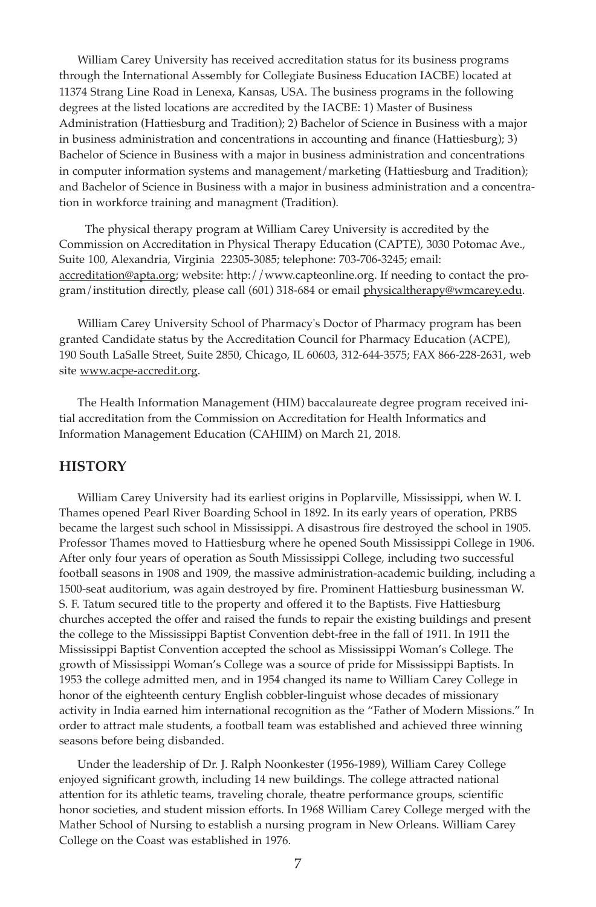William Carey University has received accreditation status for its business programs through the International Assembly for Collegiate Business Education IACBE) located at 11374 Strang Line Road in Lenexa, Kansas, USA. The business programs in the following degrees at the listed locations are accredited by the IACBE: 1) Master of Business Administration (Hattiesburg and Tradition); 2) Bachelor of Science in Business with a major in business administration and concentrations in accounting and finance (Hattiesburg); 3) Bachelor of Science in Business with a major in business administration and concentrations in computer information systems and management/marketing (Hattiesburg and Tradition); and Bachelor of Science in Business with a major in business administration and a concentration in workforce training and managment (Tradition).

The physical therapy program at William Carey University is accredited by the Commission on Accreditation in Physical Therapy Education (CAPTE), 3030 Potomac Ave., Suite 100, Alexandria, Virginia 22305-3085; telephone: 703-706-3245; email: accreditation@apta.org; website: http://www.capteonline.org. If needing to contact the program/institution directly, please call (601) 318-684 or email physicaltherapy@wmcarey.edu.

William Carey University School of Pharmacy's Doctor of Pharmacy program has been granted Candidate status by the Accreditation Council for Pharmacy Education (ACPE), 190 South LaSalle Street, Suite 2850, Chicago, IL 60603, 312-644-3575; FAX 866-228-2631, web site www.acpe-accredit.org.

The Health Information Management (HIM) baccalaureate degree program received initial accreditation from the Commission on Accreditation for Health Informatics and Information Management Education (CAHIIM) on March 21, 2018.

## HISTORY

William Carey University had its earliest origins in Poplarville, Mississippi, when W. I. Thames opened Pearl River Boarding School in 1892. In its early years of operation, PRBS became the largest such school in Mississippi. A disastrous fire destroyed the school in 1905. Professor Thames moved to Hattiesburg where he opened South Mississippi College in 1906. After only four years of operation as South Mississippi College, including two successful football seasons in 1908 and 1909, the massive administration-academic building, including a 1500-seat auditorium, was again destroyed by fire. Prominent Hattiesburg businessman W. S. F. Tatum secured title to the property and offered it to the Baptists. Five Hattiesburg churches accepted the offer and raised the funds to repair the existing buildings and present the college to the Mississippi Baptist Convention debt-free in the fall of 1911. In 1911 the Mississippi Baptist Convention accepted the school as Mississippi Woman's College. The growth of Mississippi Woman's College was a source of pride for Mississippi Baptists. In 1953 the college admitted men, and in 1954 changed its name to William Carey College in honor of the eighteenth century English cobbler-linguist whose decades of missionary activity in India earned him international recognition as the "Father of Modern Missions." In order to attract male students, a football team was established and achieved three winning seasons before being disbanded.

Under the leadership of Dr. J. Ralph Noonkester (1956-1989), William Carey College enjoyed significant growth, including 14 new buildings. The college attracted national attention for its athletic teams, traveling chorale, theatre performance groups, scientific honor societies, and student mission efforts. In 1968 William Carey College merged with the Mather School of Nursing to establish a nursing program in New Orleans. William Carey College on the Coast was established in 1976.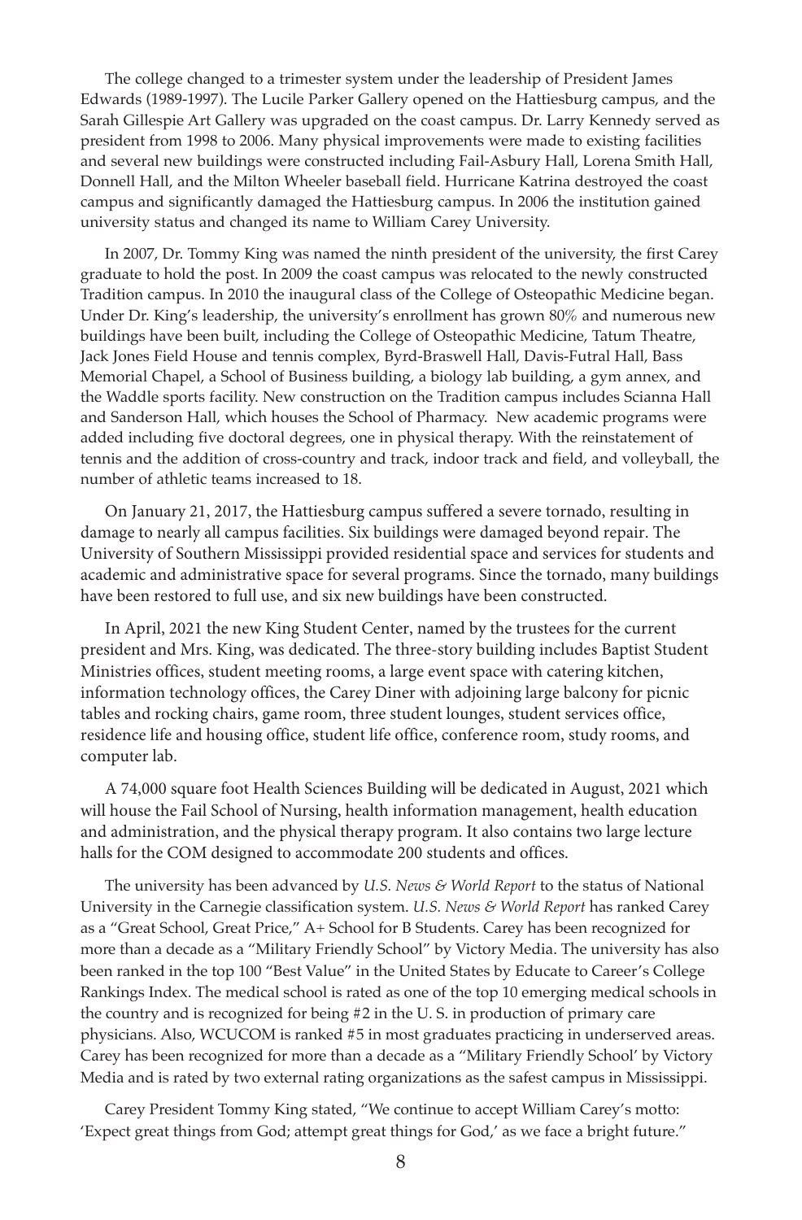The college changed to a trimester system under the leadership of President James Edwards (1989-1997). The Lucile Parker Gallery opened on the Hattiesburg campus, and the Sarah Gillespie Art Gallery was upgraded on the coast campus. Dr. Larry Kennedy served as president from 1998 to 2006. Many physical improvements were made to existing facilities and several new buildings were constructed including Fail-Asbury Hall, Lorena Smith Hall, Donnell Hall, and the Milton Wheeler baseball field. Hurricane Katrina destroyed the coast campus and significantly damaged the Hattiesburg campus. In 2006 the institution gained university status and changed its name to William Carey University.

In 2007, Dr. Tommy King was named the ninth president of the university, the first Carey graduate to hold the post. In 2009 the coast campus was relocated to the newly constructed Tradition campus. In 2010 the inaugural class of the College of Osteopathic Medicine began. Under Dr. King's leadership, the university's enrollment has grown 80% and numerous new buildings have been built, including the College of Osteopathic Medicine, Tatum Theatre, Jack Jones Field House and tennis complex, Byrd-Braswell Hall, Davis-Futral Hall, Bass Memorial Chapel, a School of Business building, a biology lab building, a gym annex, and the Waddle sports facility. New construction on the Tradition campus includes Scianna Hall and Sanderson Hall, which houses the School of Pharmacy. New academic programs were added including five doctoral degrees, one in physical therapy. With the reinstatement of tennis and the addition of cross-country and track, indoor track and field, and volleyball, the number of athletic teams increased to 18.

On January 21, 2017, the Hattiesburg campus suffered a severe tornado, resulting in damage to nearly all campus facilities. Six buildings were damaged beyond repair. The University of Southern Mississippi provided residential space and services for students and academic and administrative space for several programs. Since the tornado, many buildings have been restored to full use, and six new buildings have been constructed.

In April, 2021 the new King Student Center, named by the trustees for the current president and Mrs. King, was dedicated. The three-story building includes Baptist Student Ministries offices, student meeting rooms, a large event space with catering kitchen, information technology offices, the Carey Diner with adjoining large balcony for picnic tables and rocking chairs, game room, three student lounges, student services office, residence life and housing office, student life office, conference room, study rooms, and computer lab.

A 74,000 square foot Health Sciences Building will be dedicated in August, 2021 which will house the Fail School of Nursing, health information management, health education and administration, and the physical therapy program. It also contains two large lecture halls for the COM designed to accommodate 200 students and offices.

The university has been advanced by *U.S. News & World Report* to the status of National University in the Carnegie classification system. *U.S. News & World Report* has ranked Carey as a "Great School, Great Price," A+ School for B Students. Carey has been recognized for more than a decade as a "Military Friendly School" by Victory Media. The university has also been ranked in the top 100 "Best Value" in the United States by Educate to Career's College Rankings Index. The medical school is rated as one of the top 10 emerging medical schools in the country and is recognized for being #2 in the U. S. in production of primary care physicians. Also, WCUCOM is ranked #5 in most graduates practicing in underserved areas. Carey has been recognized for more than a decade as a "Military Friendly School' by Victory Media and is rated by two external rating organizations as the safest campus in Mississippi.

Carey President Tommy King stated, "We continue to accept William Carey's motto: 'Expect great things from God; attempt great things for God,' as we face a bright future."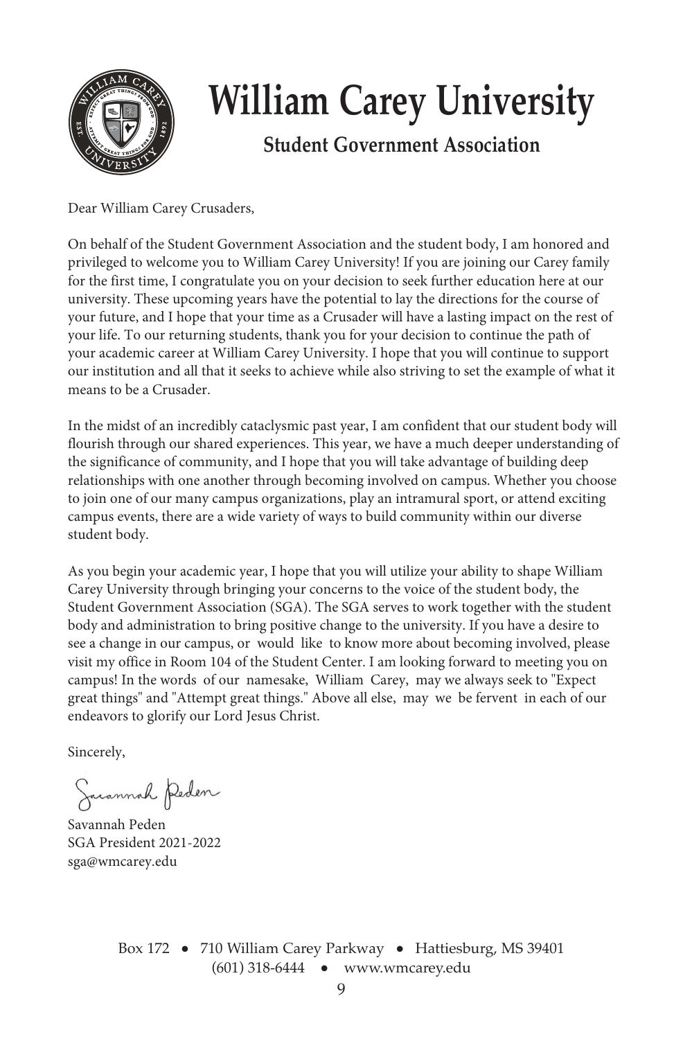# William Carey University

## Student Government Association

Dear William Carey Crusaders,

On behalf of the Student Government Association and the student body, I am honored and privileged to welcome you to William Carey University! If you are joining our Carey family for the first time, I congratulate you on your decision to seek further education here at our university. These upcoming years have the potential to lay the directions for the course of your future, and I hope that your time as a Crusader will have a lasting impact on the rest of your life. To our returning students, thank you for your decision to continue the path of your academic career at William Carey University. I hope that you will continue to support our institution and all that it seeks to achieve while also striving to set the example of what it means to be a Crusader.

In the midst of an incredibly cataclysmic past year, I am confident that our student body will flourish through our shared experiences. This year, we have a much deeper understanding of the significance of community, and I hope that you will take advantage of building deep relationships with one another through becoming involved on campus. Whether you choose to join one of our many campus organizations, play an intramural sport, or attend exciting campus events, there are a wide variety of ways to build community within our diverse student body.

As you begin your academic year, I hope that you will utilize your ability to shape William Carey University through bringing your concerns to the voice of the student body, the Student Government Association (SGA). The SGA serves to work together with the student body and administration to bring positive change to the university. If you have a desire to see a change in our campus, or would like to know more about becoming involved, please visit my office in Room 104 of the Student Center. I am looking forward to meeting you on campus! In the words of our namesake, William Carey, may we always seek to "Expect great things" and "Attempt great things." Above all else, may we be fervent in each of our endeavors to glorify our Lord Jesus Christ.

Sincerely,

Savannah Peden

Savannah Peden
SGA President 2021-2022
sga@wmcarey.edu

Box 172 • 710 William Carey Parkway • Hattiesburg, MS 39401
(601) 318-6444 • www.wmcarey.edu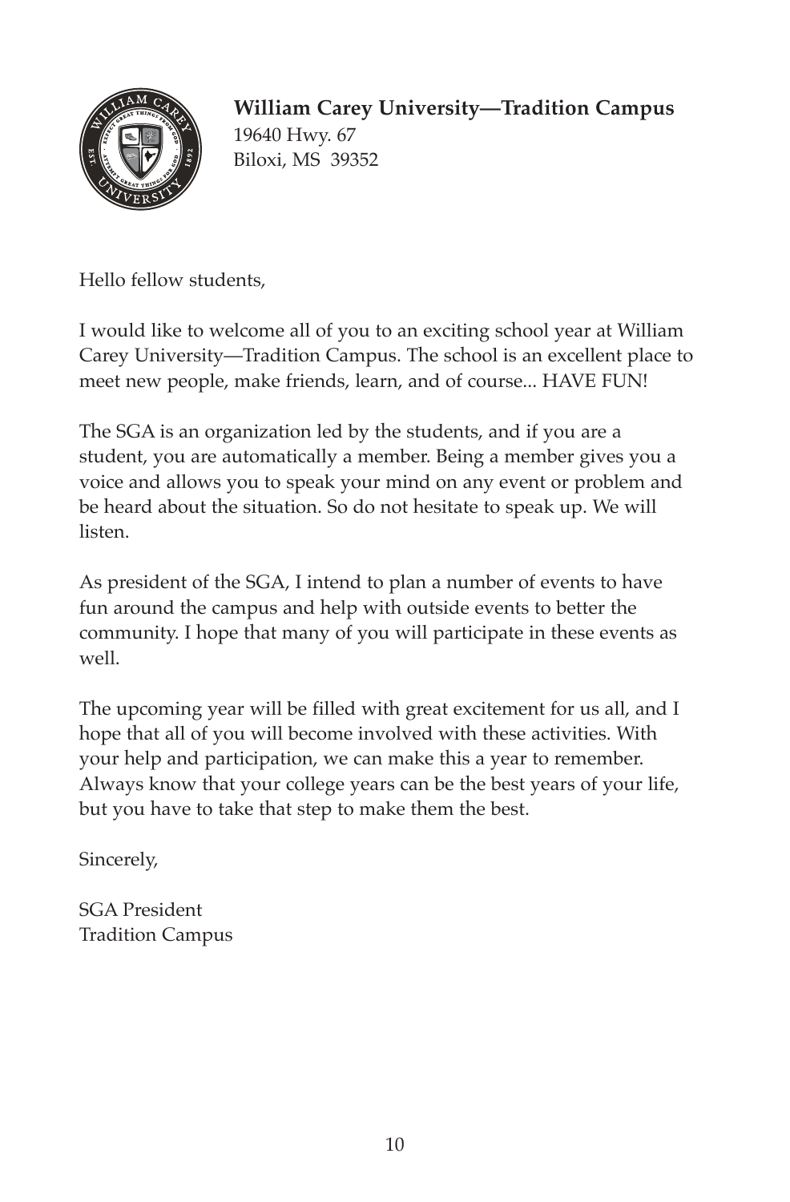**William Carey University—Tradition Campus**
19640 Hwy. 67
Biloxi, MS 39352

Hello fellow students,

I would like to welcome all of you to an exciting school year at William Carey University—Tradition Campus. The school is an excellent place to meet new people, make friends, learn, and of course... HAVE FUN!

The SGA is an organization led by the students, and if you are a student, you are automatically a member. Being a member gives you a voice and allows you to speak your mind on any event or problem and be heard about the situation. So do not hesitate to speak up. We will listen.

As president of the SGA, I intend to plan a number of events to have fun around the campus and help with outside events to better the community. I hope that many of you will participate in these events as well.

The upcoming year will be filled with great excitement for us all, and I hope that all of you will become involved with these activities. With your help and participation, we can make this a year to remember. Always know that your college years can be the best years of your life, but you have to take that step to make them the best.

Sincerely,

SGA President
Tradition Campus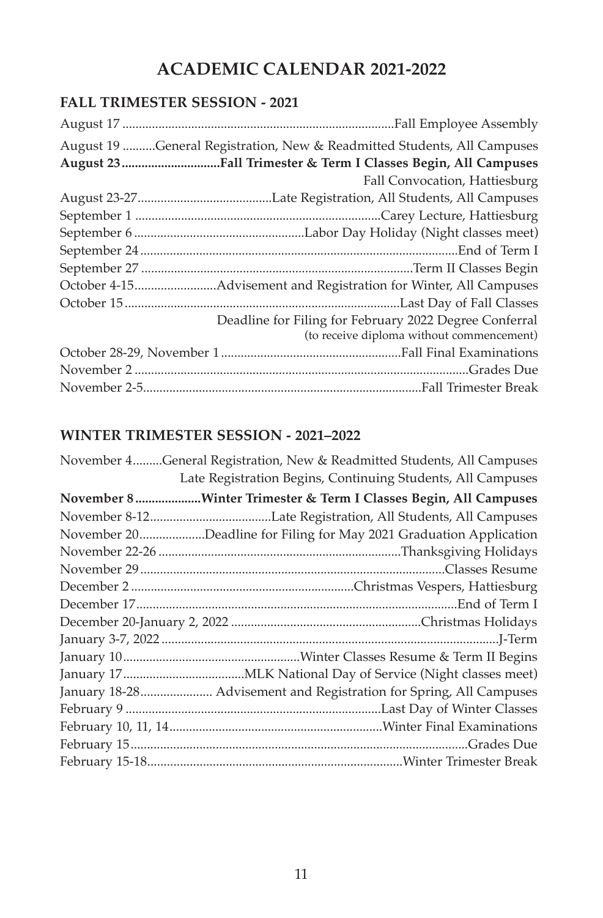# ACADEMIC CALENDAR 2021-2022

## FALL TRIMESTER SESSION - 2021

| Date | Event |
|---|---|
| August 17 | Fall Employee Assembly |
| August 19 | General Registration, New & Readmitted Students, All Campuses |
| **August 23** | **Fall Trimester & Term I Classes Begin, All Campuses** |
| | Fall Convocation, Hattiesburg |
| August 23-27 | Late Registration, All Students, All Campuses |
| September 1 | Carey Lecture, Hattiesburg |
| September 6 | Labor Day Holiday (Night classes meet) |
| September 24 | End of Term I |
| September 27 | Term II Classes Begin |
| October 4-15 | Advisement and Registration for Winter, All Campuses |
| October 15 | Last Day of Fall Classes |
| | Deadline for Filing for February 2022 Degree Conferral (to receive diploma without commencement) |
| October 28-29, November 1 | Fall Final Examinations |
| November 2 | Grades Due |
| November 2-5 | Fall Trimester Break |

## WINTER TRIMESTER SESSION - 2021–2022

| Date | Event |
|---|---|
| November 4 | General Registration, New & Readmitted Students, All Campuses |
| | Late Registration Begins, Continuing Students, All Campuses |
| **November 8** | **Winter Trimester & Term I Classes Begin, All Campuses** |
| November 8-12 | Late Registration, All Students, All Campuses |
| November 20 | Deadline for Filing for May 2021 Graduation Application |
| November 22-26 | Thanksgiving Holidays |
| November 29 | Classes Resume |
| December 2 | Christmas Vespers, Hattiesburg |
| December 17 | End of Term I |
| December 20-January 2, 2022 | Christmas Holidays |
| January 3-7, 2022 | J-Term |
| January 10 | Winter Classes Resume & Term II Begins |
| January 17 | MLK National Day of Service (Night classes meet) |
| January 18-28 | Advisement and Registration for Spring, All Campuses |
| February 9 | Last Day of Winter Classes |
| February 10, 11, 14 | Winter Final Examinations |
| February 15 | Grades Due |
| February 15-18 | Winter Trimester Break |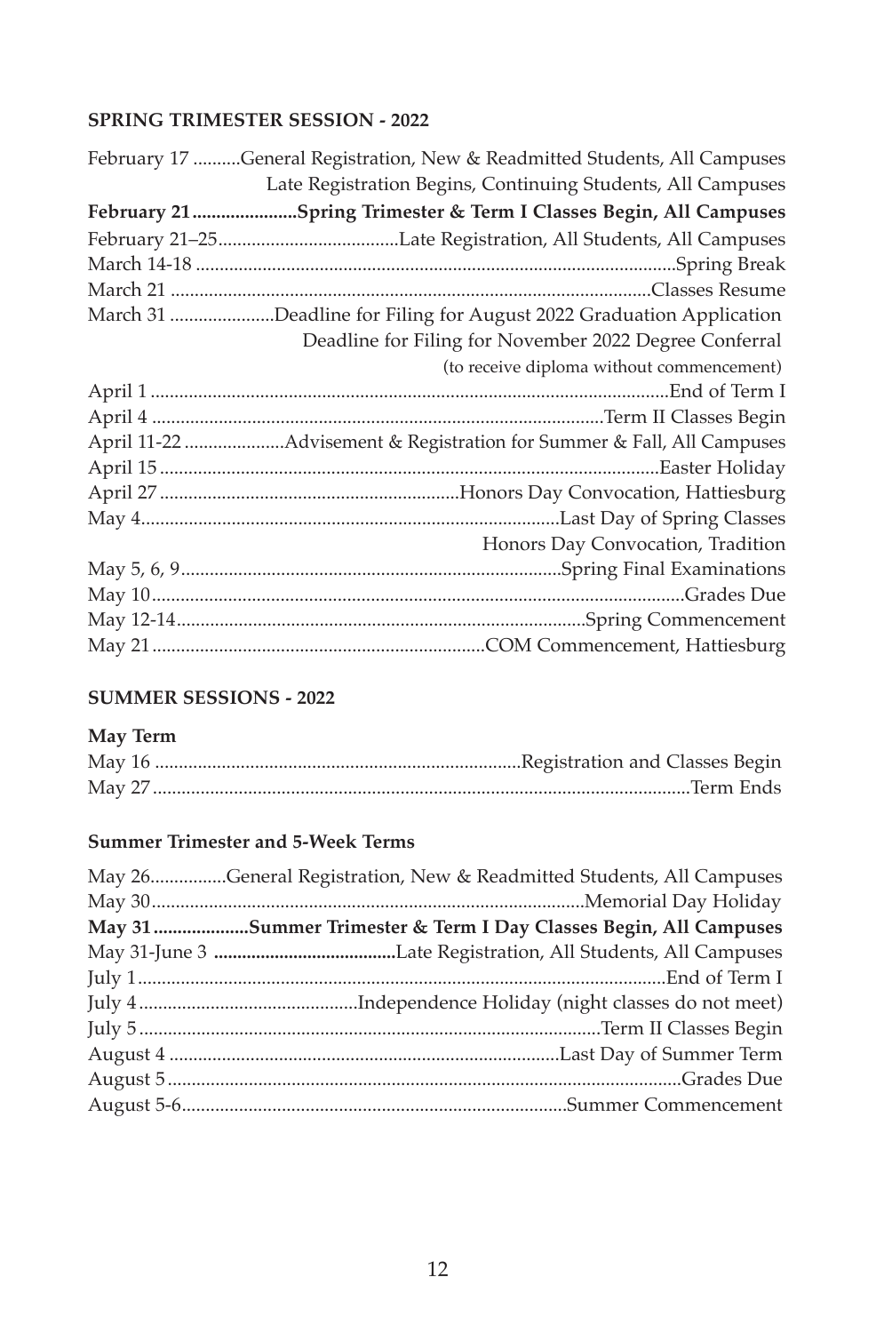### SPRING TRIMESTER SESSION - 2022

| Date | Event |
|---|---|
| February 17 | General Registration, New & Readmitted Students, All Campuses |
| | Late Registration Begins, Continuing Students, All Campuses |
| **February 21** | **Spring Trimester & Term I Classes Begin, All Campuses** |
| February 21–25 | Late Registration, All Students, All Campuses |
| March 14-18 | Spring Break |
| March 21 | Classes Resume |
| March 31 | Deadline for Filing for August 2022 Graduation Application |
| | Deadline for Filing for November 2022 Degree Conferral (to receive diploma without commencement) |
| April 1 | End of Term I |
| April 4 | Term II Classes Begin |
| April 11-22 | Advisement & Registration for Summer & Fall, All Campuses |
| April 15 | Easter Holiday |
| April 27 | Honors Day Convocation, Hattiesburg |
| May 4 | Last Day of Spring Classes |
| | Honors Day Convocation, Tradition |
| May 5, 6, 9 | Spring Final Examinations |
| May 10 | Grades Due |
| May 12-14 | Spring Commencement |
| May 21 | COM Commencement, Hattiesburg |

### SUMMER SESSIONS - 2022

#### May Term

| Date | Event |
|---|---|
| May 16 | Registration and Classes Begin |
| May 27 | Term Ends |

#### Summer Trimester and 5-Week Terms

| Date | Event |
|---|---|
| May 26 | General Registration, New & Readmitted Students, All Campuses |
| May 30 | Memorial Day Holiday |
| **May 31** | **Summer Trimester & Term I Day Classes Begin, All Campuses** |
| May 31-June 3 | Late Registration, All Students, All Campuses |
| July 1 | End of Term I |
| July 4 | Independence Holiday (night classes do not meet) |
| July 5 | Term II Classes Begin |
| August 4 | Last Day of Summer Term |
| August 5 | Grades Due |
| August 5-6 | Summer Commencement |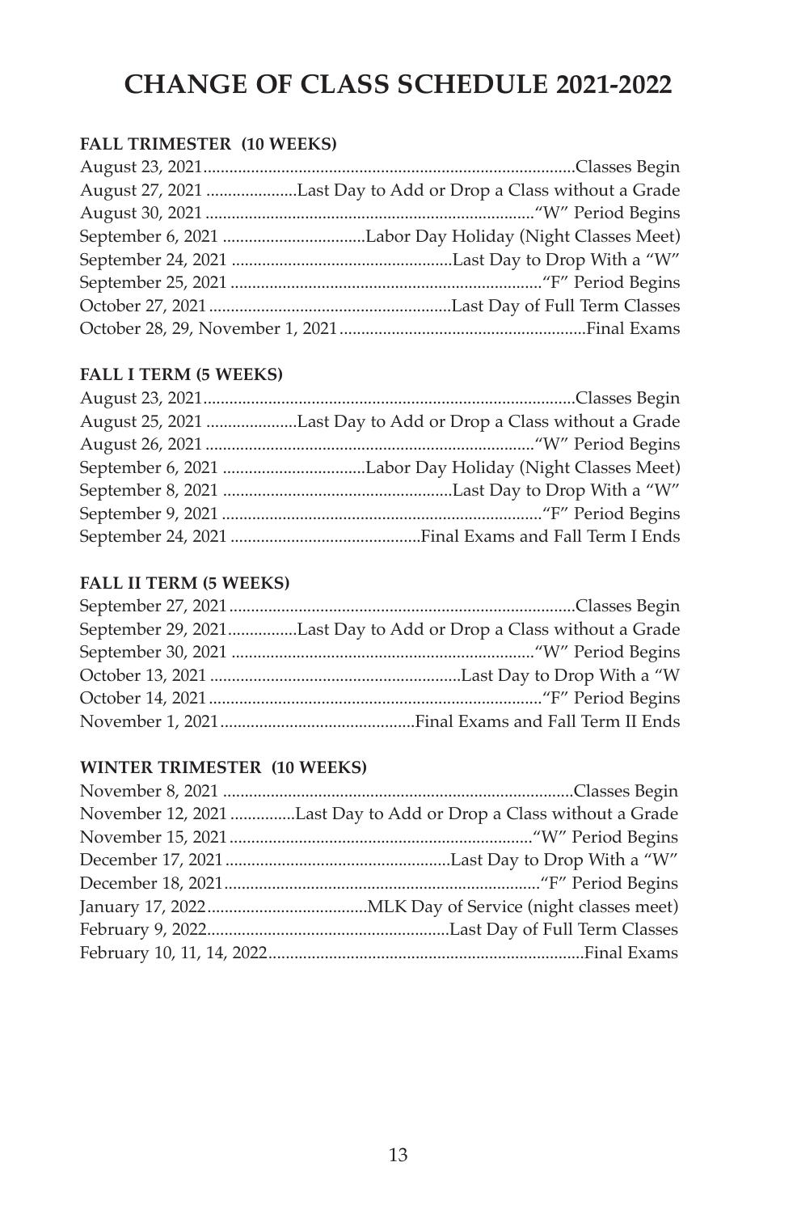# CHANGE OF CLASS SCHEDULE 2021-2022

### FALL TRIMESTER (10 WEEKS)

| | |
|---|---|
| August 23, 2021 | Classes Begin |
| August 27, 2021 | Last Day to Add or Drop a Class without a Grade |
| August 30, 2021 | "W" Period Begins |
| September 6, 2021 | Labor Day Holiday (Night Classes Meet) |
| September 24, 2021 | Last Day to Drop With a "W" |
| September 25, 2021 | "F" Period Begins |
| October 27, 2021 | Last Day of Full Term Classes |
| October 28, 29, November 1, 2021 | Final Exams |

### FALL I TERM (5 WEEKS)

| | |
|---|---|
| August 23, 2021 | Classes Begin |
| August 25, 2021 | Last Day to Add or Drop a Class without a Grade |
| August 26, 2021 | "W" Period Begins |
| September 6, 2021 | Labor Day Holiday (Night Classes Meet) |
| September 8, 2021 | Last Day to Drop With a "W" |
| September 9, 2021 | "F" Period Begins |
| September 24, 2021 | Final Exams and Fall Term I Ends |

### FALL II TERM (5 WEEKS)

| | |
|---|---|
| September 27, 2021 | Classes Begin |
| September 29, 2021 | Last Day to Add or Drop a Class without a Grade |
| September 30, 2021 | "W" Period Begins |
| October 13, 2021 | Last Day to Drop With a "W |
| October 14, 2021 | "F" Period Begins |
| November 1, 2021 | Final Exams and Fall Term II Ends |

### WINTER TRIMESTER (10 WEEKS)

| | |
|---|---|
| November 8, 2021 | Classes Begin |
| November 12, 2021 | Last Day to Add or Drop a Class without a Grade |
| November 15, 2021 | "W" Period Begins |
| December 17, 2021 | Last Day to Drop With a "W" |
| December 18, 2021 | "F" Period Begins |
| January 17, 2022 | MLK Day of Service (night classes meet) |
| February 9, 2022 | Last Day of Full Term Classes |
| February 10, 11, 14, 2022 | Final Exams |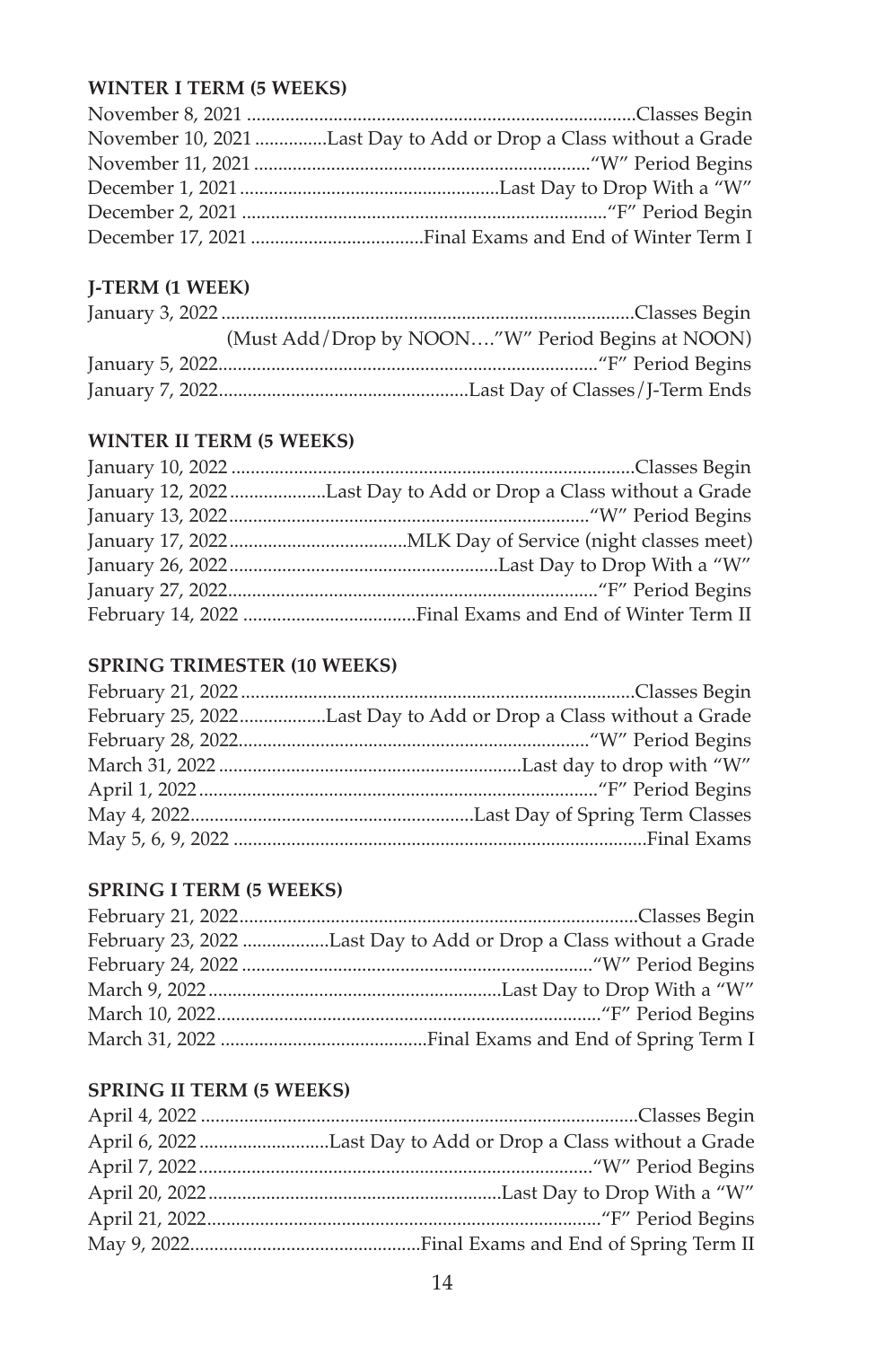#### WINTER I TERM (5 WEEKS)

| | |
|---|---|
| November 8, 2021 | Classes Begin |
| November 10, 2021 | Last Day to Add or Drop a Class without a Grade |
| November 11, 2021 | "W" Period Begins |
| December 1, 2021 | Last Day to Drop With a "W" |
| December 2, 2021 | "F" Period Begin |
| December 17, 2021 | Final Exams and End of Winter Term I |

#### J-TERM (1 WEEK)

| | |
|---|---|
| January 3, 2022 | Classes Begin |
| | (Must Add/Drop by NOON…."W" Period Begins at NOON) |
| January 5, 2022 | "F" Period Begins |
| January 7, 2022 | Last Day of Classes/J-Term Ends |

#### WINTER II TERM (5 WEEKS)

| | |
|---|---|
| January 10, 2022 | Classes Begin |
| January 12, 2022 | Last Day to Add or Drop a Class without a Grade |
| January 13, 2022 | "W" Period Begins |
| January 17, 2022 | MLK Day of Service (night classes meet) |
| January 26, 2022 | Last Day to Drop With a "W" |
| January 27, 2022 | "F" Period Begins |
| February 14, 2022 | Final Exams and End of Winter Term II |

#### SPRING TRIMESTER (10 WEEKS)

| | |
|---|---|
| February 21, 2022 | Classes Begin |
| February 25, 2022 | Last Day to Add or Drop a Class without a Grade |
| February 28, 2022 | "W" Period Begins |
| March 31, 2022 | Last day to drop with "W" |
| April 1, 2022 | "F" Period Begins |
| May 4, 2022 | Last Day of Spring Term Classes |
| May 5, 6, 9, 2022 | Final Exams |

#### SPRING I TERM (5 WEEKS)

| | |
|---|---|
| February 21, 2022 | Classes Begin |
| February 23, 2022 | Last Day to Add or Drop a Class without a Grade |
| February 24, 2022 | "W" Period Begins |
| March 9, 2022 | Last Day to Drop With a "W" |
| March 10, 2022 | "F" Period Begins |
| March 31, 2022 | Final Exams and End of Spring Term I |

#### SPRING II TERM (5 WEEKS)

| | |
|---|---|
| April 4, 2022 | Classes Begin |
| April 6, 2022 | Last Day to Add or Drop a Class without a Grade |
| April 7, 2022 | "W" Period Begins |
| April 20, 2022 | Last Day to Drop With a "W" |
| April 21, 2022 | "F" Period Begins |
| May 9, 2022 | Final Exams and End of Spring Term II |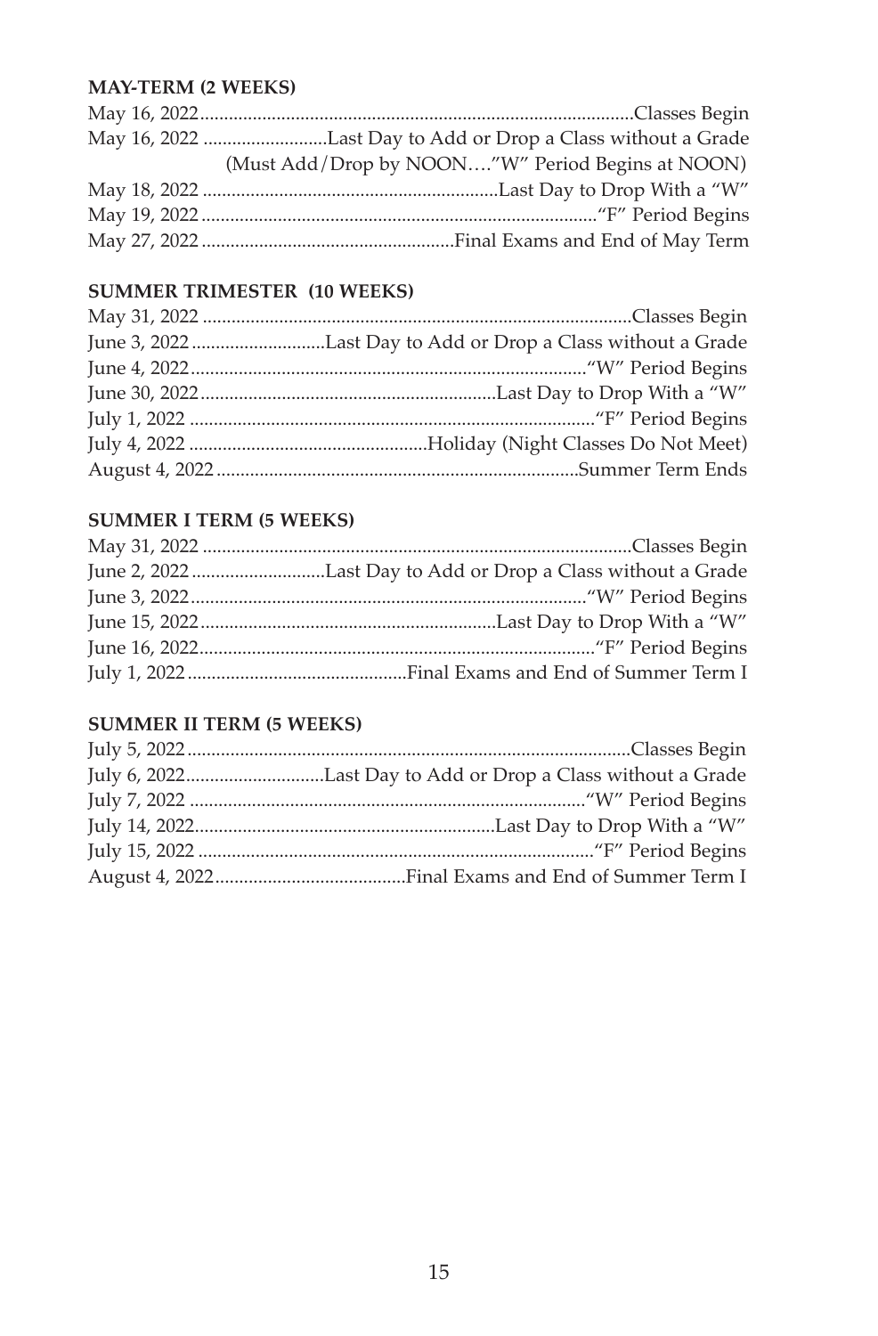**MAY-TERM (2 WEEKS)**

May 16, 2022 .......... Classes Begin
May 16, 2022 .......... Last Day to Add or Drop a Class without a Grade
(Must Add/Drop by NOON…."W" Period Begins at NOON)
May 18, 2022 .......... Last Day to Drop With a "W"
May 19, 2022 .......... "F" Period Begins
May 27, 2022 .......... Final Exams and End of May Term

**SUMMER TRIMESTER (10 WEEKS)**

May 31, 2022 .......... Classes Begin
June 3, 2022 .......... Last Day to Add or Drop a Class without a Grade
June 4, 2022 .......... "W" Period Begins
June 30, 2022 .......... Last Day to Drop With a "W"
July 1, 2022 .......... "F" Period Begins
July 4, 2022 .......... Holiday (Night Classes Do Not Meet)
August 4, 2022 .......... Summer Term Ends

**SUMMER I TERM (5 WEEKS)**

May 31, 2022 .......... Classes Begin
June 2, 2022 .......... Last Day to Add or Drop a Class without a Grade
June 3, 2022 .......... "W" Period Begins
June 15, 2022 .......... Last Day to Drop With a "W"
June 16, 2022 .......... "F" Period Begins
July 1, 2022 .......... Final Exams and End of Summer Term I

**SUMMER II TERM (5 WEEKS)**

July 5, 2022 .......... Classes Begin
July 6, 2022 .......... Last Day to Add or Drop a Class without a Grade
July 7, 2022 .......... "W" Period Begins
July 14, 2022 .......... Last Day to Drop With a "W"
July 15, 2022 .......... "F" Period Begins
August 4, 2022 .......... Final Exams and End of Summer Term I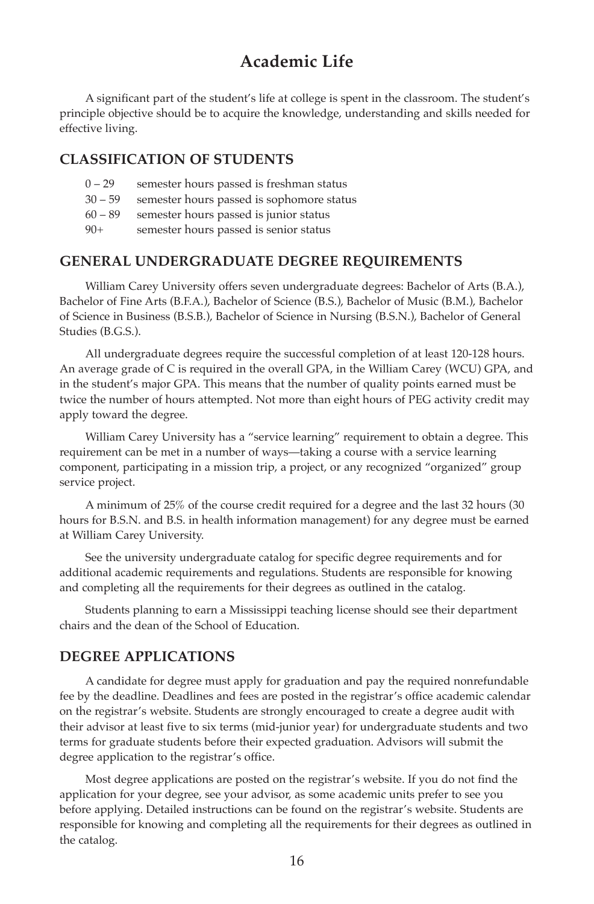# Academic Life

A significant part of the student's life at college is spent in the classroom. The student's principle objective should be to acquire the knowledge, understanding and skills needed for effective living.

## CLASSIFICATION OF STUDENTS

| | |
|---|---|
| 0 – 29 | semester hours passed is freshman status |
| 30 – 59 | semester hours passed is sophomore status |
| 60 – 89 | semester hours passed is junior status |
| 90+ | semester hours passed is senior status |

## GENERAL UNDERGRADUATE DEGREE REQUIREMENTS

William Carey University offers seven undergraduate degrees: Bachelor of Arts (B.A.), Bachelor of Fine Arts (B.F.A.), Bachelor of Science (B.S.), Bachelor of Music (B.M.), Bachelor of Science in Business (B.S.B.), Bachelor of Science in Nursing (B.S.N.), Bachelor of General Studies (B.G.S.).

All undergraduate degrees require the successful completion of at least 120-128 hours. An average grade of C is required in the overall GPA, in the William Carey (WCU) GPA, and in the student's major GPA. This means that the number of quality points earned must be twice the number of hours attempted. Not more than eight hours of PEG activity credit may apply toward the degree.

William Carey University has a "service learning" requirement to obtain a degree. This requirement can be met in a number of ways—taking a course with a service learning component, participating in a mission trip, a project, or any recognized "organized" group service project.

A minimum of 25% of the course credit required for a degree and the last 32 hours (30 hours for B.S.N. and B.S. in health information management) for any degree must be earned at William Carey University.

See the university undergraduate catalog for specific degree requirements and for additional academic requirements and regulations. Students are responsible for knowing and completing all the requirements for their degrees as outlined in the catalog.

Students planning to earn a Mississippi teaching license should see their department chairs and the dean of the School of Education.

## DEGREE APPLICATIONS

A candidate for degree must apply for graduation and pay the required nonrefundable fee by the deadline. Deadlines and fees are posted in the registrar's office academic calendar on the registrar's website. Students are strongly encouraged to create a degree audit with their advisor at least five to six terms (mid-junior year) for undergraduate students and two terms for graduate students before their expected graduation. Advisors will submit the degree application to the registrar's office.

Most degree applications are posted on the registrar's website. If you do not find the application for your degree, see your advisor, as some academic units prefer to see you before applying. Detailed instructions can be found on the registrar's website. Students are responsible for knowing and completing all the requirements for their degrees as outlined in the catalog.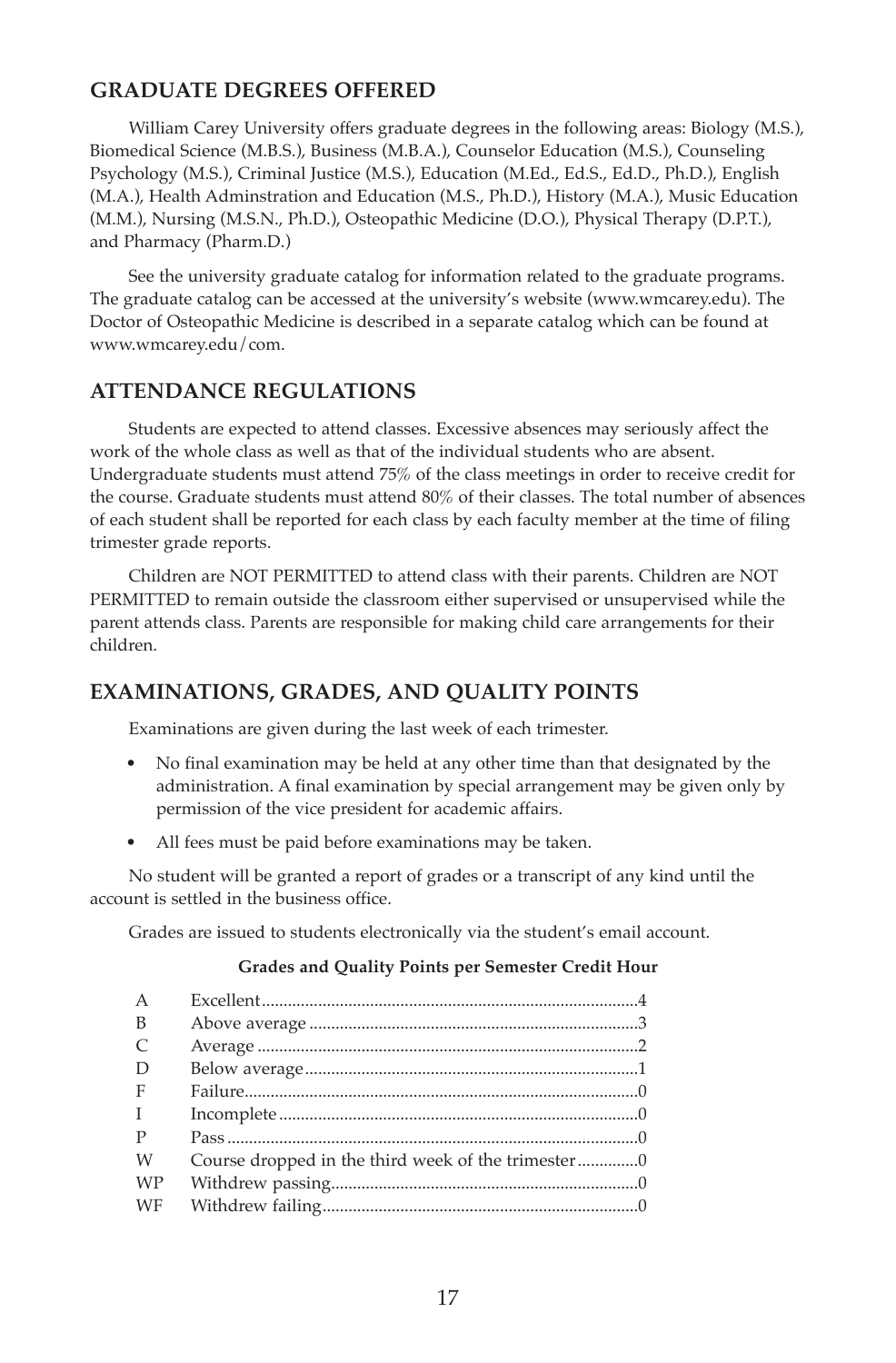## GRADUATE DEGREES OFFERED

William Carey University offers graduate degrees in the following areas: Biology (M.S.), Biomedical Science (M.B.S.), Business (M.B.A.), Counselor Education (M.S.), Counseling Psychology (M.S.), Criminal Justice (M.S.), Education (M.Ed., Ed.S., Ed.D., Ph.D.), English (M.A.), Health Adminstration and Education (M.S., Ph.D.), History (M.A.), Music Education (M.M.), Nursing (M.S.N., Ph.D.), Osteopathic Medicine (D.O.), Physical Therapy (D.P.T.), and Pharmacy (Pharm.D.)

See the university graduate catalog for information related to the graduate programs. The graduate catalog can be accessed at the university's website (www.wmcarey.edu). The Doctor of Osteopathic Medicine is described in a separate catalog which can be found at www.wmcarey.edu/com.

## ATTENDANCE REGULATIONS

Students are expected to attend classes. Excessive absences may seriously affect the work of the whole class as well as that of the individual students who are absent. Undergraduate students must attend 75% of the class meetings in order to receive credit for the course. Graduate students must attend 80% of their classes. The total number of absences of each student shall be reported for each class by each faculty member at the time of filing trimester grade reports.

Children are NOT PERMITTED to attend class with their parents. Children are NOT PERMITTED to remain outside the classroom either supervised or unsupervised while the parent attends class. Parents are responsible for making child care arrangements for their children.

## EXAMINATIONS, GRADES, AND QUALITY POINTS

Examinations are given during the last week of each trimester.

- No final examination may be held at any other time than that designated by the administration. A final examination by special arrangement may be given only by permission of the vice president for academic affairs.
- All fees must be paid before examinations may be taken.

No student will be granted a report of grades or a transcript of any kind until the account is settled in the business office.

Grades are issued to students electronically via the student's email account.

**Grades and Quality Points per Semester Credit Hour**

| Grade | Description | Quality Points |
|---|---|---|
| A | Excellent | 4 |
| B | Above average | 3 |
| C | Average | 2 |
| D | Below average | 1 |
| F | Failure | 0 |
| I | Incomplete | 0 |
| P | Pass | 0 |
| W | Course dropped in the third week of the trimester | 0 |
| WP | Withdrew passing | 0 |
| WF | Withdrew failing | 0 |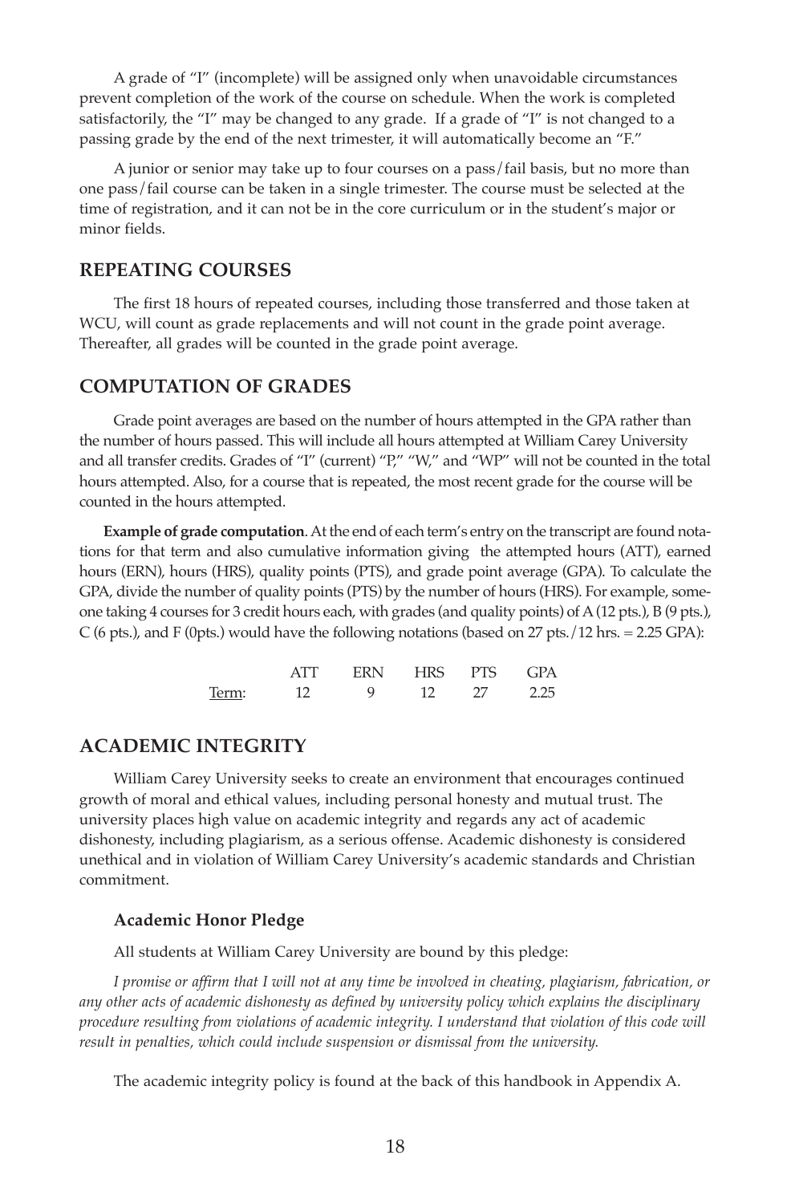A grade of "I" (incomplete) will be assigned only when unavoidable circumstances prevent completion of the work of the course on schedule. When the work is completed satisfactorily, the "I" may be changed to any grade. If a grade of "I" is not changed to a passing grade by the end of the next trimester, it will automatically become an "F."

A junior or senior may take up to four courses on a pass/fail basis, but no more than one pass/fail course can be taken in a single trimester. The course must be selected at the time of registration, and it can not be in the core curriculum or in the student's major or minor fields.

## REPEATING COURSES

The first 18 hours of repeated courses, including those transferred and those taken at WCU, will count as grade replacements and will not count in the grade point average. Thereafter, all grades will be counted in the grade point average.

## COMPUTATION OF GRADES

Grade point averages are based on the number of hours attempted in the GPA rather than the number of hours passed. This will include all hours attempted at William Carey University and all transfer credits. Grades of "I" (current) "P," "W," and "WP" will not be counted in the total hours attempted. Also, for a course that is repeated, the most recent grade for the course will be counted in the hours attempted.

**Example of grade computation**. At the end of each term's entry on the transcript are found notations for that term and also cumulative information giving the attempted hours (ATT), earned hours (ERN), hours (HRS), quality points (PTS), and grade point average (GPA). To calculate the GPA, divide the number of quality points (PTS) by the number of hours (HRS). For example, someone taking 4 courses for 3 credit hours each, with grades (and quality points) of A (12 pts.), B (9 pts.), C (6 pts.), and F (0pts.) would have the following notations (based on 27 pts./12 hrs. = 2.25 GPA):

| | ATT | ERN | HRS | PTS | GPA |
|---|---|---|---|---|---|
| Term: | 12 | 9 | 12 | 27 | 2.25 |

## ACADEMIC INTEGRITY

William Carey University seeks to create an environment that encourages continued growth of moral and ethical values, including personal honesty and mutual trust. The university places high value on academic integrity and regards any act of academic dishonesty, including plagiarism, as a serious offense. Academic dishonesty is considered unethical and in violation of William Carey University's academic standards and Christian commitment.

### Academic Honor Pledge

All students at William Carey University are bound by this pledge:

*I promise or affirm that I will not at any time be involved in cheating, plagiarism, fabrication, or any other acts of academic dishonesty as defined by university policy which explains the disciplinary procedure resulting from violations of academic integrity. I understand that violation of this code will result in penalties, which could include suspension or dismissal from the university.*

The academic integrity policy is found at the back of this handbook in Appendix A.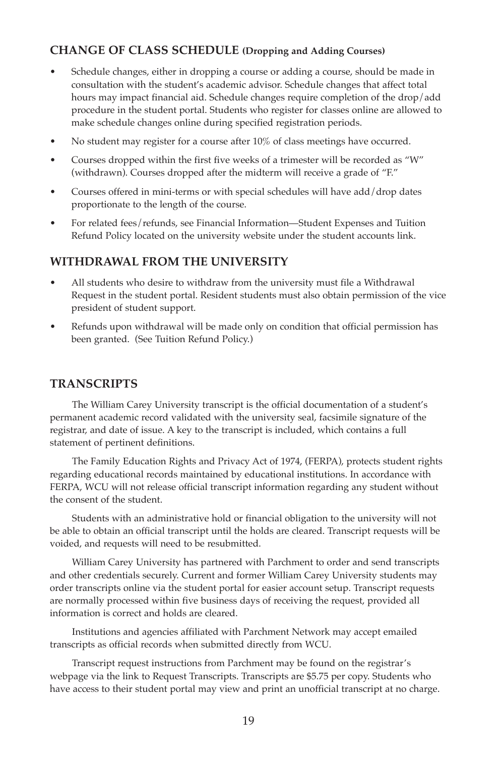## CHANGE OF CLASS SCHEDULE (Dropping and Adding Courses)

- Schedule changes, either in dropping a course or adding a course, should be made in consultation with the student's academic advisor. Schedule changes that affect total hours may impact financial aid. Schedule changes require completion of the drop/add procedure in the student portal. Students who register for classes online are allowed to make schedule changes online during specified registration periods.
- No student may register for a course after 10% of class meetings have occurred.
- Courses dropped within the first five weeks of a trimester will be recorded as "W" (withdrawn). Courses dropped after the midterm will receive a grade of "F."
- Courses offered in mini-terms or with special schedules will have add/drop dates proportionate to the length of the course.
- For related fees/refunds, see Financial Information—Student Expenses and Tuition Refund Policy located on the university website under the student accounts link.

## WITHDRAWAL FROM THE UNIVERSITY

- All students who desire to withdraw from the university must file a Withdrawal Request in the student portal. Resident students must also obtain permission of the vice president of student support.
- Refunds upon withdrawal will be made only on condition that official permission has been granted. (See Tuition Refund Policy.)

## TRANSCRIPTS

The William Carey University transcript is the official documentation of a student's permanent academic record validated with the university seal, facsimile signature of the registrar, and date of issue. A key to the transcript is included, which contains a full statement of pertinent definitions.

The Family Education Rights and Privacy Act of 1974, (FERPA), protects student rights regarding educational records maintained by educational institutions. In accordance with FERPA, WCU will not release official transcript information regarding any student without the consent of the student.

Students with an administrative hold or financial obligation to the university will not be able to obtain an official transcript until the holds are cleared. Transcript requests will be voided, and requests will need to be resubmitted.

William Carey University has partnered with Parchment to order and send transcripts and other credentials securely. Current and former William Carey University students may order transcripts online via the student portal for easier account setup. Transcript requests are normally processed within five business days of receiving the request, provided all information is correct and holds are cleared.

Institutions and agencies affiliated with Parchment Network may accept emailed transcripts as official records when submitted directly from WCU.

Transcript request instructions from Parchment may be found on the registrar's webpage via the link to Request Transcripts. Transcripts are $5.75 per copy. Students who have access to their student portal may view and print an unofficial transcript at no charge.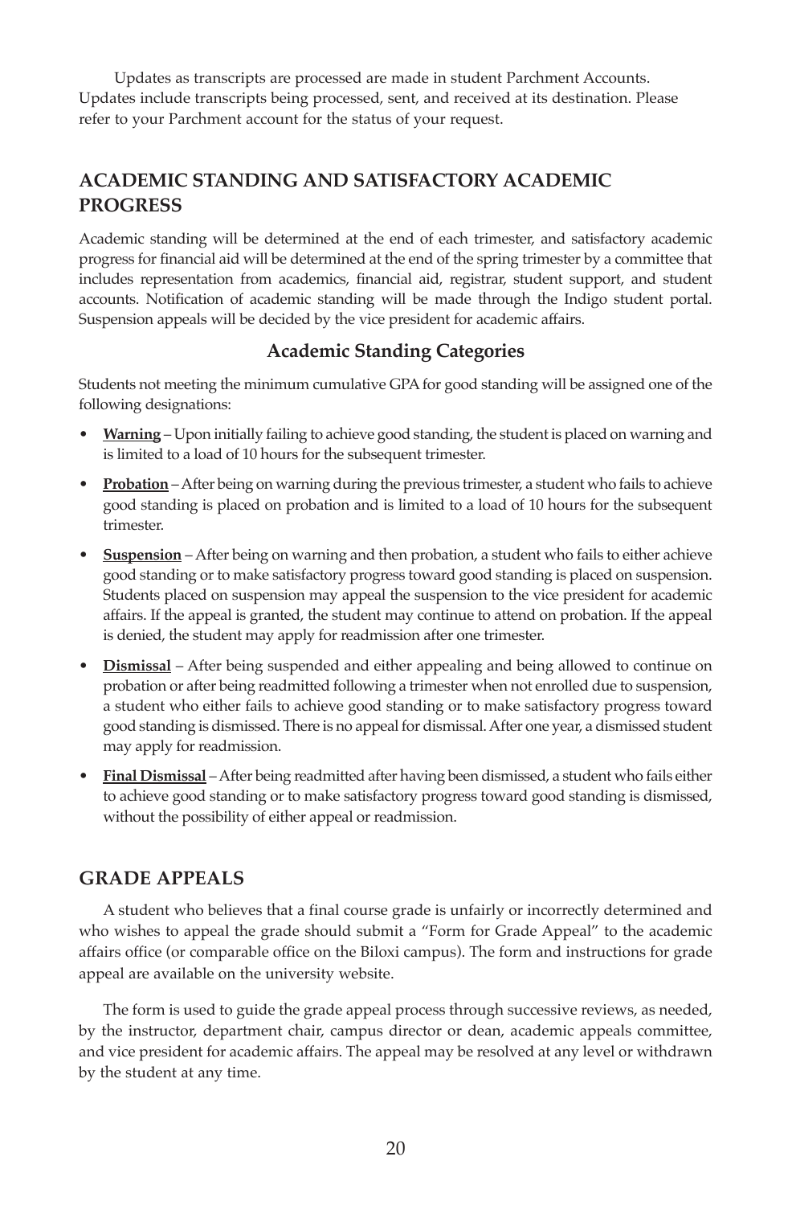Updates as transcripts are processed are made in student Parchment Accounts. Updates include transcripts being processed, sent, and received at its destination. Please refer to your Parchment account for the status of your request.

## ACADEMIC STANDING AND SATISFACTORY ACADEMIC PROGRESS

Academic standing will be determined at the end of each trimester, and satisfactory academic progress for financial aid will be determined at the end of the spring trimester by a committee that includes representation from academics, financial aid, registrar, student support, and student accounts. Notification of academic standing will be made through the Indigo student portal. Suspension appeals will be decided by the vice president for academic affairs.

### Academic Standing Categories

Students not meeting the minimum cumulative GPA for good standing will be assigned one of the following designations:

- **Warning** – Upon initially failing to achieve good standing, the student is placed on warning and is limited to a load of 10 hours for the subsequent trimester.
- **Probation** – After being on warning during the previous trimester, a student who fails to achieve good standing is placed on probation and is limited to a load of 10 hours for the subsequent trimester.
- **Suspension** – After being on warning and then probation, a student who fails to either achieve good standing or to make satisfactory progress toward good standing is placed on suspension. Students placed on suspension may appeal the suspension to the vice president for academic affairs. If the appeal is granted, the student may continue to attend on probation. If the appeal is denied, the student may apply for readmission after one trimester.
- **Dismissal** – After being suspended and either appealing and being allowed to continue on probation or after being readmitted following a trimester when not enrolled due to suspension, a student who either fails to achieve good standing or to make satisfactory progress toward good standing is dismissed. There is no appeal for dismissal. After one year, a dismissed student may apply for readmission.
- **Final Dismissal** – After being readmitted after having been dismissed, a student who fails either to achieve good standing or to make satisfactory progress toward good standing is dismissed, without the possibility of either appeal or readmission.

## GRADE APPEALS

A student who believes that a final course grade is unfairly or incorrectly determined and who wishes to appeal the grade should submit a "Form for Grade Appeal" to the academic affairs office (or comparable office on the Biloxi campus). The form and instructions for grade appeal are available on the university website.

The form is used to guide the grade appeal process through successive reviews, as needed, by the instructor, department chair, campus director or dean, academic appeals committee, and vice president for academic affairs. The appeal may be resolved at any level or withdrawn by the student at any time.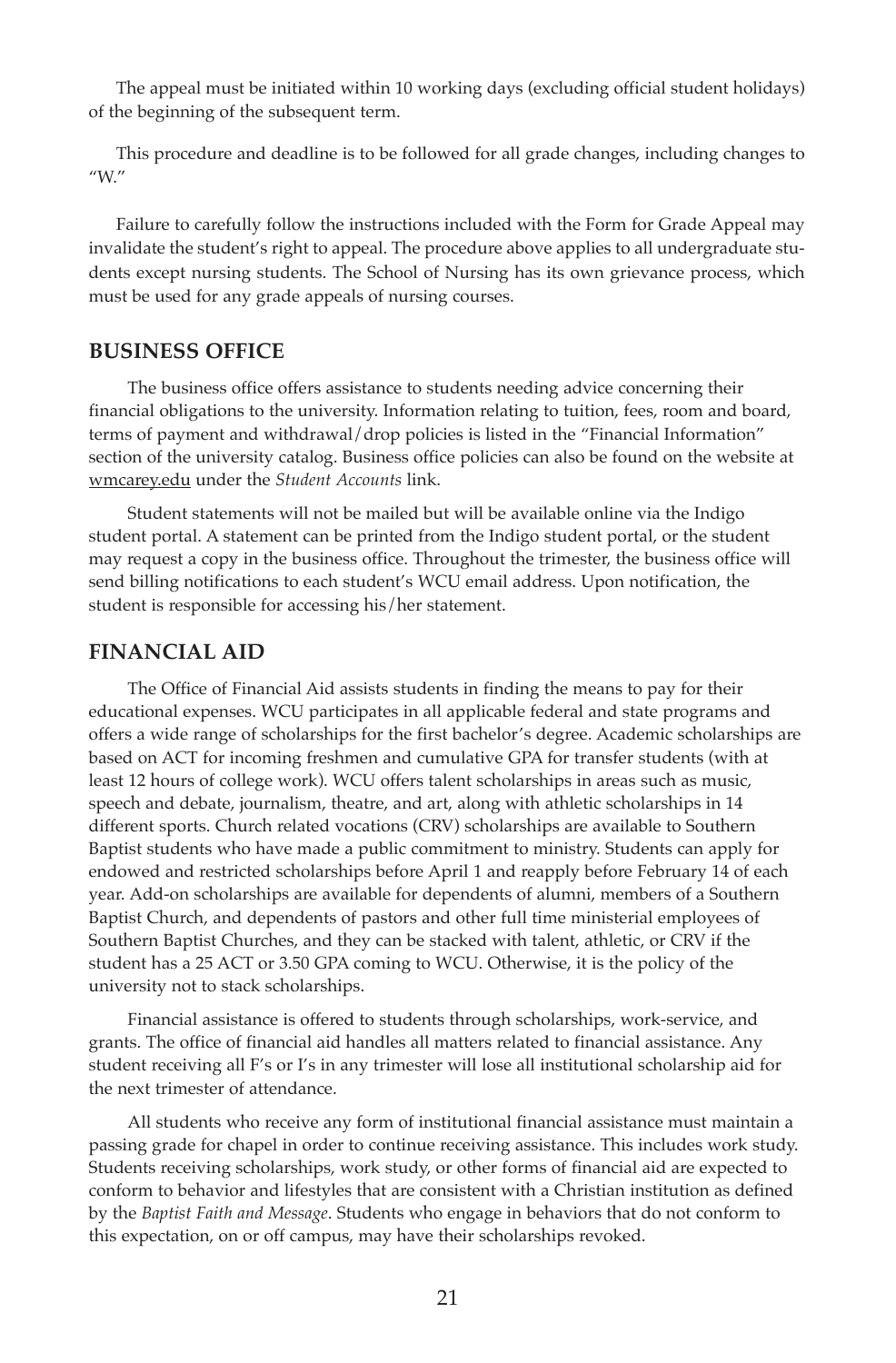The appeal must be initiated within 10 working days (excluding official student holidays) of the beginning of the subsequent term.

This procedure and deadline is to be followed for all grade changes, including changes to "W."

Failure to carefully follow the instructions included with the Form for Grade Appeal may invalidate the student's right to appeal. The procedure above applies to all undergraduate students except nursing students. The School of Nursing has its own grievance process, which must be used for any grade appeals of nursing courses.

## BUSINESS OFFICE

The business office offers assistance to students needing advice concerning their financial obligations to the university. Information relating to tuition, fees, room and board, terms of payment and withdrawal/drop policies is listed in the "Financial Information" section of the university catalog. Business office policies can also be found on the website at wmcarey.edu under the *Student Accounts* link.

Student statements will not be mailed but will be available online via the Indigo student portal. A statement can be printed from the Indigo student portal, or the student may request a copy in the business office. Throughout the trimester, the business office will send billing notifications to each student's WCU email address. Upon notification, the student is responsible for accessing his/her statement.

## FINANCIAL AID

The Office of Financial Aid assists students in finding the means to pay for their educational expenses. WCU participates in all applicable federal and state programs and offers a wide range of scholarships for the first bachelor's degree. Academic scholarships are based on ACT for incoming freshmen and cumulative GPA for transfer students (with at least 12 hours of college work). WCU offers talent scholarships in areas such as music, speech and debate, journalism, theatre, and art, along with athletic scholarships in 14 different sports. Church related vocations (CRV) scholarships are available to Southern Baptist students who have made a public commitment to ministry. Students can apply for endowed and restricted scholarships before April 1 and reapply before February 14 of each year. Add-on scholarships are available for dependents of alumni, members of a Southern Baptist Church, and dependents of pastors and other full time ministerial employees of Southern Baptist Churches, and they can be stacked with talent, athletic, or CRV if the student has a 25 ACT or 3.50 GPA coming to WCU. Otherwise, it is the policy of the university not to stack scholarships.

Financial assistance is offered to students through scholarships, work-service, and grants. The office of financial aid handles all matters related to financial assistance. Any student receiving all F's or I's in any trimester will lose all institutional scholarship aid for the next trimester of attendance.

All students who receive any form of institutional financial assistance must maintain a passing grade for chapel in order to continue receiving assistance. This includes work study. Students receiving scholarships, work study, or other forms of financial aid are expected to conform to behavior and lifestyles that are consistent with a Christian institution as defined by the *Baptist Faith and Message*. Students who engage in behaviors that do not conform to this expectation, on or off campus, may have their scholarships revoked.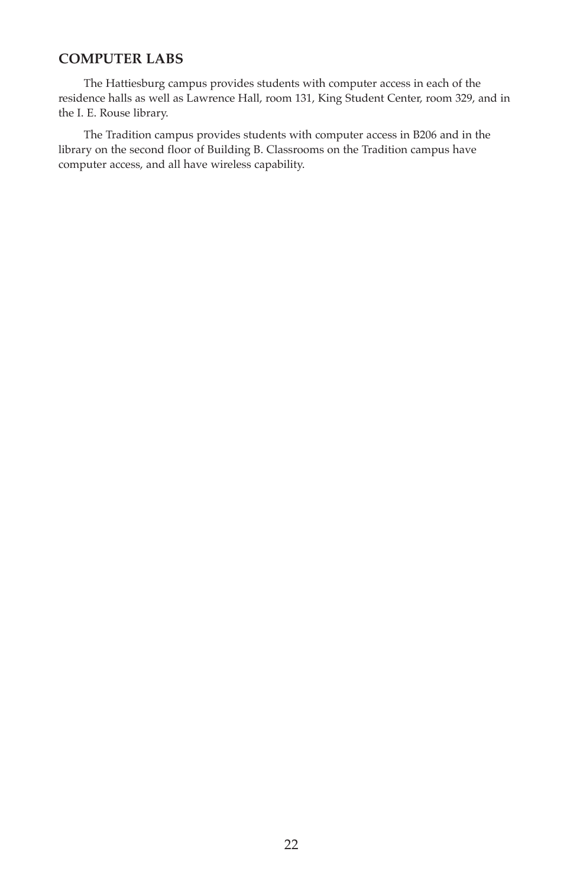## COMPUTER LABS

The Hattiesburg campus provides students with computer access in each of the residence halls as well as Lawrence Hall, room 131, King Student Center, room 329, and in the I. E. Rouse library.

The Tradition campus provides students with computer access in B206 and in the library on the second floor of Building B. Classrooms on the Tradition campus have computer access, and all have wireless capability.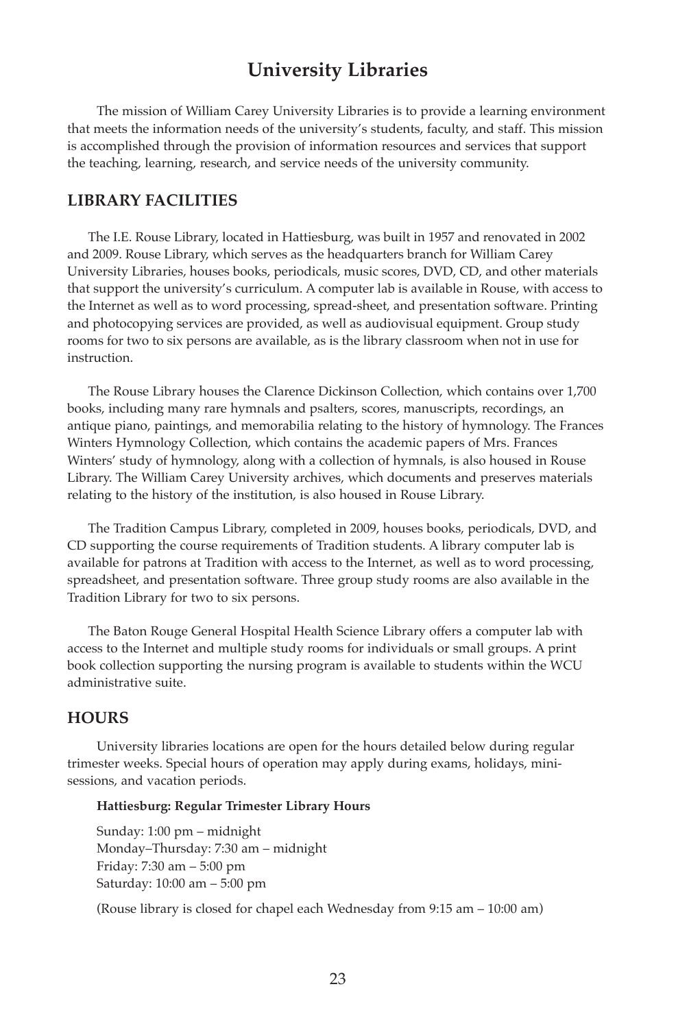# University Libraries

The mission of William Carey University Libraries is to provide a learning environment that meets the information needs of the university's students, faculty, and staff. This mission is accomplished through the provision of information resources and services that support the teaching, learning, research, and service needs of the university community.

## LIBRARY FACILITIES

The I.E. Rouse Library, located in Hattiesburg, was built in 1957 and renovated in 2002 and 2009. Rouse Library, which serves as the headquarters branch for William Carey University Libraries, houses books, periodicals, music scores, DVD, CD, and other materials that support the university's curriculum. A computer lab is available in Rouse, with access to the Internet as well as to word processing, spread-sheet, and presentation software. Printing and photocopying services are provided, as well as audiovisual equipment. Group study rooms for two to six persons are available, as is the library classroom when not in use for instruction.

The Rouse Library houses the Clarence Dickinson Collection, which contains over 1,700 books, including many rare hymnals and psalters, scores, manuscripts, recordings, an antique piano, paintings, and memorabilia relating to the history of hymnology. The Frances Winters Hymnology Collection, which contains the academic papers of Mrs. Frances Winters' study of hymnology, along with a collection of hymnals, is also housed in Rouse Library. The William Carey University archives, which documents and preserves materials relating to the history of the institution, is also housed in Rouse Library.

The Tradition Campus Library, completed in 2009, houses books, periodicals, DVD, and CD supporting the course requirements of Tradition students. A library computer lab is available for patrons at Tradition with access to the Internet, as well as to word processing, spreadsheet, and presentation software. Three group study rooms are also available in the Tradition Library for two to six persons.

The Baton Rouge General Hospital Health Science Library offers a computer lab with access to the Internet and multiple study rooms for individuals or small groups. A print book collection supporting the nursing program is available to students within the WCU administrative suite.

## HOURS

University libraries locations are open for the hours detailed below during regular trimester weeks. Special hours of operation may apply during exams, holidays, mini-sessions, and vacation periods.

**Hattiesburg: Regular Trimester Library Hours**

Sunday: 1:00 pm – midnight
Monday–Thursday: 7:30 am – midnight
Friday: 7:30 am – 5:00 pm
Saturday: 10:00 am – 5:00 pm

(Rouse library is closed for chapel each Wednesday from 9:15 am – 10:00 am)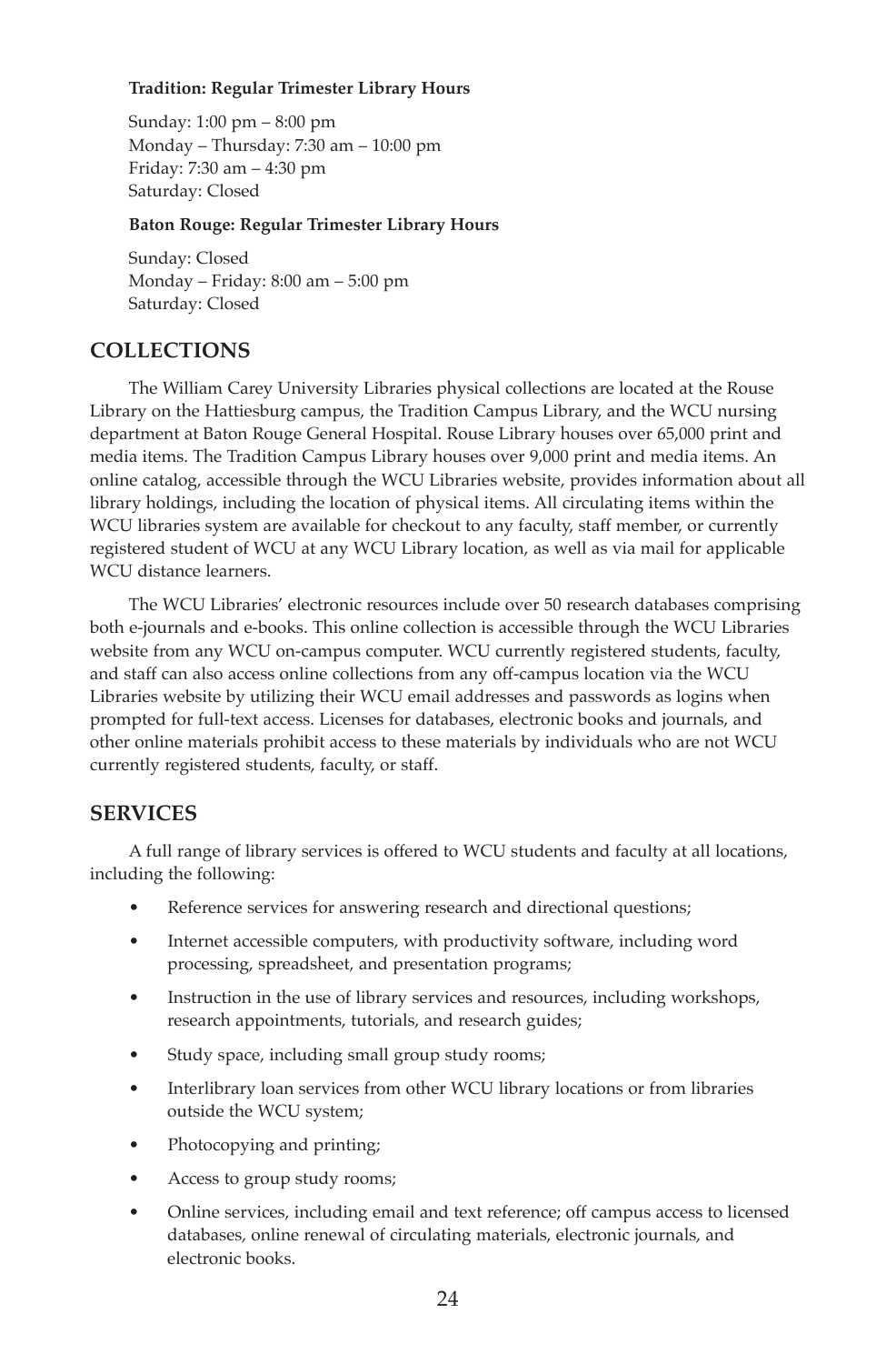**Tradition: Regular Trimester Library Hours**

Sunday: 1:00 pm – 8:00 pm
Monday – Thursday: 7:30 am – 10:00 pm
Friday: 7:30 am – 4:30 pm
Saturday: Closed

**Baton Rouge: Regular Trimester Library Hours**

Sunday: Closed
Monday – Friday: 8:00 am – 5:00 pm
Saturday: Closed

## COLLECTIONS

The William Carey University Libraries physical collections are located at the Rouse Library on the Hattiesburg campus, the Tradition Campus Library, and the WCU nursing department at Baton Rouge General Hospital. Rouse Library houses over 65,000 print and media items. The Tradition Campus Library houses over 9,000 print and media items. An online catalog, accessible through the WCU Libraries website, provides information about all library holdings, including the location of physical items. All circulating items within the WCU libraries system are available for checkout to any faculty, staff member, or currently registered student of WCU at any WCU Library location, as well as via mail for applicable WCU distance learners.

The WCU Libraries' electronic resources include over 50 research databases comprising both e-journals and e-books. This online collection is accessible through the WCU Libraries website from any WCU on-campus computer. WCU currently registered students, faculty, and staff can also access online collections from any off-campus location via the WCU Libraries website by utilizing their WCU email addresses and passwords as logins when prompted for full-text access. Licenses for databases, electronic books and journals, and other online materials prohibit access to these materials by individuals who are not WCU currently registered students, faculty, or staff.

## SERVICES

A full range of library services is offered to WCU students and faculty at all locations, including the following:

- Reference services for answering research and directional questions;
- Internet accessible computers, with productivity software, including word processing, spreadsheet, and presentation programs;
- Instruction in the use of library services and resources, including workshops, research appointments, tutorials, and research guides;
- Study space, including small group study rooms;
- Interlibrary loan services from other WCU library locations or from libraries outside the WCU system;
- Photocopying and printing;
- Access to group study rooms;
- Online services, including email and text reference; off campus access to licensed databases, online renewal of circulating materials, electronic journals, and electronic books.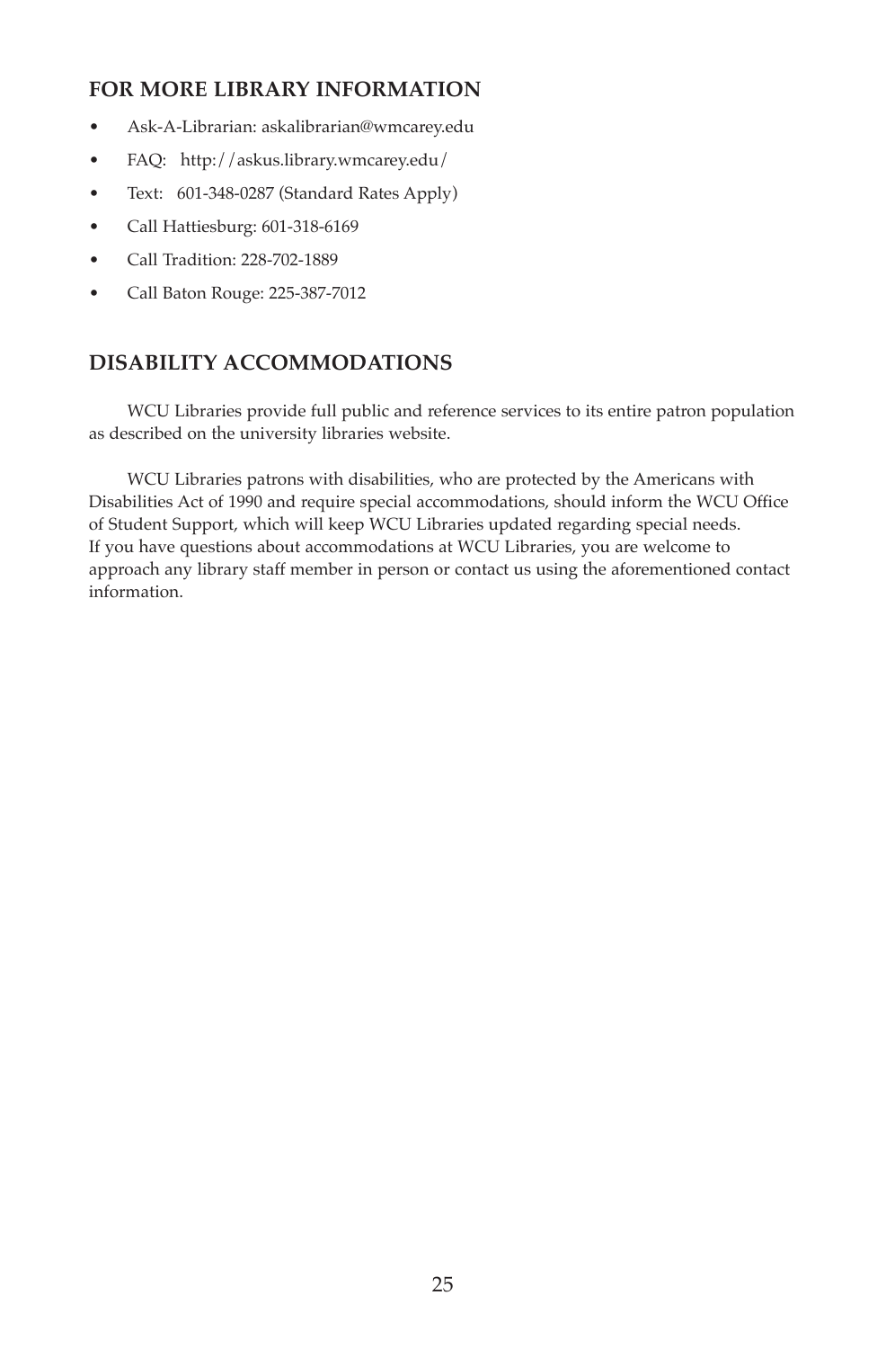## FOR MORE LIBRARY INFORMATION

- Ask-A-Librarian: askalibrarian@wmcarey.edu
- FAQ: http://askus.library.wmcarey.edu/
- Text: 601-348-0287 (Standard Rates Apply)
- Call Hattiesburg: 601-318-6169
- Call Tradition: 228-702-1889
- Call Baton Rouge: 225-387-7012

## DISABILITY ACCOMMODATIONS

WCU Libraries provide full public and reference services to its entire patron population as described on the university libraries website.

WCU Libraries patrons with disabilities, who are protected by the Americans with Disabilities Act of 1990 and require special accommodations, should inform the WCU Office of Student Support, which will keep WCU Libraries updated regarding special needs. If you have questions about accommodations at WCU Libraries, you are welcome to approach any library staff member in person or contact us using the aforementioned contact information.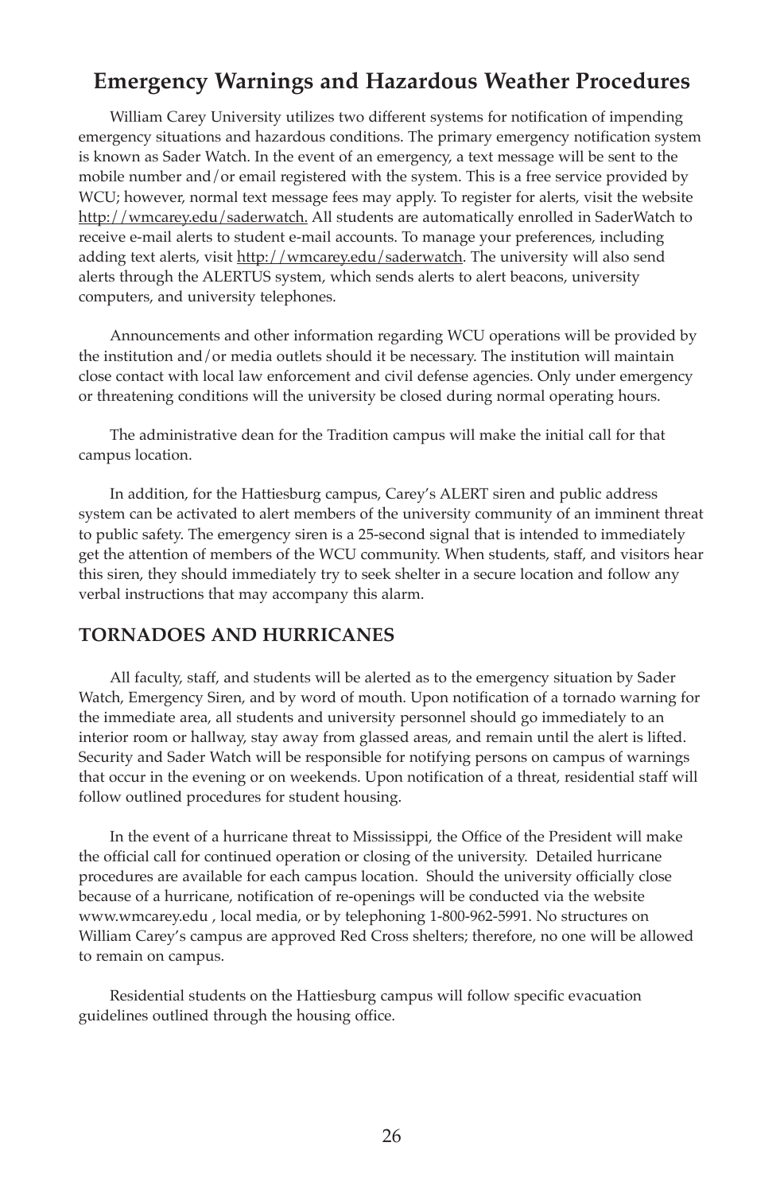## Emergency Warnings and Hazardous Weather Procedures

William Carey University utilizes two different systems for notification of impending emergency situations and hazardous conditions. The primary emergency notification system is known as Sader Watch. In the event of an emergency, a text message will be sent to the mobile number and/or email registered with the system. This is a free service provided by WCU; however, normal text message fees may apply. To register for alerts, visit the website http://wmcarey.edu/saderwatch. All students are automatically enrolled in SaderWatch to receive e-mail alerts to student e-mail accounts. To manage your preferences, including adding text alerts, visit http://wmcarey.edu/saderwatch. The university will also send alerts through the ALERTUS system, which sends alerts to alert beacons, university computers, and university telephones.

Announcements and other information regarding WCU operations will be provided by the institution and/or media outlets should it be necessary. The institution will maintain close contact with local law enforcement and civil defense agencies. Only under emergency or threatening conditions will the university be closed during normal operating hours.

The administrative dean for the Tradition campus will make the initial call for that campus location.

In addition, for the Hattiesburg campus, Carey's ALERT siren and public address system can be activated to alert members of the university community of an imminent threat to public safety. The emergency siren is a 25-second signal that is intended to immediately get the attention of members of the WCU community. When students, staff, and visitors hear this siren, they should immediately try to seek shelter in a secure location and follow any verbal instructions that may accompany this alarm.

### TORNADOES AND HURRICANES

All faculty, staff, and students will be alerted as to the emergency situation by Sader Watch, Emergency Siren, and by word of mouth. Upon notification of a tornado warning for the immediate area, all students and university personnel should go immediately to an interior room or hallway, stay away from glassed areas, and remain until the alert is lifted. Security and Sader Watch will be responsible for notifying persons on campus of warnings that occur in the evening or on weekends. Upon notification of a threat, residential staff will follow outlined procedures for student housing.

In the event of a hurricane threat to Mississippi, the Office of the President will make the official call for continued operation or closing of the university. Detailed hurricane procedures are available for each campus location. Should the university officially close because of a hurricane, notification of re-openings will be conducted via the website www.wmcarey.edu , local media, or by telephoning 1-800-962-5991. No structures on William Carey's campus are approved Red Cross shelters; therefore, no one will be allowed to remain on campus.

Residential students on the Hattiesburg campus will follow specific evacuation guidelines outlined through the housing office.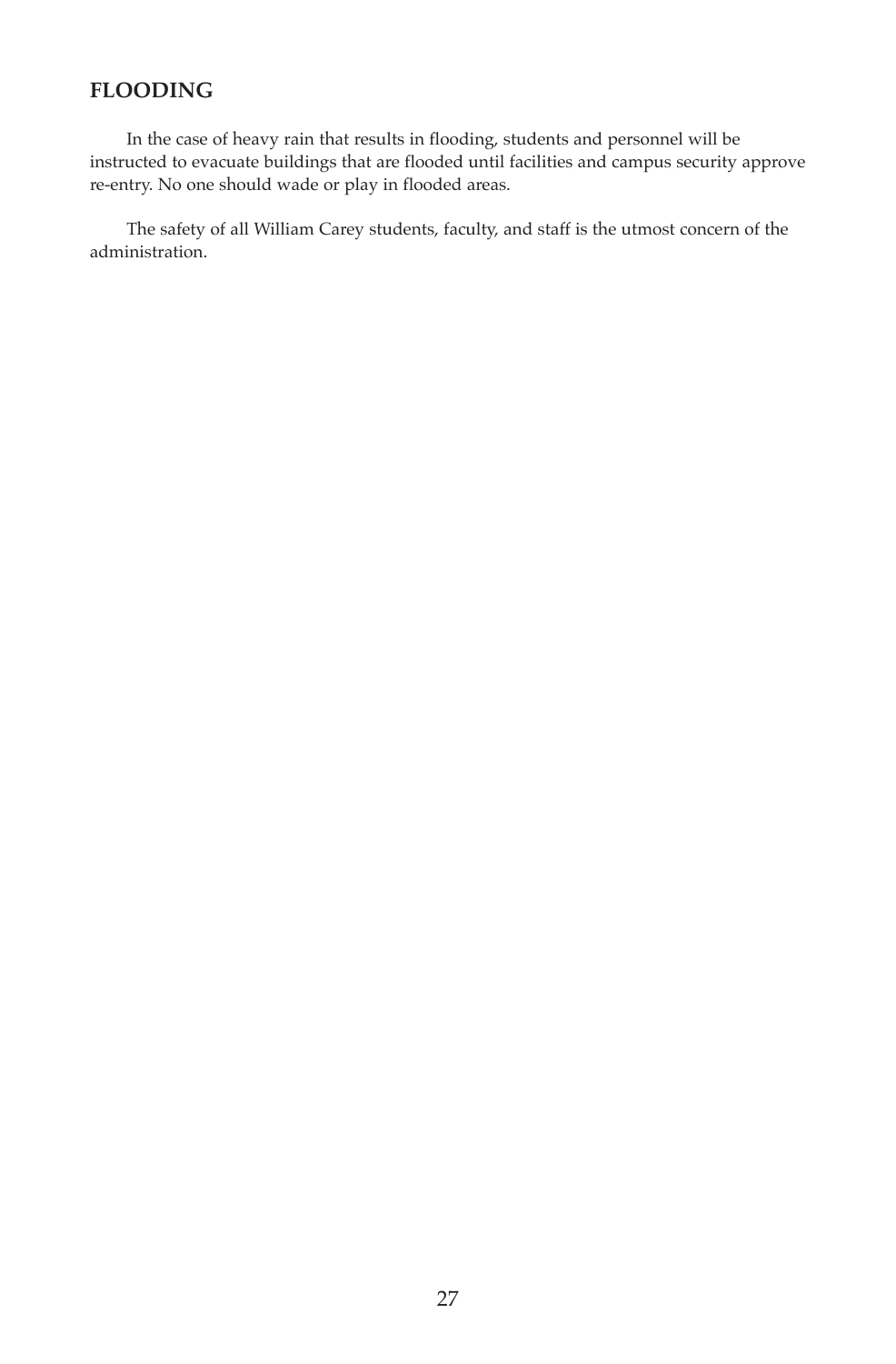## FLOODING

In the case of heavy rain that results in flooding, students and personnel will be instructed to evacuate buildings that are flooded until facilities and campus security approve re-entry. No one should wade or play in flooded areas.

The safety of all William Carey students, faculty, and staff is the utmost concern of the administration.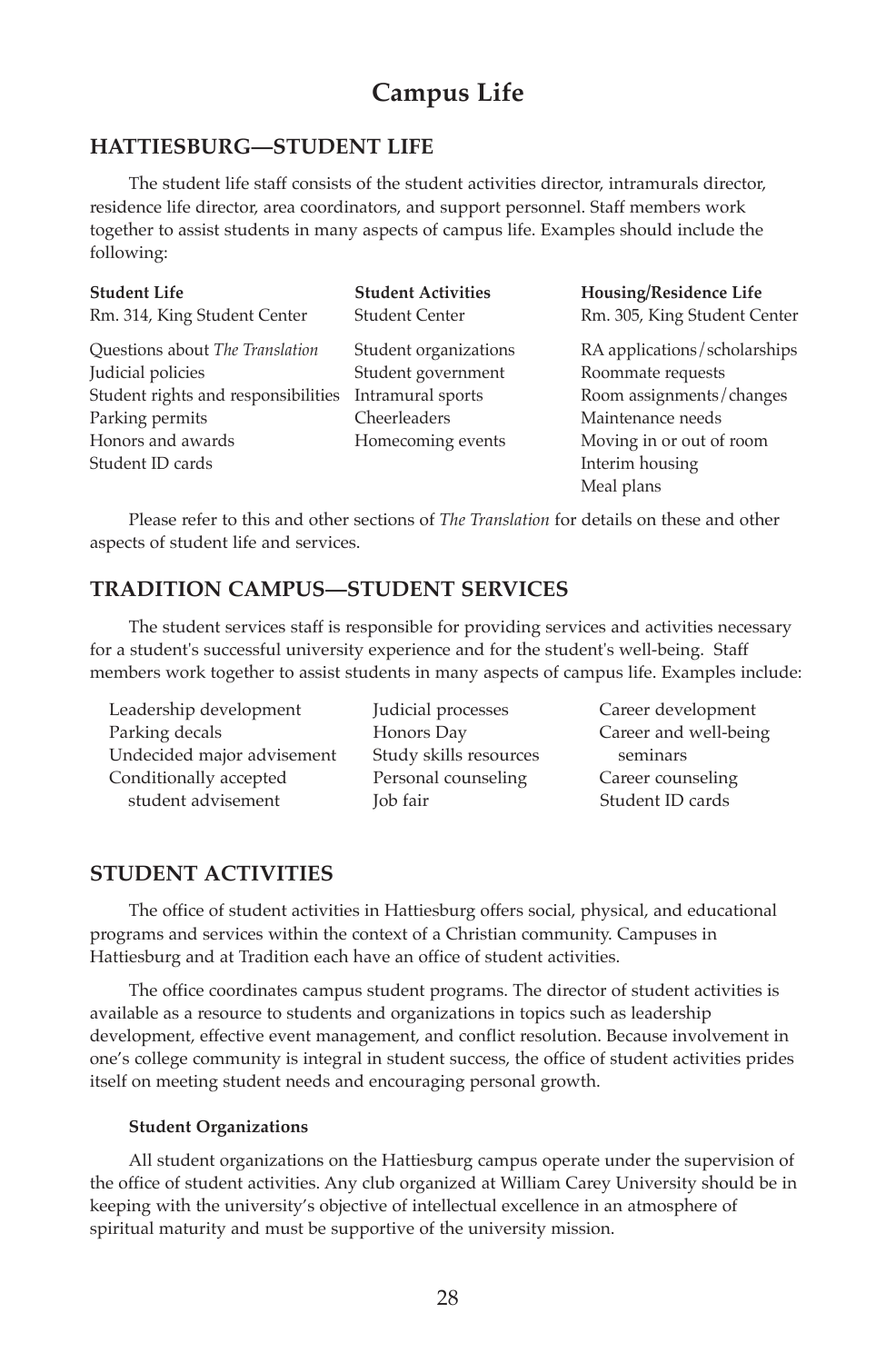# Campus Life

## HATTIESBURG—STUDENT LIFE

The student life staff consists of the student activities director, intramurals director, residence life director, area coordinators, and support personnel. Staff members work together to assist students in many aspects of campus life. Examples should include the following:

| **Student Life** | **Student Activities** | **Housing/Residence Life** |
|---|---|---|
| Rm. 314, King Student Center | Student Center | Rm. 305, King Student Center |
| Questions about *The Translation* | Student organizations | RA applications/scholarships |
| Judicial policies | Student government | Roommate requests |
| Student rights and responsibilities | Intramural sports | Room assignments/changes |
| Parking permits | Cheerleaders | Maintenance needs |
| Honors and awards | Homecoming events | Moving in or out of room |
| Student ID cards | | Interim housing |
| | | Meal plans |

Please refer to this and other sections of *The Translation* for details on these and other aspects of student life and services.

## TRADITION CAMPUS—STUDENT SERVICES

The student services staff is responsible for providing services and activities necessary for a student's successful university experience and for the student's well-being. Staff members work together to assist students in many aspects of campus life. Examples include:

- Leadership development
- Parking decals
- Undecided major advisement
- Conditionally accepted student advisement
- Judicial processes
- Honors Day
- Study skills resources
- Personal counseling
- Job fair
- Career development
- Career and well-being seminars
- Career counseling
- Student ID cards

## STUDENT ACTIVITIES

The office of student activities in Hattiesburg offers social, physical, and educational programs and services within the context of a Christian community. Campuses in Hattiesburg and at Tradition each have an office of student activities.

The office coordinates campus student programs. The director of student activities is available as a resource to students and organizations in topics such as leadership development, effective event management, and conflict resolution. Because involvement in one's college community is integral in student success, the office of student activities prides itself on meeting student needs and encouraging personal growth.

#### Student Organizations

All student organizations on the Hattiesburg campus operate under the supervision of the office of student activities. Any club organized at William Carey University should be in keeping with the university's objective of intellectual excellence in an atmosphere of spiritual maturity and must be supportive of the university mission.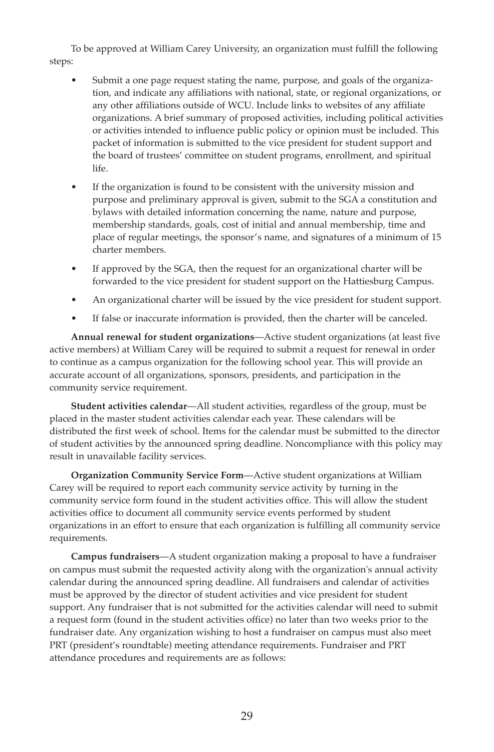To be approved at William Carey University, an organization must fulfill the following steps:

- Submit a one page request stating the name, purpose, and goals of the organization, and indicate any affiliations with national, state, or regional organizations, or any other affiliations outside of WCU. Include links to websites of any affiliate organizations. A brief summary of proposed activities, including political activities or activities intended to influence public policy or opinion must be included. This packet of information is submitted to the vice president for student support and the board of trustees' committee on student programs, enrollment, and spiritual life.
- If the organization is found to be consistent with the university mission and purpose and preliminary approval is given, submit to the SGA a constitution and bylaws with detailed information concerning the name, nature and purpose, membership standards, goals, cost of initial and annual membership, time and place of regular meetings, the sponsor's name, and signatures of a minimum of 15 charter members.
- If approved by the SGA, then the request for an organizational charter will be forwarded to the vice president for student support on the Hattiesburg Campus.
- An organizational charter will be issued by the vice president for student support.
- If false or inaccurate information is provided, then the charter will be canceled.

**Annual renewal for student organizations**—Active student organizations (at least five active members) at William Carey will be required to submit a request for renewal in order to continue as a campus organization for the following school year. This will provide an accurate account of all organizations, sponsors, presidents, and participation in the community service requirement.

**Student activities calendar**—All student activities, regardless of the group, must be placed in the master student activities calendar each year. These calendars will be distributed the first week of school. Items for the calendar must be submitted to the director of student activities by the announced spring deadline. Noncompliance with this policy may result in unavailable facility services.

**Organization Community Service Form**—Active student organizations at William Carey will be required to report each community service activity by turning in the community service form found in the student activities office. This will allow the student activities office to document all community service events performed by student organizations in an effort to ensure that each organization is fulfilling all community service requirements.

**Campus fundraisers**—A student organization making a proposal to have a fundraiser on campus must submit the requested activity along with the organization's annual activity calendar during the announced spring deadline. All fundraisers and calendar of activities must be approved by the director of student activities and vice president for student support. Any fundraiser that is not submitted for the activities calendar will need to submit a request form (found in the student activities office) no later than two weeks prior to the fundraiser date. Any organization wishing to host a fundraiser on campus must also meet PRT (president's roundtable) meeting attendance requirements. Fundraiser and PRT attendance procedures and requirements are as follows: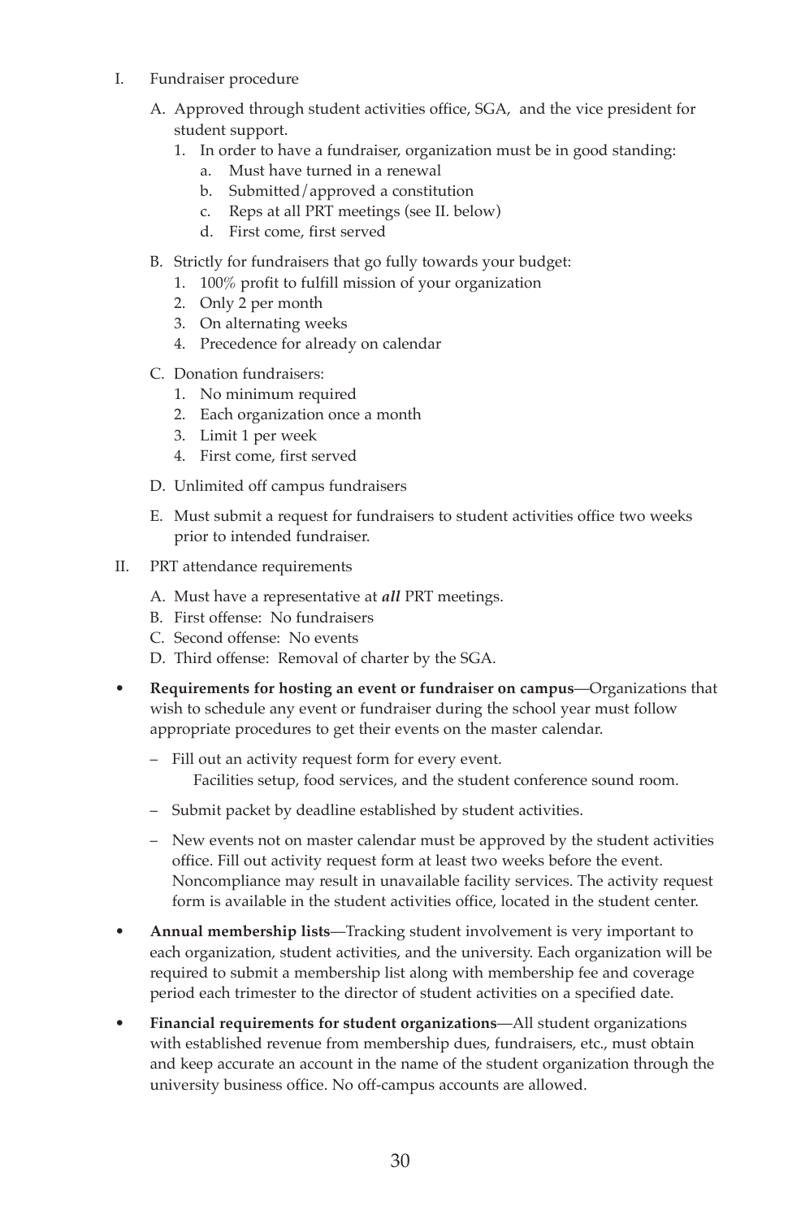I. Fundraiser procedure

   A. Approved through student activities office, SGA, and the vice president for student support.
      1. In order to have a fundraiser, organization must be in good standing:
         a. Must have turned in a renewal
         b. Submitted/approved a constitution
         c. Reps at all PRT meetings (see II. below)
         d. First come, first served

   B. Strictly for fundraisers that go fully towards your budget:
      1. 100% profit to fulfill mission of your organization
      2. Only 2 per month
      3. On alternating weeks
      4. Precedence for already on calendar

   C. Donation fundraisers:
      1. No minimum required
      2. Each organization once a month
      3. Limit 1 per week
      4. First come, first served

   D. Unlimited off campus fundraisers

   E. Must submit a request for fundraisers to student activities office two weeks prior to intended fundraiser.

II. PRT attendance requirements

   A. Must have a representative at ***all*** PRT meetings.
   B. First offense: No fundraisers
   C. Second offense: No events
   D. Third offense: Removal of charter by the SGA.

- **Requirements for hosting an event or fundraiser on campus**—Organizations that wish to schedule any event or fundraiser during the school year must follow appropriate procedures to get their events on the master calendar.

  – Fill out an activity request form for every event.
    Facilities setup, food services, and the student conference sound room.

  – Submit packet by deadline established by student activities.

  – New events not on master calendar must be approved by the student activities office. Fill out activity request form at least two weeks before the event. Noncompliance may result in unavailable facility services. The activity request form is available in the student activities office, located in the student center.

- **Annual membership lists**—Tracking student involvement is very important to each organization, student activities, and the university. Each organization will be required to submit a membership list along with membership fee and coverage period each trimester to the director of student activities on a specified date.

- **Financial requirements for student organizations**—All student organizations with established revenue from membership dues, fundraisers, etc., must obtain and keep accurate an account in the name of the student organization through the university business office. No off-campus accounts are allowed.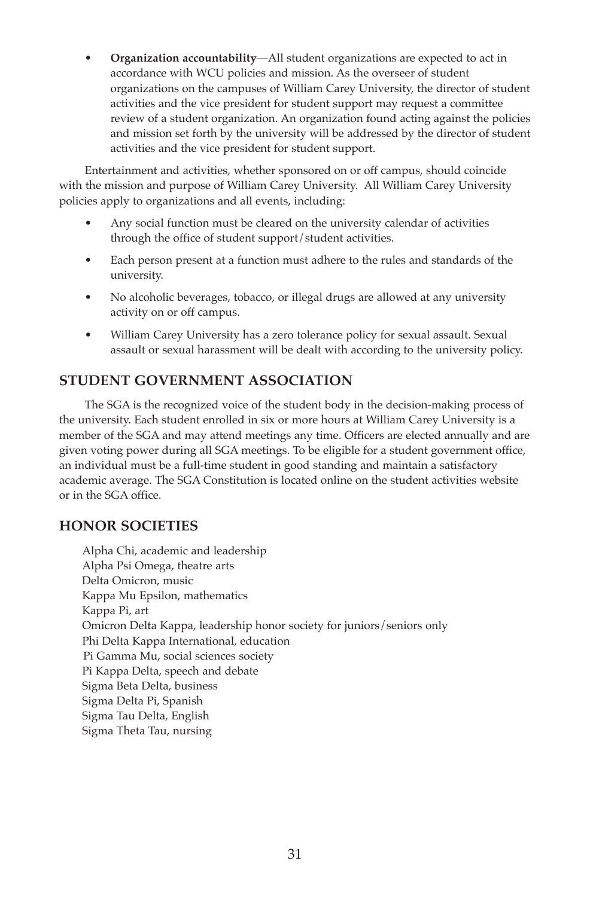- **Organization accountability**—All student organizations are expected to act in accordance with WCU policies and mission. As the overseer of student organizations on the campuses of William Carey University, the director of student activities and the vice president for student support may request a committee review of a student organization. An organization found acting against the policies and mission set forth by the university will be addressed by the director of student activities and the vice president for student support.

Entertainment and activities, whether sponsored on or off campus, should coincide with the mission and purpose of William Carey University. All William Carey University policies apply to organizations and all events, including:

- Any social function must be cleared on the university calendar of activities through the office of student support/student activities.
- Each person present at a function must adhere to the rules and standards of the university.
- No alcoholic beverages, tobacco, or illegal drugs are allowed at any university activity on or off campus.
- William Carey University has a zero tolerance policy for sexual assault. Sexual assault or sexual harassment will be dealt with according to the university policy.

## STUDENT GOVERNMENT ASSOCIATION

The SGA is the recognized voice of the student body in the decision-making process of the university. Each student enrolled in six or more hours at William Carey University is a member of the SGA and may attend meetings any time. Officers are elected annually and are given voting power during all SGA meetings. To be eligible for a student government office, an individual must be a full-time student in good standing and maintain a satisfactory academic average. The SGA Constitution is located online on the student activities website or in the SGA office.

## HONOR SOCIETIES

Alpha Chi, academic and leadership
Alpha Psi Omega, theatre arts
Delta Omicron, music
Kappa Mu Epsilon, mathematics
Kappa Pi, art
Omicron Delta Kappa, leadership honor society for juniors/seniors only
Phi Delta Kappa International, education
Pi Gamma Mu, social sciences society
Pi Kappa Delta, speech and debate
Sigma Beta Delta, business
Sigma Delta Pi, Spanish
Sigma Tau Delta, English
Sigma Theta Tau, nursing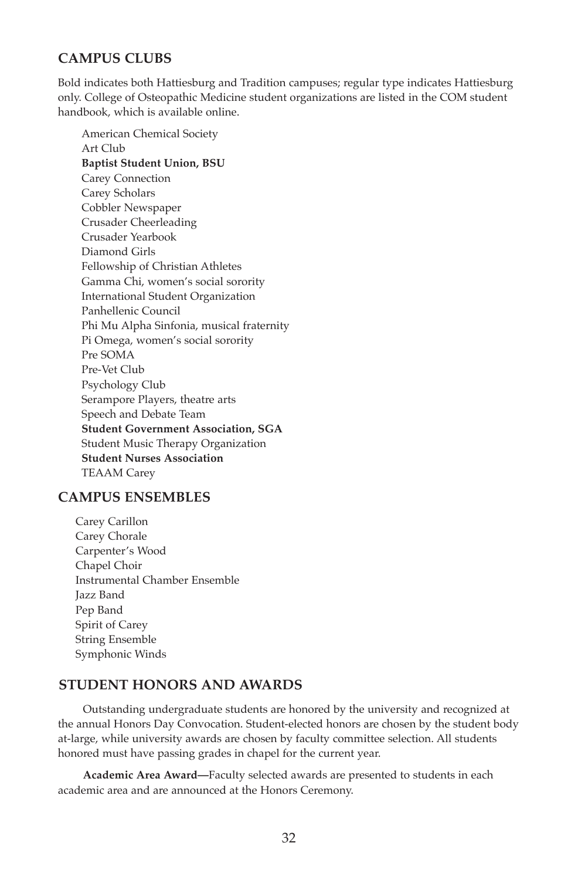## CAMPUS CLUBS

Bold indicates both Hattiesburg and Tradition campuses; regular type indicates Hattiesburg only. College of Osteopathic Medicine student organizations are listed in the COM student handbook, which is available online.

American Chemical Society
Art Club
**Baptist Student Union, BSU**
Carey Connection
Carey Scholars
Cobbler Newspaper
Crusader Cheerleading
Crusader Yearbook
Diamond Girls
Fellowship of Christian Athletes
Gamma Chi, women's social sorority
International Student Organization
Panhellenic Council
Phi Mu Alpha Sinfonia, musical fraternity
Pi Omega, women's social sorority
Pre SOMA
Pre-Vet Club
Psychology Club
Serampore Players, theatre arts
Speech and Debate Team
**Student Government Association, SGA**
Student Music Therapy Organization
**Student Nurses Association**
TEAAM Carey

## CAMPUS ENSEMBLES

Carey Carillon
Carey Chorale
Carpenter's Wood
Chapel Choir
Instrumental Chamber Ensemble
Jazz Band
Pep Band
Spirit of Carey
String Ensemble
Symphonic Winds

## STUDENT HONORS AND AWARDS

Outstanding undergraduate students are honored by the university and recognized at the annual Honors Day Convocation. Student-elected honors are chosen by the student body at-large, while university awards are chosen by faculty committee selection. All students honored must have passing grades in chapel for the current year.

**Academic Area Award—**Faculty selected awards are presented to students in each academic area and are announced at the Honors Ceremony.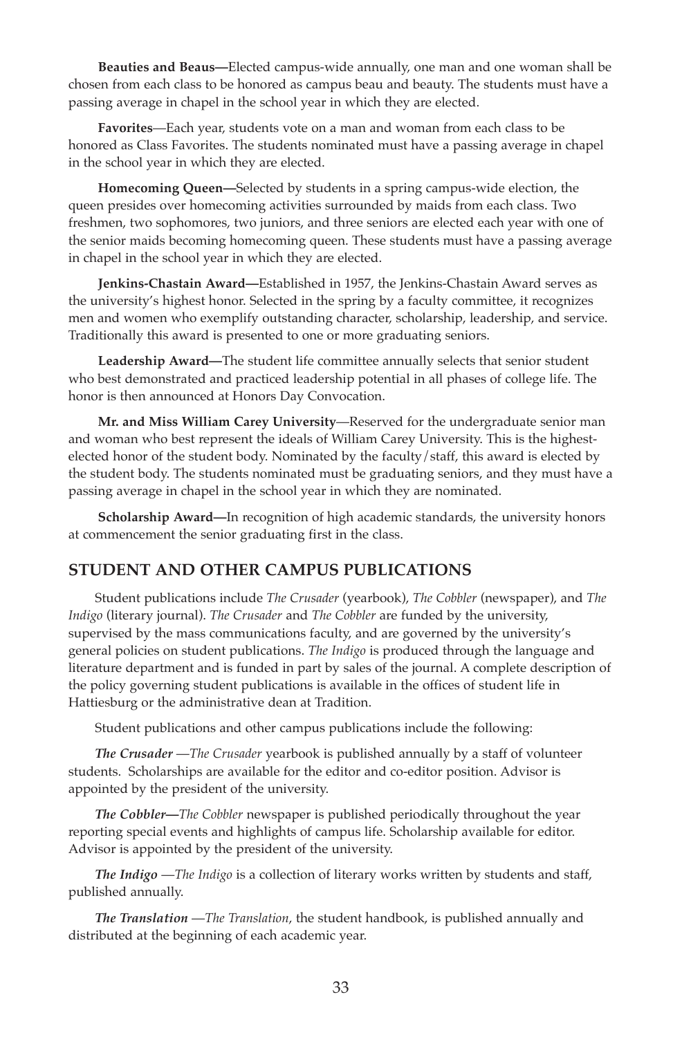**Beauties and Beaus—**Elected campus-wide annually, one man and one woman shall be chosen from each class to be honored as campus beau and beauty. The students must have a passing average in chapel in the school year in which they are elected.

**Favorites**—Each year, students vote on a man and woman from each class to be honored as Class Favorites. The students nominated must have a passing average in chapel in the school year in which they are elected.

**Homecoming Queen—**Selected by students in a spring campus-wide election, the queen presides over homecoming activities surrounded by maids from each class. Two freshmen, two sophomores, two juniors, and three seniors are elected each year with one of the senior maids becoming homecoming queen. These students must have a passing average in chapel in the school year in which they are elected.

**Jenkins-Chastain Award—**Established in 1957, the Jenkins-Chastain Award serves as the university's highest honor. Selected in the spring by a faculty committee, it recognizes men and women who exemplify outstanding character, scholarship, leadership, and service. Traditionally this award is presented to one or more graduating seniors.

**Leadership Award—**The student life committee annually selects that senior student who best demonstrated and practiced leadership potential in all phases of college life. The honor is then announced at Honors Day Convocation.

**Mr. and Miss William Carey University**—Reserved for the undergraduate senior man and woman who best represent the ideals of William Carey University. This is the highest-elected honor of the student body. Nominated by the faculty/staff, this award is elected by the student body. The students nominated must be graduating seniors, and they must have a passing average in chapel in the school year in which they are nominated.

**Scholarship Award—**In recognition of high academic standards, the university honors at commencement the senior graduating first in the class.

## STUDENT AND OTHER CAMPUS PUBLICATIONS

Student publications include *The Crusader* (yearbook), *The Cobbler* (newspaper), and *The Indigo* (literary journal). *The Crusader* and *The Cobbler* are funded by the university, supervised by the mass communications faculty, and are governed by the university's general policies on student publications. *The Indigo* is produced through the language and literature department and is funded in part by sales of the journal. A complete description of the policy governing student publications is available in the offices of student life in Hattiesburg or the administrative dean at Tradition.

Student publications and other campus publications include the following:

***The Crusader*** —*The Crusader* yearbook is published annually by a staff of volunteer students. Scholarships are available for the editor and co-editor position. Advisor is appointed by the president of the university.

***The Cobbler—****The Cobbler* newspaper is published periodically throughout the year reporting special events and highlights of campus life. Scholarship available for editor. Advisor is appointed by the president of the university.

***The Indigo*** —*The Indigo* is a collection of literary works written by students and staff, published annually.

***The Translation*** —*The Translation*, the student handbook, is published annually and distributed at the beginning of each academic year.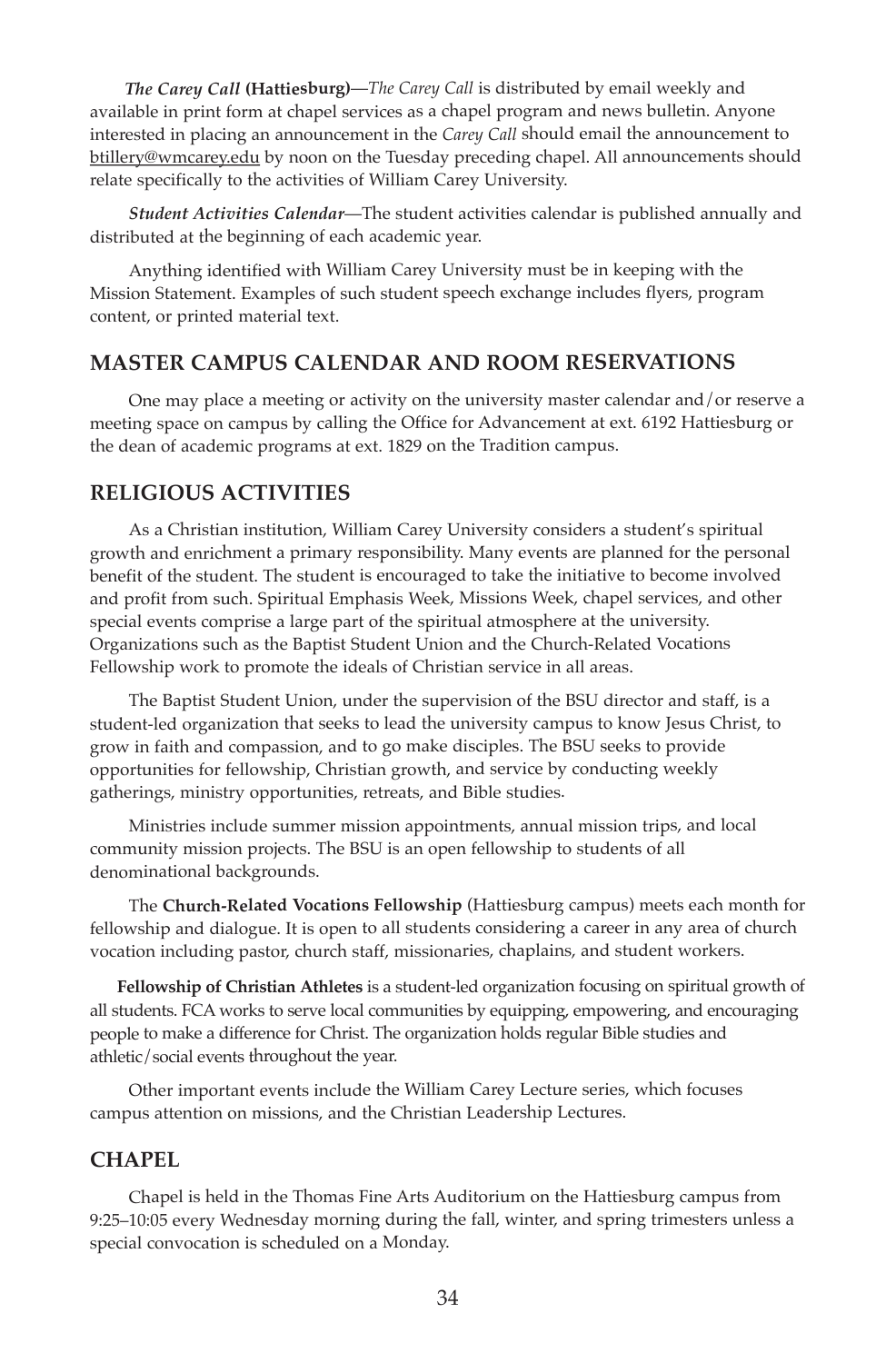***The Carey Call* (Hattiesburg)**—*The Carey Call* is distributed by email weekly and available in print form at chapel services as a chapel program and news bulletin. Anyone interested in placing an announcement in the *Carey Call* should email the announcement to btillery@wmcarey.edu by noon on the Tuesday preceding chapel. All announcements should relate specifically to the activities of William Carey University.

***Student Activities Calendar***—The student activities calendar is published annually and distributed at the beginning of each academic year.

Anything identified with William Carey University must be in keeping with the Mission Statement. Examples of such student speech exchange includes flyers, program content, or printed material text.

## MASTER CAMPUS CALENDAR AND ROOM RESERVATIONS

One may place a meeting or activity on the university master calendar and/or reserve a meeting space on campus by calling the Office for Advancement at ext. 6192 Hattiesburg or the dean of academic programs at ext. 1829 on the Tradition campus.

## RELIGIOUS ACTIVITIES

As a Christian institution, William Carey University considers a student's spiritual growth and enrichment a primary responsibility. Many events are planned for the personal benefit of the student. The student is encouraged to take the initiative to become involved and profit from such. Spiritual Emphasis Week, Missions Week, chapel services, and other special events comprise a large part of the spiritual atmosphere at the university. Organizations such as the Baptist Student Union and the Church-Related Vocations Fellowship work to promote the ideals of Christian service in all areas.

The Baptist Student Union, under the supervision of the BSU director and staff, is a student-led organization that seeks to lead the university campus to know Jesus Christ, to grow in faith and compassion, and to go make disciples. The BSU seeks to provide opportunities for fellowship, Christian growth, and service by conducting weekly gatherings, ministry opportunities, retreats, and Bible studies.

Ministries include summer mission appointments, annual mission trips, and local community mission projects. The BSU is an open fellowship to students of all denominational backgrounds.

The **Church-Related Vocations Fellowship** (Hattiesburg campus) meets each month for fellowship and dialogue. It is open to all students considering a career in any area of church vocation including pastor, church staff, missionaries, chaplains, and student workers.

**Fellowship of Christian Athletes** is a student-led organization focusing on spiritual growth of all students. FCA works to serve local communities by equipping, empowering, and encouraging people to make a difference for Christ. The organization holds regular Bible studies and athletic/social events throughout the year.

Other important events include the William Carey Lecture series, which focuses campus attention on missions, and the Christian Leadership Lectures.

## CHAPEL

Chapel is held in the Thomas Fine Arts Auditorium on the Hattiesburg campus from 9:25–10:05 every Wednesday morning during the fall, winter, and spring trimesters unless a special convocation is scheduled on a Monday.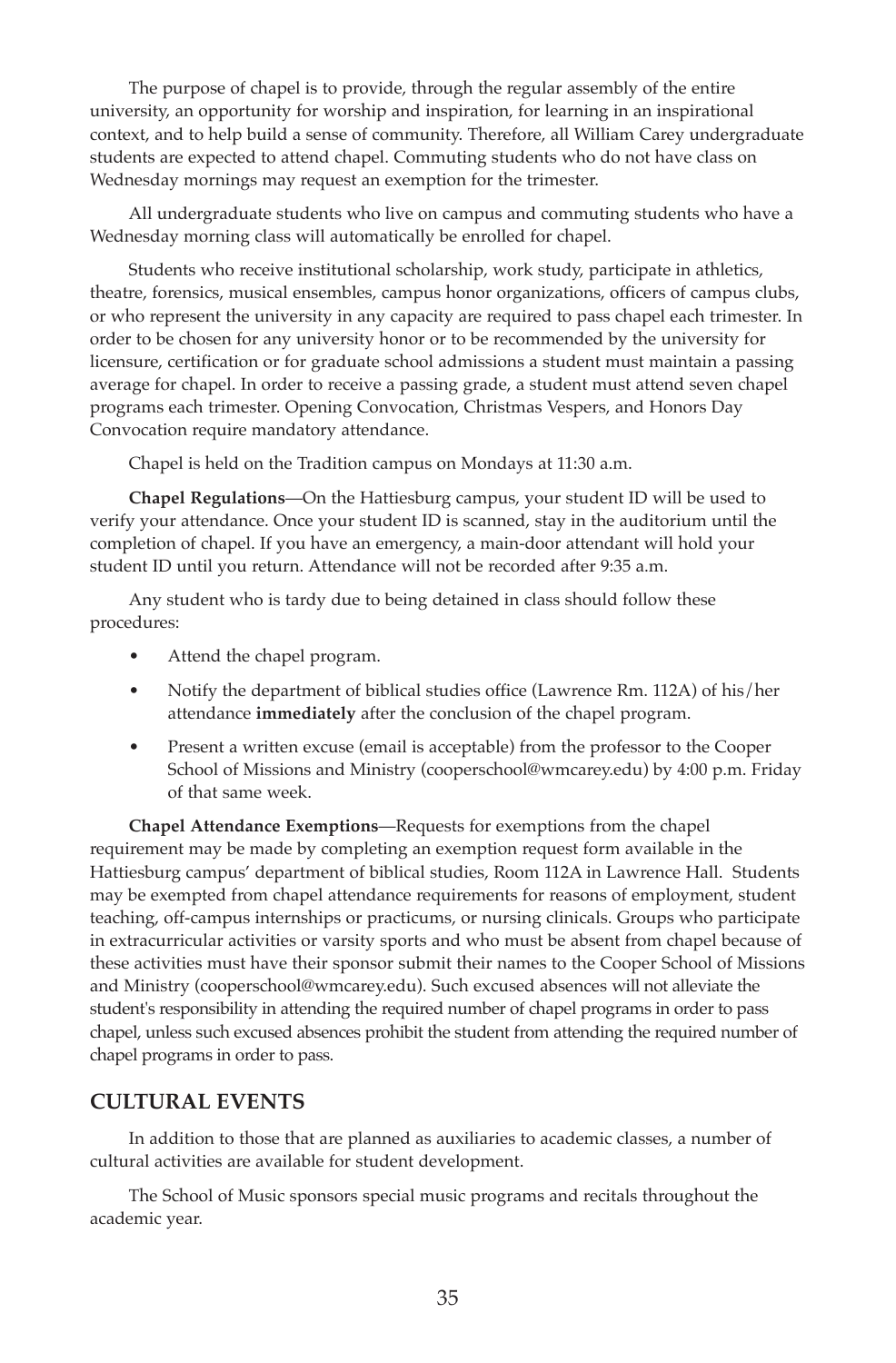The purpose of chapel is to provide, through the regular assembly of the entire university, an opportunity for worship and inspiration, for learning in an inspirational context, and to help build a sense of community. Therefore, all William Carey undergraduate students are expected to attend chapel. Commuting students who do not have class on Wednesday mornings may request an exemption for the trimester.

All undergraduate students who live on campus and commuting students who have a Wednesday morning class will automatically be enrolled for chapel.

Students who receive institutional scholarship, work study, participate in athletics, theatre, forensics, musical ensembles, campus honor organizations, officers of campus clubs, or who represent the university in any capacity are required to pass chapel each trimester. In order to be chosen for any university honor or to be recommended by the university for licensure, certification or for graduate school admissions a student must maintain a passing average for chapel. In order to receive a passing grade, a student must attend seven chapel programs each trimester. Opening Convocation, Christmas Vespers, and Honors Day Convocation require mandatory attendance.

Chapel is held on the Tradition campus on Mondays at 11:30 a.m.

**Chapel Regulations**—On the Hattiesburg campus, your student ID will be used to verify your attendance. Once your student ID is scanned, stay in the auditorium until the completion of chapel. If you have an emergency, a main-door attendant will hold your student ID until you return. Attendance will not be recorded after 9:35 a.m.

Any student who is tardy due to being detained in class should follow these procedures:

- Attend the chapel program.
- Notify the department of biblical studies office (Lawrence Rm. 112A) of his/her attendance **immediately** after the conclusion of the chapel program.
- Present a written excuse (email is acceptable) from the professor to the Cooper School of Missions and Ministry (cooperschool@wmcarey.edu) by 4:00 p.m. Friday of that same week.

**Chapel Attendance Exemptions**—Requests for exemptions from the chapel requirement may be made by completing an exemption request form available in the Hattiesburg campus' department of biblical studies, Room 112A in Lawrence Hall. Students may be exempted from chapel attendance requirements for reasons of employment, student teaching, off-campus internships or practicums, or nursing clinicals. Groups who participate in extracurricular activities or varsity sports and who must be absent from chapel because of these activities must have their sponsor submit their names to the Cooper School of Missions and Ministry (cooperschool@wmcarey.edu). Such excused absences will not alleviate the student's responsibility in attending the required number of chapel programs in order to pass chapel, unless such excused absences prohibit the student from attending the required number of chapel programs in order to pass.

## CULTURAL EVENTS

In addition to those that are planned as auxiliaries to academic classes, a number of cultural activities are available for student development.

The School of Music sponsors special music programs and recitals throughout the academic year.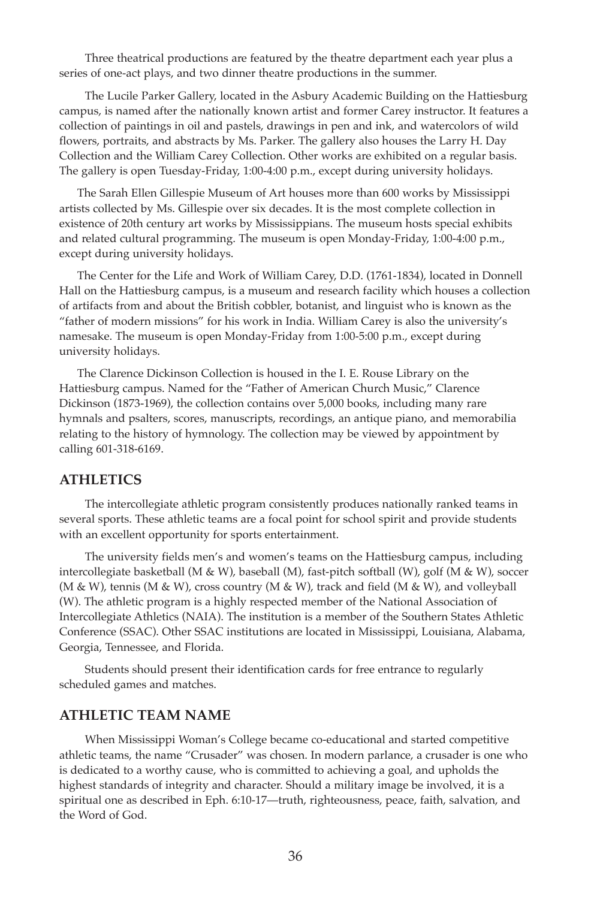Three theatrical productions are featured by the theatre department each year plus a series of one-act plays, and two dinner theatre productions in the summer.

The Lucile Parker Gallery, located in the Asbury Academic Building on the Hattiesburg campus, is named after the nationally known artist and former Carey instructor. It features a collection of paintings in oil and pastels, drawings in pen and ink, and watercolors of wild flowers, portraits, and abstracts by Ms. Parker. The gallery also houses the Larry H. Day Collection and the William Carey Collection. Other works are exhibited on a regular basis. The gallery is open Tuesday-Friday, 1:00-4:00 p.m., except during university holidays.

The Sarah Ellen Gillespie Museum of Art houses more than 600 works by Mississippi artists collected by Ms. Gillespie over six decades. It is the most complete collection in existence of 20th century art works by Mississippians. The museum hosts special exhibits and related cultural programming. The museum is open Monday-Friday, 1:00-4:00 p.m., except during university holidays.

The Center for the Life and Work of William Carey, D.D. (1761-1834), located in Donnell Hall on the Hattiesburg campus, is a museum and research facility which houses a collection of artifacts from and about the British cobbler, botanist, and linguist who is known as the "father of modern missions" for his work in India. William Carey is also the university's namesake. The museum is open Monday-Friday from 1:00-5:00 p.m., except during university holidays.

The Clarence Dickinson Collection is housed in the I. E. Rouse Library on the Hattiesburg campus. Named for the "Father of American Church Music," Clarence Dickinson (1873-1969), the collection contains over 5,000 books, including many rare hymnals and psalters, scores, manuscripts, recordings, an antique piano, and memorabilia relating to the history of hymnology. The collection may be viewed by appointment by calling 601-318-6169.

## ATHLETICS

The intercollegiate athletic program consistently produces nationally ranked teams in several sports. These athletic teams are a focal point for school spirit and provide students with an excellent opportunity for sports entertainment.

The university fields men's and women's teams on the Hattiesburg campus, including intercollegiate basketball (M & W), baseball (M), fast-pitch softball (W), golf (M & W), soccer (M & W), tennis (M & W), cross country (M & W), track and field (M & W), and volleyball (W). The athletic program is a highly respected member of the National Association of Intercollegiate Athletics (NAIA). The institution is a member of the Southern States Athletic Conference (SSAC). Other SSAC institutions are located in Mississippi, Louisiana, Alabama, Georgia, Tennessee, and Florida.

Students should present their identification cards for free entrance to regularly scheduled games and matches.

## ATHLETIC TEAM NAME

When Mississippi Woman's College became co-educational and started competitive athletic teams, the name "Crusader" was chosen. In modern parlance, a crusader is one who is dedicated to a worthy cause, who is committed to achieving a goal, and upholds the highest standards of integrity and character. Should a military image be involved, it is a spiritual one as described in Eph. 6:10-17—truth, righteousness, peace, faith, salvation, and the Word of God.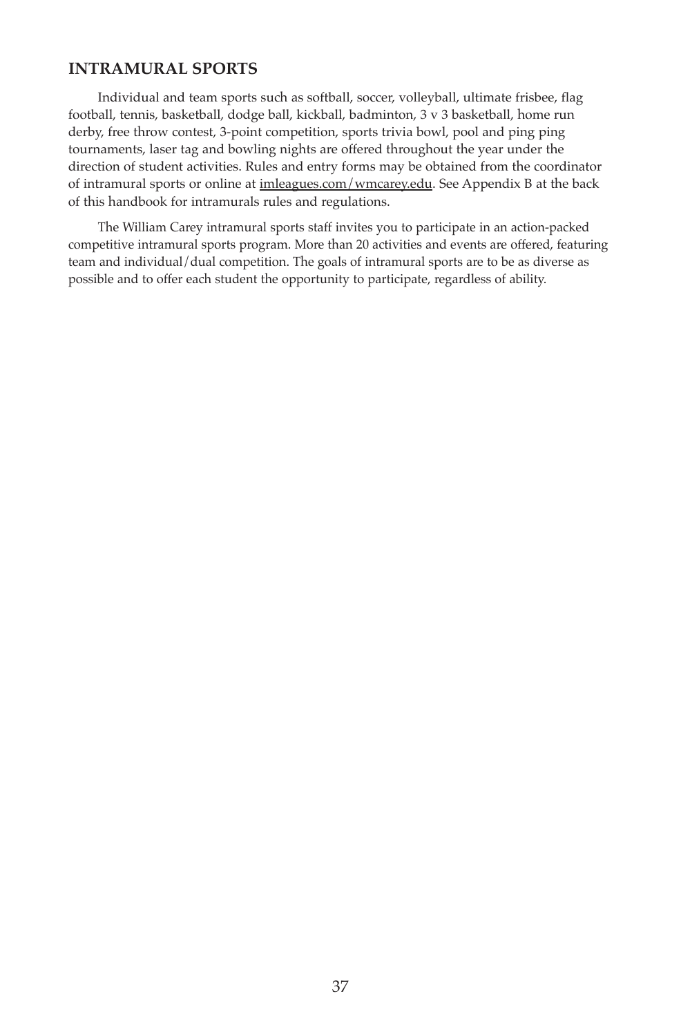## INTRAMURAL SPORTS

Individual and team sports such as softball, soccer, volleyball, ultimate frisbee, flag football, tennis, basketball, dodge ball, kickball, badminton, 3 v 3 basketball, home run derby, free throw contest, 3-point competition, sports trivia bowl, pool and ping ping tournaments, laser tag and bowling nights are offered throughout the year under the direction of student activities. Rules and entry forms may be obtained from the coordinator of intramural sports or online at imleagues.com/wmcarey.edu. See Appendix B at the back of this handbook for intramurals rules and regulations.

The William Carey intramural sports staff invites you to participate in an action-packed competitive intramural sports program. More than 20 activities and events are offered, featuring team and individual/dual competition. The goals of intramural sports are to be as diverse as possible and to offer each student the opportunity to participate, regardless of ability.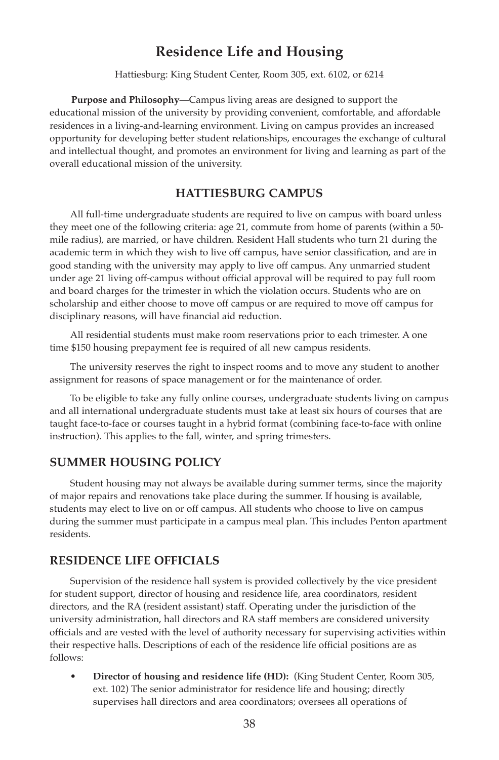# Residence Life and Housing

Hattiesburg: King Student Center, Room 305, ext. 6102, or 6214

**Purpose and Philosophy**—Campus living areas are designed to support the educational mission of the university by providing convenient, comfortable, and affordable residences in a living-and-learning environment. Living on campus provides an increased opportunity for developing better student relationships, encourages the exchange of cultural and intellectual thought, and promotes an environment for living and learning as part of the overall educational mission of the university.

## HATTIESBURG CAMPUS

All full-time undergraduate students are required to live on campus with board unless they meet one of the following criteria: age 21, commute from home of parents (within a 50-mile radius), are married, or have children. Resident Hall students who turn 21 during the academic term in which they wish to live off campus, have senior classification, and are in good standing with the university may apply to live off campus. Any unmarried student under age 21 living off-campus without official approval will be required to pay full room and board charges for the trimester in which the violation occurs. Students who are on scholarship and either choose to move off campus or are required to move off campus for disciplinary reasons, will have financial aid reduction.

All residential students must make room reservations prior to each trimester. A one time $150 housing prepayment fee is required of all new campus residents.

The university reserves the right to inspect rooms and to move any student to another assignment for reasons of space management or for the maintenance of order.

To be eligible to take any fully online courses, undergraduate students living on campus and all international undergraduate students must take at least six hours of courses that are taught face-to-face or courses taught in a hybrid format (combining face-to-face with online instruction). This applies to the fall, winter, and spring trimesters.

## SUMMER HOUSING POLICY

Student housing may not always be available during summer terms, since the majority of major repairs and renovations take place during the summer. If housing is available, students may elect to live on or off campus. All students who choose to live on campus during the summer must participate in a campus meal plan. This includes Penton apartment residents.

## RESIDENCE LIFE OFFICIALS

Supervision of the residence hall system is provided collectively by the vice president for student support, director of housing and residence life, area coordinators, resident directors, and the RA (resident assistant) staff. Operating under the jurisdiction of the university administration, hall directors and RA staff members are considered university officials and are vested with the level of authority necessary for supervising activities within their respective halls. Descriptions of each of the residence life official positions are as follows:

- **Director of housing and residence life (HD):** (King Student Center, Room 305, ext. 102) The senior administrator for residence life and housing; directly supervises hall directors and area coordinators; oversees all operations of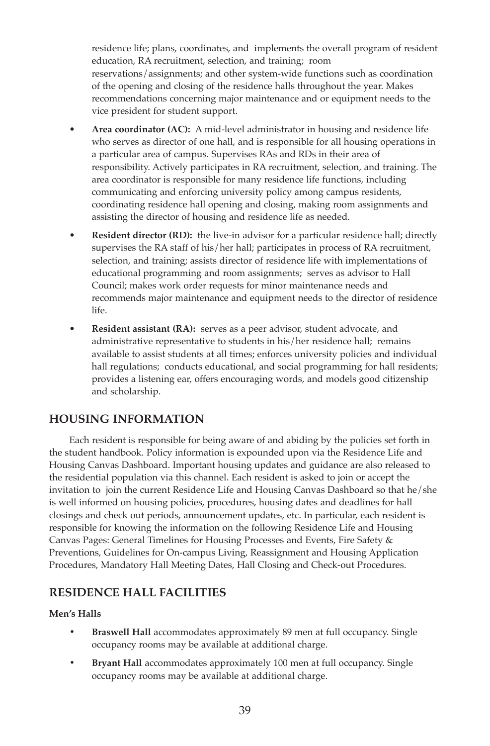residence life; plans, coordinates, and implements the overall program of resident education, RA recruitment, selection, and training; room reservations/assignments; and other system-wide functions such as coordination of the opening and closing of the residence halls throughout the year. Makes recommendations concerning major maintenance and or equipment needs to the vice president for student support.

- **Area coordinator (AC):** A mid-level administrator in housing and residence life who serves as director of one hall, and is responsible for all housing operations in a particular area of campus. Supervises RAs and RDs in their area of responsibility. Actively participates in RA recruitment, selection, and training. The area coordinator is responsible for many residence life functions, including communicating and enforcing university policy among campus residents, coordinating residence hall opening and closing, making room assignments and assisting the director of housing and residence life as needed.
- **Resident director (RD):** the live-in advisor for a particular residence hall; directly supervises the RA staff of his/her hall; participates in process of RA recruitment, selection, and training; assists director of residence life with implementations of educational programming and room assignments; serves as advisor to Hall Council; makes work order requests for minor maintenance needs and recommends major maintenance and equipment needs to the director of residence life.
- **Resident assistant (RA):** serves as a peer advisor, student advocate, and administrative representative to students in his/her residence hall; remains available to assist students at all times; enforces university policies and individual hall regulations; conducts educational, and social programming for hall residents; provides a listening ear, offers encouraging words, and models good citizenship and scholarship.

## HOUSING INFORMATION

Each resident is responsible for being aware of and abiding by the policies set forth in the student handbook. Policy information is expounded upon via the Residence Life and Housing Canvas Dashboard. Important housing updates and guidance are also released to the residential population via this channel. Each resident is asked to join or accept the invitation to join the current Residence Life and Housing Canvas Dashboard so that he/she is well informed on housing policies, procedures, housing dates and deadlines for hall closings and check out periods, announcement updates, etc. In particular, each resident is responsible for knowing the information on the following Residence Life and Housing Canvas Pages: General Timelines for Housing Processes and Events, Fire Safety & Preventions, Guidelines for On-campus Living, Reassignment and Housing Application Procedures, Mandatory Hall Meeting Dates, Hall Closing and Check-out Procedures.

## RESIDENCE HALL FACILITIES

**Men's Halls**

- **Braswell Hall** accommodates approximately 89 men at full occupancy. Single occupancy rooms may be available at additional charge.
- **Bryant Hall** accommodates approximately 100 men at full occupancy. Single occupancy rooms may be available at additional charge.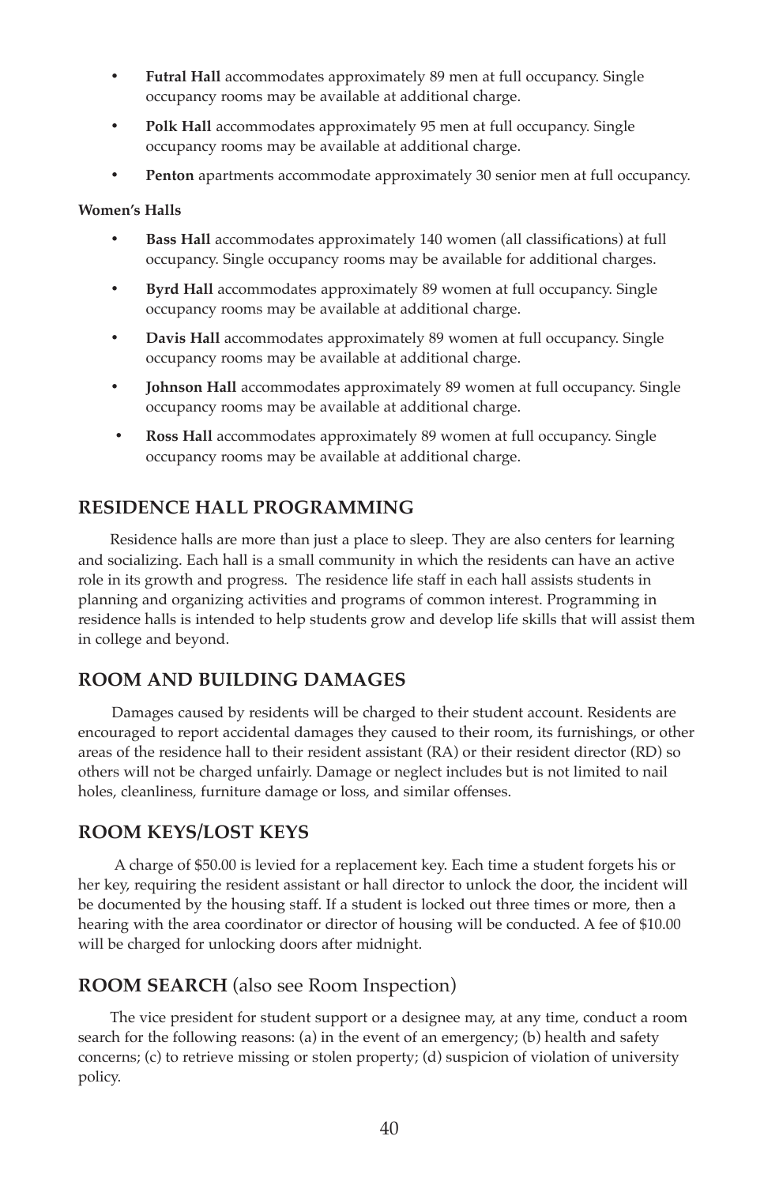- **Futral Hall** accommodates approximately 89 men at full occupancy. Single occupancy rooms may be available at additional charge.
- **Polk Hall** accommodates approximately 95 men at full occupancy. Single occupancy rooms may be available at additional charge.
- **Penton** apartments accommodate approximately 30 senior men at full occupancy.

**Women's Halls**

- **Bass Hall** accommodates approximately 140 women (all classifications) at full occupancy. Single occupancy rooms may be available for additional charges.
- **Byrd Hall** accommodates approximately 89 women at full occupancy. Single occupancy rooms may be available at additional charge.
- **Davis Hall** accommodates approximately 89 women at full occupancy. Single occupancy rooms may be available at additional charge.
- **Johnson Hall** accommodates approximately 89 women at full occupancy. Single occupancy rooms may be available at additional charge.
- **Ross Hall** accommodates approximately 89 women at full occupancy. Single occupancy rooms may be available at additional charge.

## RESIDENCE HALL PROGRAMMING

Residence halls are more than just a place to sleep. They are also centers for learning and socializing. Each hall is a small community in which the residents can have an active role in its growth and progress. The residence life staff in each hall assists students in planning and organizing activities and programs of common interest. Programming in residence halls is intended to help students grow and develop life skills that will assist them in college and beyond.

## ROOM AND BUILDING DAMAGES

Damages caused by residents will be charged to their student account. Residents are encouraged to report accidental damages they caused to their room, its furnishings, or other areas of the residence hall to their resident assistant (RA) or their resident director (RD) so others will not be charged unfairly. Damage or neglect includes but is not limited to nail holes, cleanliness, furniture damage or loss, and similar offenses.

## ROOM KEYS/LOST KEYS

A charge of $50.00 is levied for a replacement key. Each time a student forgets his or her key, requiring the resident assistant or hall director to unlock the door, the incident will be documented by the housing staff. If a student is locked out three times or more, then a hearing with the area coordinator or director of housing will be conducted. A fee of $10.00 will be charged for unlocking doors after midnight.

## ROOM SEARCH (also see Room Inspection)

The vice president for student support or a designee may, at any time, conduct a room search for the following reasons: (a) in the event of an emergency; (b) health and safety concerns; (c) to retrieve missing or stolen property; (d) suspicion of violation of university policy.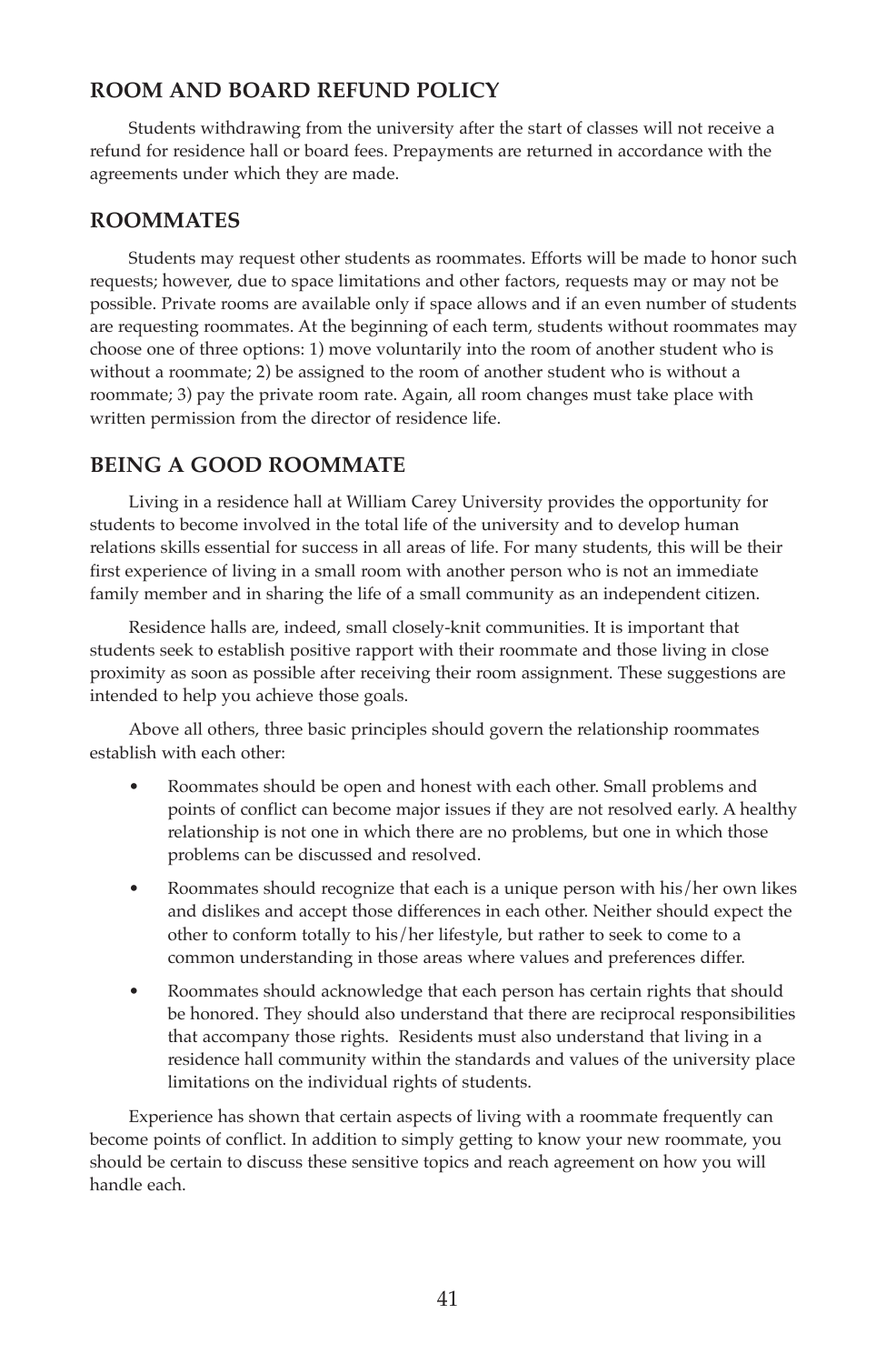## ROOM AND BOARD REFUND POLICY

Students withdrawing from the university after the start of classes will not receive a refund for residence hall or board fees. Prepayments are returned in accordance with the agreements under which they are made.

## ROOMMATES

Students may request other students as roommates. Efforts will be made to honor such requests; however, due to space limitations and other factors, requests may or may not be possible. Private rooms are available only if space allows and if an even number of students are requesting roommates. At the beginning of each term, students without roommates may choose one of three options: 1) move voluntarily into the room of another student who is without a roommate; 2) be assigned to the room of another student who is without a roommate; 3) pay the private room rate. Again, all room changes must take place with written permission from the director of residence life.

## BEING A GOOD ROOMMATE

Living in a residence hall at William Carey University provides the opportunity for students to become involved in the total life of the university and to develop human relations skills essential for success in all areas of life. For many students, this will be their first experience of living in a small room with another person who is not an immediate family member and in sharing the life of a small community as an independent citizen.

Residence halls are, indeed, small closely-knit communities. It is important that students seek to establish positive rapport with their roommate and those living in close proximity as soon as possible after receiving their room assignment. These suggestions are intended to help you achieve those goals.

Above all others, three basic principles should govern the relationship roommates establish with each other:

- Roommates should be open and honest with each other. Small problems and points of conflict can become major issues if they are not resolved early. A healthy relationship is not one in which there are no problems, but one in which those problems can be discussed and resolved.
- Roommates should recognize that each is a unique person with his/her own likes and dislikes and accept those differences in each other. Neither should expect the other to conform totally to his/her lifestyle, but rather to seek to come to a common understanding in those areas where values and preferences differ.
- Roommates should acknowledge that each person has certain rights that should be honored. They should also understand that there are reciprocal responsibilities that accompany those rights. Residents must also understand that living in a residence hall community within the standards and values of the university place limitations on the individual rights of students.

Experience has shown that certain aspects of living with a roommate frequently can become points of conflict. In addition to simply getting to know your new roommate, you should be certain to discuss these sensitive topics and reach agreement on how you will handle each.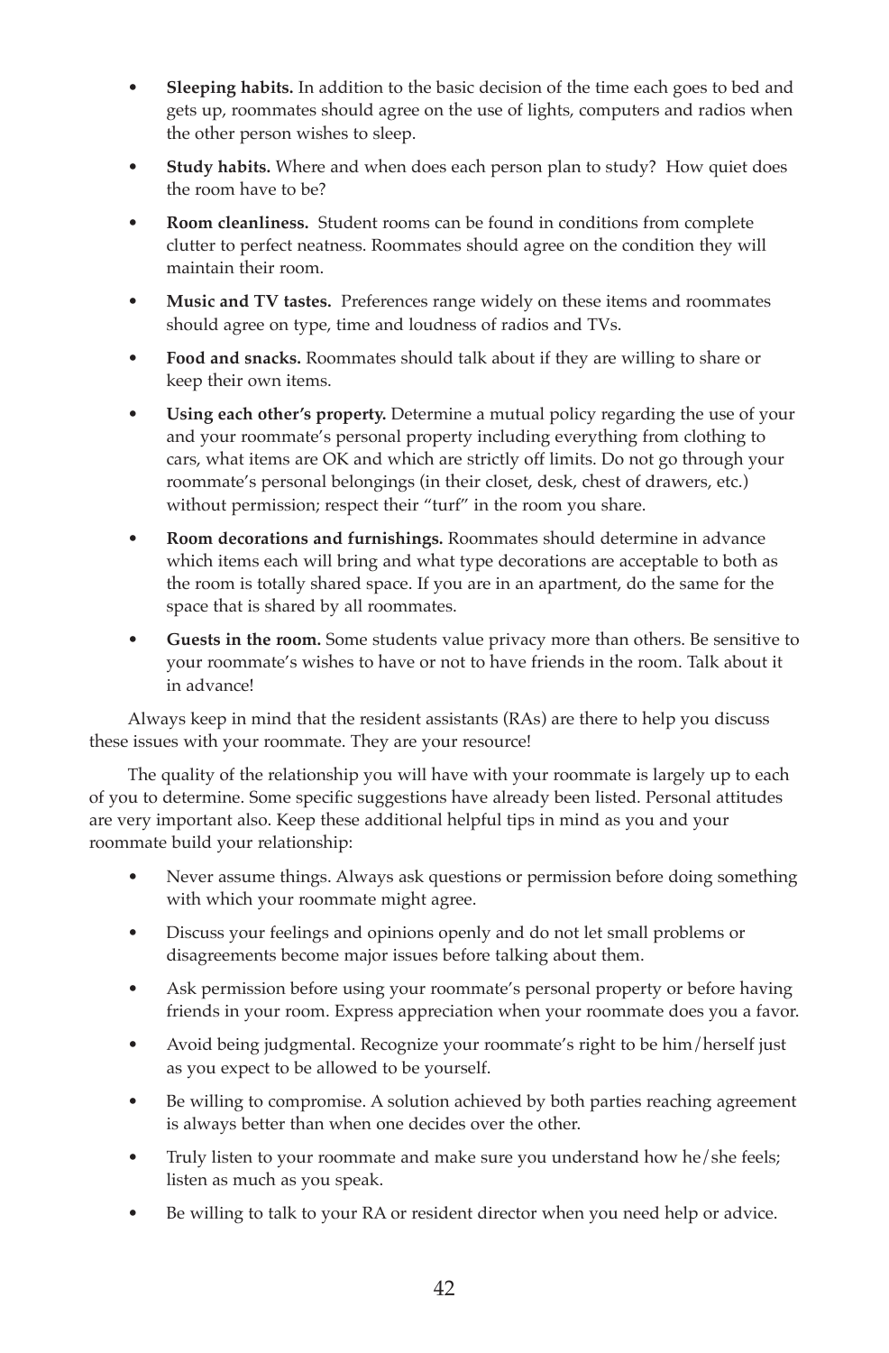- **Sleeping habits.** In addition to the basic decision of the time each goes to bed and gets up, roommates should agree on the use of lights, computers and radios when the other person wishes to sleep.
- **Study habits.** Where and when does each person plan to study? How quiet does the room have to be?
- **Room cleanliness.** Student rooms can be found in conditions from complete clutter to perfect neatness. Roommates should agree on the condition they will maintain their room.
- **Music and TV tastes.** Preferences range widely on these items and roommates should agree on type, time and loudness of radios and TVs.
- **Food and snacks.** Roommates should talk about if they are willing to share or keep their own items.
- **Using each other's property.** Determine a mutual policy regarding the use of your and your roommate's personal property including everything from clothing to cars, what items are OK and which are strictly off limits. Do not go through your roommate's personal belongings (in their closet, desk, chest of drawers, etc.) without permission; respect their "turf" in the room you share.
- **Room decorations and furnishings.** Roommates should determine in advance which items each will bring and what type decorations are acceptable to both as the room is totally shared space. If you are in an apartment, do the same for the space that is shared by all roommates.
- **Guests in the room.** Some students value privacy more than others. Be sensitive to your roommate's wishes to have or not to have friends in the room. Talk about it in advance!

Always keep in mind that the resident assistants (RAs) are there to help you discuss these issues with your roommate. They are your resource!

The quality of the relationship you will have with your roommate is largely up to each of you to determine. Some specific suggestions have already been listed. Personal attitudes are very important also. Keep these additional helpful tips in mind as you and your roommate build your relationship:

- Never assume things. Always ask questions or permission before doing something with which your roommate might agree.
- Discuss your feelings and opinions openly and do not let small problems or disagreements become major issues before talking about them.
- Ask permission before using your roommate's personal property or before having friends in your room. Express appreciation when your roommate does you a favor.
- Avoid being judgmental. Recognize your roommate's right to be him/herself just as you expect to be allowed to be yourself.
- Be willing to compromise. A solution achieved by both parties reaching agreement is always better than when one decides over the other.
- Truly listen to your roommate and make sure you understand how he/she feels; listen as much as you speak.
- Be willing to talk to your RA or resident director when you need help or advice.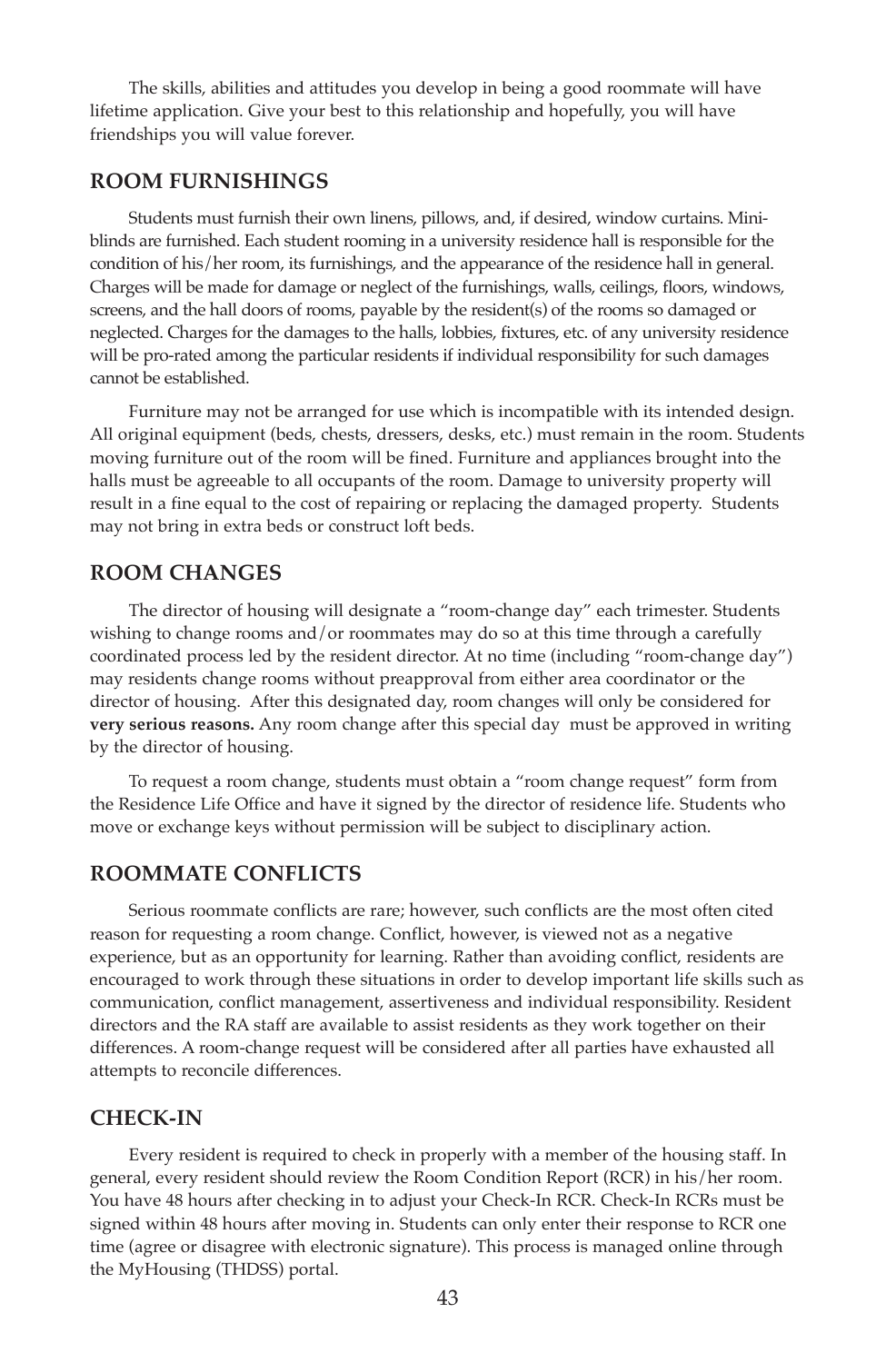The skills, abilities and attitudes you develop in being a good roommate will have lifetime application. Give your best to this relationship and hopefully, you will have friendships you will value forever.

## ROOM FURNISHINGS

Students must furnish their own linens, pillows, and, if desired, window curtains. Mini-blinds are furnished. Each student rooming in a university residence hall is responsible for the condition of his/her room, its furnishings, and the appearance of the residence hall in general. Charges will be made for damage or neglect of the furnishings, walls, ceilings, floors, windows, screens, and the hall doors of rooms, payable by the resident(s) of the rooms so damaged or neglected. Charges for the damages to the halls, lobbies, fixtures, etc. of any university residence will be pro-rated among the particular residents if individual responsibility for such damages cannot be established.

Furniture may not be arranged for use which is incompatible with its intended design. All original equipment (beds, chests, dressers, desks, etc.) must remain in the room. Students moving furniture out of the room will be fined. Furniture and appliances brought into the halls must be agreeable to all occupants of the room. Damage to university property will result in a fine equal to the cost of repairing or replacing the damaged property. Students may not bring in extra beds or construct loft beds.

## ROOM CHANGES

The director of housing will designate a "room-change day" each trimester. Students wishing to change rooms and/or roommates may do so at this time through a carefully coordinated process led by the resident director. At no time (including "room-change day") may residents change rooms without preapproval from either area coordinator or the director of housing. After this designated day, room changes will only be considered for **very serious reasons.** Any room change after this special day must be approved in writing by the director of housing.

To request a room change, students must obtain a "room change request" form from the Residence Life Office and have it signed by the director of residence life. Students who move or exchange keys without permission will be subject to disciplinary action.

## ROOMMATE CONFLICTS

Serious roommate conflicts are rare; however, such conflicts are the most often cited reason for requesting a room change. Conflict, however, is viewed not as a negative experience, but as an opportunity for learning. Rather than avoiding conflict, residents are encouraged to work through these situations in order to develop important life skills such as communication, conflict management, assertiveness and individual responsibility. Resident directors and the RA staff are available to assist residents as they work together on their differences. A room-change request will be considered after all parties have exhausted all attempts to reconcile differences.

## CHECK-IN

Every resident is required to check in properly with a member of the housing staff. In general, every resident should review the Room Condition Report (RCR) in his/her room. You have 48 hours after checking in to adjust your Check-In RCR. Check-In RCRs must be signed within 48 hours after moving in. Students can only enter their response to RCR one time (agree or disagree with electronic signature). This process is managed online through the MyHousing (THDSS) portal.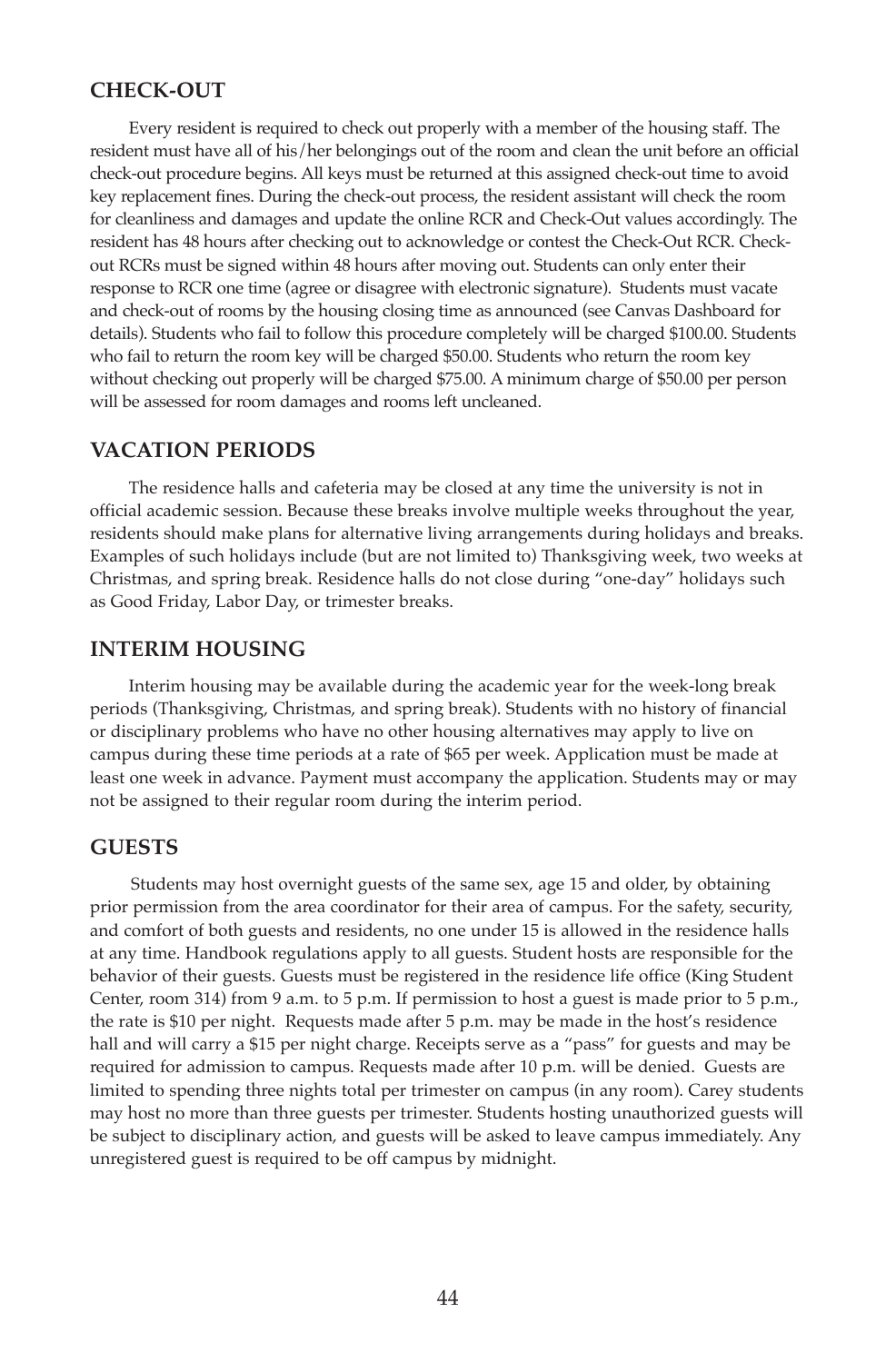## CHECK-OUT

Every resident is required to check out properly with a member of the housing staff. The resident must have all of his/her belongings out of the room and clean the unit before an official check-out procedure begins. All keys must be returned at this assigned check-out time to avoid key replacement fines. During the check-out process, the resident assistant will check the room for cleanliness and damages and update the online RCR and Check-Out values accordingly. The resident has 48 hours after checking out to acknowledge or contest the Check-Out RCR. Check-out RCRs must be signed within 48 hours after moving out. Students can only enter their response to RCR one time (agree or disagree with electronic signature). Students must vacate and check-out of rooms by the housing closing time as announced (see Canvas Dashboard for details). Students who fail to follow this procedure completely will be charged $100.00. Students who fail to return the room key will be charged $50.00. Students who return the room key without checking out properly will be charged $75.00. A minimum charge of $50.00 per person will be assessed for room damages and rooms left uncleaned.

## VACATION PERIODS

The residence halls and cafeteria may be closed at any time the university is not in official academic session. Because these breaks involve multiple weeks throughout the year, residents should make plans for alternative living arrangements during holidays and breaks. Examples of such holidays include (but are not limited to) Thanksgiving week, two weeks at Christmas, and spring break. Residence halls do not close during "one-day" holidays such as Good Friday, Labor Day, or trimester breaks.

## INTERIM HOUSING

Interim housing may be available during the academic year for the week-long break periods (Thanksgiving, Christmas, and spring break). Students with no history of financial or disciplinary problems who have no other housing alternatives may apply to live on campus during these time periods at a rate of $65 per week. Application must be made at least one week in advance. Payment must accompany the application. Students may or may not be assigned to their regular room during the interim period.

## GUESTS

Students may host overnight guests of the same sex, age 15 and older, by obtaining prior permission from the area coordinator for their area of campus. For the safety, security, and comfort of both guests and residents, no one under 15 is allowed in the residence halls at any time. Handbook regulations apply to all guests. Student hosts are responsible for the behavior of their guests. Guests must be registered in the residence life office (King Student Center, room 314) from 9 a.m. to 5 p.m. If permission to host a guest is made prior to 5 p.m., the rate is $10 per night. Requests made after 5 p.m. may be made in the host's residence hall and will carry a $15 per night charge. Receipts serve as a "pass" for guests and may be required for admission to campus. Requests made after 10 p.m. will be denied. Guests are limited to spending three nights total per trimester on campus (in any room). Carey students may host no more than three guests per trimester. Students hosting unauthorized guests will be subject to disciplinary action, and guests will be asked to leave campus immediately. Any unregistered guest is required to be off campus by midnight.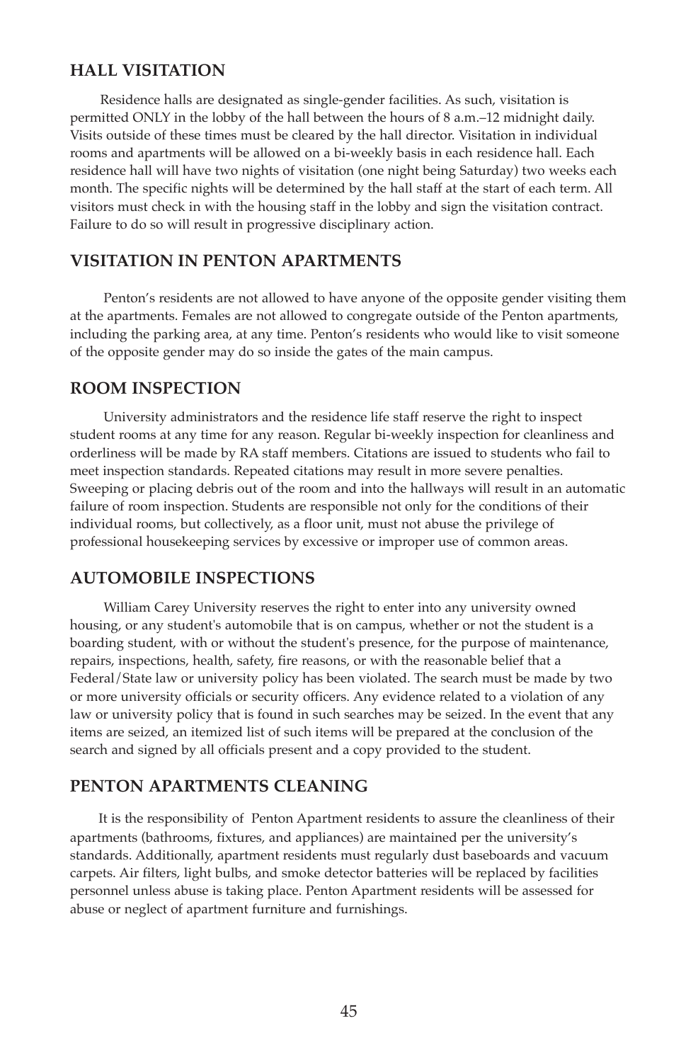## HALL VISITATION

Residence halls are designated as single-gender facilities. As such, visitation is permitted ONLY in the lobby of the hall between the hours of 8 a.m.–12 midnight daily. Visits outside of these times must be cleared by the hall director. Visitation in individual rooms and apartments will be allowed on a bi-weekly basis in each residence hall. Each residence hall will have two nights of visitation (one night being Saturday) two weeks each month. The specific nights will be determined by the hall staff at the start of each term. All visitors must check in with the housing staff in the lobby and sign the visitation contract. Failure to do so will result in progressive disciplinary action.

## VISITATION IN PENTON APARTMENTS

Penton's residents are not allowed to have anyone of the opposite gender visiting them at the apartments. Females are not allowed to congregate outside of the Penton apartments, including the parking area, at any time. Penton's residents who would like to visit someone of the opposite gender may do so inside the gates of the main campus.

## ROOM INSPECTION

University administrators and the residence life staff reserve the right to inspect student rooms at any time for any reason. Regular bi-weekly inspection for cleanliness and orderliness will be made by RA staff members. Citations are issued to students who fail to meet inspection standards. Repeated citations may result in more severe penalties. Sweeping or placing debris out of the room and into the hallways will result in an automatic failure of room inspection. Students are responsible not only for the conditions of their individual rooms, but collectively, as a floor unit, must not abuse the privilege of professional housekeeping services by excessive or improper use of common areas.

## AUTOMOBILE INSPECTIONS

William Carey University reserves the right to enter into any university owned housing, or any student's automobile that is on campus, whether or not the student is a boarding student, with or without the student's presence, for the purpose of maintenance, repairs, inspections, health, safety, fire reasons, or with the reasonable belief that a Federal/State law or university policy has been violated. The search must be made by two or more university officials or security officers. Any evidence related to a violation of any law or university policy that is found in such searches may be seized. In the event that any items are seized, an itemized list of such items will be prepared at the conclusion of the search and signed by all officials present and a copy provided to the student.

## PENTON APARTMENTS CLEANING

It is the responsibility of Penton Apartment residents to assure the cleanliness of their apartments (bathrooms, fixtures, and appliances) are maintained per the university's standards. Additionally, apartment residents must regularly dust baseboards and vacuum carpets. Air filters, light bulbs, and smoke detector batteries will be replaced by facilities personnel unless abuse is taking place. Penton Apartment residents will be assessed for abuse or neglect of apartment furniture and furnishings.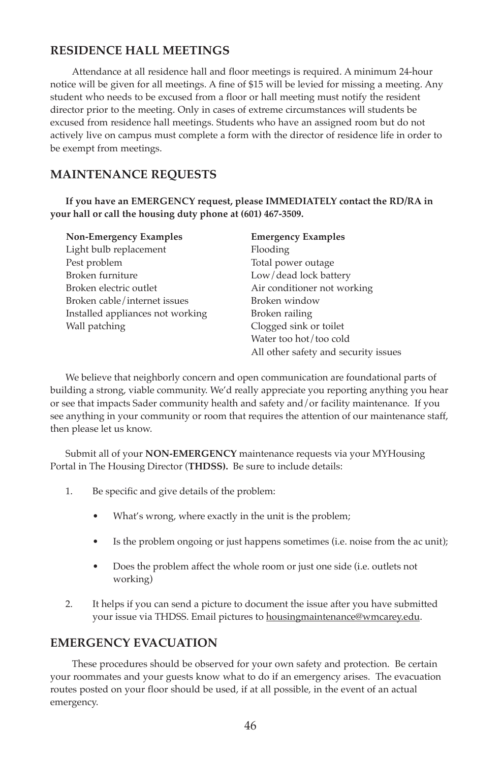## RESIDENCE HALL MEETINGS

Attendance at all residence hall and floor meetings is required. A minimum 24-hour notice will be given for all meetings. A fine of $15 will be levied for missing a meeting. Any student who needs to be excused from a floor or hall meeting must notify the resident director prior to the meeting. Only in cases of extreme circumstances will students be excused from residence hall meetings. Students who have an assigned room but do not actively live on campus must complete a form with the director of residence life in order to be exempt from meetings.

## MAINTENANCE REQUESTS

**If you have an EMERGENCY request, please IMMEDIATELY contact the RD/RA in your hall or call the housing duty phone at (601) 467-3509.**

| Non-Emergency Examples | Emergency Examples |
|---|---|
| Light bulb replacement | Flooding |
| Pest problem | Total power outage |
| Broken furniture | Low/dead lock battery |
| Broken electric outlet | Air conditioner not working |
| Broken cable/internet issues | Broken window |
| Installed appliances not working | Broken railing |
| Wall patching | Clogged sink or toilet |
| | Water too hot/too cold |
| | All other safety and security issues |

We believe that neighborly concern and open communication are foundational parts of building a strong, viable community. We'd really appreciate you reporting anything you hear or see that impacts Sader community health and safety and/or facility maintenance. If you see anything in your community or room that requires the attention of our maintenance staff, then please let us know.

Submit all of your **NON-EMERGENCY** maintenance requests via your MYHousing Portal in The Housing Director (**THDSS).** Be sure to include details:

1. Be specific and give details of the problem:
   - What's wrong, where exactly in the unit is the problem;
   - Is the problem ongoing or just happens sometimes (i.e. noise from the ac unit);
   - Does the problem affect the whole room or just one side (i.e. outlets not working)
2. It helps if you can send a picture to document the issue after you have submitted your issue via THDSS. Email pictures to housingmaintenance@wmcarey.edu.

## EMERGENCY EVACUATION

These procedures should be observed for your own safety and protection. Be certain your roommates and your guests know what to do if an emergency arises. The evacuation routes posted on your floor should be used, if at all possible, in the event of an actual emergency.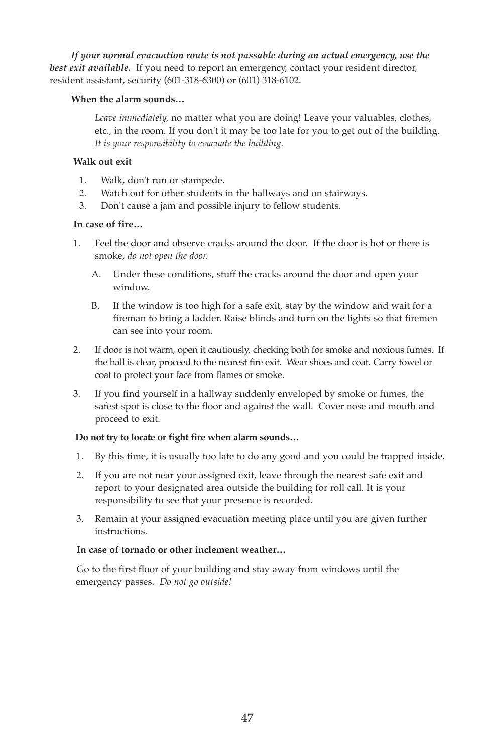***If your normal evacuation route is not passable during an actual emergency, use the best exit available.*** If you need to report an emergency, contact your resident director, resident assistant, security (601-318-6300) or (601) 318-6102.

**When the alarm sounds…**

*Leave immediately,* no matter what you are doing! Leave your valuables, clothes, etc., in the room. If you don't it may be too late for you to get out of the building. *It is your responsibility to evacuate the building.*

**Walk out exit**

1. Walk, don't run or stampede.
2. Watch out for other students in the hallways and on stairways.
3. Don't cause a jam and possible injury to fellow students.

**In case of fire…**

1. Feel the door and observe cracks around the door. If the door is hot or there is smoke, *do not open the door.*
   - A. Under these conditions, stuff the cracks around the door and open your window.
   - B. If the window is too high for a safe exit, stay by the window and wait for a fireman to bring a ladder. Raise blinds and turn on the lights so that firemen can see into your room.
2. If door is not warm, open it cautiously, checking both for smoke and noxious fumes. If the hall is clear, proceed to the nearest fire exit. Wear shoes and coat. Carry towel or coat to protect your face from flames or smoke.
3. If you find yourself in a hallway suddenly enveloped by smoke or fumes, the safest spot is close to the floor and against the wall. Cover nose and mouth and proceed to exit.

**Do not try to locate or fight fire when alarm sounds…**

1. By this time, it is usually too late to do any good and you could be trapped inside.
2. If you are not near your assigned exit, leave through the nearest safe exit and report to your designated area outside the building for roll call. It is your responsibility to see that your presence is recorded.
3. Remain at your assigned evacuation meeting place until you are given further instructions.

**In case of tornado or other inclement weather…**

Go to the first floor of your building and stay away from windows until the emergency passes. *Do not go outside!*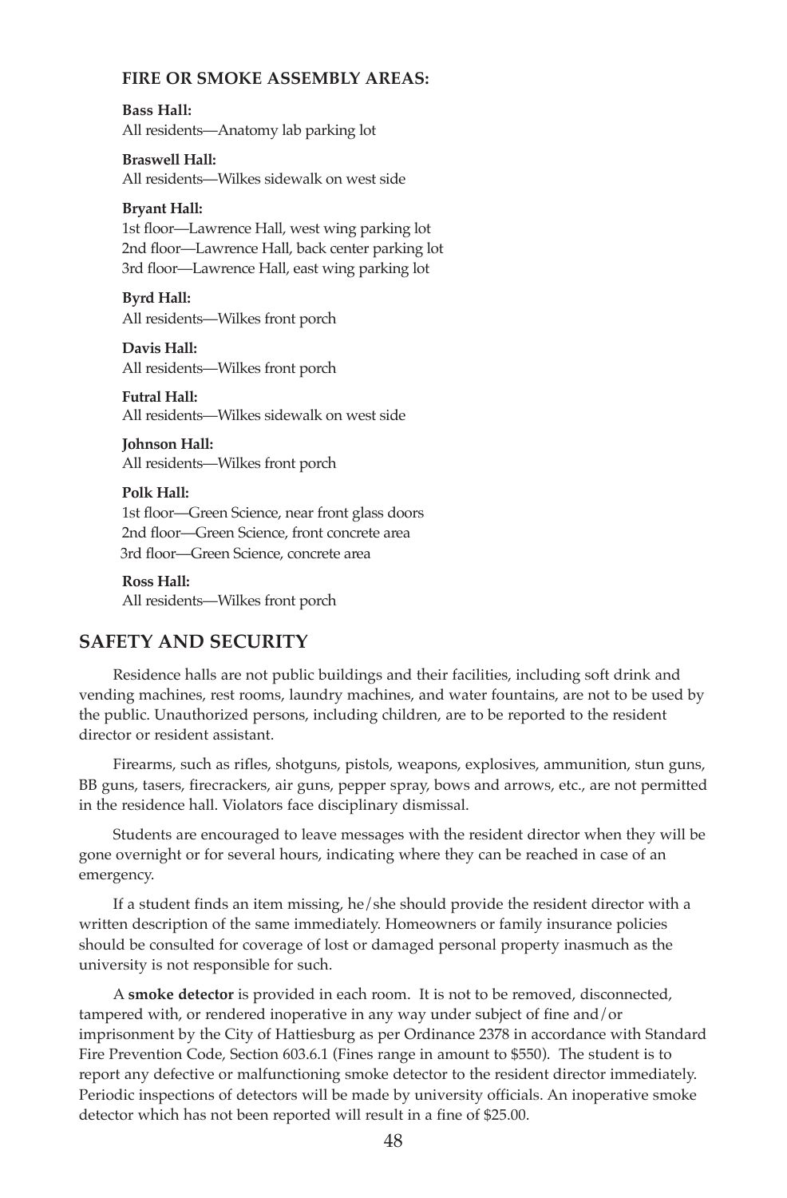### FIRE OR SMOKE ASSEMBLY AREAS:

**Bass Hall:**
All residents—Anatomy lab parking lot

**Braswell Hall:**
All residents—Wilkes sidewalk on west side

**Bryant Hall:**
1st floor—Lawrence Hall, west wing parking lot
2nd floor—Lawrence Hall, back center parking lot
3rd floor—Lawrence Hall, east wing parking lot

**Byrd Hall:**
All residents—Wilkes front porch

**Davis Hall:**
All residents—Wilkes front porch

**Futral Hall:**
All residents—Wilkes sidewalk on west side

**Johnson Hall:**
All residents—Wilkes front porch

**Polk Hall:**
1st floor—Green Science, near front glass doors
2nd floor—Green Science, front concrete area
3rd floor—Green Science, concrete area

**Ross Hall:**
All residents—Wilkes front porch

## SAFETY AND SECURITY

Residence halls are not public buildings and their facilities, including soft drink and vending machines, rest rooms, laundry machines, and water fountains, are not to be used by the public. Unauthorized persons, including children, are to be reported to the resident director or resident assistant.

Firearms, such as rifles, shotguns, pistols, weapons, explosives, ammunition, stun guns, BB guns, tasers, firecrackers, air guns, pepper spray, bows and arrows, etc., are not permitted in the residence hall. Violators face disciplinary dismissal.

Students are encouraged to leave messages with the resident director when they will be gone overnight or for several hours, indicating where they can be reached in case of an emergency.

If a student finds an item missing, he/she should provide the resident director with a written description of the same immediately. Homeowners or family insurance policies should be consulted for coverage of lost or damaged personal property inasmuch as the university is not responsible for such.

A **smoke detector** is provided in each room. It is not to be removed, disconnected, tampered with, or rendered inoperative in any way under subject of fine and/or imprisonment by the City of Hattiesburg as per Ordinance 2378 in accordance with Standard Fire Prevention Code, Section 603.6.1 (Fines range in amount to $550). The student is to report any defective or malfunctioning smoke detector to the resident director immediately. Periodic inspections of detectors will be made by university officials. An inoperative smoke detector which has not been reported will result in a fine of $25.00.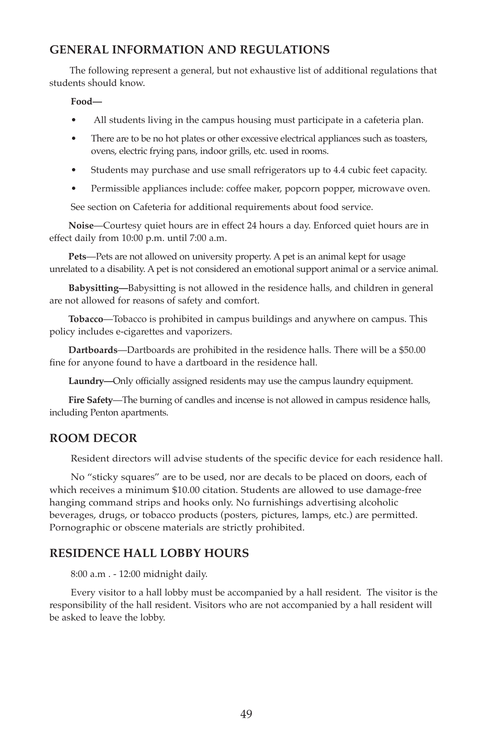## GENERAL INFORMATION AND REGULATIONS

The following represent a general, but not exhaustive list of additional regulations that students should know.

**Food—**

- All students living in the campus housing must participate in a cafeteria plan.
- There are to be no hot plates or other excessive electrical appliances such as toasters, ovens, electric frying pans, indoor grills, etc. used in rooms.
- Students may purchase and use small refrigerators up to 4.4 cubic feet capacity.
- Permissible appliances include: coffee maker, popcorn popper, microwave oven.

See section on Cafeteria for additional requirements about food service.

**Noise**—Courtesy quiet hours are in effect 24 hours a day. Enforced quiet hours are in effect daily from 10:00 p.m. until 7:00 a.m.

**Pets**—Pets are not allowed on university property. A pet is an animal kept for usage unrelated to a disability. A pet is not considered an emotional support animal or a service animal.

**Babysitting—**Babysitting is not allowed in the residence halls, and children in general are not allowed for reasons of safety and comfort.

**Tobacco**—Tobacco is prohibited in campus buildings and anywhere on campus. This policy includes e-cigarettes and vaporizers.

**Dartboards**—Dartboards are prohibited in the residence halls. There will be a $50.00 fine for anyone found to have a dartboard in the residence hall.

**Laundry—**Only officially assigned residents may use the campus laundry equipment.

**Fire Safety**—The burning of candles and incense is not allowed in campus residence halls, including Penton apartments.

## ROOM DECOR

Resident directors will advise students of the specific device for each residence hall.

No "sticky squares" are to be used, nor are decals to be placed on doors, each of which receives a minimum $10.00 citation. Students are allowed to use damage-free hanging command strips and hooks only. No furnishings advertising alcoholic beverages, drugs, or tobacco products (posters, pictures, lamps, etc.) are permitted. Pornographic or obscene materials are strictly prohibited.

## RESIDENCE HALL LOBBY HOURS

8:00 a.m . - 12:00 midnight daily.

Every visitor to a hall lobby must be accompanied by a hall resident. The visitor is the responsibility of the hall resident. Visitors who are not accompanied by a hall resident will be asked to leave the lobby.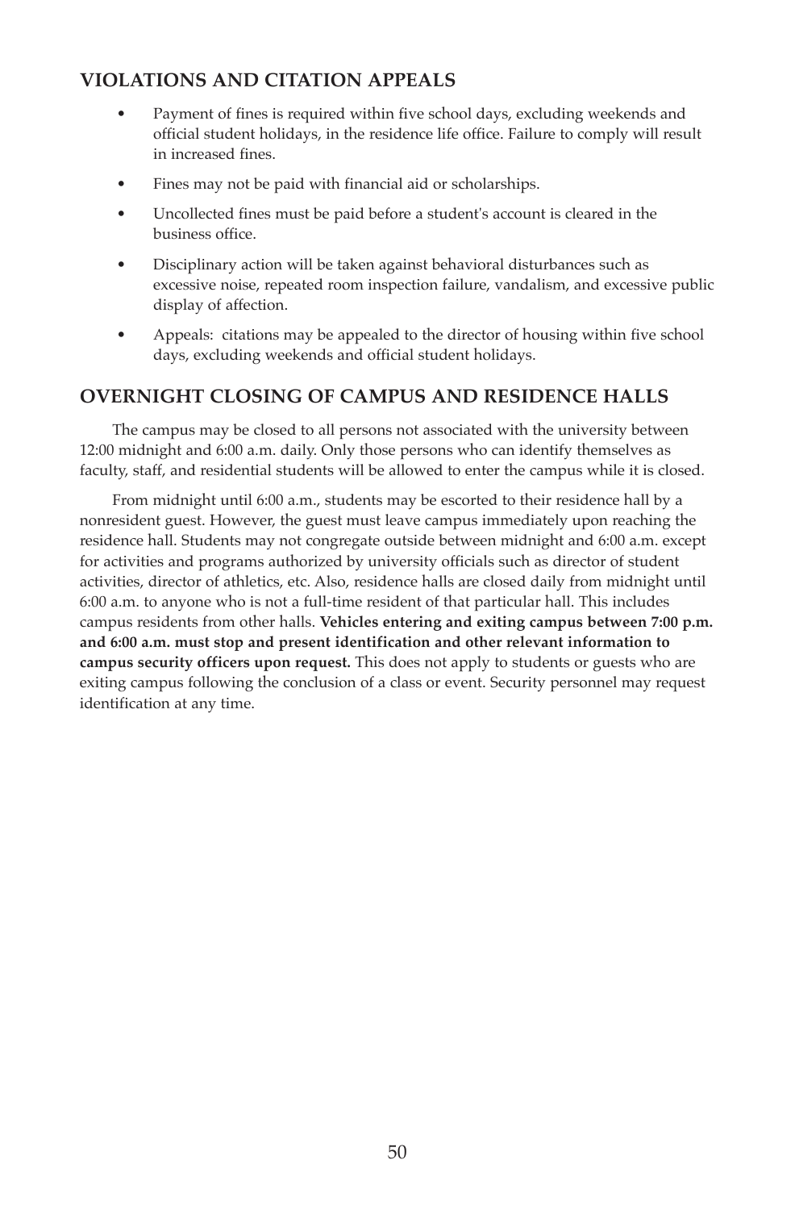## VIOLATIONS AND CITATION APPEALS

- Payment of fines is required within five school days, excluding weekends and official student holidays, in the residence life office. Failure to comply will result in increased fines.
- Fines may not be paid with financial aid or scholarships.
- Uncollected fines must be paid before a student's account is cleared in the business office.
- Disciplinary action will be taken against behavioral disturbances such as excessive noise, repeated room inspection failure, vandalism, and excessive public display of affection.
- Appeals: citations may be appealed to the director of housing within five school days, excluding weekends and official student holidays.

## OVERNIGHT CLOSING OF CAMPUS AND RESIDENCE HALLS

The campus may be closed to all persons not associated with the university between 12:00 midnight and 6:00 a.m. daily. Only those persons who can identify themselves as faculty, staff, and residential students will be allowed to enter the campus while it is closed.

From midnight until 6:00 a.m., students may be escorted to their residence hall by a nonresident guest. However, the guest must leave campus immediately upon reaching the residence hall. Students may not congregate outside between midnight and 6:00 a.m. except for activities and programs authorized by university officials such as director of student activities, director of athletics, etc. Also, residence halls are closed daily from midnight until 6:00 a.m. to anyone who is not a full-time resident of that particular hall. This includes campus residents from other halls. **Vehicles entering and exiting campus between 7:00 p.m. and 6:00 a.m. must stop and present identification and other relevant information to campus security officers upon request.** This does not apply to students or guests who are exiting campus following the conclusion of a class or event. Security personnel may request identification at any time.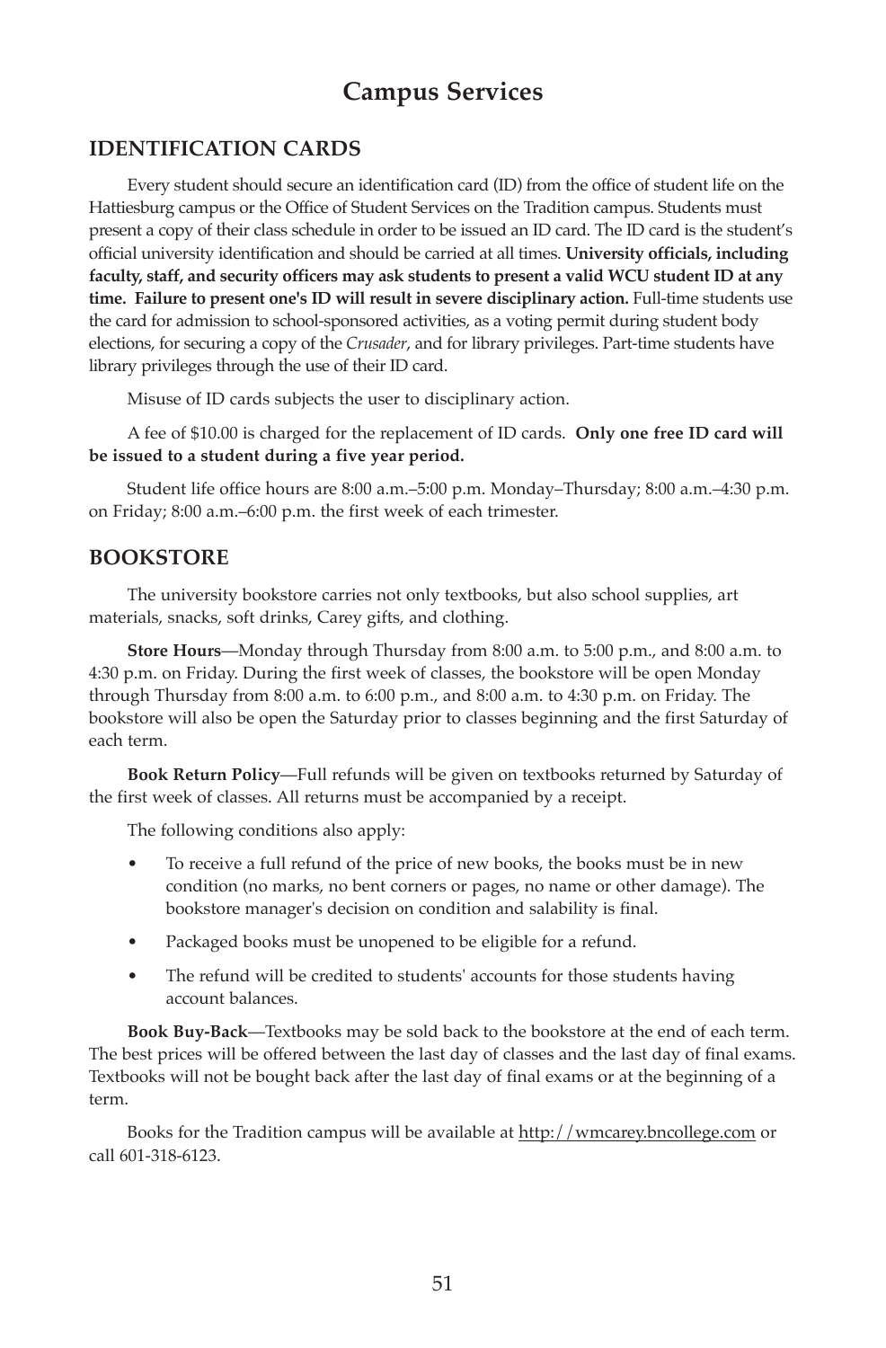# Campus Services

## IDENTIFICATION CARDS

Every student should secure an identification card (ID) from the office of student life on the Hattiesburg campus or the Office of Student Services on the Tradition campus. Students must present a copy of their class schedule in order to be issued an ID card. The ID card is the student's official university identification and should be carried at all times. **University officials, including faculty, staff, and security officers may ask students to present a valid WCU student ID at any time. Failure to present one's ID will result in severe disciplinary action.** Full-time students use the card for admission to school-sponsored activities, as a voting permit during student body elections, for securing a copy of the *Crusader*, and for library privileges. Part-time students have library privileges through the use of their ID card.

Misuse of ID cards subjects the user to disciplinary action.

A fee of $10.00 is charged for the replacement of ID cards. **Only one free ID card will be issued to a student during a five year period.**

Student life office hours are 8:00 a.m.–5:00 p.m. Monday–Thursday; 8:00 a.m.–4:30 p.m. on Friday; 8:00 a.m.–6:00 p.m. the first week of each trimester.

## BOOKSTORE

The university bookstore carries not only textbooks, but also school supplies, art materials, snacks, soft drinks, Carey gifts, and clothing.

**Store Hours**—Monday through Thursday from 8:00 a.m. to 5:00 p.m., and 8:00 a.m. to 4:30 p.m. on Friday. During the first week of classes, the bookstore will be open Monday through Thursday from 8:00 a.m. to 6:00 p.m., and 8:00 a.m. to 4:30 p.m. on Friday. The bookstore will also be open the Saturday prior to classes beginning and the first Saturday of each term.

**Book Return Policy**—Full refunds will be given on textbooks returned by Saturday of the first week of classes. All returns must be accompanied by a receipt.

The following conditions also apply:

- To receive a full refund of the price of new books, the books must be in new condition (no marks, no bent corners or pages, no name or other damage). The bookstore manager's decision on condition and salability is final.
- Packaged books must be unopened to be eligible for a refund.
- The refund will be credited to students' accounts for those students having account balances.

**Book Buy-Back**—Textbooks may be sold back to the bookstore at the end of each term. The best prices will be offered between the last day of classes and the last day of final exams. Textbooks will not be bought back after the last day of final exams or at the beginning of a term.

Books for the Tradition campus will be available at http://wmcarey.bncollege.com or call 601-318-6123.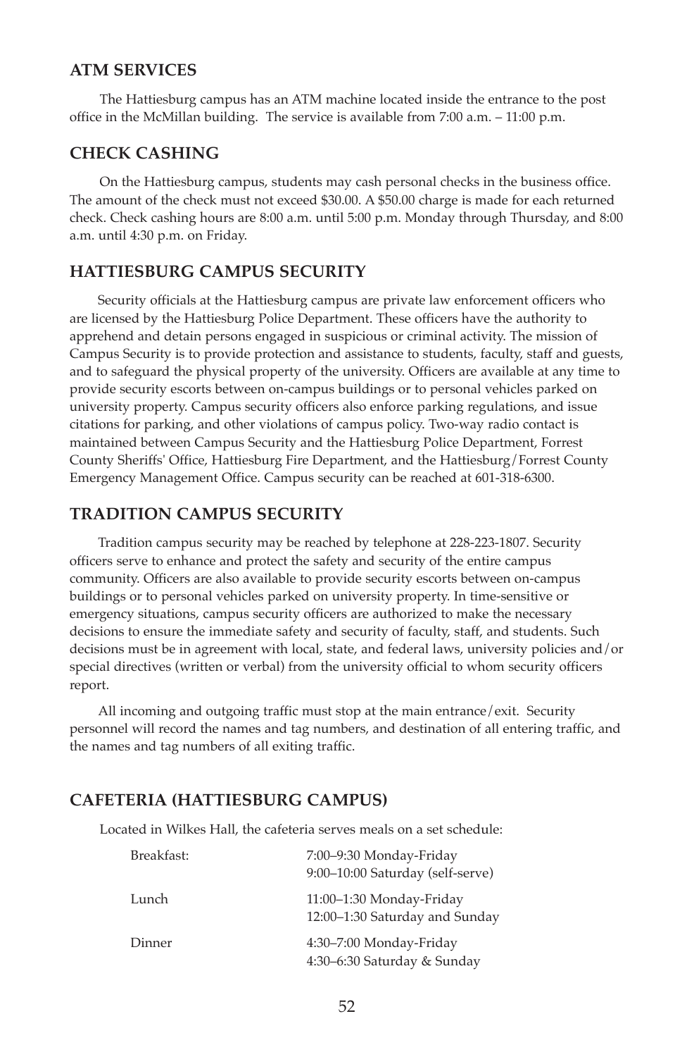## ATM SERVICES

The Hattiesburg campus has an ATM machine located inside the entrance to the post office in the McMillan building. The service is available from 7:00 a.m. – 11:00 p.m.

## CHECK CASHING

On the Hattiesburg campus, students may cash personal checks in the business office. The amount of the check must not exceed $30.00. A $50.00 charge is made for each returned check. Check cashing hours are 8:00 a.m. until 5:00 p.m. Monday through Thursday, and 8:00 a.m. until 4:30 p.m. on Friday.

## HATTIESBURG CAMPUS SECURITY

Security officials at the Hattiesburg campus are private law enforcement officers who are licensed by the Hattiesburg Police Department. These officers have the authority to apprehend and detain persons engaged in suspicious or criminal activity. The mission of Campus Security is to provide protection and assistance to students, faculty, staff and guests, and to safeguard the physical property of the university. Officers are available at any time to provide security escorts between on-campus buildings or to personal vehicles parked on university property. Campus security officers also enforce parking regulations, and issue citations for parking, and other violations of campus policy. Two-way radio contact is maintained between Campus Security and the Hattiesburg Police Department, Forrest County Sheriffs' Office, Hattiesburg Fire Department, and the Hattiesburg/Forrest County Emergency Management Office. Campus security can be reached at 601-318-6300.

## TRADITION CAMPUS SECURITY

Tradition campus security may be reached by telephone at 228-223-1807. Security officers serve to enhance and protect the safety and security of the entire campus community. Officers are also available to provide security escorts between on-campus buildings or to personal vehicles parked on university property. In time-sensitive or emergency situations, campus security officers are authorized to make the necessary decisions to ensure the immediate safety and security of faculty, staff, and students. Such decisions must be in agreement with local, state, and federal laws, university policies and/or special directives (written or verbal) from the university official to whom security officers report.

All incoming and outgoing traffic must stop at the main entrance/exit. Security personnel will record the names and tag numbers, and destination of all entering traffic, and the names and tag numbers of all exiting traffic.

## CAFETERIA (HATTIESBURG CAMPUS)

Located in Wilkes Hall, the cafeteria serves meals on a set schedule:

| | |
|---|---|
| Breakfast: | 7:00–9:30 Monday-Friday<br>9:00–10:00 Saturday (self-serve) |
| Lunch | 11:00–1:30 Monday-Friday<br>12:00–1:30 Saturday and Sunday |
| Dinner | 4:30–7:00 Monday-Friday<br>4:30–6:30 Saturday & Sunday |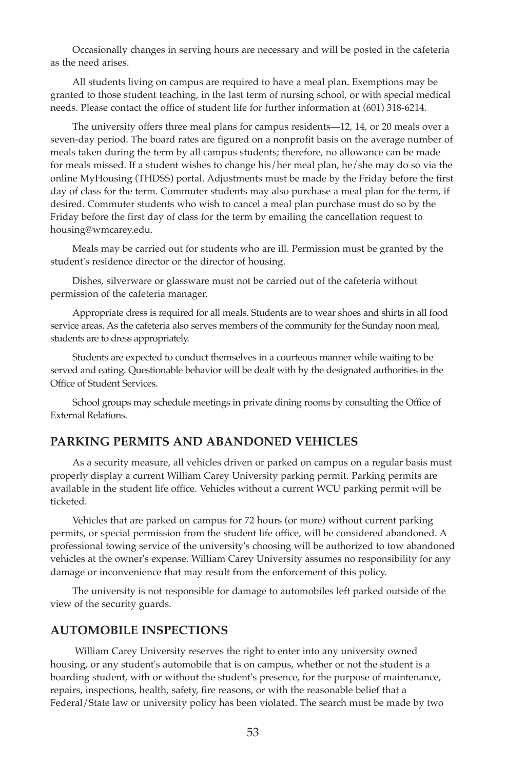Occasionally changes in serving hours are necessary and will be posted in the cafeteria as the need arises.

All students living on campus are required to have a meal plan. Exemptions may be granted to those student teaching, in the last term of nursing school, or with special medical needs. Please contact the office of student life for further information at (601) 318-6214.

The university offers three meal plans for campus residents—12, 14, or 20 meals over a seven-day period. The board rates are figured on a nonprofit basis on the average number of meals taken during the term by all campus students; therefore, no allowance can be made for meals missed. If a student wishes to change his/her meal plan, he/she may do so via the online MyHousing (THDSS) portal. Adjustments must be made by the Friday before the first day of class for the term. Commuter students may also purchase a meal plan for the term, if desired. Commuter students who wish to cancel a meal plan purchase must do so by the Friday before the first day of class for the term by emailing the cancellation request to housing@wmcarey.edu.

Meals may be carried out for students who are ill. Permission must be granted by the student's residence director or the director of housing.

Dishes, silverware or glassware must not be carried out of the cafeteria without permission of the cafeteria manager.

Appropriate dress is required for all meals. Students are to wear shoes and shirts in all food service areas. As the cafeteria also serves members of the community for the Sunday noon meal, students are to dress appropriately.

Students are expected to conduct themselves in a courteous manner while waiting to be served and eating. Questionable behavior will be dealt with by the designated authorities in the Office of Student Services.

School groups may schedule meetings in private dining rooms by consulting the Office of External Relations.

## PARKING PERMITS AND ABANDONED VEHICLES

As a security measure, all vehicles driven or parked on campus on a regular basis must properly display a current William Carey University parking permit. Parking permits are available in the student life office. Vehicles without a current WCU parking permit will be ticketed.

Vehicles that are parked on campus for 72 hours (or more) without current parking permits, or special permission from the student life office, will be considered abandoned. A professional towing service of the university's choosing will be authorized to tow abandoned vehicles at the owner's expense. William Carey University assumes no responsibility for any damage or inconvenience that may result from the enforcement of this policy.

The university is not responsible for damage to automobiles left parked outside of the view of the security guards.

## AUTOMOBILE INSPECTIONS

William Carey University reserves the right to enter into any university owned housing, or any student's automobile that is on campus, whether or not the student is a boarding student, with or without the student's presence, for the purpose of maintenance, repairs, inspections, health, safety, fire reasons, or with the reasonable belief that a Federal/State law or university policy has been violated. The search must be made by two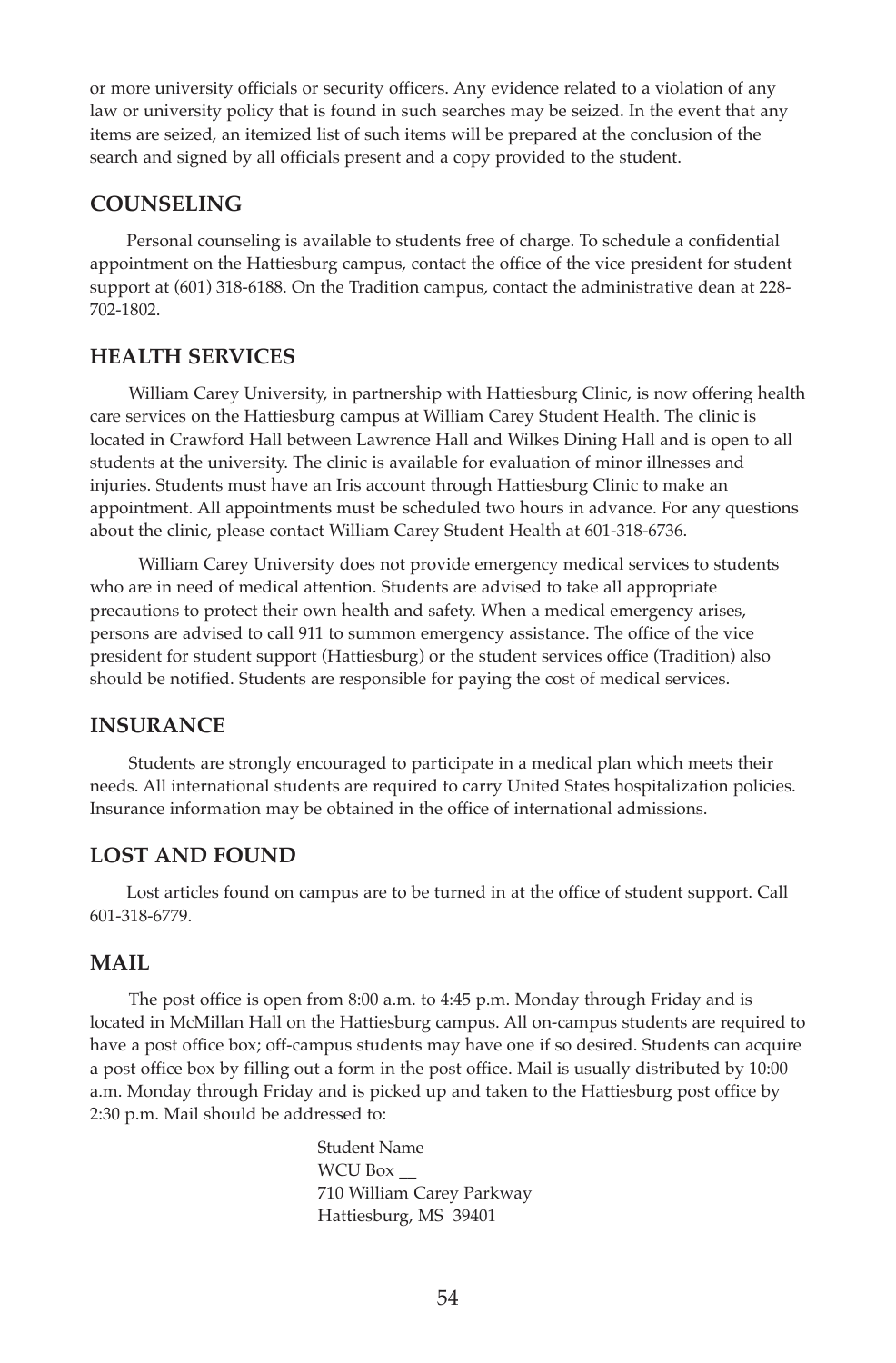or more university officials or security officers. Any evidence related to a violation of any law or university policy that is found in such searches may be seized. In the event that any items are seized, an itemized list of such items will be prepared at the conclusion of the search and signed by all officials present and a copy provided to the student.

## COUNSELING

Personal counseling is available to students free of charge. To schedule a confidential appointment on the Hattiesburg campus, contact the office of the vice president for student support at (601) 318-6188. On the Tradition campus, contact the administrative dean at 228-702-1802.

## HEALTH SERVICES

William Carey University, in partnership with Hattiesburg Clinic, is now offering health care services on the Hattiesburg campus at William Carey Student Health. The clinic is located in Crawford Hall between Lawrence Hall and Wilkes Dining Hall and is open to all students at the university. The clinic is available for evaluation of minor illnesses and injuries. Students must have an Iris account through Hattiesburg Clinic to make an appointment. All appointments must be scheduled two hours in advance. For any questions about the clinic, please contact William Carey Student Health at 601-318-6736.

William Carey University does not provide emergency medical services to students who are in need of medical attention. Students are advised to take all appropriate precautions to protect their own health and safety. When a medical emergency arises, persons are advised to call 911 to summon emergency assistance. The office of the vice president for student support (Hattiesburg) or the student services office (Tradition) also should be notified. Students are responsible for paying the cost of medical services.

## INSURANCE

Students are strongly encouraged to participate in a medical plan which meets their needs. All international students are required to carry United States hospitalization policies. Insurance information may be obtained in the office of international admissions.

## LOST AND FOUND

Lost articles found on campus are to be turned in at the office of student support. Call 601-318-6779.

## MAIL

The post office is open from 8:00 a.m. to 4:45 p.m. Monday through Friday and is located in McMillan Hall on the Hattiesburg campus. All on-campus students are required to have a post office box; off-campus students may have one if so desired. Students can acquire a post office box by filling out a form in the post office. Mail is usually distributed by 10:00 a.m. Monday through Friday and is picked up and taken to the Hattiesburg post office by 2:30 p.m. Mail should be addressed to:

Student Name  
WCU Box __  
710 William Carey Parkway  
Hattiesburg, MS 39401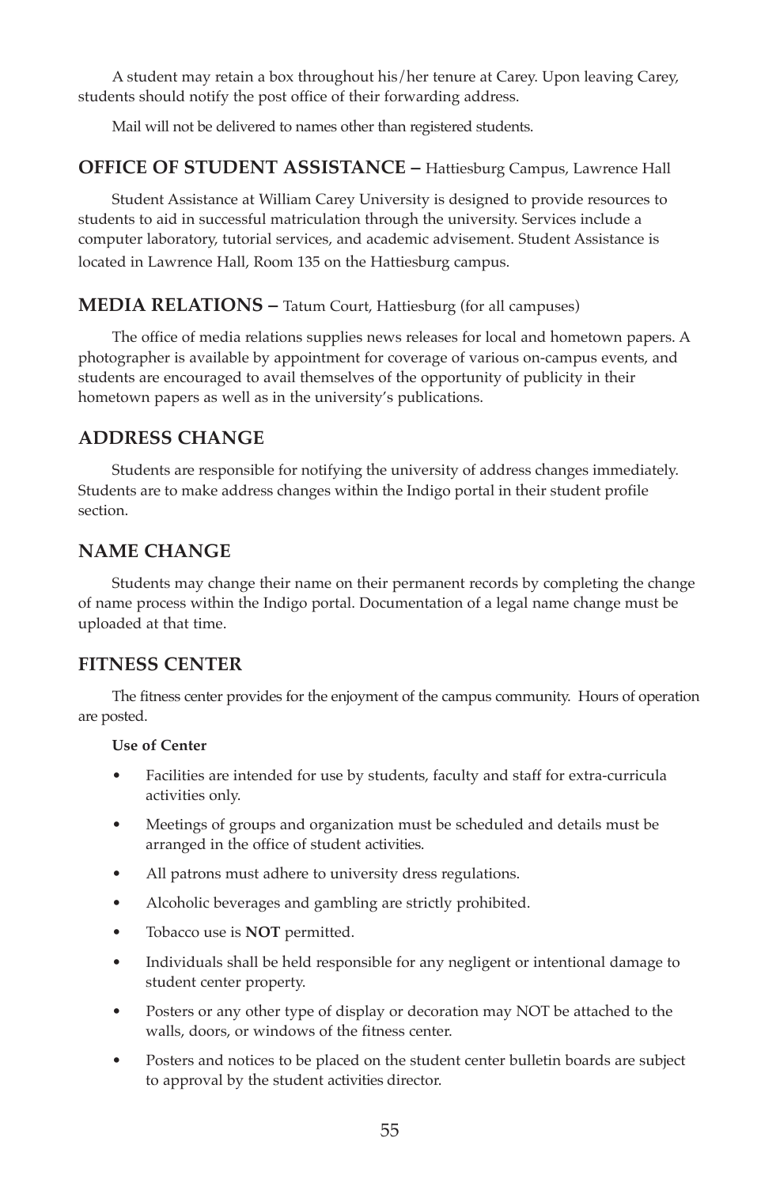A student may retain a box throughout his/her tenure at Carey. Upon leaving Carey, students should notify the post office of their forwarding address.

Mail will not be delivered to names other than registered students.

## OFFICE OF STUDENT ASSISTANCE – Hattiesburg Campus, Lawrence Hall

Student Assistance at William Carey University is designed to provide resources to students to aid in successful matriculation through the university. Services include a computer laboratory, tutorial services, and academic advisement. Student Assistance is located in Lawrence Hall, Room 135 on the Hattiesburg campus.

## MEDIA RELATIONS – Tatum Court, Hattiesburg (for all campuses)

The office of media relations supplies news releases for local and hometown papers. A photographer is available by appointment for coverage of various on-campus events, and students are encouraged to avail themselves of the opportunity of publicity in their hometown papers as well as in the university's publications.

## ADDRESS CHANGE

Students are responsible for notifying the university of address changes immediately. Students are to make address changes within the Indigo portal in their student profile section.

## NAME CHANGE

Students may change their name on their permanent records by completing the change of name process within the Indigo portal. Documentation of a legal name change must be uploaded at that time.

## FITNESS CENTER

The fitness center provides for the enjoyment of the campus community. Hours of operation are posted.

**Use of Center**

- Facilities are intended for use by students, faculty and staff for extra-curricula activities only.
- Meetings of groups and organization must be scheduled and details must be arranged in the office of student activities.
- All patrons must adhere to university dress regulations.
- Alcoholic beverages and gambling are strictly prohibited.
- Tobacco use is **NOT** permitted.
- Individuals shall be held responsible for any negligent or intentional damage to student center property.
- Posters or any other type of display or decoration may NOT be attached to the walls, doors, or windows of the fitness center.
- Posters and notices to be placed on the student center bulletin boards are subject to approval by the student activities director.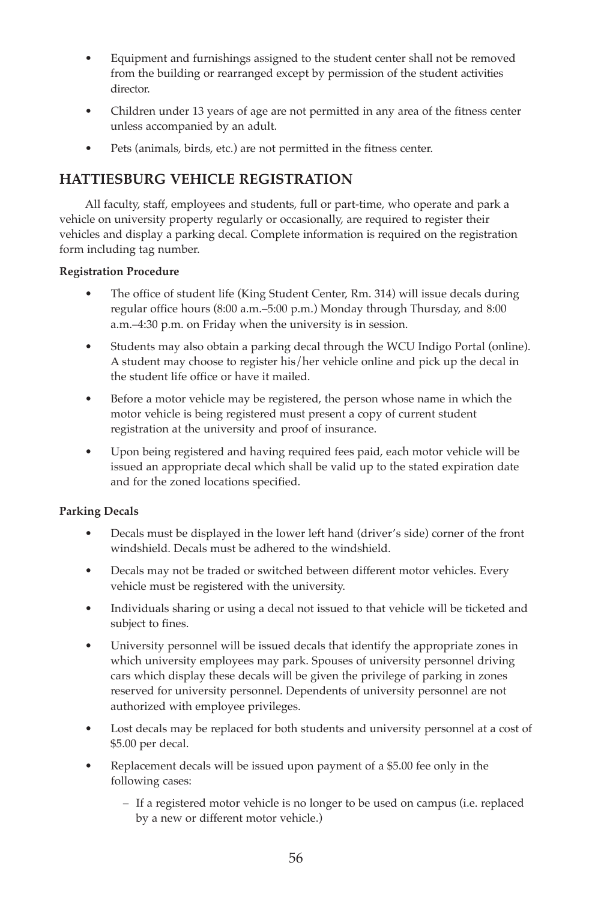- Equipment and furnishings assigned to the student center shall not be removed from the building or rearranged except by permission of the student activities director.
- Children under 13 years of age are not permitted in any area of the fitness center unless accompanied by an adult.
- Pets (animals, birds, etc.) are not permitted in the fitness center.

## HATTIESBURG VEHICLE REGISTRATION

All faculty, staff, employees and students, full or part-time, who operate and park a vehicle on university property regularly or occasionally, are required to register their vehicles and display a parking decal. Complete information is required on the registration form including tag number.

**Registration Procedure**

- The office of student life (King Student Center, Rm. 314) will issue decals during regular office hours (8:00 a.m.–5:00 p.m.) Monday through Thursday, and 8:00 a.m.–4:30 p.m. on Friday when the university is in session.
- Students may also obtain a parking decal through the WCU Indigo Portal (online). A student may choose to register his/her vehicle online and pick up the decal in the student life office or have it mailed.
- Before a motor vehicle may be registered, the person whose name in which the motor vehicle is being registered must present a copy of current student registration at the university and proof of insurance.
- Upon being registered and having required fees paid, each motor vehicle will be issued an appropriate decal which shall be valid up to the stated expiration date and for the zoned locations specified.

**Parking Decals**

- Decals must be displayed in the lower left hand (driver's side) corner of the front windshield. Decals must be adhered to the windshield.
- Decals may not be traded or switched between different motor vehicles. Every vehicle must be registered with the university.
- Individuals sharing or using a decal not issued to that vehicle will be ticketed and subject to fines.
- University personnel will be issued decals that identify the appropriate zones in which university employees may park. Spouses of university personnel driving cars which display these decals will be given the privilege of parking in zones reserved for university personnel. Dependents of university personnel are not authorized with employee privileges.
- Lost decals may be replaced for both students and university personnel at a cost of $5.00 per decal.
- Replacement decals will be issued upon payment of a $5.00 fee only in the following cases:
  - If a registered motor vehicle is no longer to be used on campus (i.e. replaced by a new or different motor vehicle.)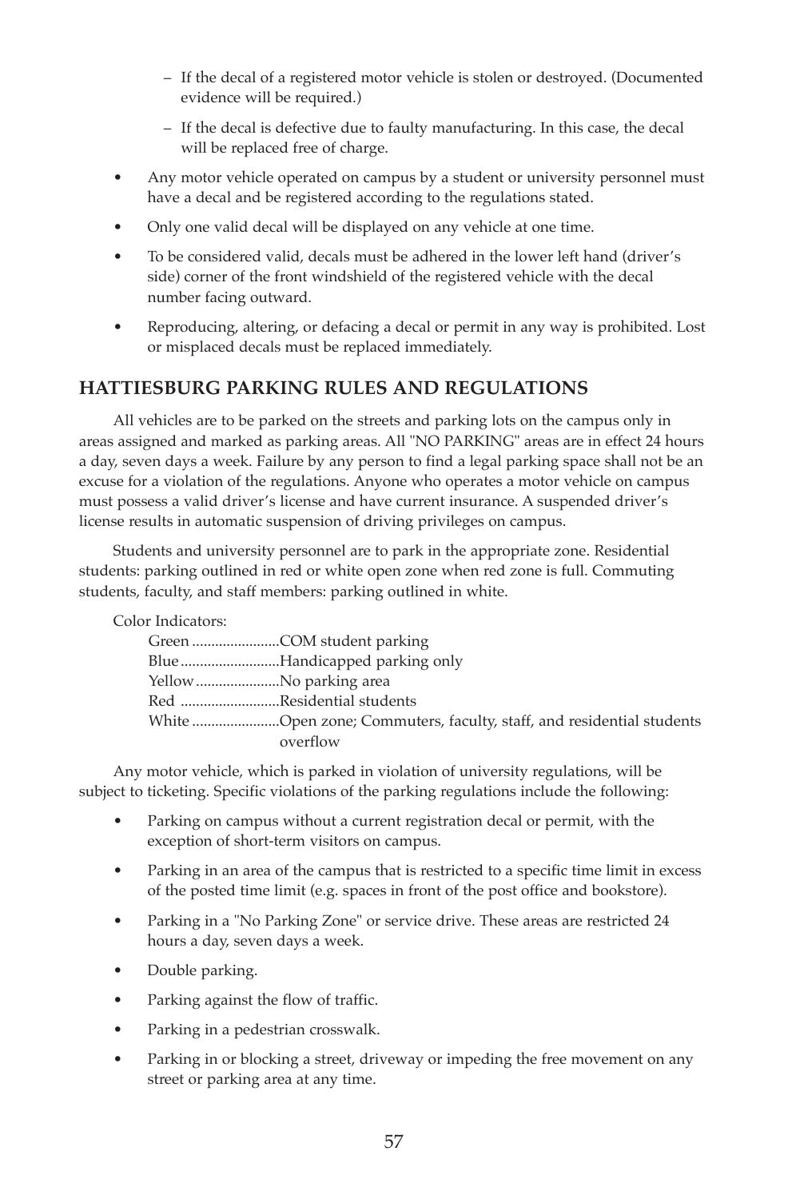- If the decal of a registered motor vehicle is stolen or destroyed. (Documented evidence will be required.)
  - If the decal is defective due to faulty manufacturing. In this case, the decal will be replaced free of charge.

- Any motor vehicle operated on campus by a student or university personnel must have a decal and be registered according to the regulations stated.
- Only one valid decal will be displayed on any vehicle at one time.
- To be considered valid, decals must be adhered in the lower left hand (driver's side) corner of the front windshield of the registered vehicle with the decal number facing outward.
- Reproducing, altering, or defacing a decal or permit in any way is prohibited. Lost or misplaced decals must be replaced immediately.

## HATTIESBURG PARKING RULES AND REGULATIONS

All vehicles are to be parked on the streets and parking lots on the campus only in areas assigned and marked as parking areas. All "NO PARKING" areas are in effect 24 hours a day, seven days a week. Failure by any person to find a legal parking space shall not be an excuse for a violation of the regulations. Anyone who operates a motor vehicle on campus must possess a valid driver's license and have current insurance. A suspended driver's license results in automatic suspension of driving privileges on campus.

Students and university personnel are to park in the appropriate zone. Residential students: parking outlined in red or white open zone when red zone is full. Commuting students, faculty, and staff members: parking outlined in white.

Color Indicators:

| Color | Indicator |
|---|---|
| Green | COM student parking |
| Blue | Handicapped parking only |
| Yellow | No parking area |
| Red | Residential students |
| White | Open zone; Commuters, faculty, staff, and residential students overflow |

Any motor vehicle, which is parked in violation of university regulations, will be subject to ticketing. Specific violations of the parking regulations include the following:

- Parking on campus without a current registration decal or permit, with the exception of short-term visitors on campus.
- Parking in an area of the campus that is restricted to a specific time limit in excess of the posted time limit (e.g. spaces in front of the post office and bookstore).
- Parking in a "No Parking Zone" or service drive. These areas are restricted 24 hours a day, seven days a week.
- Double parking.
- Parking against the flow of traffic.
- Parking in a pedestrian crosswalk.
- Parking in or blocking a street, driveway or impeding the free movement on any street or parking area at any time.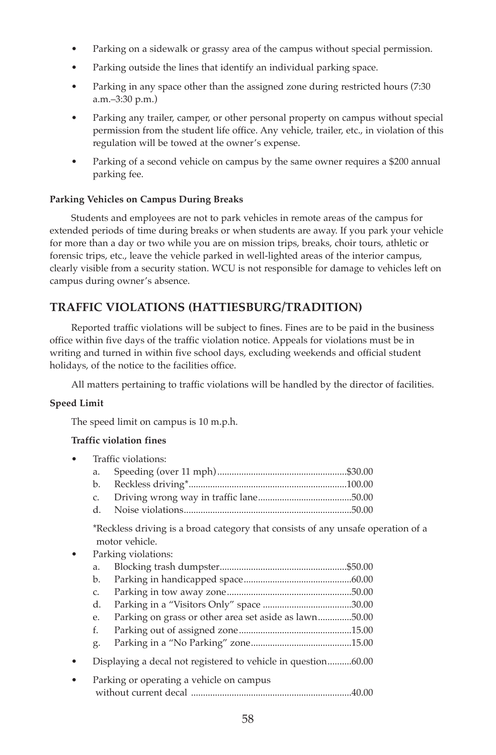- Parking on a sidewalk or grassy area of the campus without special permission.
- Parking outside the lines that identify an individual parking space.
- Parking in any space other than the assigned zone during restricted hours (7:30 a.m.–3:30 p.m.)
- Parking any trailer, camper, or other personal property on campus without special permission from the student life office. Any vehicle, trailer, etc., in violation of this regulation will be towed at the owner's expense.
- Parking of a second vehicle on campus by the same owner requires a $200 annual parking fee.

**Parking Vehicles on Campus During Breaks**

Students and employees are not to park vehicles in remote areas of the campus for extended periods of time during breaks or when students are away. If you park your vehicle for more than a day or two while you are on mission trips, breaks, choir tours, athletic or forensic trips, etc., leave the vehicle parked in well-lighted areas of the interior campus, clearly visible from a security station. WCU is not responsible for damage to vehicles left on campus during owner's absence.

## TRAFFIC VIOLATIONS (HATTIESBURG/TRADITION)

Reported traffic violations will be subject to fines. Fines are to be paid in the business office within five days of the traffic violation notice. Appeals for violations must be in writing and turned in within five school days, excluding weekends and official student holidays, of the notice to the facilities office.

All matters pertaining to traffic violations will be handled by the director of facilities.

**Speed Limit**

The speed limit on campus is 10 m.p.h.

**Traffic violation fines**

- Traffic violations:
  a. Speeding (over 11 mph)......................................................$30.00
  b. Reckless driving*..................................................................100.00
  c. Driving wrong way in traffic lane.......................................50.00
  d. Noise violations......................................................................50.00

  *Reckless driving is a broad category that consists of any unsafe operation of a motor vehicle.
- Parking violations:
  a. Blocking trash dumpster.....................................................$50.00
  b. Parking in handicapped space.............................................60.00
  c. Parking in tow away zone.....................................................50.00
  d. Parking in a "Visitors Only" space .....................................30.00
  e. Parking on grass or other area set aside as lawn..............50.00
  f. Parking out of assigned zone...............................................15.00
  g. Parking in a "No Parking" zone..........................................15.00
- Displaying a decal not registered to vehicle in question..........60.00
- Parking or operating a vehicle on campus without current decal ..................................................................40.00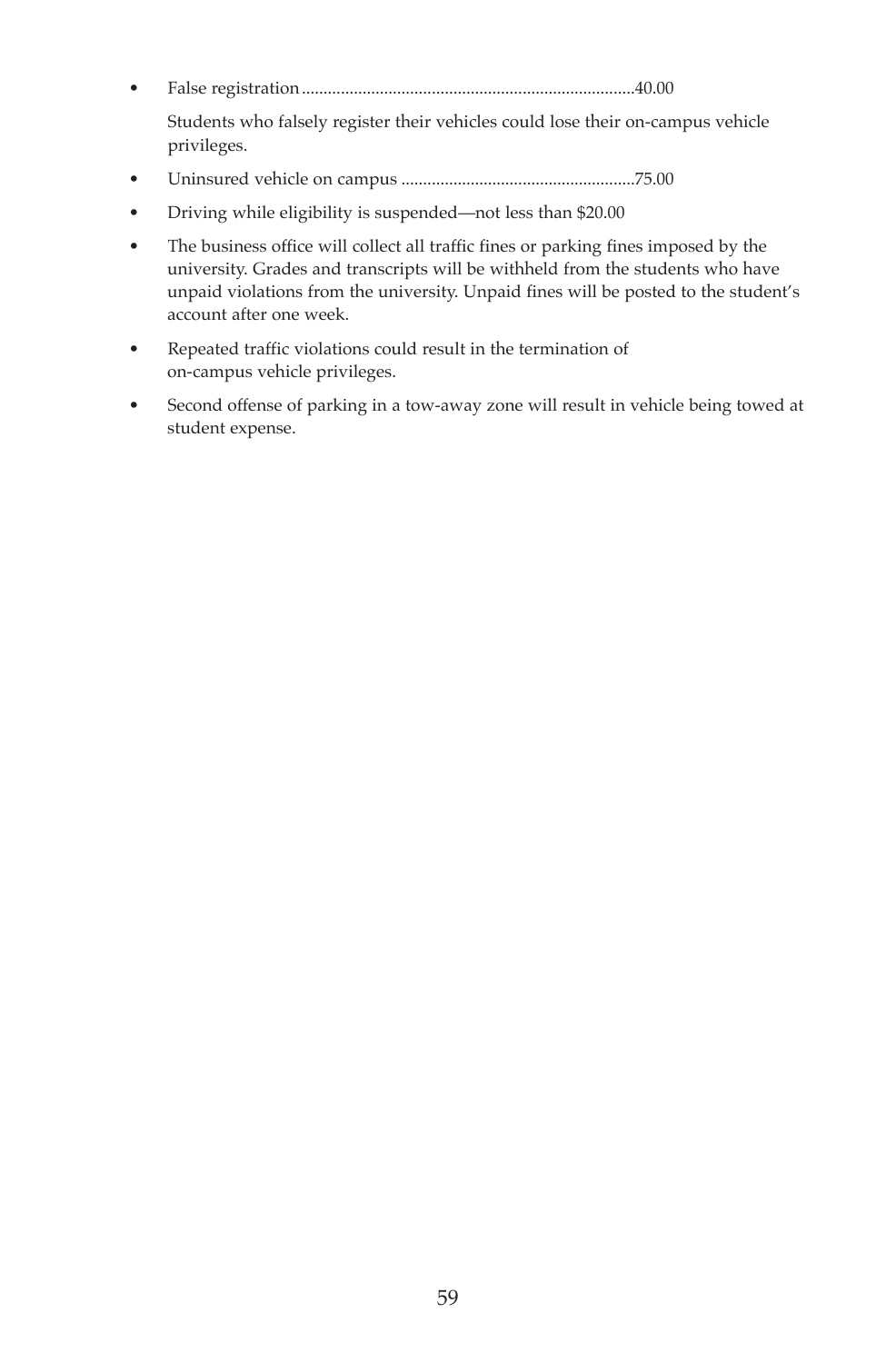- False registration............................................................................40.00

  Students who falsely register their vehicles could lose their on-campus vehicle privileges.

- Uninsured vehicle on campus .....................................................75.00
- Driving while eligibility is suspended—not less than $20.00
- The business office will collect all traffic fines or parking fines imposed by the university. Grades and transcripts will be withheld from the students who have unpaid violations from the university. Unpaid fines will be posted to the student's account after one week.
- Repeated traffic violations could result in the termination of on-campus vehicle privileges.
- Second offense of parking in a tow-away zone will result in vehicle being towed at student expense.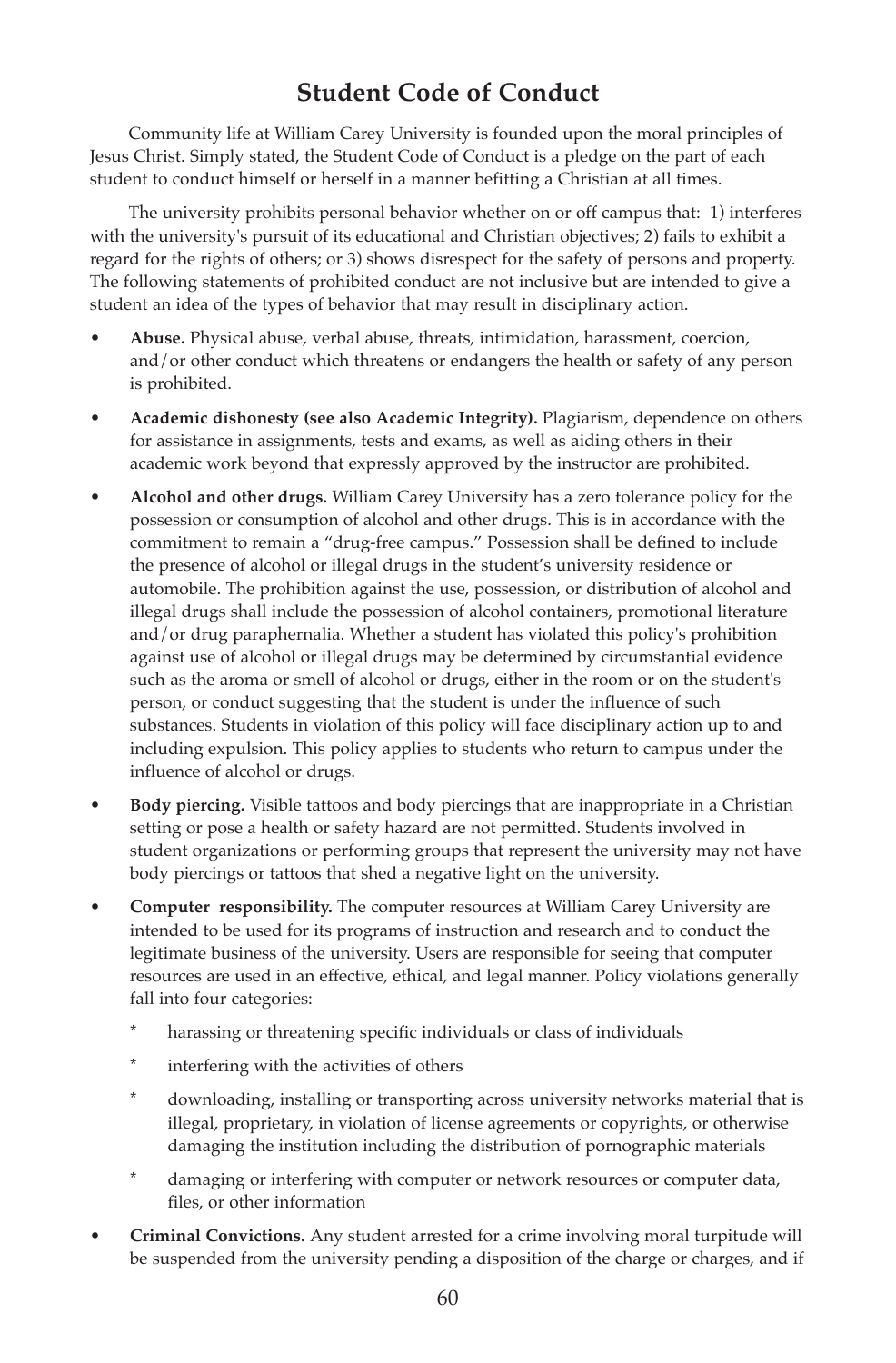# Student Code of Conduct

Community life at William Carey University is founded upon the moral principles of Jesus Christ. Simply stated, the Student Code of Conduct is a pledge on the part of each student to conduct himself or herself in a manner befitting a Christian at all times.

The university prohibits personal behavior whether on or off campus that: 1) interferes with the university's pursuit of its educational and Christian objectives; 2) fails to exhibit a regard for the rights of others; or 3) shows disrespect for the safety of persons and property. The following statements of prohibited conduct are not inclusive but are intended to give a student an idea of the types of behavior that may result in disciplinary action.

- **Abuse.** Physical abuse, verbal abuse, threats, intimidation, harassment, coercion, and/or other conduct which threatens or endangers the health or safety of any person is prohibited.
- **Academic dishonesty (see also Academic Integrity).** Plagiarism, dependence on others for assistance in assignments, tests and exams, as well as aiding others in their academic work beyond that expressly approved by the instructor are prohibited.
- **Alcohol and other drugs.** William Carey University has a zero tolerance policy for the possession or consumption of alcohol and other drugs. This is in accordance with the commitment to remain a "drug-free campus." Possession shall be defined to include the presence of alcohol or illegal drugs in the student's university residence or automobile. The prohibition against the use, possession, or distribution of alcohol and illegal drugs shall include the possession of alcohol containers, promotional literature and/or drug paraphernalia. Whether a student has violated this policy's prohibition against use of alcohol or illegal drugs may be determined by circumstantial evidence such as the aroma or smell of alcohol or drugs, either in the room or on the student's person, or conduct suggesting that the student is under the influence of such substances. Students in violation of this policy will face disciplinary action up to and including expulsion. This policy applies to students who return to campus under the influence of alcohol or drugs.
- **Body piercing.** Visible tattoos and body piercings that are inappropriate in a Christian setting or pose a health or safety hazard are not permitted. Students involved in student organizations or performing groups that represent the university may not have body piercings or tattoos that shed a negative light on the university.
- **Computer responsibility.** The computer resources at William Carey University are intended to be used for its programs of instruction and research and to conduct the legitimate business of the university. Users are responsible for seeing that computer resources are used in an effective, ethical, and legal manner. Policy violations generally fall into four categories:
  - harassing or threatening specific individuals or class of individuals
  - interfering with the activities of others
  - downloading, installing or transporting across university networks material that is illegal, proprietary, in violation of license agreements or copyrights, or otherwise damaging the institution including the distribution of pornographic materials
  - damaging or interfering with computer or network resources or computer data, files, or other information
- **Criminal Convictions.** Any student arrested for a crime involving moral turpitude will be suspended from the university pending a disposition of the charge or charges, and if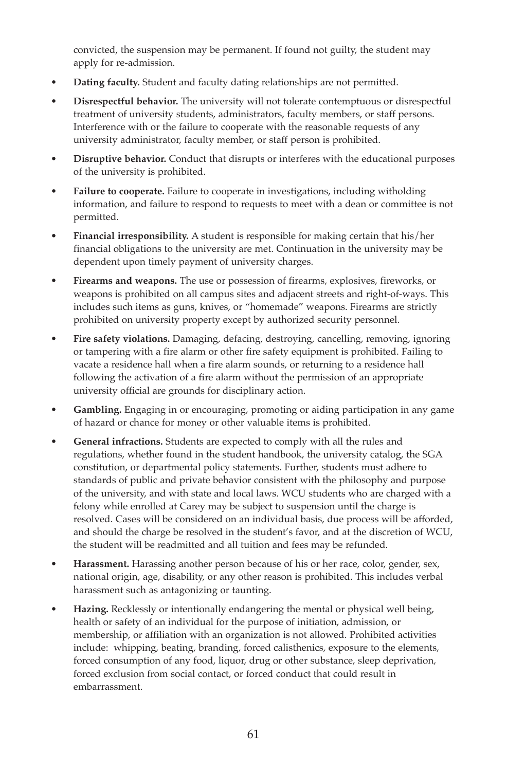convicted, the suspension may be permanent. If found not guilty, the student may apply for re-admission.

- **Dating faculty.** Student and faculty dating relationships are not permitted.
- **Disrespectful behavior.** The university will not tolerate contemptuous or disrespectful treatment of university students, administrators, faculty members, or staff persons. Interference with or the failure to cooperate with the reasonable requests of any university administrator, faculty member, or staff person is prohibited.
- **Disruptive behavior.** Conduct that disrupts or interferes with the educational purposes of the university is prohibited.
- **Failure to cooperate.** Failure to cooperate in investigations, including witholding information, and failure to respond to requests to meet with a dean or committee is not permitted.
- **Financial irresponsibility.** A student is responsible for making certain that his/her financial obligations to the university are met. Continuation in the university may be dependent upon timely payment of university charges.
- **Firearms and weapons.** The use or possession of firearms, explosives, fireworks, or weapons is prohibited on all campus sites and adjacent streets and right-of-ways. This includes such items as guns, knives, or "homemade" weapons. Firearms are strictly prohibited on university property except by authorized security personnel.
- **Fire safety violations.** Damaging, defacing, destroying, cancelling, removing, ignoring or tampering with a fire alarm or other fire safety equipment is prohibited. Failing to vacate a residence hall when a fire alarm sounds, or returning to a residence hall following the activation of a fire alarm without the permission of an appropriate university official are grounds for disciplinary action.
- **Gambling.** Engaging in or encouraging, promoting or aiding participation in any game of hazard or chance for money or other valuable items is prohibited.
- **General infractions.** Students are expected to comply with all the rules and regulations, whether found in the student handbook, the university catalog, the SGA constitution, or departmental policy statements. Further, students must adhere to standards of public and private behavior consistent with the philosophy and purpose of the university, and with state and local laws. WCU students who are charged with a felony while enrolled at Carey may be subject to suspension until the charge is resolved. Cases will be considered on an individual basis, due process will be afforded, and should the charge be resolved in the student's favor, and at the discretion of WCU, the student will be readmitted and all tuition and fees may be refunded.
- **Harassment.** Harassing another person because of his or her race, color, gender, sex, national origin, age, disability, or any other reason is prohibited. This includes verbal harassment such as antagonizing or taunting.
- **Hazing.** Recklessly or intentionally endangering the mental or physical well being, health or safety of an individual for the purpose of initiation, admission, or membership, or affiliation with an organization is not allowed. Prohibited activities include: whipping, beating, branding, forced calisthenics, exposure to the elements, forced consumption of any food, liquor, drug or other substance, sleep deprivation, forced exclusion from social contact, or forced conduct that could result in embarrassment.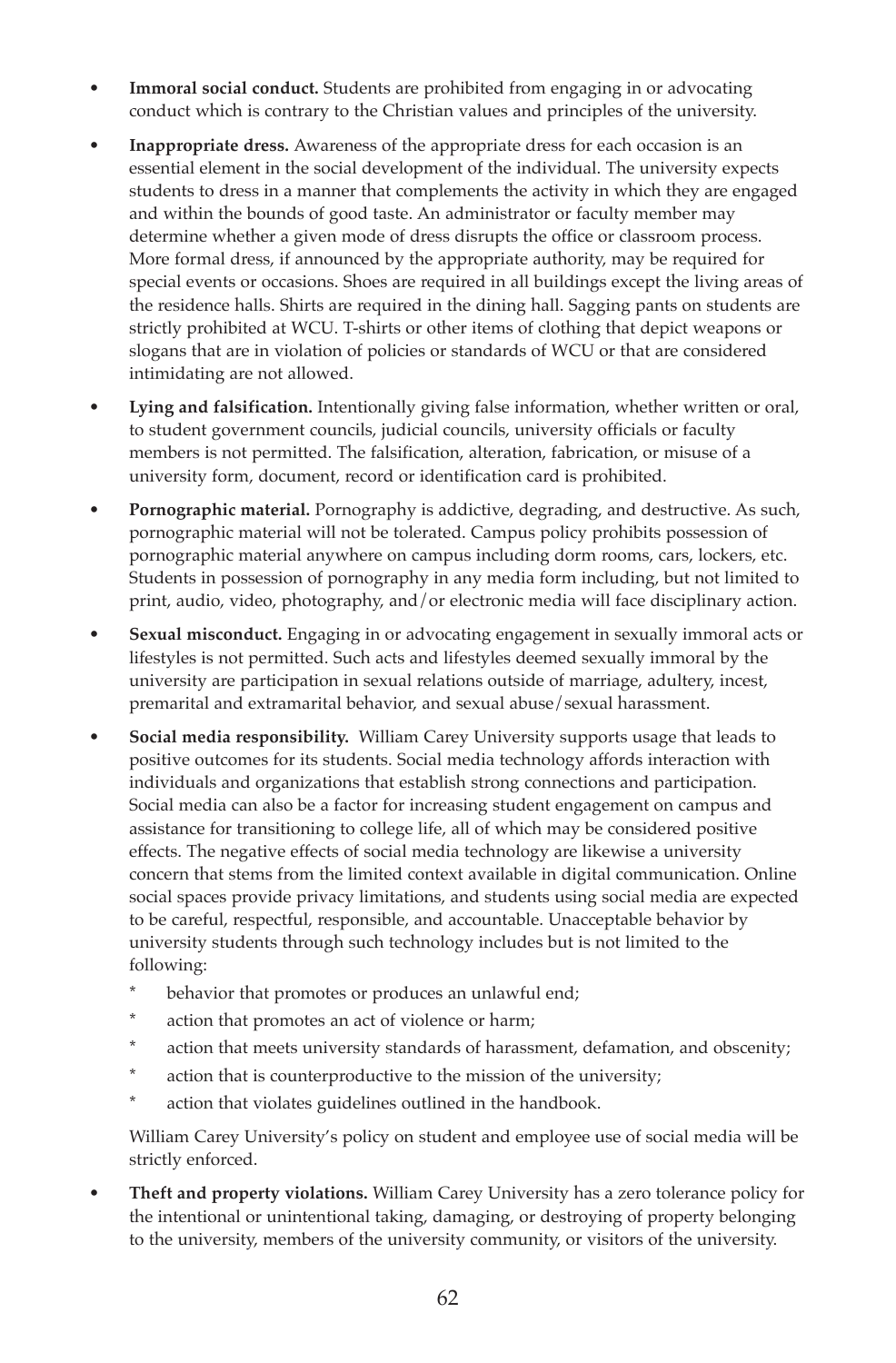- **Immoral social conduct.** Students are prohibited from engaging in or advocating conduct which is contrary to the Christian values and principles of the university.
- **Inappropriate dress.** Awareness of the appropriate dress for each occasion is an essential element in the social development of the individual. The university expects students to dress in a manner that complements the activity in which they are engaged and within the bounds of good taste. An administrator or faculty member may determine whether a given mode of dress disrupts the office or classroom process. More formal dress, if announced by the appropriate authority, may be required for special events or occasions. Shoes are required in all buildings except the living areas of the residence halls. Shirts are required in the dining hall. Sagging pants on students are strictly prohibited at WCU. T-shirts or other items of clothing that depict weapons or slogans that are in violation of policies or standards of WCU or that are considered intimidating are not allowed.
- **Lying and falsification.** Intentionally giving false information, whether written or oral, to student government councils, judicial councils, university officials or faculty members is not permitted. The falsification, alteration, fabrication, or misuse of a university form, document, record or identification card is prohibited.
- **Pornographic material.** Pornography is addictive, degrading, and destructive. As such, pornographic material will not be tolerated. Campus policy prohibits possession of pornographic material anywhere on campus including dorm rooms, cars, lockers, etc. Students in possession of pornography in any media form including, but not limited to print, audio, video, photography, and/or electronic media will face disciplinary action.
- **Sexual misconduct.** Engaging in or advocating engagement in sexually immoral acts or lifestyles is not permitted. Such acts and lifestyles deemed sexually immoral by the university are participation in sexual relations outside of marriage, adultery, incest, premarital and extramarital behavior, and sexual abuse/sexual harassment.
- **Social media responsibility.** William Carey University supports usage that leads to positive outcomes for its students. Social media technology affords interaction with individuals and organizations that establish strong connections and participation. Social media can also be a factor for increasing student engagement on campus and assistance for transitioning to college life, all of which may be considered positive effects. The negative effects of social media technology are likewise a university concern that stems from the limited context available in digital communication. Online social spaces provide privacy limitations, and students using social media are expected to be careful, respectful, responsible, and accountable. Unacceptable behavior by university students through such technology includes but is not limited to the following:

  * behavior that promotes or produces an unlawful end;
  * action that promotes an act of violence or harm;
  * action that meets university standards of harassment, defamation, and obscenity;
  * action that is counterproductive to the mission of the university;
  * action that violates guidelines outlined in the handbook.

  William Carey University's policy on student and employee use of social media will be strictly enforced.
- **Theft and property violations.** William Carey University has a zero tolerance policy for the intentional or unintentional taking, damaging, or destroying of property belonging to the university, members of the university community, or visitors of the university.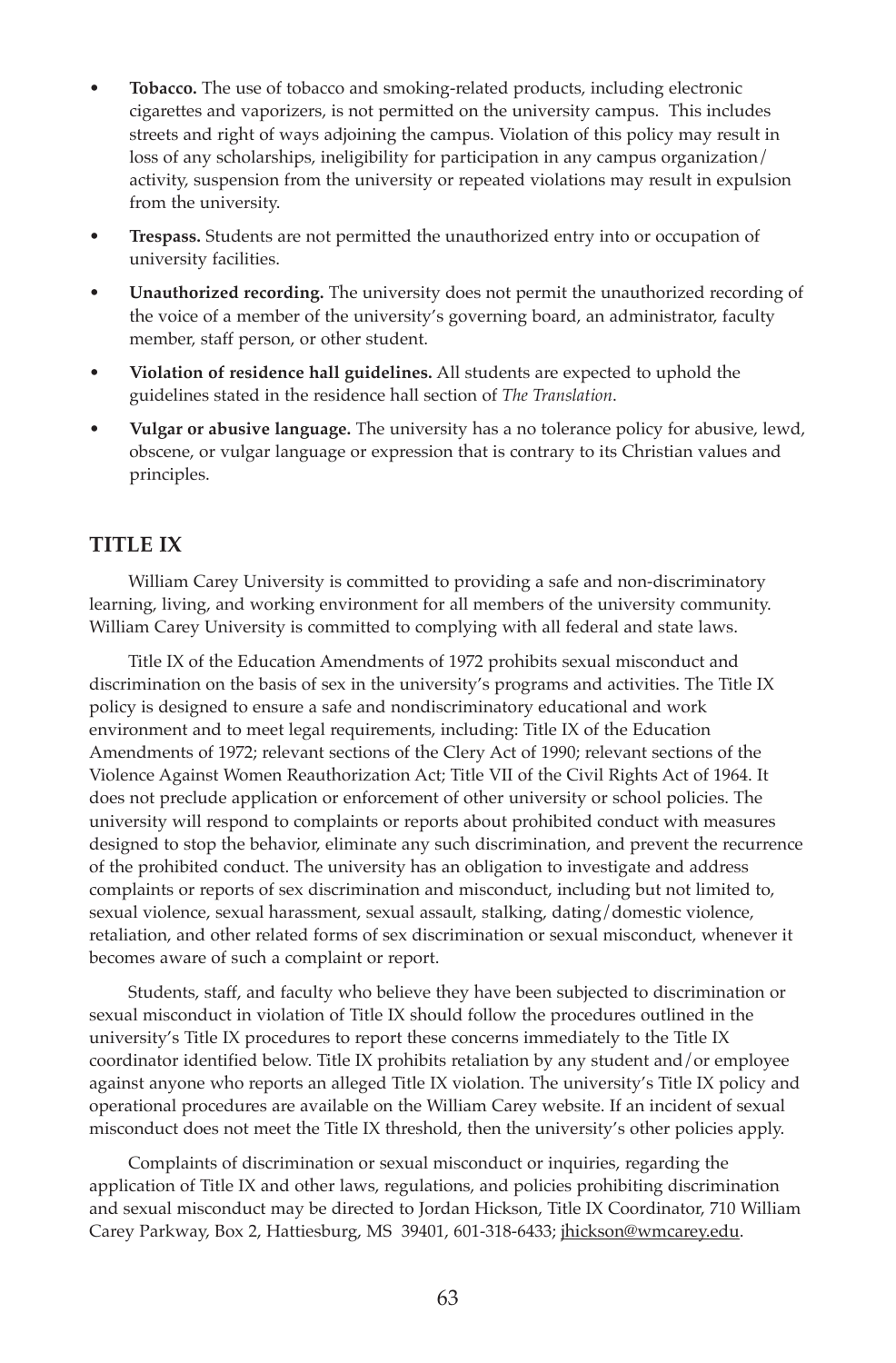- **Tobacco.** The use of tobacco and smoking-related products, including electronic cigarettes and vaporizers, is not permitted on the university campus. This includes streets and right of ways adjoining the campus. Violation of this policy may result in loss of any scholarships, ineligibility for participation in any campus organization/activity, suspension from the university or repeated violations may result in expulsion from the university.
- **Trespass.** Students are not permitted the unauthorized entry into or occupation of university facilities.
- **Unauthorized recording.** The university does not permit the unauthorized recording of the voice of a member of the university's governing board, an administrator, faculty member, staff person, or other student.
- **Violation of residence hall guidelines.** All students are expected to uphold the guidelines stated in the residence hall section of *The Translation*.
- **Vulgar or abusive language.** The university has a no tolerance policy for abusive, lewd, obscene, or vulgar language or expression that is contrary to its Christian values and principles.

## TITLE IX

William Carey University is committed to providing a safe and non-discriminatory learning, living, and working environment for all members of the university community. William Carey University is committed to complying with all federal and state laws.

Title IX of the Education Amendments of 1972 prohibits sexual misconduct and discrimination on the basis of sex in the university's programs and activities. The Title IX policy is designed to ensure a safe and nondiscriminatory educational and work environment and to meet legal requirements, including: Title IX of the Education Amendments of 1972; relevant sections of the Clery Act of 1990; relevant sections of the Violence Against Women Reauthorization Act; Title VII of the Civil Rights Act of 1964. It does not preclude application or enforcement of other university or school policies. The university will respond to complaints or reports about prohibited conduct with measures designed to stop the behavior, eliminate any such discrimination, and prevent the recurrence of the prohibited conduct. The university has an obligation to investigate and address complaints or reports of sex discrimination and misconduct, including but not limited to, sexual violence, sexual harassment, sexual assault, stalking, dating/domestic violence, retaliation, and other related forms of sex discrimination or sexual misconduct, whenever it becomes aware of such a complaint or report.

Students, staff, and faculty who believe they have been subjected to discrimination or sexual misconduct in violation of Title IX should follow the procedures outlined in the university's Title IX procedures to report these concerns immediately to the Title IX coordinator identified below. Title IX prohibits retaliation by any student and/or employee against anyone who reports an alleged Title IX violation. The university's Title IX policy and operational procedures are available on the William Carey website. If an incident of sexual misconduct does not meet the Title IX threshold, then the university's other policies apply.

Complaints of discrimination or sexual misconduct or inquiries, regarding the application of Title IX and other laws, regulations, and policies prohibiting discrimination and sexual misconduct may be directed to Jordan Hickson, Title IX Coordinator, 710 William Carey Parkway, Box 2, Hattiesburg, MS 39401, 601-318-6433; jhickson@wmcarey.edu.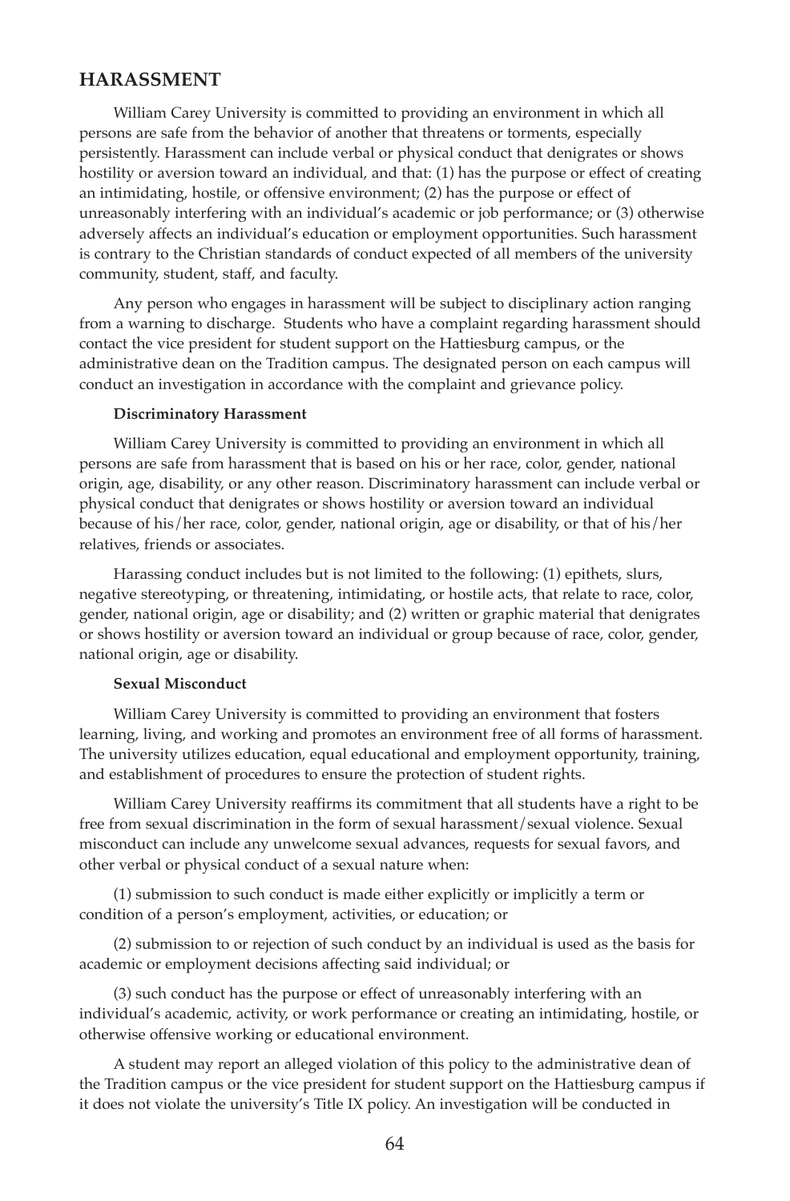## HARASSMENT

William Carey University is committed to providing an environment in which all persons are safe from the behavior of another that threatens or torments, especially persistently. Harassment can include verbal or physical conduct that denigrates or shows hostility or aversion toward an individual, and that: (1) has the purpose or effect of creating an intimidating, hostile, or offensive environment; (2) has the purpose or effect of unreasonably interfering with an individual's academic or job performance; or (3) otherwise adversely affects an individual's education or employment opportunities. Such harassment is contrary to the Christian standards of conduct expected of all members of the university community, student, staff, and faculty.

Any person who engages in harassment will be subject to disciplinary action ranging from a warning to discharge. Students who have a complaint regarding harassment should contact the vice president for student support on the Hattiesburg campus, or the administrative dean on the Tradition campus. The designated person on each campus will conduct an investigation in accordance with the complaint and grievance policy.

#### Discriminatory Harassment

William Carey University is committed to providing an environment in which all persons are safe from harassment that is based on his or her race, color, gender, national origin, age, disability, or any other reason. Discriminatory harassment can include verbal or physical conduct that denigrates or shows hostility or aversion toward an individual because of his/her race, color, gender, national origin, age or disability, or that of his/her relatives, friends or associates.

Harassing conduct includes but is not limited to the following: (1) epithets, slurs, negative stereotyping, or threatening, intimidating, or hostile acts, that relate to race, color, gender, national origin, age or disability; and (2) written or graphic material that denigrates or shows hostility or aversion toward an individual or group because of race, color, gender, national origin, age or disability.

#### Sexual Misconduct

William Carey University is committed to providing an environment that fosters learning, living, and working and promotes an environment free of all forms of harassment. The university utilizes education, equal educational and employment opportunity, training, and establishment of procedures to ensure the protection of student rights.

William Carey University reaffirms its commitment that all students have a right to be free from sexual discrimination in the form of sexual harassment/sexual violence. Sexual misconduct can include any unwelcome sexual advances, requests for sexual favors, and other verbal or physical conduct of a sexual nature when:

(1) submission to such conduct is made either explicitly or implicitly a term or condition of a person's employment, activities, or education; or

(2) submission to or rejection of such conduct by an individual is used as the basis for academic or employment decisions affecting said individual; or

(3) such conduct has the purpose or effect of unreasonably interfering with an individual's academic, activity, or work performance or creating an intimidating, hostile, or otherwise offensive working or educational environment.

A student may report an alleged violation of this policy to the administrative dean of the Tradition campus or the vice president for student support on the Hattiesburg campus if it does not violate the university's Title IX policy. An investigation will be conducted in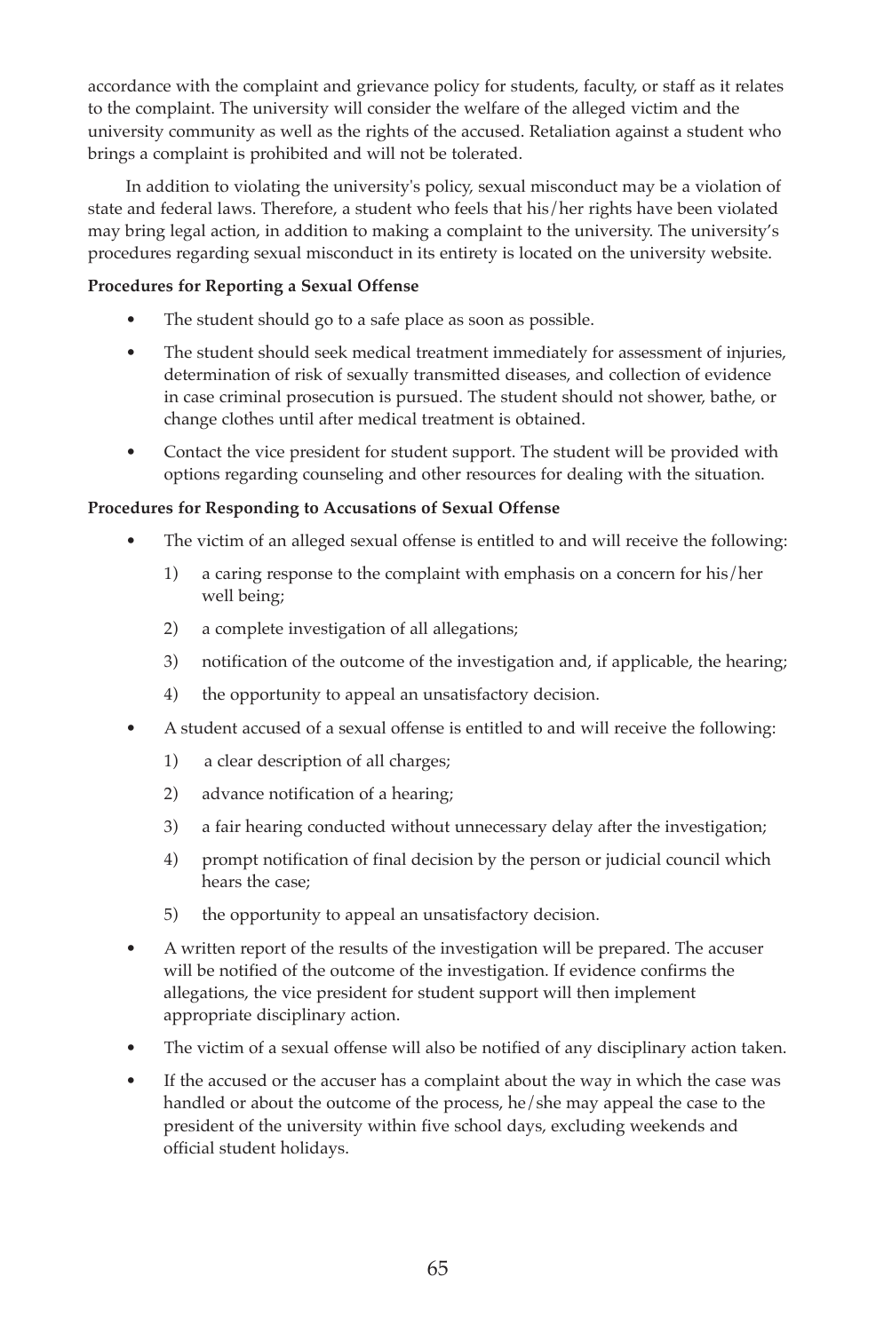accordance with the complaint and grievance policy for students, faculty, or staff as it relates to the complaint. The university will consider the welfare of the alleged victim and the university community as well as the rights of the accused. Retaliation against a student who brings a complaint is prohibited and will not be tolerated.

In addition to violating the university's policy, sexual misconduct may be a violation of state and federal laws. Therefore, a student who feels that his/her rights have been violated may bring legal action, in addition to making a complaint to the university. The university's procedures regarding sexual misconduct in its entirety is located on the university website.

**Procedures for Reporting a Sexual Offense**

- The student should go to a safe place as soon as possible.
- The student should seek medical treatment immediately for assessment of injuries, determination of risk of sexually transmitted diseases, and collection of evidence in case criminal prosecution is pursued. The student should not shower, bathe, or change clothes until after medical treatment is obtained.
- Contact the vice president for student support. The student will be provided with options regarding counseling and other resources for dealing with the situation.

**Procedures for Responding to Accusations of Sexual Offense**

- The victim of an alleged sexual offense is entitled to and will receive the following:
    1) a caring response to the complaint with emphasis on a concern for his/her well being;
    2) a complete investigation of all allegations;
    3) notification of the outcome of the investigation and, if applicable, the hearing;
    4) the opportunity to appeal an unsatisfactory decision.
- A student accused of a sexual offense is entitled to and will receive the following:
    1) a clear description of all charges;
    2) advance notification of a hearing;
    3) a fair hearing conducted without unnecessary delay after the investigation;
    4) prompt notification of final decision by the person or judicial council which hears the case;
    5) the opportunity to appeal an unsatisfactory decision.
- A written report of the results of the investigation will be prepared. The accuser will be notified of the outcome of the investigation. If evidence confirms the allegations, the vice president for student support will then implement appropriate disciplinary action.
- The victim of a sexual offense will also be notified of any disciplinary action taken.
- If the accused or the accuser has a complaint about the way in which the case was handled or about the outcome of the process, he/she may appeal the case to the president of the university within five school days, excluding weekends and official student holidays.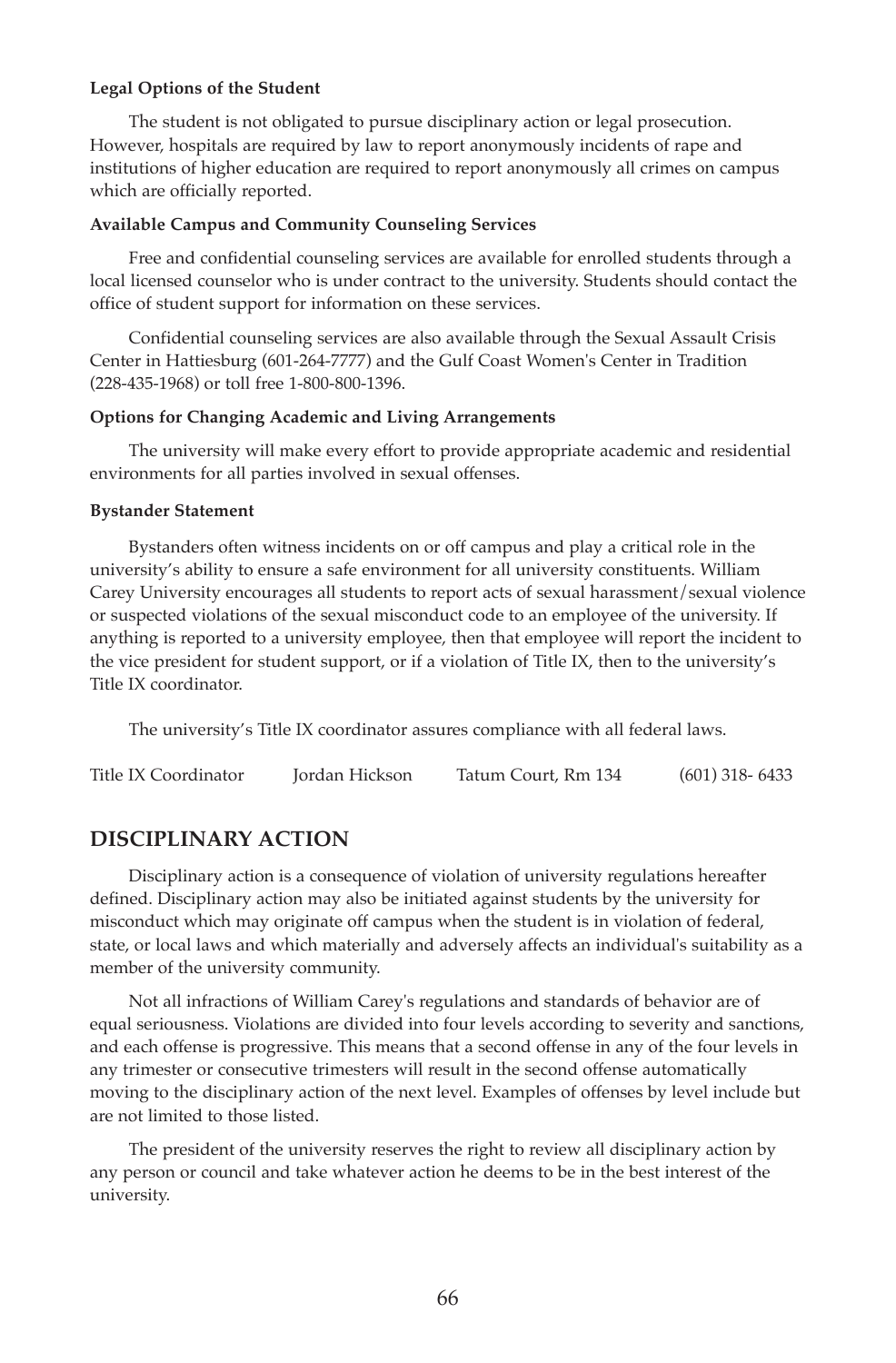**Legal Options of the Student**

The student is not obligated to pursue disciplinary action or legal prosecution. However, hospitals are required by law to report anonymously incidents of rape and institutions of higher education are required to report anonymously all crimes on campus which are officially reported.

**Available Campus and Community Counseling Services**

Free and confidential counseling services are available for enrolled students through a local licensed counselor who is under contract to the university. Students should contact the office of student support for information on these services.

Confidential counseling services are also available through the Sexual Assault Crisis Center in Hattiesburg (601-264-7777) and the Gulf Coast Women's Center in Tradition (228-435-1968) or toll free 1-800-800-1396.

**Options for Changing Academic and Living Arrangements**

The university will make every effort to provide appropriate academic and residential environments for all parties involved in sexual offenses.

**Bystander Statement**

Bystanders often witness incidents on or off campus and play a critical role in the university's ability to ensure a safe environment for all university constituents. William Carey University encourages all students to report acts of sexual harassment/sexual violence or suspected violations of the sexual misconduct code to an employee of the university. If anything is reported to a university employee, then that employee will report the incident to the vice president for student support, or if a violation of Title IX, then to the university's Title IX coordinator.

The university's Title IX coordinator assures compliance with all federal laws.

| Title IX Coordinator | Jordan Hickson | Tatum Court, Rm 134 | (601) 318- 6433 |
|---|---|---|---|

## DISCIPLINARY ACTION

Disciplinary action is a consequence of violation of university regulations hereafter defined. Disciplinary action may also be initiated against students by the university for misconduct which may originate off campus when the student is in violation of federal, state, or local laws and which materially and adversely affects an individual's suitability as a member of the university community.

Not all infractions of William Carey's regulations and standards of behavior are of equal seriousness. Violations are divided into four levels according to severity and sanctions, and each offense is progressive. This means that a second offense in any of the four levels in any trimester or consecutive trimesters will result in the second offense automatically moving to the disciplinary action of the next level. Examples of offenses by level include but are not limited to those listed.

The president of the university reserves the right to review all disciplinary action by any person or council and take whatever action he deems to be in the best interest of the university.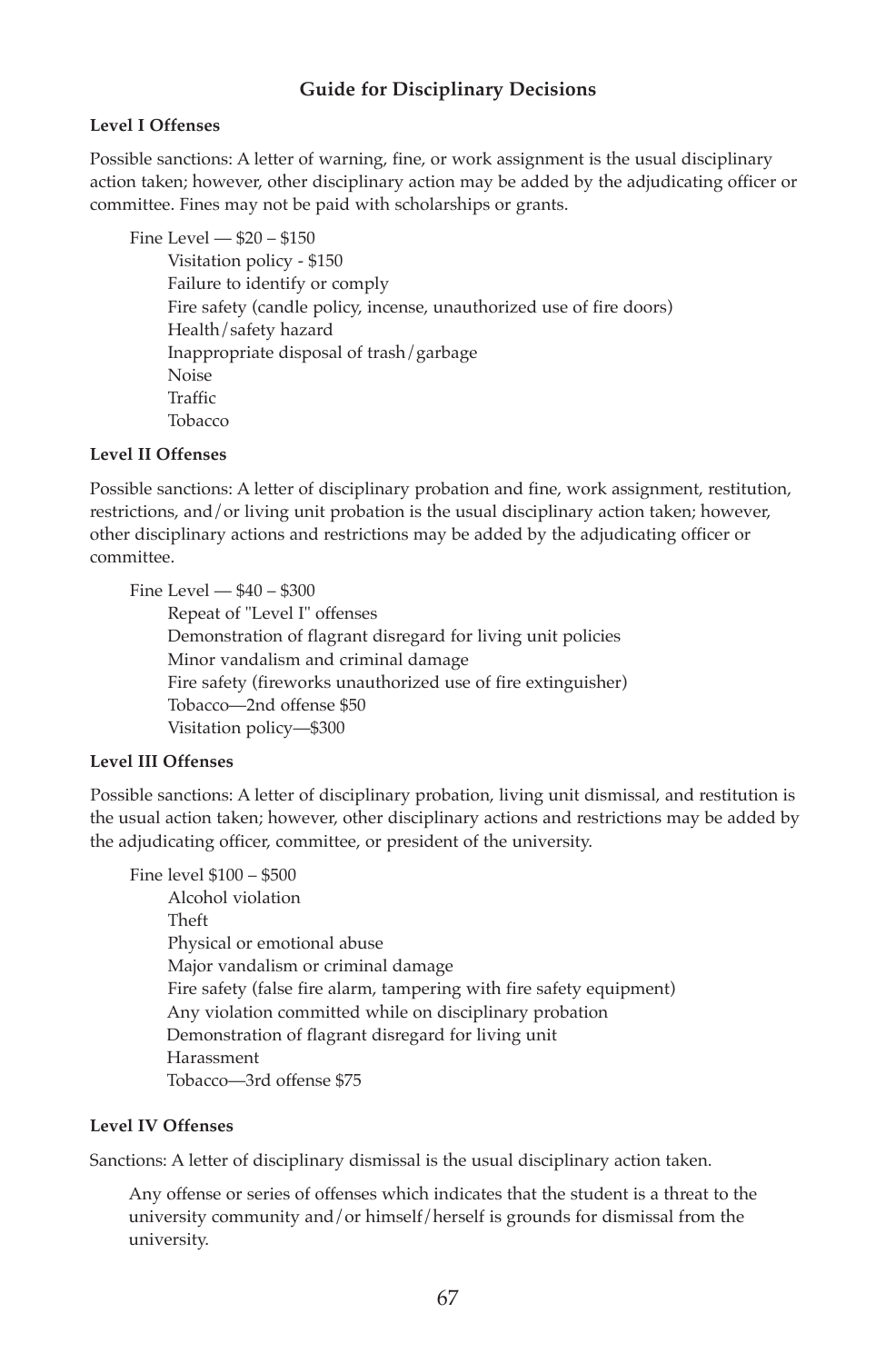## Guide for Disciplinary Decisions

### Level I Offenses

Possible sanctions: A letter of warning, fine, or work assignment is the usual disciplinary action taken; however, other disciplinary action may be added by the adjudicating officer or committee. Fines may not be paid with scholarships or grants.

Fine Level — $20 – $150

- Visitation policy - $150
- Failure to identify or comply
- Fire safety (candle policy, incense, unauthorized use of fire doors)
- Health/safety hazard
- Inappropriate disposal of trash/garbage
- Noise
- Traffic
- Tobacco

### Level II Offenses

Possible sanctions: A letter of disciplinary probation and fine, work assignment, restitution, restrictions, and/or living unit probation is the usual disciplinary action taken; however, other disciplinary actions and restrictions may be added by the adjudicating officer or committee.

Fine Level — $40 – $300

- Repeat of "Level I" offenses
- Demonstration of flagrant disregard for living unit policies
- Minor vandalism and criminal damage
- Fire safety (fireworks unauthorized use of fire extinguisher)
- Tobacco—2nd offense $50
- Visitation policy—$300

### Level III Offenses

Possible sanctions: A letter of disciplinary probation, living unit dismissal, and restitution is the usual action taken; however, other disciplinary actions and restrictions may be added by the adjudicating officer, committee, or president of the university.

Fine level $100 – $500

- Alcohol violation
- Theft
- Physical or emotional abuse
- Major vandalism or criminal damage
- Fire safety (false fire alarm, tampering with fire safety equipment)
- Any violation committed while on disciplinary probation
- Demonstration of flagrant disregard for living unit
- Harassment
- Tobacco—3rd offense $75

### Level IV Offenses

Sanctions: A letter of disciplinary dismissal is the usual disciplinary action taken.

Any offense or series of offenses which indicates that the student is a threat to the university community and/or himself/herself is grounds for dismissal from the university.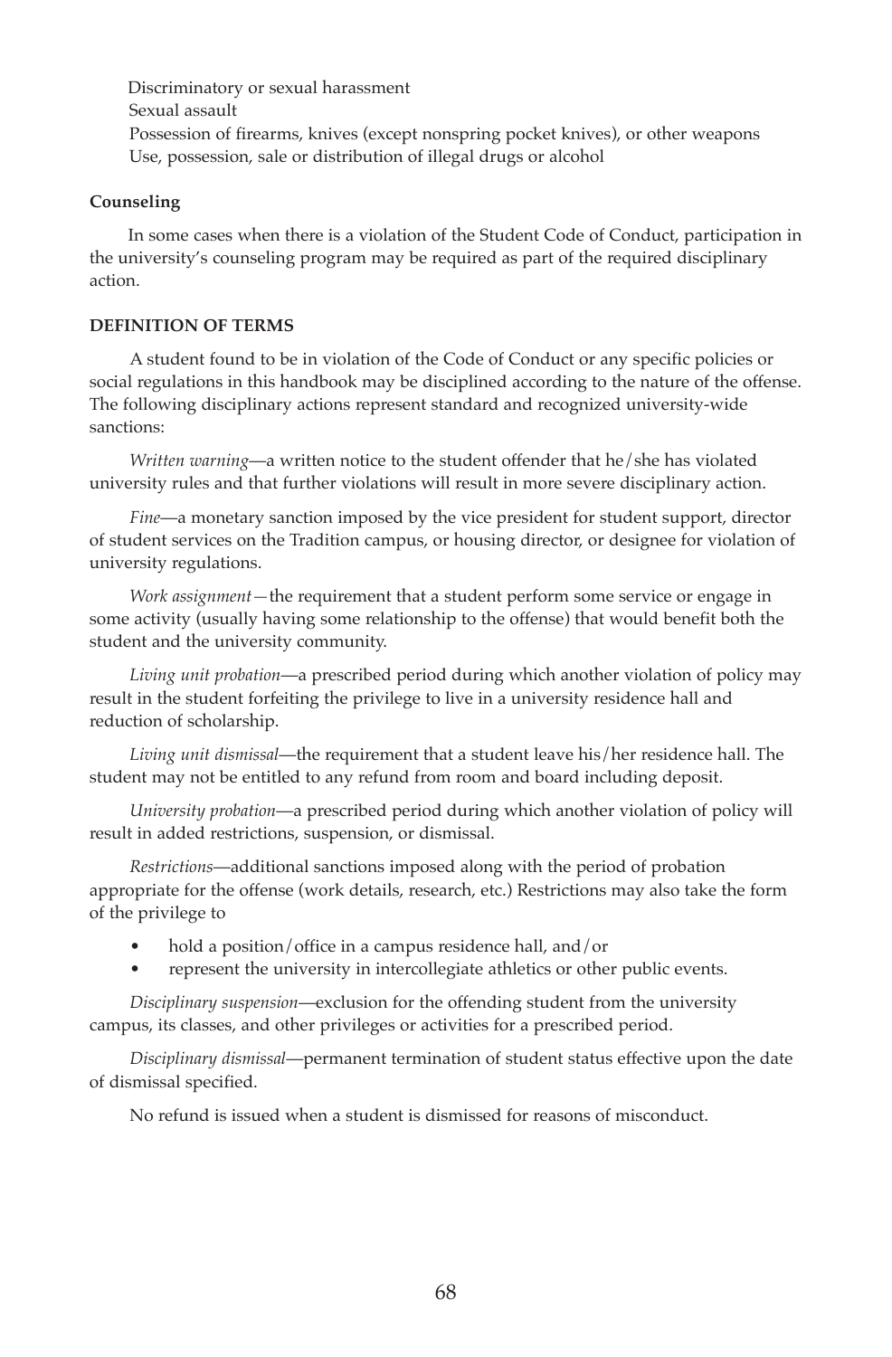Discriminatory or sexual harassment
Sexual assault
Possession of firearms, knives (except nonspring pocket knives), or other weapons
Use, possession, sale or distribution of illegal drugs or alcohol

**Counseling**

In some cases when there is a violation of the Student Code of Conduct, participation in the university's counseling program may be required as part of the required disciplinary action.

**DEFINITION OF TERMS**

A student found to be in violation of the Code of Conduct or any specific policies or social regulations in this handbook may be disciplined according to the nature of the offense. The following disciplinary actions represent standard and recognized university-wide sanctions:

*Written warning*—a written notice to the student offender that he/she has violated university rules and that further violations will result in more severe disciplinary action.

*Fine*—a monetary sanction imposed by the vice president for student support, director of student services on the Tradition campus, or housing director, or designee for violation of university regulations.

*Work assignment*—the requirement that a student perform some service or engage in some activity (usually having some relationship to the offense) that would benefit both the student and the university community.

*Living unit probation*—a prescribed period during which another violation of policy may result in the student forfeiting the privilege to live in a university residence hall and reduction of scholarship.

*Living unit dismissal*—the requirement that a student leave his/her residence hall. The student may not be entitled to any refund from room and board including deposit.

*University probation*—a prescribed period during which another violation of policy will result in added restrictions, suspension, or dismissal.

*Restrictions*—additional sanctions imposed along with the period of probation appropriate for the offense (work details, research, etc.) Restrictions may also take the form of the privilege to

- hold a position/office in a campus residence hall, and/or
- represent the university in intercollegiate athletics or other public events.

*Disciplinary suspension*—exclusion for the offending student from the university campus, its classes, and other privileges or activities for a prescribed period.

*Disciplinary dismissal*—permanent termination of student status effective upon the date of dismissal specified.

No refund is issued when a student is dismissed for reasons of misconduct.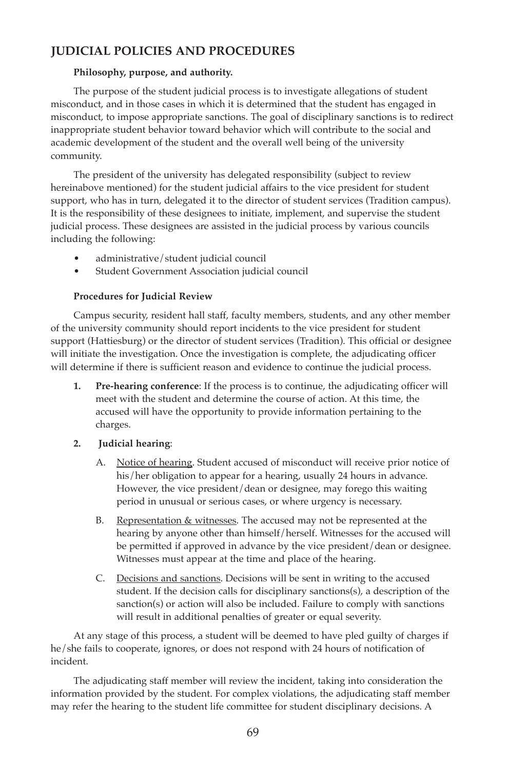## JUDICIAL POLICIES AND PROCEDURES

**Philosophy, purpose, and authority.**

The purpose of the student judicial process is to investigate allegations of student misconduct, and in those cases in which it is determined that the student has engaged in misconduct, to impose appropriate sanctions. The goal of disciplinary sanctions is to redirect inappropriate student behavior toward behavior which will contribute to the social and academic development of the student and the overall well being of the university community.

The president of the university has delegated responsibility (subject to review hereinabove mentioned) for the student judicial affairs to the vice president for student support, who has in turn, delegated it to the director of student services (Tradition campus). It is the responsibility of these designees to initiate, implement, and supervise the student judicial process. These designees are assisted in the judicial process by various councils including the following:

- administrative/student judicial council
- Student Government Association judicial council

**Procedures for Judicial Review**

Campus security, resident hall staff, faculty members, students, and any other member of the university community should report incidents to the vice president for student support (Hattiesburg) or the director of student services (Tradition). This official or designee will initiate the investigation. Once the investigation is complete, the adjudicating officer will determine if there is sufficient reason and evidence to continue the judicial process.

1. **Pre-hearing conference**: If the process is to continue, the adjudicating officer will meet with the student and determine the course of action. At this time, the accused will have the opportunity to provide information pertaining to the charges.

2. **Judicial hearing**:

   A. Notice of hearing. Student accused of misconduct will receive prior notice of his/her obligation to appear for a hearing, usually 24 hours in advance. However, the vice president/dean or designee, may forego this waiting period in unusual or serious cases, or where urgency is necessary.

   B. Representation & witnesses. The accused may not be represented at the hearing by anyone other than himself/herself. Witnesses for the accused will be permitted if approved in advance by the vice president/dean or designee. Witnesses must appear at the time and place of the hearing.

   C. Decisions and sanctions. Decisions will be sent in writing to the accused student. If the decision calls for disciplinary sanctions(s), a description of the sanction(s) or action will also be included. Failure to comply with sanctions will result in additional penalties of greater or equal severity.

At any stage of this process, a student will be deemed to have pled guilty of charges if he/she fails to cooperate, ignores, or does not respond with 24 hours of notification of incident.

The adjudicating staff member will review the incident, taking into consideration the information provided by the student. For complex violations, the adjudicating staff member may refer the hearing to the student life committee for student disciplinary decisions. A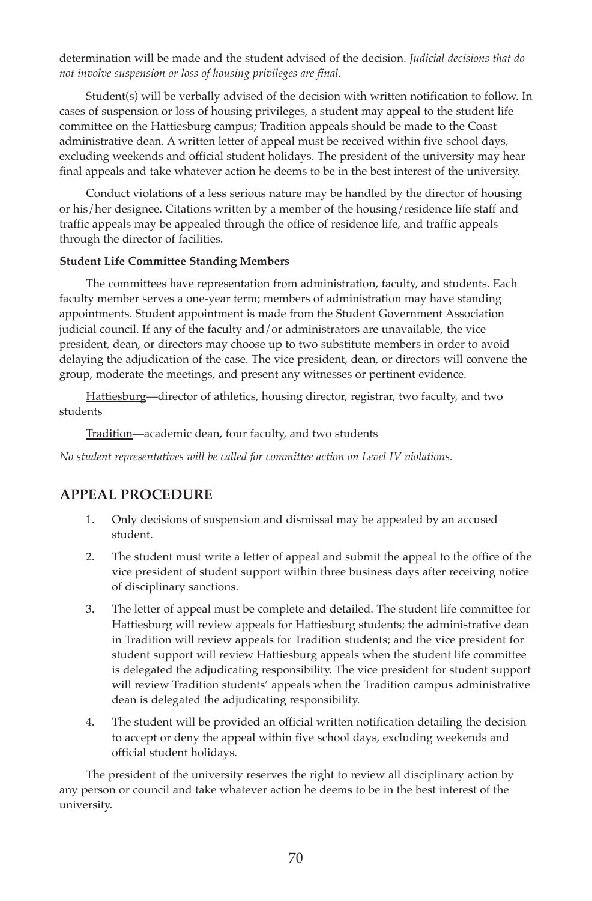determination will be made and the student advised of the decision. *Judicial decisions that do not involve suspension or loss of housing privileges are final.*

Student(s) will be verbally advised of the decision with written notification to follow. In cases of suspension or loss of housing privileges, a student may appeal to the student life committee on the Hattiesburg campus; Tradition appeals should be made to the Coast administrative dean. A written letter of appeal must be received within five school days, excluding weekends and official student holidays. The president of the university may hear final appeals and take whatever action he deems to be in the best interest of the university.

Conduct violations of a less serious nature may be handled by the director of housing or his/her designee. Citations written by a member of the housing/residence life staff and traffic appeals may be appealed through the office of residence life, and traffic appeals through the director of facilities.

**Student Life Committee Standing Members**

The committees have representation from administration, faculty, and students. Each faculty member serves a one-year term; members of administration may have standing appointments. Student appointment is made from the Student Government Association judicial council. If any of the faculty and/or administrators are unavailable, the vice president, dean, or directors may choose up to two substitute members in order to avoid delaying the adjudication of the case. The vice president, dean, or directors will convene the group, moderate the meetings, and present any witnesses or pertinent evidence.

<u>Hattiesburg</u>—director of athletics, housing director, registrar, two faculty, and two students

<u>Tradition</u>—academic dean, four faculty, and two students

*No student representatives will be called for committee action on Level IV violations.*

## APPEAL PROCEDURE

1. Only decisions of suspension and dismissal may be appealed by an accused student.
2. The student must write a letter of appeal and submit the appeal to the office of the vice president of student support within three business days after receiving notice of disciplinary sanctions.
3. The letter of appeal must be complete and detailed. The student life committee for Hattiesburg will review appeals for Hattiesburg students; the administrative dean in Tradition will review appeals for Tradition students; and the vice president for student support will review Hattiesburg appeals when the student life committee is delegated the adjudicating responsibility. The vice president for student support will review Tradition students' appeals when the Tradition campus administrative dean is delegated the adjudicating responsibility.
4. The student will be provided an official written notification detailing the decision to accept or deny the appeal within five school days, excluding weekends and official student holidays.

The president of the university reserves the right to review all disciplinary action by any person or council and take whatever action he deems to be in the best interest of the university.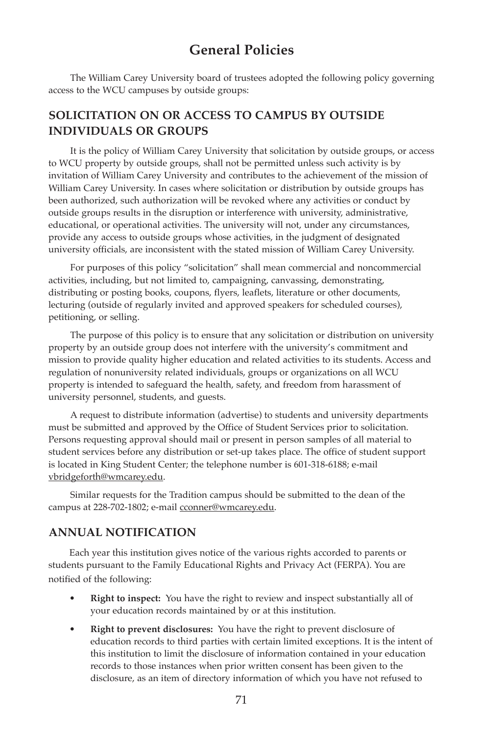# General Policies

The William Carey University board of trustees adopted the following policy governing access to the WCU campuses by outside groups:

## SOLICITATION ON OR ACCESS TO CAMPUS BY OUTSIDE INDIVIDUALS OR GROUPS

It is the policy of William Carey University that solicitation by outside groups, or access to WCU property by outside groups, shall not be permitted unless such activity is by invitation of William Carey University and contributes to the achievement of the mission of William Carey University. In cases where solicitation or distribution by outside groups has been authorized, such authorization will be revoked where any activities or conduct by outside groups results in the disruption or interference with university, administrative, educational, or operational activities. The university will not, under any circumstances, provide any access to outside groups whose activities, in the judgment of designated university officials, are inconsistent with the stated mission of William Carey University.

For purposes of this policy "solicitation" shall mean commercial and noncommercial activities, including, but not limited to, campaigning, canvassing, demonstrating, distributing or posting books, coupons, flyers, leaflets, literature or other documents, lecturing (outside of regularly invited and approved speakers for scheduled courses), petitioning, or selling.

The purpose of this policy is to ensure that any solicitation or distribution on university property by an outside group does not interfere with the university's commitment and mission to provide quality higher education and related activities to its students. Access and regulation of nonuniversity related individuals, groups or organizations on all WCU property is intended to safeguard the health, safety, and freedom from harassment of university personnel, students, and guests.

A request to distribute information (advertise) to students and university departments must be submitted and approved by the Office of Student Services prior to solicitation. Persons requesting approval should mail or present in person samples of all material to student services before any distribution or set-up takes place. The office of student support is located in King Student Center; the telephone number is 601-318-6188; e-mail vbridgeforth@wmcarey.edu.

Similar requests for the Tradition campus should be submitted to the dean of the campus at 228-702-1802; e-mail cconner@wmcarey.edu.

## ANNUAL NOTIFICATION

Each year this institution gives notice of the various rights accorded to parents or students pursuant to the Family Educational Rights and Privacy Act (FERPA). You are notified of the following:

- **Right to inspect:** You have the right to review and inspect substantially all of your education records maintained by or at this institution.
- **Right to prevent disclosures:** You have the right to prevent disclosure of education records to third parties with certain limited exceptions. It is the intent of this institution to limit the disclosure of information contained in your education records to those instances when prior written consent has been given to the disclosure, as an item of directory information of which you have not refused to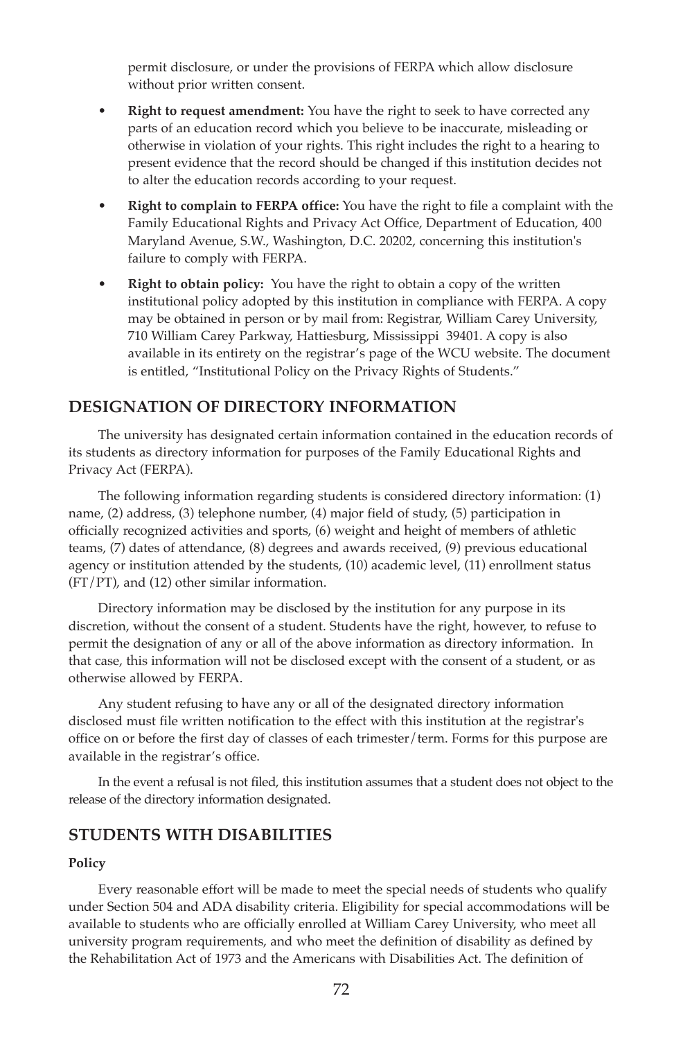permit disclosure, or under the provisions of FERPA which allow disclosure without prior written consent.

- **Right to request amendment:** You have the right to seek to have corrected any parts of an education record which you believe to be inaccurate, misleading or otherwise in violation of your rights. This right includes the right to a hearing to present evidence that the record should be changed if this institution decides not to alter the education records according to your request.
- **Right to complain to FERPA office:** You have the right to file a complaint with the Family Educational Rights and Privacy Act Office, Department of Education, 400 Maryland Avenue, S.W., Washington, D.C. 20202, concerning this institution's failure to comply with FERPA.
- **Right to obtain policy:** You have the right to obtain a copy of the written institutional policy adopted by this institution in compliance with FERPA. A copy may be obtained in person or by mail from: Registrar, William Carey University, 710 William Carey Parkway, Hattiesburg, Mississippi 39401. A copy is also available in its entirety on the registrar's page of the WCU website. The document is entitled, "Institutional Policy on the Privacy Rights of Students."

## DESIGNATION OF DIRECTORY INFORMATION

The university has designated certain information contained in the education records of its students as directory information for purposes of the Family Educational Rights and Privacy Act (FERPA).

The following information regarding students is considered directory information: (1) name, (2) address, (3) telephone number, (4) major field of study, (5) participation in officially recognized activities and sports, (6) weight and height of members of athletic teams, (7) dates of attendance, (8) degrees and awards received, (9) previous educational agency or institution attended by the students, (10) academic level, (11) enrollment status (FT/PT), and (12) other similar information.

Directory information may be disclosed by the institution for any purpose in its discretion, without the consent of a student. Students have the right, however, to refuse to permit the designation of any or all of the above information as directory information. In that case, this information will not be disclosed except with the consent of a student, or as otherwise allowed by FERPA.

Any student refusing to have any or all of the designated directory information disclosed must file written notification to the effect with this institution at the registrar's office on or before the first day of classes of each trimester/term. Forms for this purpose are available in the registrar's office.

In the event a refusal is not filed, this institution assumes that a student does not object to the release of the directory information designated.

## STUDENTS WITH DISABILITIES

**Policy**

Every reasonable effort will be made to meet the special needs of students who qualify under Section 504 and ADA disability criteria. Eligibility for special accommodations will be available to students who are officially enrolled at William Carey University, who meet all university program requirements, and who meet the definition of disability as defined by the Rehabilitation Act of 1973 and the Americans with Disabilities Act. The definition of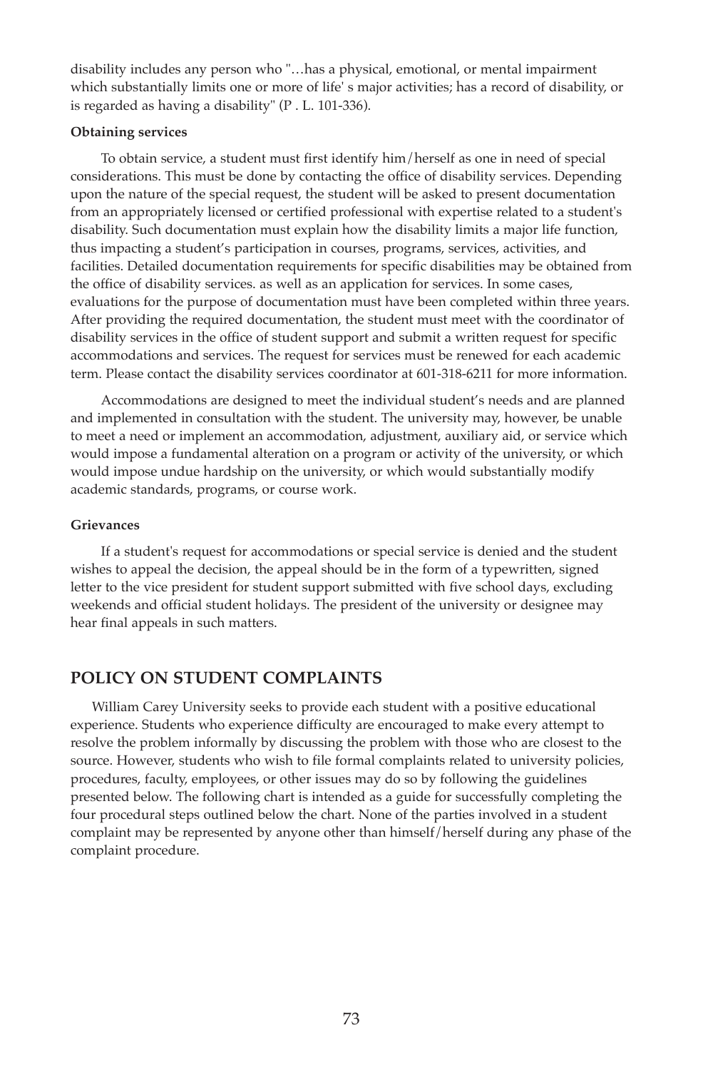disability includes any person who "…has a physical, emotional, or mental impairment which substantially limits one or more of life' s major activities; has a record of disability, or is regarded as having a disability" (P . L. 101-336).

**Obtaining services**

To obtain service, a student must first identify him/herself as one in need of special considerations. This must be done by contacting the office of disability services. Depending upon the nature of the special request, the student will be asked to present documentation from an appropriately licensed or certified professional with expertise related to a student's disability. Such documentation must explain how the disability limits a major life function, thus impacting a student's participation in courses, programs, services, activities, and facilities. Detailed documentation requirements for specific disabilities may be obtained from the office of disability services. as well as an application for services. In some cases, evaluations for the purpose of documentation must have been completed within three years. After providing the required documentation, the student must meet with the coordinator of disability services in the office of student support and submit a written request for specific accommodations and services. The request for services must be renewed for each academic term. Please contact the disability services coordinator at 601-318-6211 for more information.

Accommodations are designed to meet the individual student's needs and are planned and implemented in consultation with the student. The university may, however, be unable to meet a need or implement an accommodation, adjustment, auxiliary aid, or service which would impose a fundamental alteration on a program or activity of the university, or which would impose undue hardship on the university, or which would substantially modify academic standards, programs, or course work.

**Grievances**

If a student's request for accommodations or special service is denied and the student wishes to appeal the decision, the appeal should be in the form of a typewritten, signed letter to the vice president for student support submitted with five school days, excluding weekends and official student holidays. The president of the university or designee may hear final appeals in such matters.

## POLICY ON STUDENT COMPLAINTS

William Carey University seeks to provide each student with a positive educational experience. Students who experience difficulty are encouraged to make every attempt to resolve the problem informally by discussing the problem with those who are closest to the source. However, students who wish to file formal complaints related to university policies, procedures, faculty, employees, or other issues may do so by following the guidelines presented below. The following chart is intended as a guide for successfully completing the four procedural steps outlined below the chart. None of the parties involved in a student complaint may be represented by anyone other than himself/herself during any phase of the complaint procedure.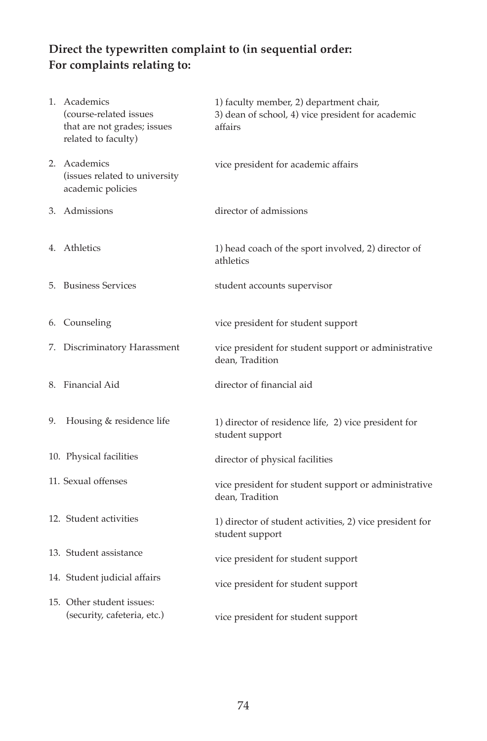**Direct the typewritten complaint to (in sequential order:**
**For complaints relating to:**

| | |
|---|---|
| 1. Academics (course-related issues that are not grades; issues related to faculty) | 1) faculty member, 2) department chair, 3) dean of school, 4) vice president for academic affairs |
| 2. Academics (issues related to university academic policies | vice president for academic affairs |
| 3. Admissions | director of admissions |
| 4. Athletics | 1) head coach of the sport involved, 2) director of athletics |
| 5. Business Services | student accounts supervisor |
| 6. Counseling | vice president for student support |
| 7. Discriminatory Harassment | vice president for student support or administrative dean, Tradition |
| 8. Financial Aid | director of financial aid |
| 9. Housing & residence life | 1) director of residence life, 2) vice president for student support |
| 10. Physical facilities | director of physical facilities |
| 11. Sexual offenses | vice president for student support or administrative dean, Tradition |
| 12. Student activities | 1) director of student activities, 2) vice president for student support |
| 13. Student assistance | vice president for student support |
| 14. Student judicial affairs | vice president for student support |
| 15. Other student issues: (security, cafeteria, etc.) | vice president for student support |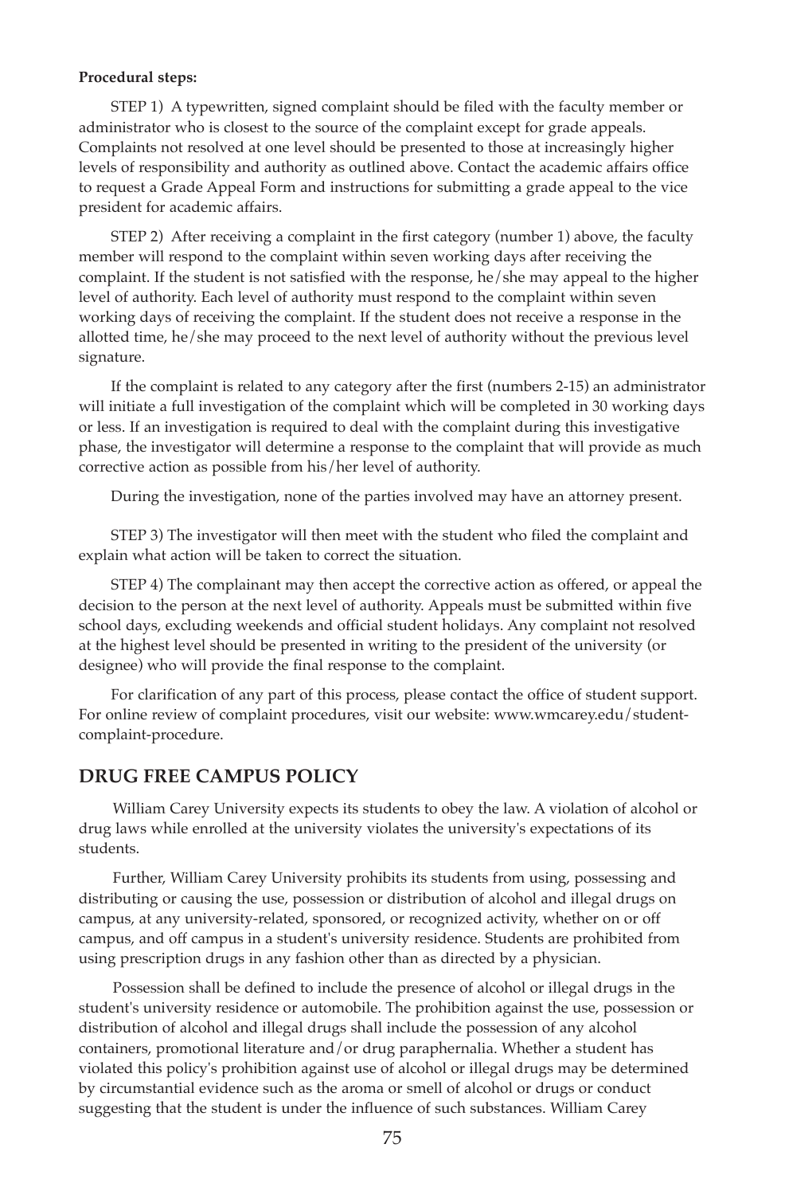**Procedural steps:**

STEP 1) A typewritten, signed complaint should be filed with the faculty member or administrator who is closest to the source of the complaint except for grade appeals. Complaints not resolved at one level should be presented to those at increasingly higher levels of responsibility and authority as outlined above. Contact the academic affairs office to request a Grade Appeal Form and instructions for submitting a grade appeal to the vice president for academic affairs.

STEP 2) After receiving a complaint in the first category (number 1) above, the faculty member will respond to the complaint within seven working days after receiving the complaint. If the student is not satisfied with the response, he/she may appeal to the higher level of authority. Each level of authority must respond to the complaint within seven working days of receiving the complaint. If the student does not receive a response in the allotted time, he/she may proceed to the next level of authority without the previous level signature.

If the complaint is related to any category after the first (numbers 2-15) an administrator will initiate a full investigation of the complaint which will be completed in 30 working days or less. If an investigation is required to deal with the complaint during this investigative phase, the investigator will determine a response to the complaint that will provide as much corrective action as possible from his/her level of authority.

During the investigation, none of the parties involved may have an attorney present.

STEP 3) The investigator will then meet with the student who filed the complaint and explain what action will be taken to correct the situation.

STEP 4) The complainant may then accept the corrective action as offered, or appeal the decision to the person at the next level of authority. Appeals must be submitted within five school days, excluding weekends and official student holidays. Any complaint not resolved at the highest level should be presented in writing to the president of the university (or designee) who will provide the final response to the complaint.

For clarification of any part of this process, please contact the office of student support. For online review of complaint procedures, visit our website: www.wmcarey.edu/student-complaint-procedure.

## DRUG FREE CAMPUS POLICY

William Carey University expects its students to obey the law. A violation of alcohol or drug laws while enrolled at the university violates the university's expectations of its students.

Further, William Carey University prohibits its students from using, possessing and distributing or causing the use, possession or distribution of alcohol and illegal drugs on campus, at any university-related, sponsored, or recognized activity, whether on or off campus, and off campus in a student's university residence. Students are prohibited from using prescription drugs in any fashion other than as directed by a physician.

Possession shall be defined to include the presence of alcohol or illegal drugs in the student's university residence or automobile. The prohibition against the use, possession or distribution of alcohol and illegal drugs shall include the possession of any alcohol containers, promotional literature and/or drug paraphernalia. Whether a student has violated this policy's prohibition against use of alcohol or illegal drugs may be determined by circumstantial evidence such as the aroma or smell of alcohol or drugs or conduct suggesting that the student is under the influence of such substances. William Carey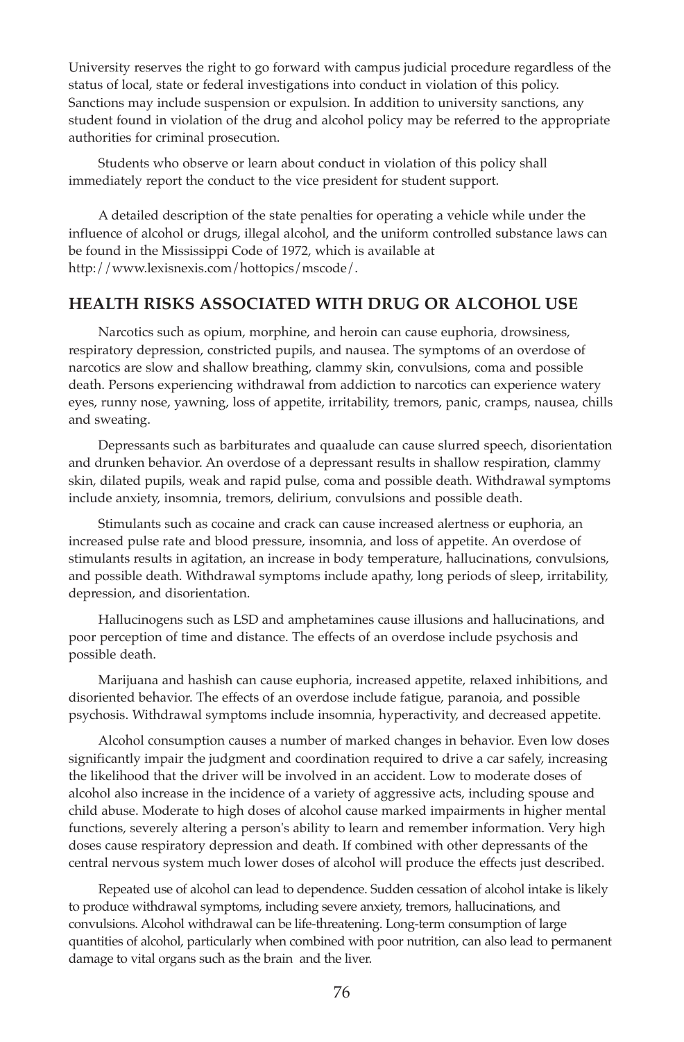University reserves the right to go forward with campus judicial procedure regardless of the status of local, state or federal investigations into conduct in violation of this policy. Sanctions may include suspension or expulsion. In addition to university sanctions, any student found in violation of the drug and alcohol policy may be referred to the appropriate authorities for criminal prosecution.

Students who observe or learn about conduct in violation of this policy shall immediately report the conduct to the vice president for student support.

A detailed description of the state penalties for operating a vehicle while under the influence of alcohol or drugs, illegal alcohol, and the uniform controlled substance laws can be found in the Mississippi Code of 1972, which is available at http://www.lexisnexis.com/hottopics/mscode/.

## HEALTH RISKS ASSOCIATED WITH DRUG OR ALCOHOL USE

Narcotics such as opium, morphine, and heroin can cause euphoria, drowsiness, respiratory depression, constricted pupils, and nausea. The symptoms of an overdose of narcotics are slow and shallow breathing, clammy skin, convulsions, coma and possible death. Persons experiencing withdrawal from addiction to narcotics can experience watery eyes, runny nose, yawning, loss of appetite, irritability, tremors, panic, cramps, nausea, chills and sweating.

Depressants such as barbiturates and quaalude can cause slurred speech, disorientation and drunken behavior. An overdose of a depressant results in shallow respiration, clammy skin, dilated pupils, weak and rapid pulse, coma and possible death. Withdrawal symptoms include anxiety, insomnia, tremors, delirium, convulsions and possible death.

Stimulants such as cocaine and crack can cause increased alertness or euphoria, an increased pulse rate and blood pressure, insomnia, and loss of appetite. An overdose of stimulants results in agitation, an increase in body temperature, hallucinations, convulsions, and possible death. Withdrawal symptoms include apathy, long periods of sleep, irritability, depression, and disorientation.

Hallucinogens such as LSD and amphetamines cause illusions and hallucinations, and poor perception of time and distance. The effects of an overdose include psychosis and possible death.

Marijuana and hashish can cause euphoria, increased appetite, relaxed inhibitions, and disoriented behavior. The effects of an overdose include fatigue, paranoia, and possible psychosis. Withdrawal symptoms include insomnia, hyperactivity, and decreased appetite.

Alcohol consumption causes a number of marked changes in behavior. Even low doses significantly impair the judgment and coordination required to drive a car safely, increasing the likelihood that the driver will be involved in an accident. Low to moderate doses of alcohol also increase in the incidence of a variety of aggressive acts, including spouse and child abuse. Moderate to high doses of alcohol cause marked impairments in higher mental functions, severely altering a person's ability to learn and remember information. Very high doses cause respiratory depression and death. If combined with other depressants of the central nervous system much lower doses of alcohol will produce the effects just described.

Repeated use of alcohol can lead to dependence. Sudden cessation of alcohol intake is likely to produce withdrawal symptoms, including severe anxiety, tremors, hallucinations, and convulsions. Alcohol withdrawal can be life-threatening. Long-term consumption of large quantities of alcohol, particularly when combined with poor nutrition, can also lead to permanent damage to vital organs such as the brain and the liver.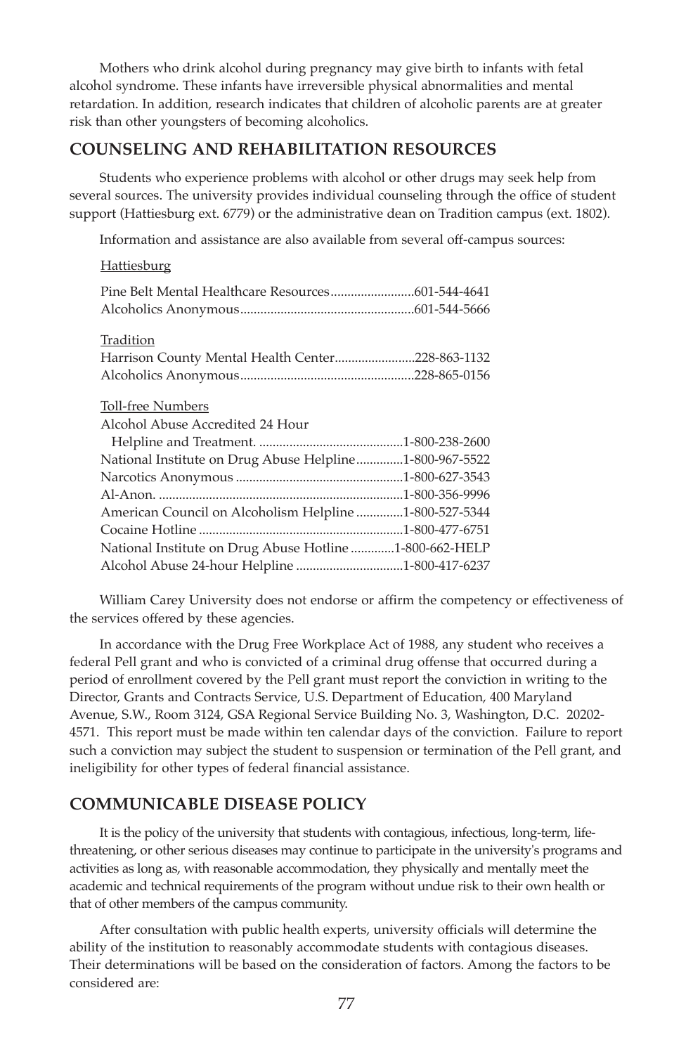Mothers who drink alcohol during pregnancy may give birth to infants with fetal alcohol syndrome. These infants have irreversible physical abnormalities and mental retardation. In addition, research indicates that children of alcoholic parents are at greater risk than other youngsters of becoming alcoholics.

## COUNSELING AND REHABILITATION RESOURCES

Students who experience problems with alcohol or other drugs may seek help from several sources. The university provides individual counseling through the office of student support (Hattiesburg ext. 6779) or the administrative dean on Tradition campus (ext. 1802).

Information and assistance are also available from several off-campus sources:

<u>Hattiesburg</u>

Pine Belt Mental Healthcare Resources.........................601-544-4641
Alcoholics Anonymous....................................................601-544-5666

<u>Tradition</u>

Harrison County Mental Health Center........................228-863-1132
Alcoholics Anonymous....................................................228-865-0156

<u>Toll-free Numbers</u>

Alcohol Abuse Accredited 24 Hour
Helpline and Treatment. ...........................................1-800-238-2600
National Institute on Drug Abuse Helpline.............1-800-967-5522
Narcotics Anonymous ..................................................1-800-627-3543
Al-Anon. .........................................................................1-800-356-9996
American Council on Alcoholism Helpline .............1-800-527-5344
Cocaine Hotline .............................................................1-800-477-6751
National Institute on Drug Abuse Hotline ............1-800-662-HELP
Alcohol Abuse 24-hour Helpline ................................1-800-417-6237

William Carey University does not endorse or affirm the competency or effectiveness of the services offered by these agencies.

In accordance with the Drug Free Workplace Act of 1988, any student who receives a federal Pell grant and who is convicted of a criminal drug offense that occurred during a period of enrollment covered by the Pell grant must report the conviction in writing to the Director, Grants and Contracts Service, U.S. Department of Education, 400 Maryland Avenue, S.W., Room 3124, GSA Regional Service Building No. 3, Washington, D.C. 20202-4571. This report must be made within ten calendar days of the conviction. Failure to report such a conviction may subject the student to suspension or termination of the Pell grant, and ineligibility for other types of federal financial assistance.

## COMMUNICABLE DISEASE POLICY

It is the policy of the university that students with contagious, infectious, long-term, life-threatening, or other serious diseases may continue to participate in the university's programs and activities as long as, with reasonable accommodation, they physically and mentally meet the academic and technical requirements of the program without undue risk to their own health or that of other members of the campus community.

After consultation with public health experts, university officials will determine the ability of the institution to reasonably accommodate students with contagious diseases. Their determinations will be based on the consideration of factors. Among the factors to be considered are: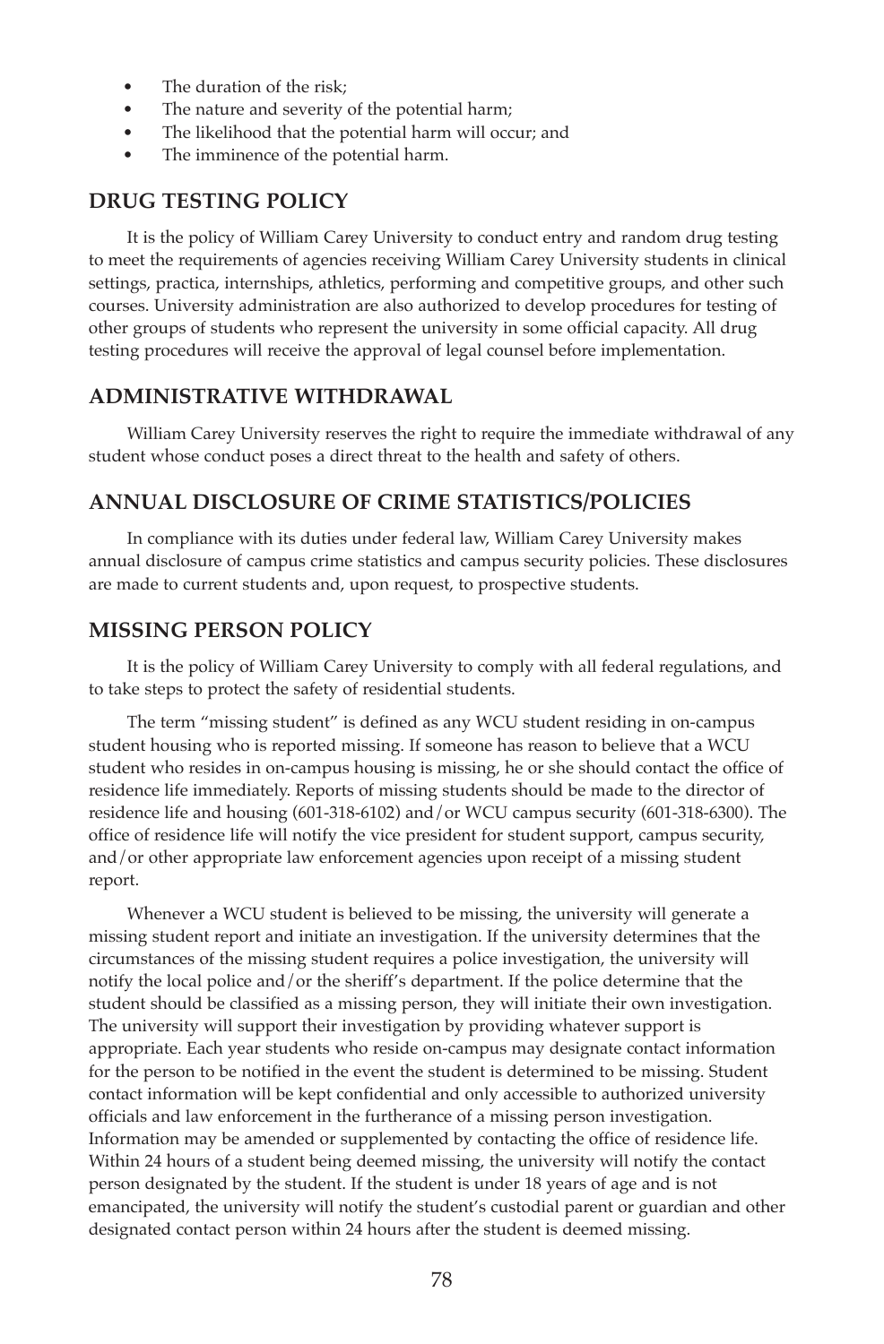- The duration of the risk;
- The nature and severity of the potential harm;
- The likelihood that the potential harm will occur; and
- The imminence of the potential harm.

## DRUG TESTING POLICY

It is the policy of William Carey University to conduct entry and random drug testing to meet the requirements of agencies receiving William Carey University students in clinical settings, practica, internships, athletics, performing and competitive groups, and other such courses. University administration are also authorized to develop procedures for testing of other groups of students who represent the university in some official capacity. All drug testing procedures will receive the approval of legal counsel before implementation.

## ADMINISTRATIVE WITHDRAWAL

William Carey University reserves the right to require the immediate withdrawal of any student whose conduct poses a direct threat to the health and safety of others.

## ANNUAL DISCLOSURE OF CRIME STATISTICS/POLICIES

In compliance with its duties under federal law, William Carey University makes annual disclosure of campus crime statistics and campus security policies. These disclosures are made to current students and, upon request, to prospective students.

## MISSING PERSON POLICY

It is the policy of William Carey University to comply with all federal regulations, and to take steps to protect the safety of residential students.

The term "missing student" is defined as any WCU student residing in on-campus student housing who is reported missing. If someone has reason to believe that a WCU student who resides in on-campus housing is missing, he or she should contact the office of residence life immediately. Reports of missing students should be made to the director of residence life and housing (601-318-6102) and/or WCU campus security (601-318-6300). The office of residence life will notify the vice president for student support, campus security, and/or other appropriate law enforcement agencies upon receipt of a missing student report.

Whenever a WCU student is believed to be missing, the university will generate a missing student report and initiate an investigation. If the university determines that the circumstances of the missing student requires a police investigation, the university will notify the local police and/or the sheriff's department. If the police determine that the student should be classified as a missing person, they will initiate their own investigation. The university will support their investigation by providing whatever support is appropriate. Each year students who reside on-campus may designate contact information for the person to be notified in the event the student is determined to be missing. Student contact information will be kept confidential and only accessible to authorized university officials and law enforcement in the furtherance of a missing person investigation. Information may be amended or supplemented by contacting the office of residence life. Within 24 hours of a student being deemed missing, the university will notify the contact person designated by the student. If the student is under 18 years of age and is not emancipated, the university will notify the student's custodial parent or guardian and other designated contact person within 24 hours after the student is deemed missing.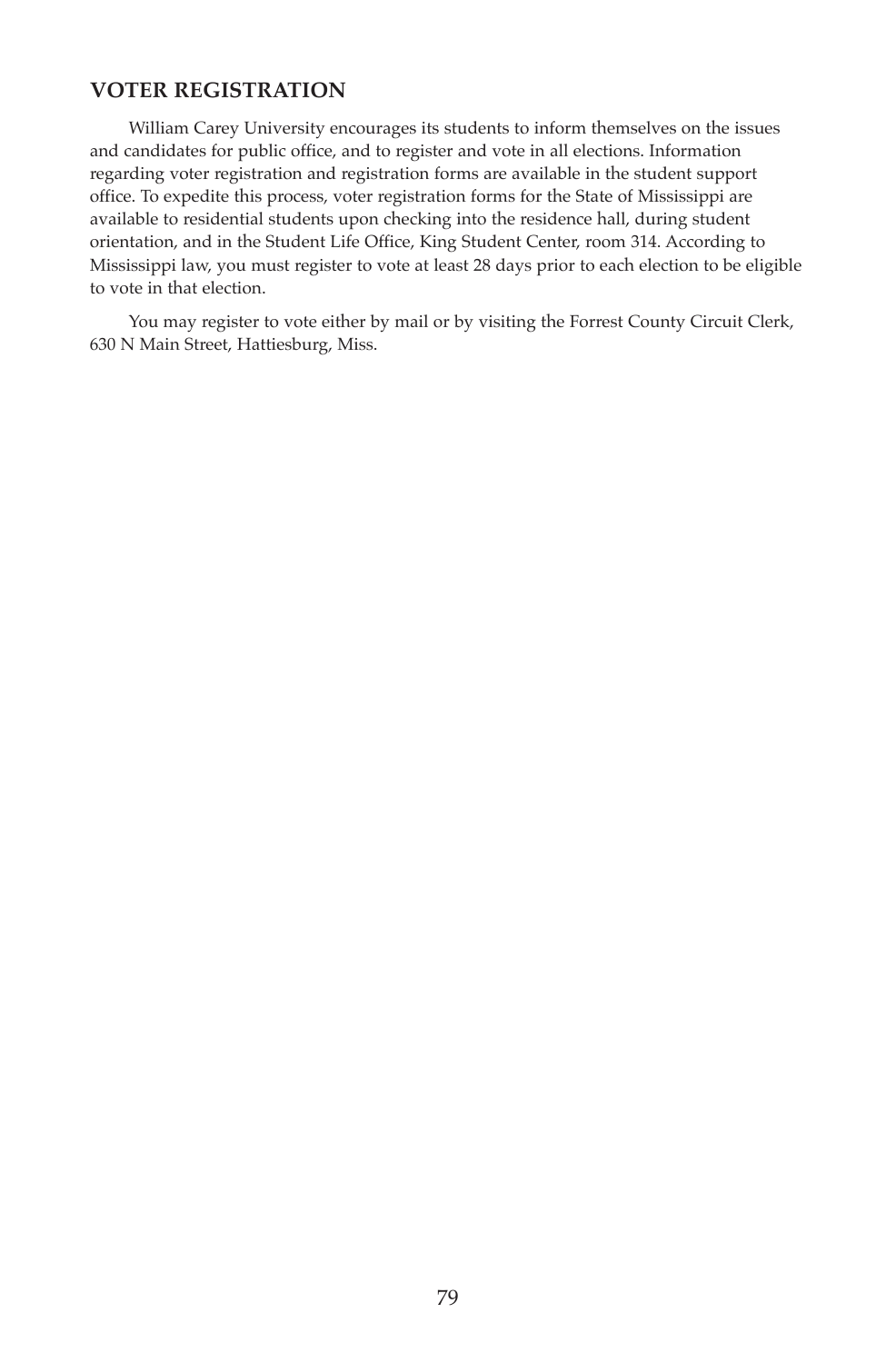## VOTER REGISTRATION

William Carey University encourages its students to inform themselves on the issues and candidates for public office, and to register and vote in all elections. Information regarding voter registration and registration forms are available in the student support office. To expedite this process, voter registration forms for the State of Mississippi are available to residential students upon checking into the residence hall, during student orientation, and in the Student Life Office, King Student Center, room 314. According to Mississippi law, you must register to vote at least 28 days prior to each election to be eligible to vote in that election.

You may register to vote either by mail or by visiting the Forrest County Circuit Clerk, 630 N Main Street, Hattiesburg, Miss.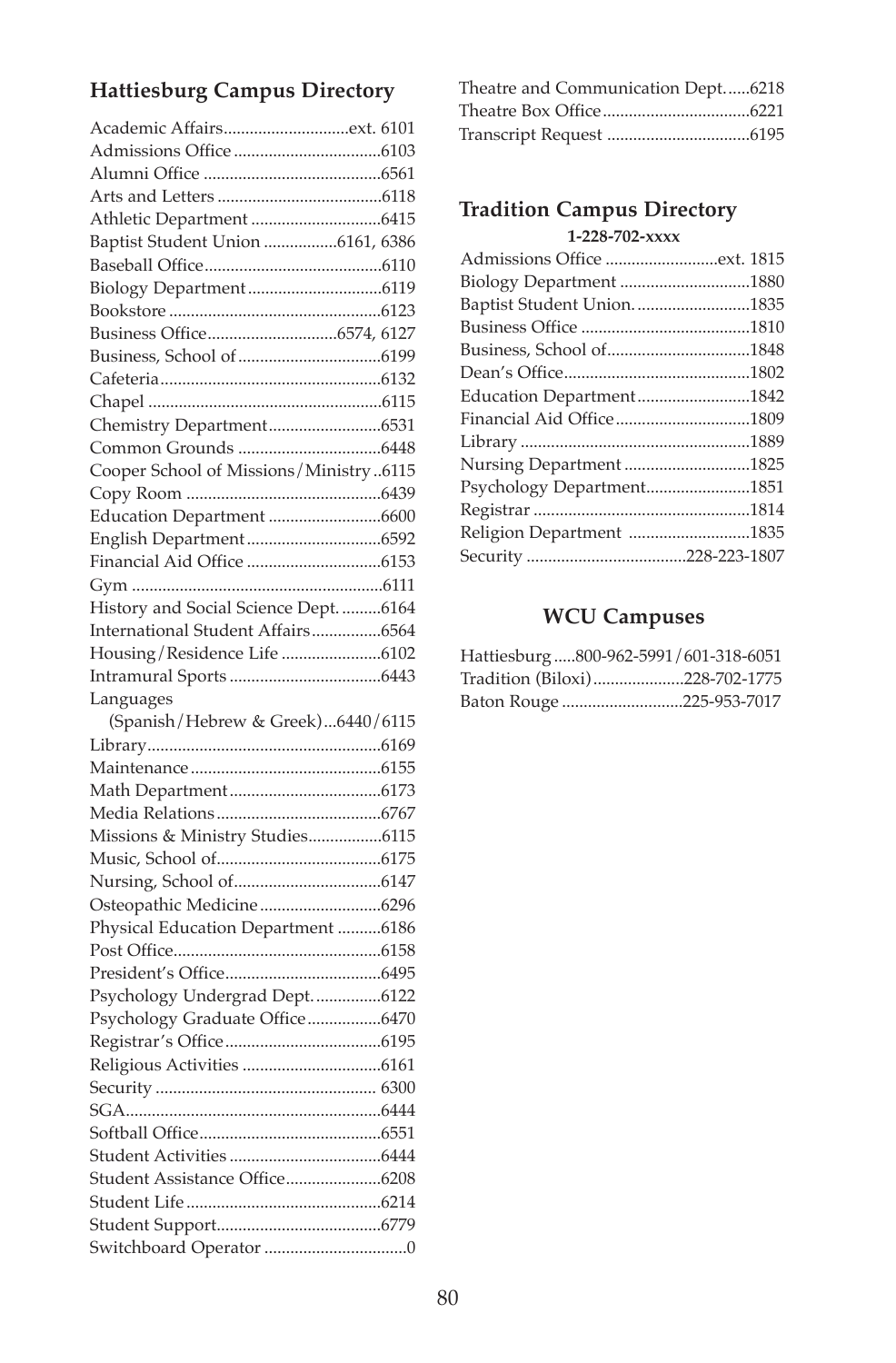## Hattiesburg Campus Directory

Academic Affairs............................ext. 6101
Admissions Office.................................6103
Alumni Office........................................6561
Arts and Letters.....................................6118
Athletic Department.............................6415
Baptist Student Union.................6161, 6386
Baseball Office.......................................6110
Biology Department...............................6119
Bookstore................................................6123
Business Office.............................6574, 6127
Business, School of................................6199
Cafeteria..................................................6132
Chapel.....................................................6115
Chemistry Department..........................6531
Common Grounds................................6448
Cooper School of Missions/Ministry..6115
Copy Room............................................6439
Education Department..........................6600
English Department...............................6592
Financial Aid Office..............................6153
Gym.........................................................6111
History and Social Science Dept..........6164
International Student Affairs................6564
Housing/Residence Life.......................6102
Intramural Sports..................................6443
Languages
(Spanish/Hebrew & Greek)...6440/6115
Library.....................................................6169
Maintenance...........................................6155
Math Department..................................6173
Media Relations.....................................6767
Missions & Ministry Studies.................6115
Music, School of.....................................6175
Nursing, School of.................................6147
Osteopathic Medicine...........................6296
Physical Education Department..........6186
Post Office...............................................6158
President's Office...................................6495
Psychology Undergrad Dept................6122
Psychology Graduate Office.................6470
Registrar's Office...................................6195
Religious Activities...............................6161
Security.................................................. 6300
SGA..........................................................6444
Softball Office.........................................6551
Student Activities..................................6444
Student Assistance Office......................6208
Student Life............................................6214
Student Support.....................................6779
Switchboard Operator................................0
Theatre and Communication Dept......6218
Theatre Box Office.................................6221
Transcript Request................................6195

## Tradition Campus Directory

**1-228-702-xxxx**

Admissions Office..........................ext. 1815
Biology Department..............................1880
Baptist Student Union...........................1835
Business Office.......................................1810
Business, School of.................................1848
Dean's Office...........................................1802
Education Department..........................1842
Financial Aid Office...............................1809
Library.....................................................1889
Nursing Department.............................1825
Psychology Department........................1851
Registrar..................................................1814
Religion Department............................1835
Security.....................................228-223-1807

## WCU Campuses

Hattiesburg.....800-962-5991/601-318-6051
Tradition (Biloxi).....................228-702-1775
Baton Rouge...........................225-953-7017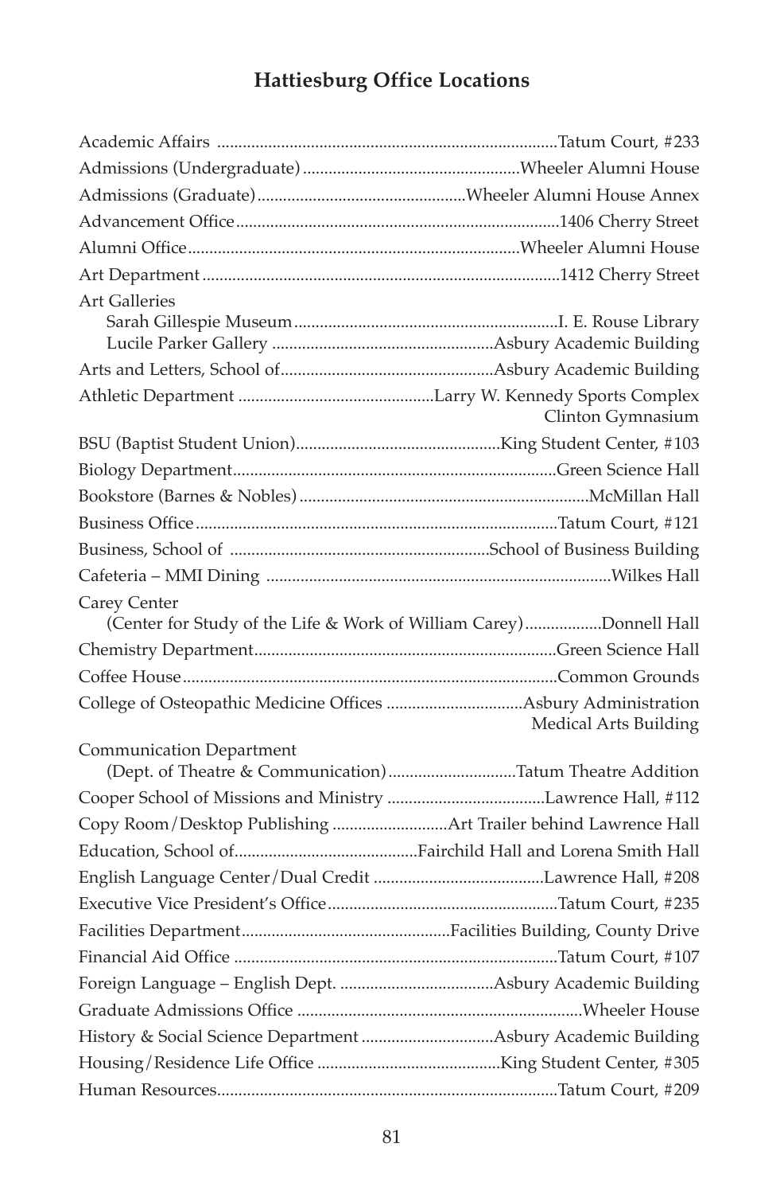## Hattiesburg Office Locations

| Office | Location |
|---|---|
| Academic Affairs | Tatum Court, #233 |
| Admissions (Undergraduate) | Wheeler Alumni House |
| Admissions (Graduate) | Wheeler Alumni House Annex |
| Advancement Office | 1406 Cherry Street |
| Alumni Office | Wheeler Alumni House |
| Art Department | 1412 Cherry Street |
| Art Galleries | |
| Sarah Gillespie Museum | I. E. Rouse Library |
| Lucile Parker Gallery | Asbury Academic Building |
| Arts and Letters, School of | Asbury Academic Building |
| Athletic Department | Larry W. Kennedy Sports Complex Clinton Gymnasium |
| BSU (Baptist Student Union) | King Student Center, #103 |
| Biology Department | Green Science Hall |
| Bookstore (Barnes & Nobles) | McMillan Hall |
| Business Office | Tatum Court, #121 |
| Business, School of | School of Business Building |
| Cafeteria – MMI Dining | Wilkes Hall |
| Carey Center (Center for Study of the Life & Work of William Carey) | Donnell Hall |
| Chemistry Department | Green Science Hall |
| Coffee House | Common Grounds |
| College of Osteopathic Medicine Offices | Asbury Administration Medical Arts Building |
| Communication Department (Dept. of Theatre & Communication) | Tatum Theatre Addition |
| Cooper School of Missions and Ministry | Lawrence Hall, #112 |
| Copy Room/Desktop Publishing | Art Trailer behind Lawrence Hall |
| Education, School of | Fairchild Hall and Lorena Smith Hall |
| English Language Center/Dual Credit | Lawrence Hall, #208 |
| Executive Vice President's Office | Tatum Court, #235 |
| Facilities Department | Facilities Building, County Drive |
| Financial Aid Office | Tatum Court, #107 |
| Foreign Language – English Dept. | Asbury Academic Building |
| Graduate Admissions Office | Wheeler House |
| History & Social Science Department | Asbury Academic Building |
| Housing/Residence Life Office | King Student Center, #305 |
| Human Resources | Tatum Court, #209 |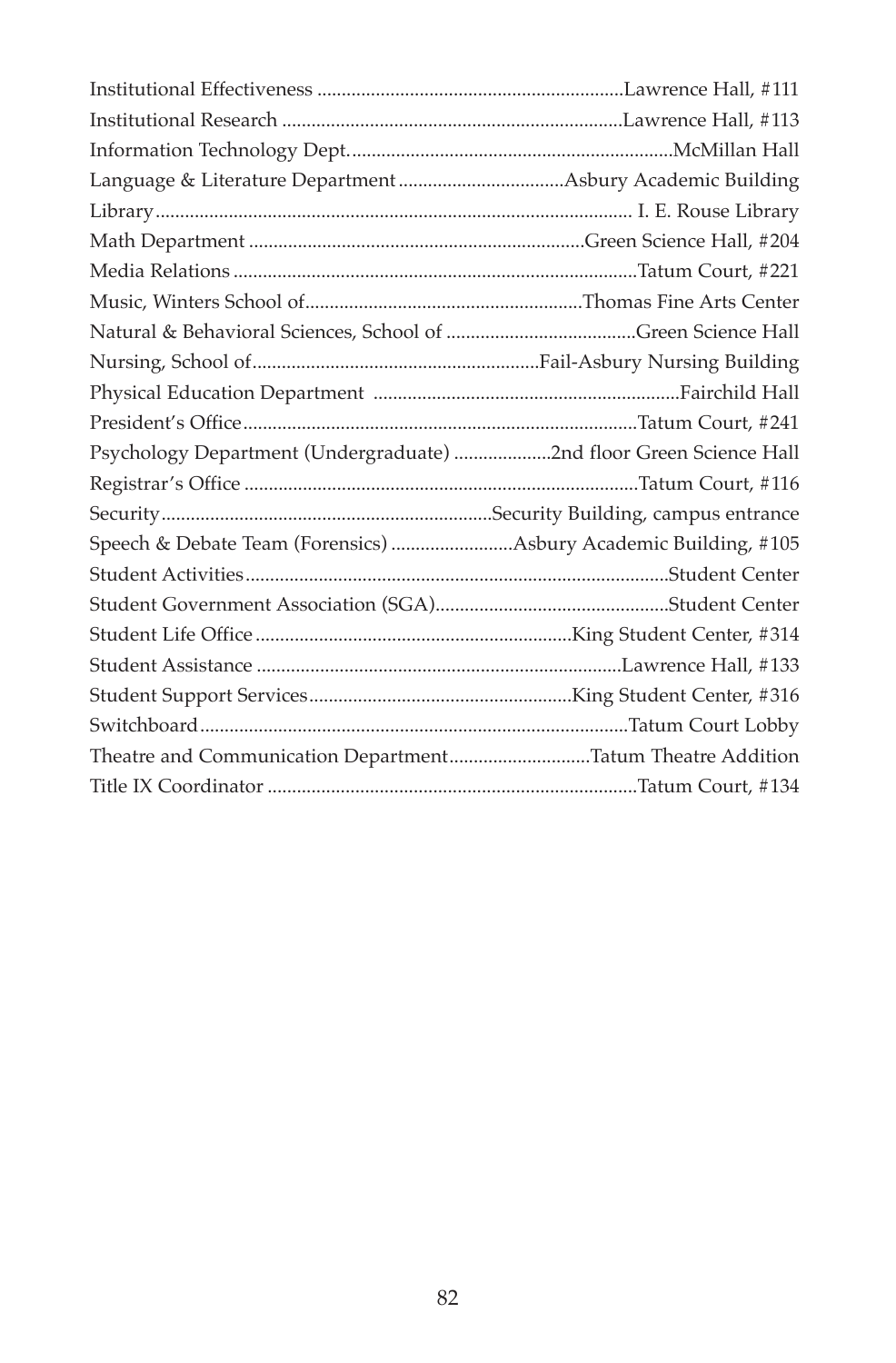Institutional Effectiveness ............................................................Lawrence Hall, #111
Institutional Research ....................................................................Lawrence Hall, #113
Information Technology Dept. ................................................................McMillan Hall
Language & Literature Department .................................Asbury Academic Building
Library ................................................................................................. I. E. Rouse Library
Math Department ...................................................................Green Science Hall, #204
Media Relations .................................................................................Tatum Court, #221
Music, Winters School of........................................................Thomas Fine Arts Center
Natural & Behavioral Sciences, School of ......................................Green Science Hall
Nursing, School of..........................................................Fail-Asbury Nursing Building
Physical Education Department .............................................................Fairchild Hall
President's Office ...............................................................................Tatum Court, #241
Psychology Department (Undergraduate) ...................2nd floor Green Science Hall
Registrar's Office ................................................................................Tatum Court, #116
Security ..................................................................Security Building, campus entrance
Speech & Debate Team (Forensics) ........................Asbury Academic Building, #105
Student Activities .....................................................................................Student Center
Student Government Association (SGA)...............................................Student Center
Student Life Office ................................................................King Student Center, #314
Student Assistance ..........................................................................Lawrence Hall, #133
Student Support Services.....................................................King Student Center, #316
Switchboard ......................................................................................Tatum Court Lobby
Theatre and Communication Department............................Tatum Theatre Addition
Title IX Coordinator ..........................................................................Tatum Court, #134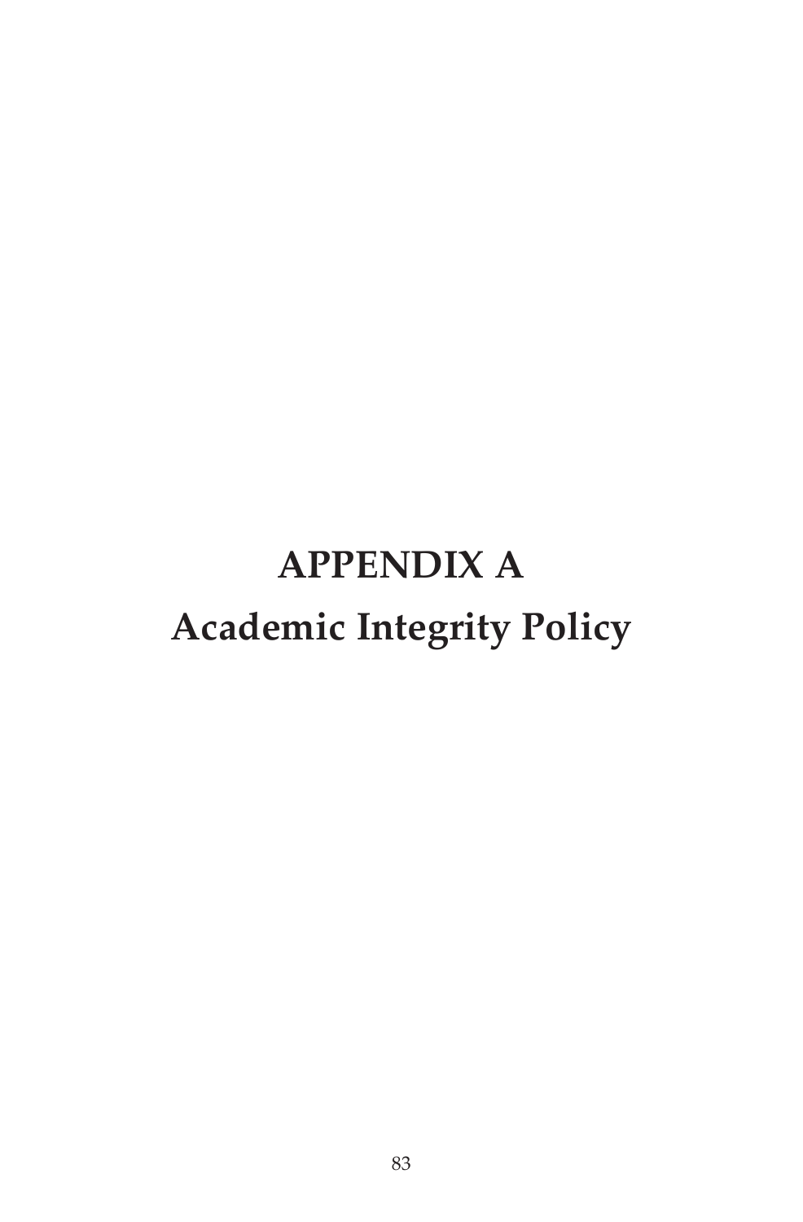# APPENDIX A

# Academic Integrity Policy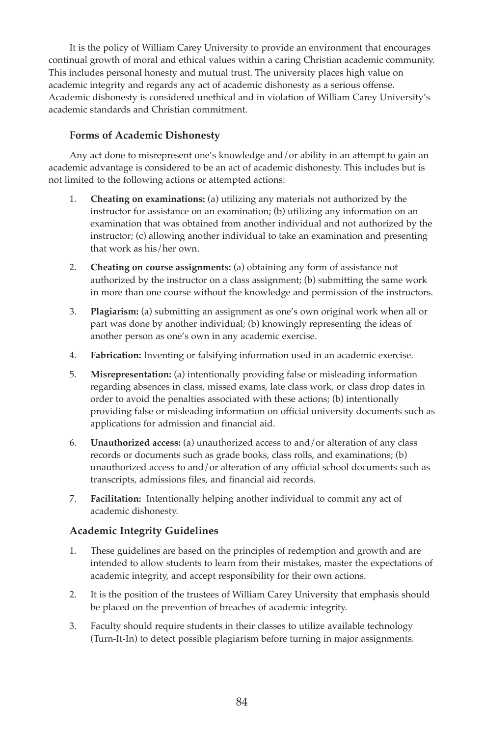It is the policy of William Carey University to provide an environment that encourages continual growth of moral and ethical values within a caring Christian academic community. This includes personal honesty and mutual trust. The university places high value on academic integrity and regards any act of academic dishonesty as a serious offense. Academic dishonesty is considered unethical and in violation of William Carey University's academic standards and Christian commitment.

### Forms of Academic Dishonesty

Any act done to misrepresent one's knowledge and/or ability in an attempt to gain an academic advantage is considered to be an act of academic dishonesty. This includes but is not limited to the following actions or attempted actions:

1. **Cheating on examinations:** (a) utilizing any materials not authorized by the instructor for assistance on an examination; (b) utilizing any information on an examination that was obtained from another individual and not authorized by the instructor; (c) allowing another individual to take an examination and presenting that work as his/her own.
2. **Cheating on course assignments:** (a) obtaining any form of assistance not authorized by the instructor on a class assignment; (b) submitting the same work in more than one course without the knowledge and permission of the instructors.
3. **Plagiarism:** (a) submitting an assignment as one's own original work when all or part was done by another individual; (b) knowingly representing the ideas of another person as one's own in any academic exercise.
4. **Fabrication:** Inventing or falsifying information used in an academic exercise.
5. **Misrepresentation:** (a) intentionally providing false or misleading information regarding absences in class, missed exams, late class work, or class drop dates in order to avoid the penalties associated with these actions; (b) intentionally providing false or misleading information on official university documents such as applications for admission and financial aid.
6. **Unauthorized access:** (a) unauthorized access to and/or alteration of any class records or documents such as grade books, class rolls, and examinations; (b) unauthorized access to and/or alteration of any official school documents such as transcripts, admissions files, and financial aid records.
7. **Facilitation:** Intentionally helping another individual to commit any act of academic dishonesty.

### Academic Integrity Guidelines

1. These guidelines are based on the principles of redemption and growth and are intended to allow students to learn from their mistakes, master the expectations of academic integrity, and accept responsibility for their own actions.
2. It is the position of the trustees of William Carey University that emphasis should be placed on the prevention of breaches of academic integrity.
3. Faculty should require students in their classes to utilize available technology (Turn-It-In) to detect possible plagiarism before turning in major assignments.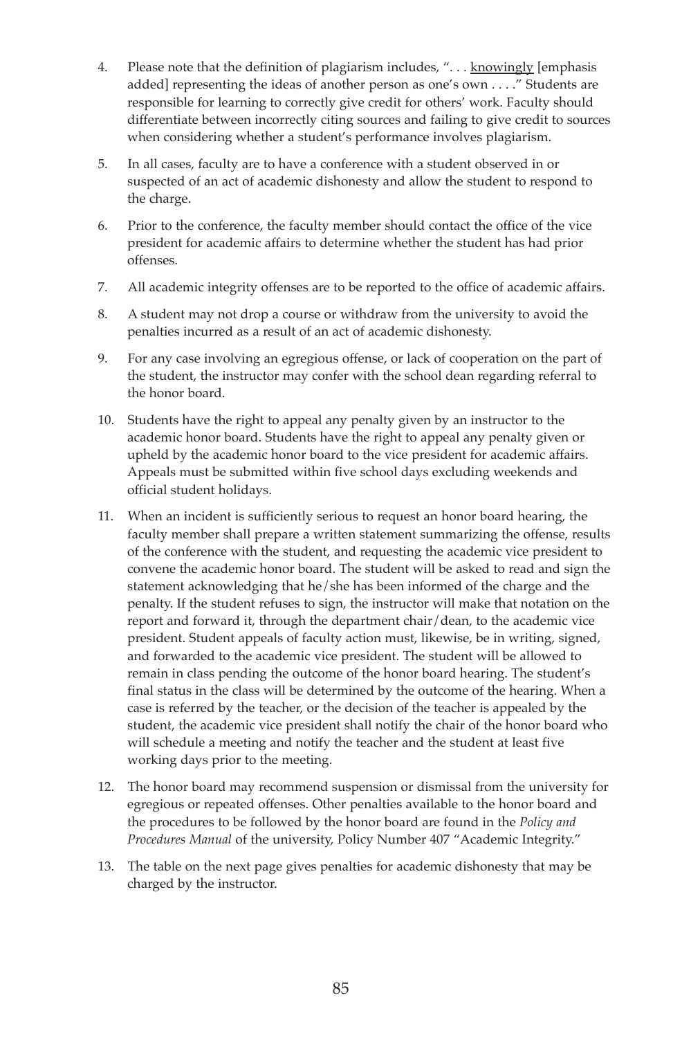4. Please note that the definition of plagiarism includes, ". . . <u>knowingly</u> [emphasis added] representing the ideas of another person as one's own . . . ." Students are responsible for learning to correctly give credit for others' work. Faculty should differentiate between incorrectly citing sources and failing to give credit to sources when considering whether a student's performance involves plagiarism.

5. In all cases, faculty are to have a conference with a student observed in or suspected of an act of academic dishonesty and allow the student to respond to the charge.

6. Prior to the conference, the faculty member should contact the office of the vice president for academic affairs to determine whether the student has had prior offenses.

7. All academic integrity offenses are to be reported to the office of academic affairs.

8. A student may not drop a course or withdraw from the university to avoid the penalties incurred as a result of an act of academic dishonesty.

9. For any case involving an egregious offense, or lack of cooperation on the part of the student, the instructor may confer with the school dean regarding referral to the honor board.

10. Students have the right to appeal any penalty given by an instructor to the academic honor board. Students have the right to appeal any penalty given or upheld by the academic honor board to the vice president for academic affairs. Appeals must be submitted within five school days excluding weekends and official student holidays.

11. When an incident is sufficiently serious to request an honor board hearing, the faculty member shall prepare a written statement summarizing the offense, results of the conference with the student, and requesting the academic vice president to convene the academic honor board. The student will be asked to read and sign the statement acknowledging that he/she has been informed of the charge and the penalty. If the student refuses to sign, the instructor will make that notation on the report and forward it, through the department chair/dean, to the academic vice president. Student appeals of faculty action must, likewise, be in writing, signed, and forwarded to the academic vice president. The student will be allowed to remain in class pending the outcome of the honor board hearing. The student's final status in the class will be determined by the outcome of the hearing. When a case is referred by the teacher, or the decision of the teacher is appealed by the student, the academic vice president shall notify the chair of the honor board who will schedule a meeting and notify the teacher and the student at least five working days prior to the meeting.

12. The honor board may recommend suspension or dismissal from the university for egregious or repeated offenses. Other penalties available to the honor board and the procedures to be followed by the honor board are found in the *Policy and Procedures Manual* of the university, Policy Number 407 "Academic Integrity."

13. The table on the next page gives penalties for academic dishonesty that may be charged by the instructor.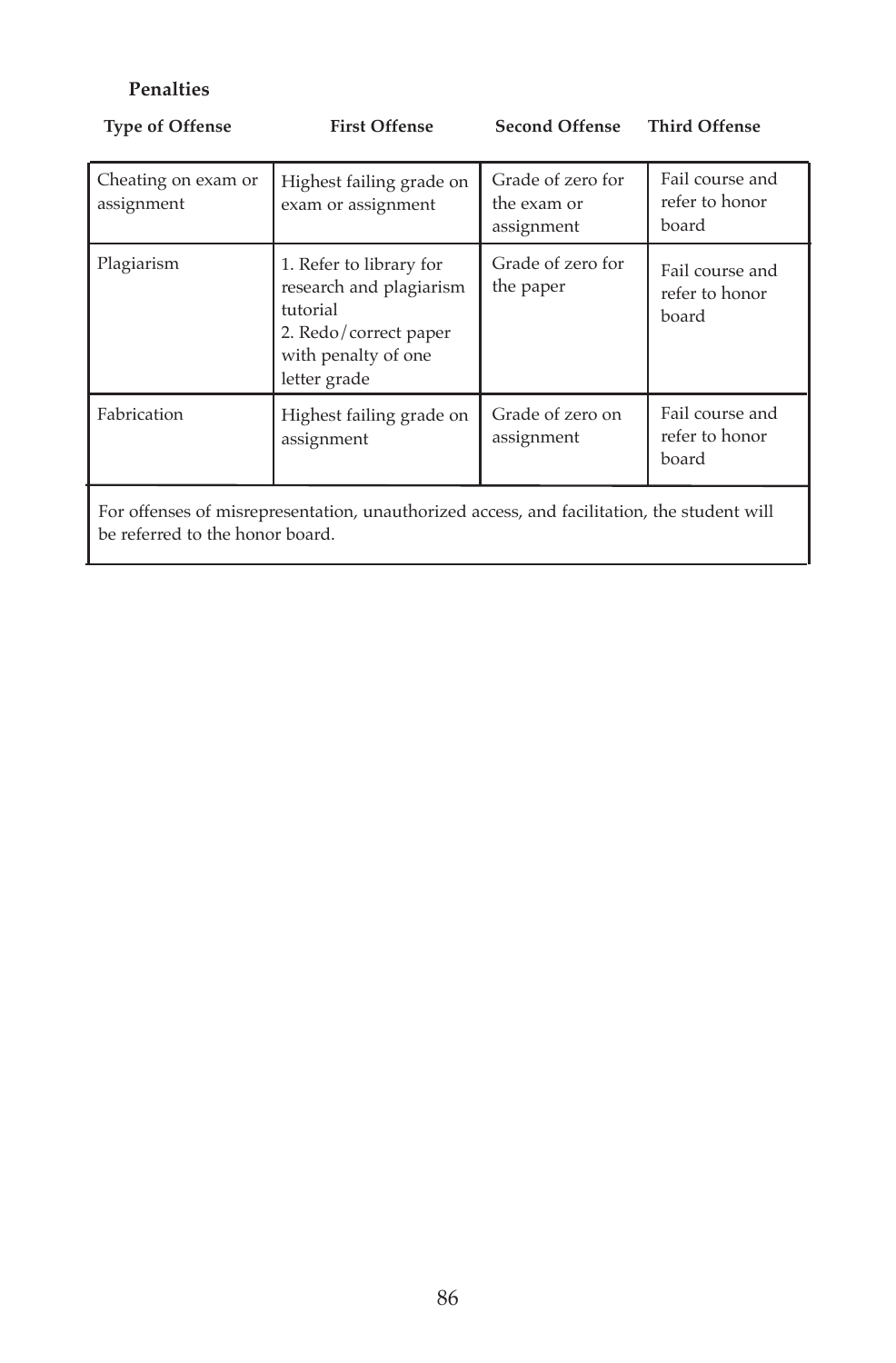**Penalties**

| Type of Offense | First Offense | Second Offense | Third Offense |
|---|---|---|---|
| Cheating on exam or assignment | Highest failing grade on exam or assignment | Grade of zero for the exam or assignment | Fail course and refer to honor board |
| Plagiarism | 1. Refer to library for research and plagiarism tutorial<br>2. Redo/correct paper with penalty of one letter grade | Grade of zero for the paper | Fail course and refer to honor board |
| Fabrication | Highest failing grade on assignment | Grade of zero on assignment | Fail course and refer to honor board |

For offenses of misrepresentation, unauthorized access, and facilitation, the student will be referred to the honor board.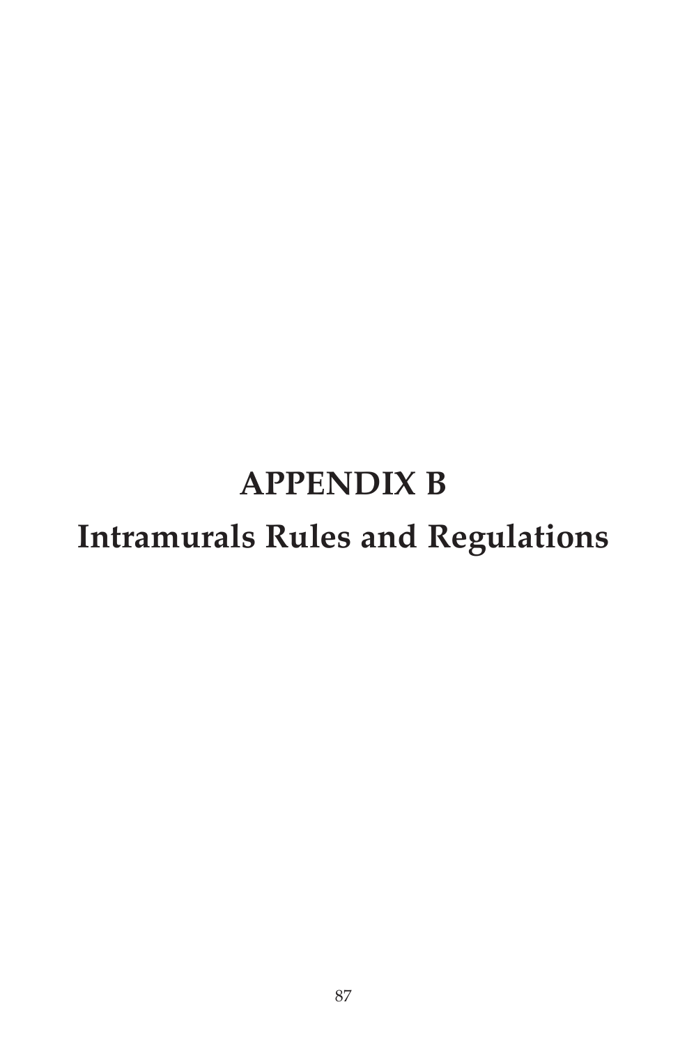# APPENDIX B

# Intramurals Rules and Regulations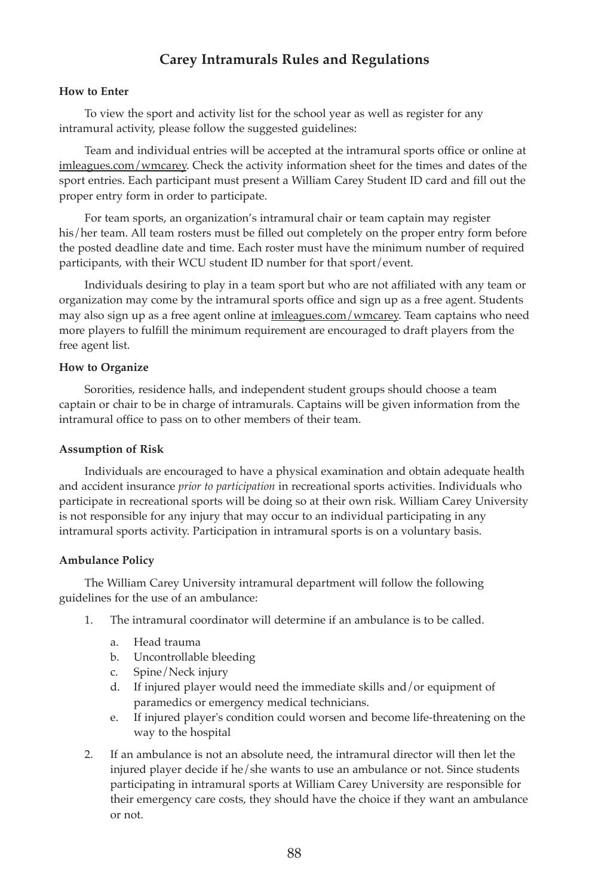## Carey Intramurals Rules and Regulations

**How to Enter**

To view the sport and activity list for the school year as well as register for any intramural activity, please follow the suggested guidelines:

Team and individual entries will be accepted at the intramural sports office or online at imleagues.com/wmcarey. Check the activity information sheet for the times and dates of the sport entries. Each participant must present a William Carey Student ID card and fill out the proper entry form in order to participate.

For team sports, an organization's intramural chair or team captain may register his/her team. All team rosters must be filled out completely on the proper entry form before the posted deadline date and time. Each roster must have the minimum number of required participants, with their WCU student ID number for that sport/event.

Individuals desiring to play in a team sport but who are not affiliated with any team or organization may come by the intramural sports office and sign up as a free agent. Students may also sign up as a free agent online at imleagues.com/wmcarey. Team captains who need more players to fulfill the minimum requirement are encouraged to draft players from the free agent list.

**How to Organize**

Sororities, residence halls, and independent student groups should choose a team captain or chair to be in charge of intramurals. Captains will be given information from the intramural office to pass on to other members of their team.

**Assumption of Risk**

Individuals are encouraged to have a physical examination and obtain adequate health and accident insurance *prior to participation* in recreational sports activities. Individuals who participate in recreational sports will be doing so at their own risk. William Carey University is not responsible for any injury that may occur to an individual participating in any intramural sports activity. Participation in intramural sports is on a voluntary basis.

**Ambulance Policy**

The William Carey University intramural department will follow the following guidelines for the use of an ambulance:

1. The intramural coordinator will determine if an ambulance is to be called.
   a. Head trauma
   b. Uncontrollable bleeding
   c. Spine/Neck injury
   d. If injured player would need the immediate skills and/or equipment of paramedics or emergency medical technicians.
   e. If injured player's condition could worsen and become life-threatening on the way to the hospital
2. If an ambulance is not an absolute need, the intramural director will then let the injured player decide if he/she wants to use an ambulance or not. Since students participating in intramural sports at William Carey University are responsible for their emergency care costs, they should have the choice if they want an ambulance or not.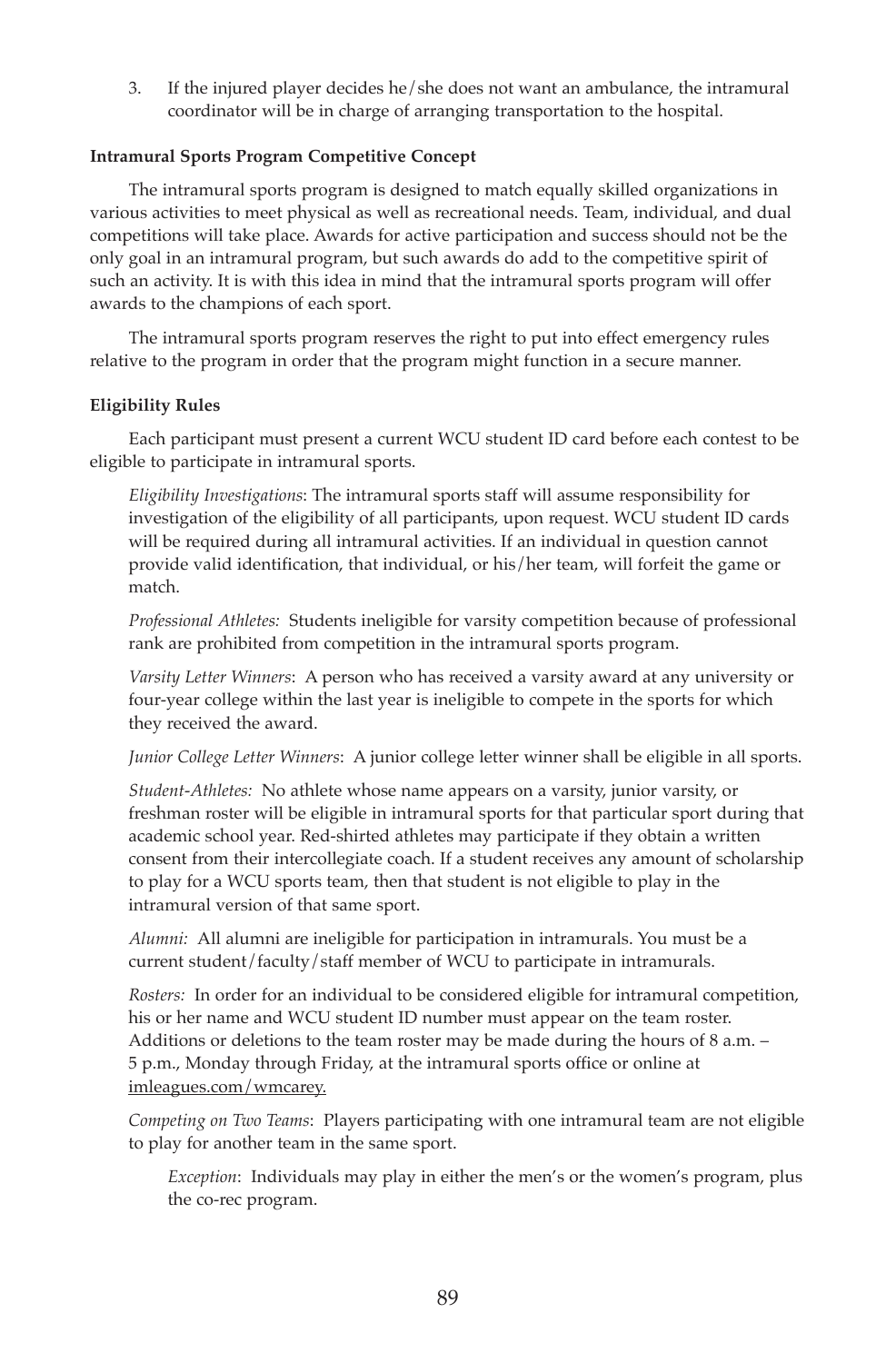3. If the injured player decides he/she does not want an ambulance, the intramural coordinator will be in charge of arranging transportation to the hospital.

**Intramural Sports Program Competitive Concept**

The intramural sports program is designed to match equally skilled organizations in various activities to meet physical as well as recreational needs. Team, individual, and dual competitions will take place. Awards for active participation and success should not be the only goal in an intramural program, but such awards do add to the competitive spirit of such an activity. It is with this idea in mind that the intramural sports program will offer awards to the champions of each sport.

The intramural sports program reserves the right to put into effect emergency rules relative to the program in order that the program might function in a secure manner.

**Eligibility Rules**

Each participant must present a current WCU student ID card before each contest to be eligible to participate in intramural sports.

*Eligibility Investigations*: The intramural sports staff will assume responsibility for investigation of the eligibility of all participants, upon request. WCU student ID cards will be required during all intramural activities. If an individual in question cannot provide valid identification, that individual, or his/her team, will forfeit the game or match.

*Professional Athletes:* Students ineligible for varsity competition because of professional rank are prohibited from competition in the intramural sports program.

*Varsity Letter Winners*: A person who has received a varsity award at any university or four-year college within the last year is ineligible to compete in the sports for which they received the award.

*Junior College Letter Winners*: A junior college letter winner shall be eligible in all sports.

*Student-Athletes:* No athlete whose name appears on a varsity, junior varsity, or freshman roster will be eligible in intramural sports for that particular sport during that academic school year. Red-shirted athletes may participate if they obtain a written consent from their intercollegiate coach. If a student receives any amount of scholarship to play for a WCU sports team, then that student is not eligible to play in the intramural version of that same sport.

*Alumni:* All alumni are ineligible for participation in intramurals. You must be a current student/faculty/staff member of WCU to participate in intramurals.

*Rosters:* In order for an individual to be considered eligible for intramural competition, his or her name and WCU student ID number must appear on the team roster. Additions or deletions to the team roster may be made during the hours of 8 a.m. – 5 p.m., Monday through Friday, at the intramural sports office or online at imleagues.com/wmcarey.

*Competing on Two Teams*: Players participating with one intramural team are not eligible to play for another team in the same sport.

*Exception*: Individuals may play in either the men's or the women's program, plus the co-rec program.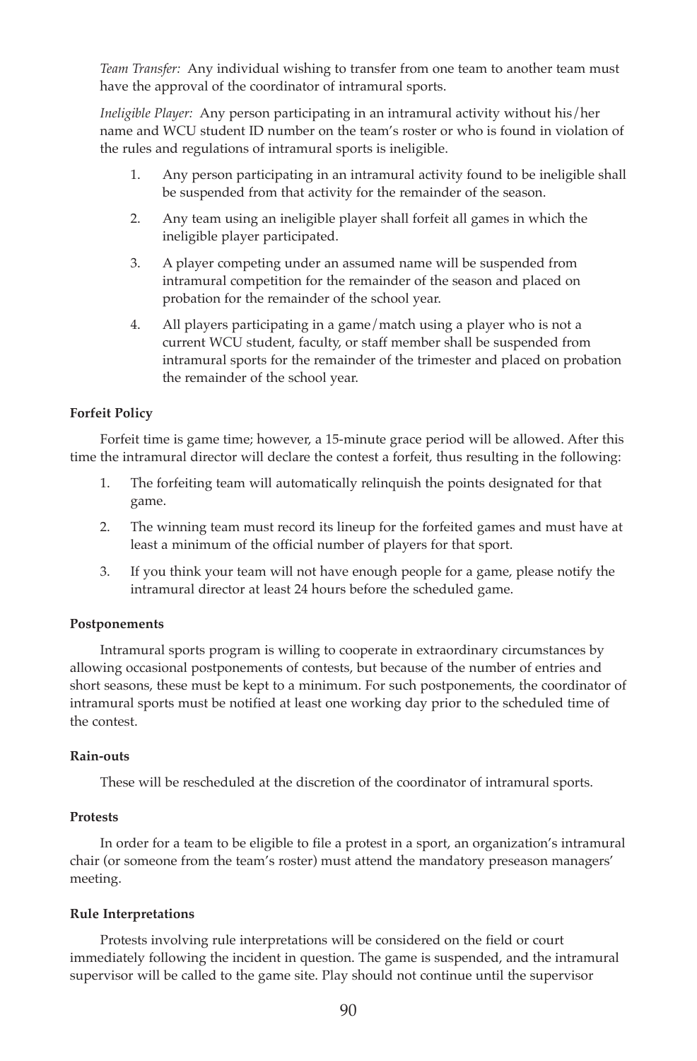*Team Transfer:* Any individual wishing to transfer from one team to another team must have the approval of the coordinator of intramural sports.

*Ineligible Player:* Any person participating in an intramural activity without his/her name and WCU student ID number on the team's roster or who is found in violation of the rules and regulations of intramural sports is ineligible.

1. Any person participating in an intramural activity found to be ineligible shall be suspended from that activity for the remainder of the season.
2. Any team using an ineligible player shall forfeit all games in which the ineligible player participated.
3. A player competing under an assumed name will be suspended from intramural competition for the remainder of the season and placed on probation for the remainder of the school year.
4. All players participating in a game/match using a player who is not a current WCU student, faculty, or staff member shall be suspended from intramural sports for the remainder of the trimester and placed on probation the remainder of the school year.

**Forfeit Policy**

Forfeit time is game time; however, a 15-minute grace period will be allowed. After this time the intramural director will declare the contest a forfeit, thus resulting in the following:

1. The forfeiting team will automatically relinquish the points designated for that game.
2. The winning team must record its lineup for the forfeited games and must have at least a minimum of the official number of players for that sport.
3. If you think your team will not have enough people for a game, please notify the intramural director at least 24 hours before the scheduled game.

**Postponements**

Intramural sports program is willing to cooperate in extraordinary circumstances by allowing occasional postponements of contests, but because of the number of entries and short seasons, these must be kept to a minimum. For such postponements, the coordinator of intramural sports must be notified at least one working day prior to the scheduled time of the contest.

**Rain-outs**

These will be rescheduled at the discretion of the coordinator of intramural sports.

**Protests**

In order for a team to be eligible to file a protest in a sport, an organization's intramural chair (or someone from the team's roster) must attend the mandatory preseason managers' meeting.

**Rule Interpretations**

Protests involving rule interpretations will be considered on the field or court immediately following the incident in question. The game is suspended, and the intramural supervisor will be called to the game site. Play should not continue until the supervisor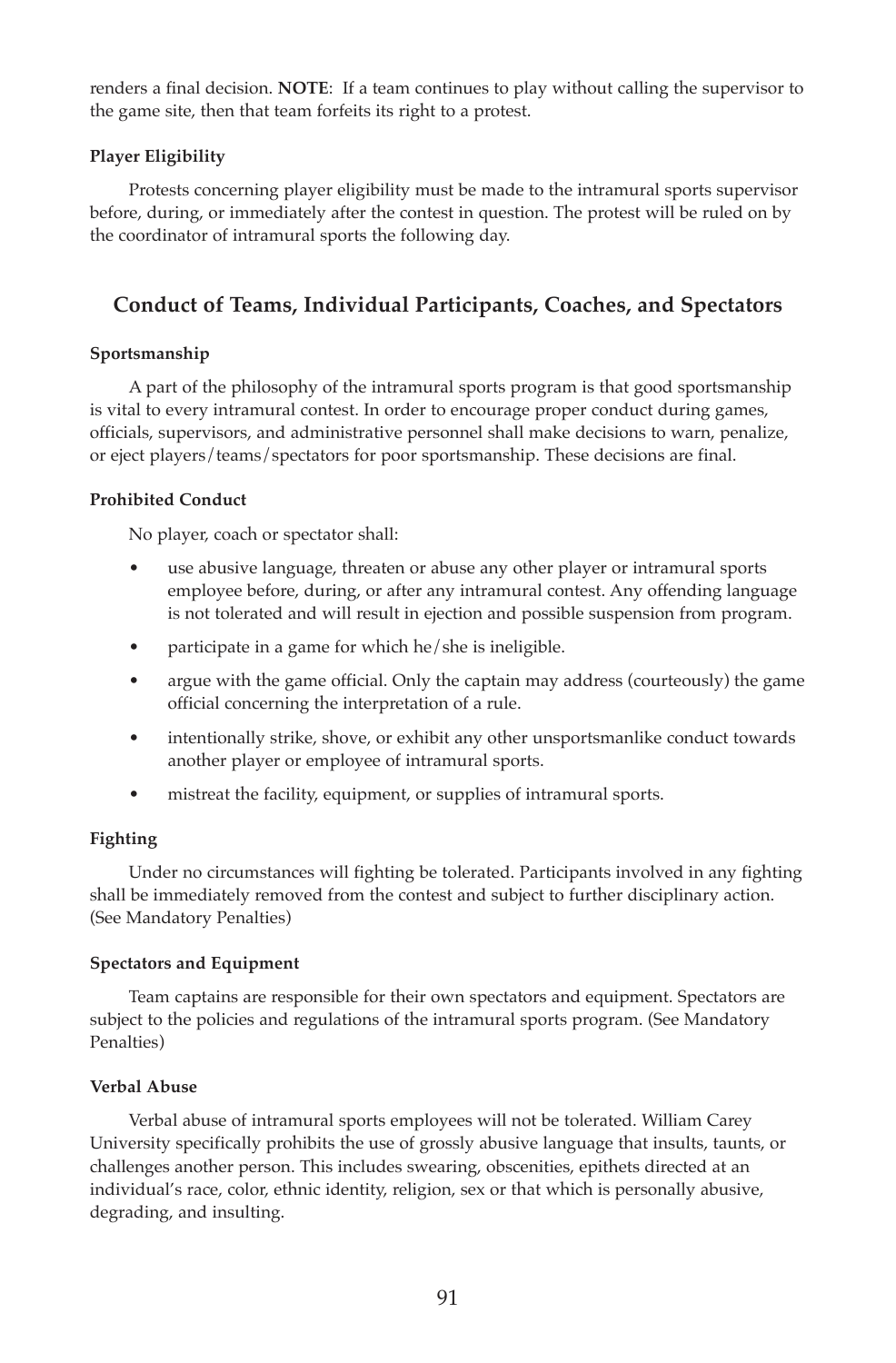renders a final decision. **NOTE**: If a team continues to play without calling the supervisor to the game site, then that team forfeits its right to a protest.

#### Player Eligibility

Protests concerning player eligibility must be made to the intramural sports supervisor before, during, or immediately after the contest in question. The protest will be ruled on by the coordinator of intramural sports the following day.

## Conduct of Teams, Individual Participants, Coaches, and Spectators

#### Sportsmanship

A part of the philosophy of the intramural sports program is that good sportsmanship is vital to every intramural contest. In order to encourage proper conduct during games, officials, supervisors, and administrative personnel shall make decisions to warn, penalize, or eject players/teams/spectators for poor sportsmanship. These decisions are final.

#### Prohibited Conduct

No player, coach or spectator shall:

- use abusive language, threaten or abuse any other player or intramural sports employee before, during, or after any intramural contest. Any offending language is not tolerated and will result in ejection and possible suspension from program.
- participate in a game for which he/she is ineligible.
- argue with the game official. Only the captain may address (courteously) the game official concerning the interpretation of a rule.
- intentionally strike, shove, or exhibit any other unsportsmanlike conduct towards another player or employee of intramural sports.
- mistreat the facility, equipment, or supplies of intramural sports.

#### Fighting

Under no circumstances will fighting be tolerated. Participants involved in any fighting shall be immediately removed from the contest and subject to further disciplinary action. (See Mandatory Penalties)

#### Spectators and Equipment

Team captains are responsible for their own spectators and equipment. Spectators are subject to the policies and regulations of the intramural sports program. (See Mandatory Penalties)

#### Verbal Abuse

Verbal abuse of intramural sports employees will not be tolerated. William Carey University specifically prohibits the use of grossly abusive language that insults, taunts, or challenges another person. This includes swearing, obscenities, epithets directed at an individual's race, color, ethnic identity, religion, sex or that which is personally abusive, degrading, and insulting.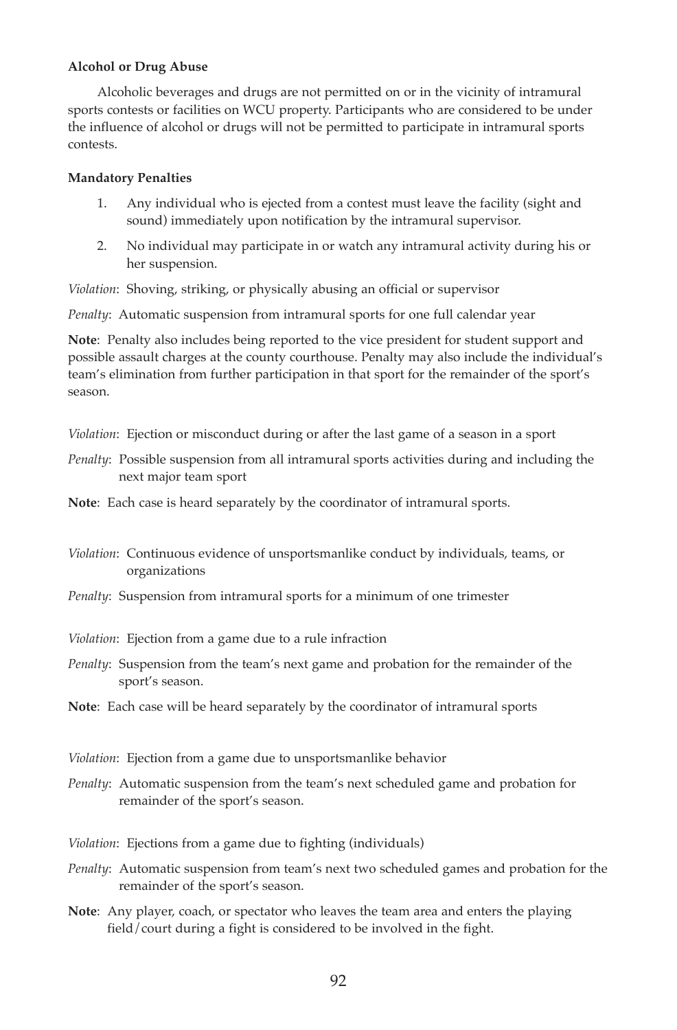**Alcohol or Drug Abuse**

Alcoholic beverages and drugs are not permitted on or in the vicinity of intramural sports contests or facilities on WCU property. Participants who are considered to be under the influence of alcohol or drugs will not be permitted to participate in intramural sports contests.

**Mandatory Penalties**

1. Any individual who is ejected from a contest must leave the facility (sight and sound) immediately upon notification by the intramural supervisor.
2. No individual may participate in or watch any intramural activity during his or her suspension.

*Violation*: Shoving, striking, or physically abusing an official or supervisor

*Penalty*: Automatic suspension from intramural sports for one full calendar year

**Note**: Penalty also includes being reported to the vice president for student support and possible assault charges at the county courthouse. Penalty may also include the individual's team's elimination from further participation in that sport for the remainder of the sport's season.

*Violation*: Ejection or misconduct during or after the last game of a season in a sport

*Penalty*: Possible suspension from all intramural sports activities during and including the next major team sport

**Note**: Each case is heard separately by the coordinator of intramural sports.

*Violation*: Continuous evidence of unsportsmanlike conduct by individuals, teams, or organizations

*Penalty*: Suspension from intramural sports for a minimum of one trimester

*Violation*: Ejection from a game due to a rule infraction

*Penalty*: Suspension from the team's next game and probation for the remainder of the sport's season.

**Note**: Each case will be heard separately by the coordinator of intramural sports

*Violation*: Ejection from a game due to unsportsmanlike behavior

*Penalty*: Automatic suspension from the team's next scheduled game and probation for remainder of the sport's season.

*Violation*: Ejections from a game due to fighting (individuals)

*Penalty*: Automatic suspension from team's next two scheduled games and probation for the remainder of the sport's season.

**Note**: Any player, coach, or spectator who leaves the team area and enters the playing field/court during a fight is considered to be involved in the fight.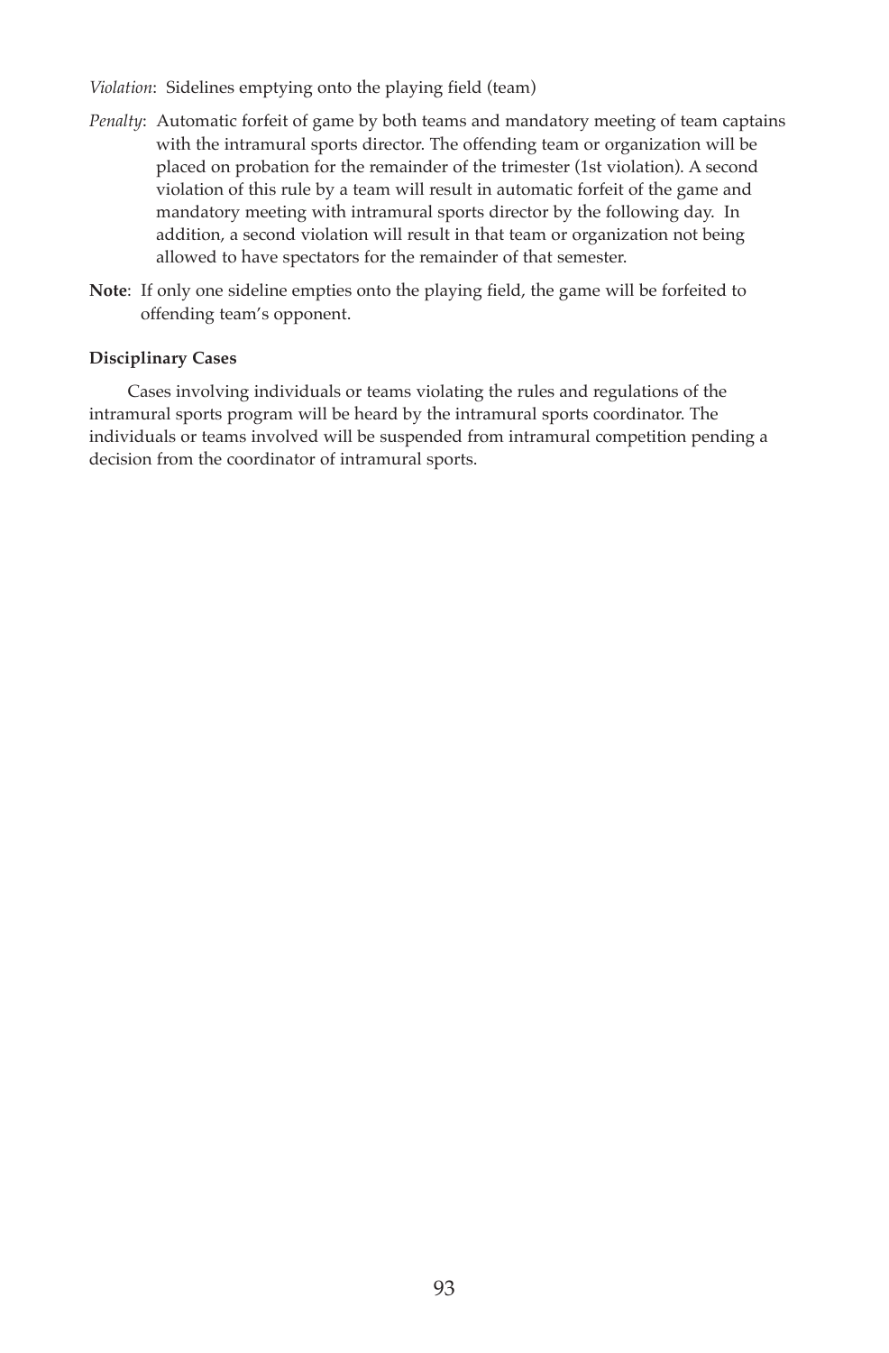*Violation*: Sidelines emptying onto the playing field (team)

*Penalty*: Automatic forfeit of game by both teams and mandatory meeting of team captains with the intramural sports director. The offending team or organization will be placed on probation for the remainder of the trimester (1st violation). A second violation of this rule by a team will result in automatic forfeit of the game and mandatory meeting with intramural sports director by the following day. In addition, a second violation will result in that team or organization not being allowed to have spectators for the remainder of that semester.

**Note**: If only one sideline empties onto the playing field, the game will be forfeited to offending team's opponent.

**Disciplinary Cases**

Cases involving individuals or teams violating the rules and regulations of the intramural sports program will be heard by the intramural sports coordinator. The individuals or teams involved will be suspended from intramural competition pending a decision from the coordinator of intramural sports.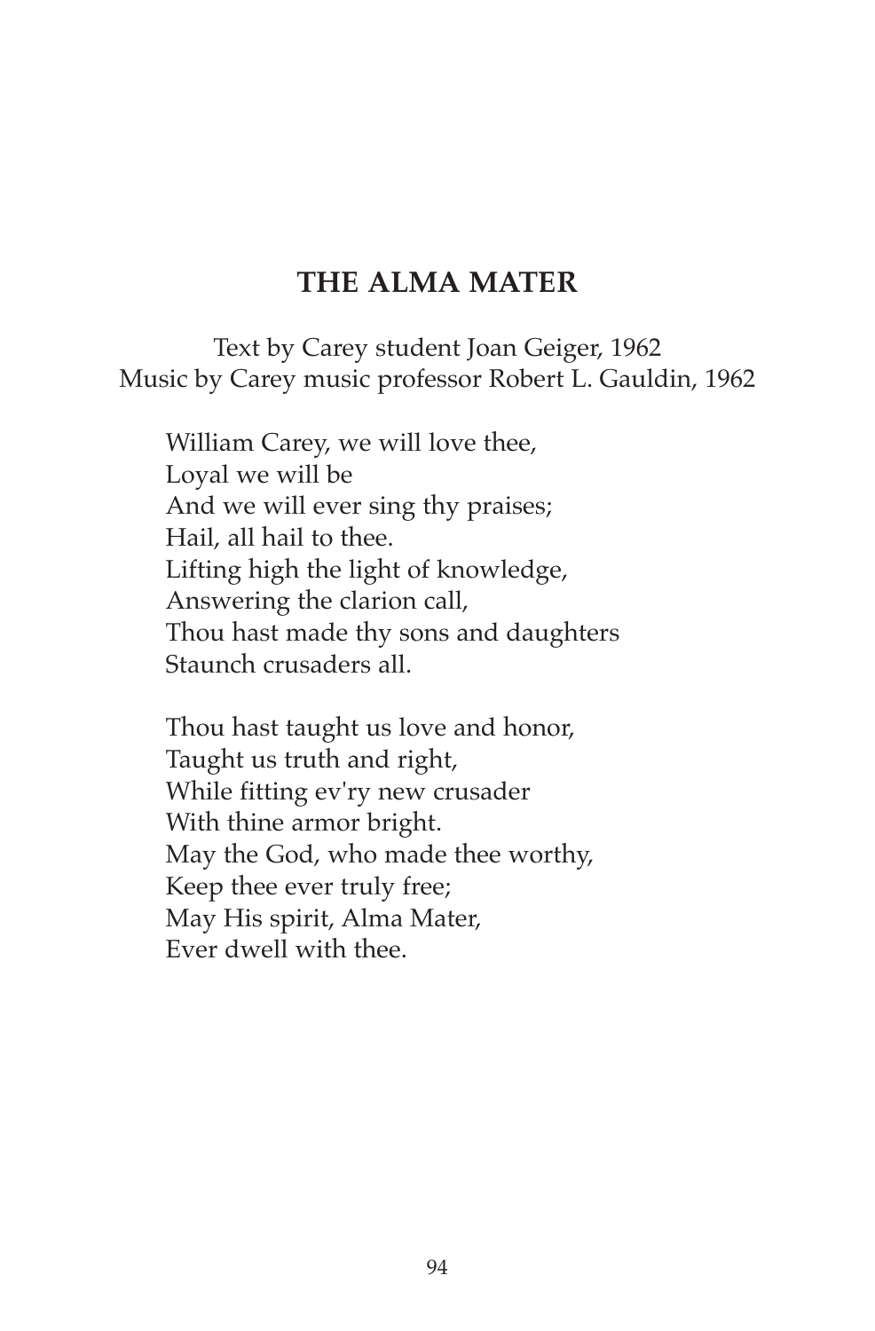# THE ALMA MATER

Text by Carey student Joan Geiger, 1962
Music by Carey music professor Robert L. Gauldin, 1962

William Carey, we will love thee,
Loyal we will be
And we will ever sing thy praises;
Hail, all hail to thee.
Lifting high the light of knowledge,
Answering the clarion call,
Thou hast made thy sons and daughters
Staunch crusaders all.

Thou hast taught us love and honor,
Taught us truth and right,
While fitting ev'ry new crusader
With thine armor bright.
May the God, who made thee worthy,
Keep thee ever truly free;
May His spirit, Alma Mater,
Ever dwell with thee.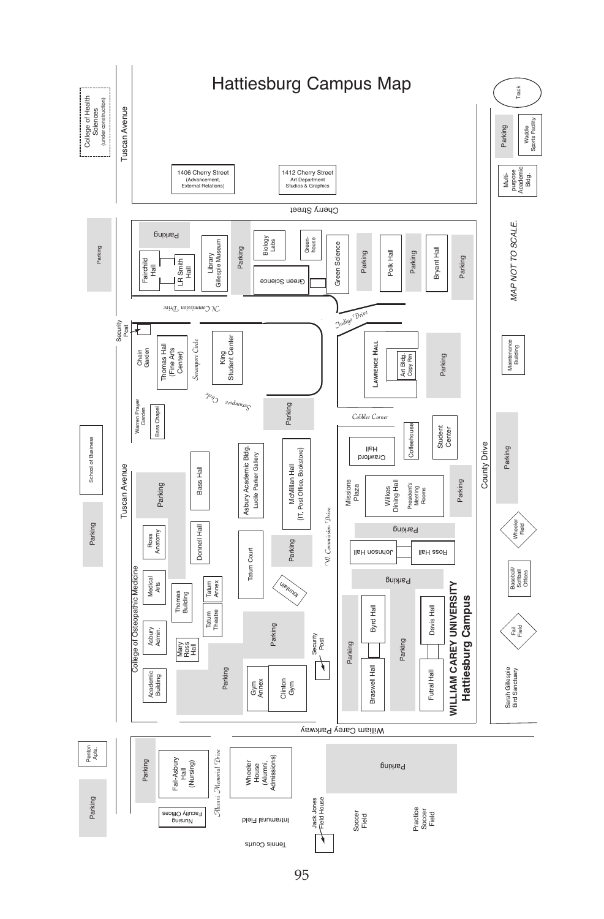# Hattiesburg Campus Map

**WILLIAM CAREY UNIVERSITY**
**Hattiesburg Campus**

*MAP NOT TO SCALE.*

Tuscan Avenue
Cherry Street
County Drive
William Carey Parkway
N. Commission Drive
W. Commission Drive
Indigo Drive
Serampore Circle
Cobbler Corner
Alumni Memorial Drive

College of Health Sciences (under construction)
1406 Cherry Street (Advancement, External Relations)
1412 Cherry Street Art Department Studios & Graphics
Track
Waddle Sports Facility
Multi-purpose Academic Bldg.
Parking
Fairchild Hall
LR Smith Hall
Library Gillespie Museum
Biology Labs
Green-house
Green Science
Polk Hall
Bryant Hall
Security Post
Chain Garden
Thomas Hall (Fine Arts Center)
King Student Center
Lawrence Hall
Art Bldg. Copy Rm
Maintenance Building
Warren Prayer Garden
Bass Chapel
School of Business
Crawford Hall
Coffeehouse
Student Center
Bass Hall
Asbury Academic Bldg. Lucile Parker Gallery
McMillan Hall (IT, Post Office, Bookstore)
Missions Plaza
Wilkes Dining Hall President's Meeting Rooms
Ross Anatomy
Donnell Hall
Tatum Court
Johnson Hall
Ross Hall
Wheeler Field
College of Osteopathic Medicine
Medical Arts
Thomas Building
Tatum Annex
Tatum Theatre
fountain
Baseball/Softball Offices
Asbury Admin.
Mary Ross Hall
Byrd Hall
Davis Hall
Fail Field
Academic Building
Gym Annex
Clinton Gym
Braswell Hall
Futral Hall
Sarah Gillespie Bird Sanctuary
Penton Apts.
Fail-Asbury Hall (Nursing)
Wheeler House (Alumni, Admissions)
Nursing Faculty Offices
Intramural Field
Jack Jones Field House
Soccer Field
Practice Soccer Field
Tennis Courts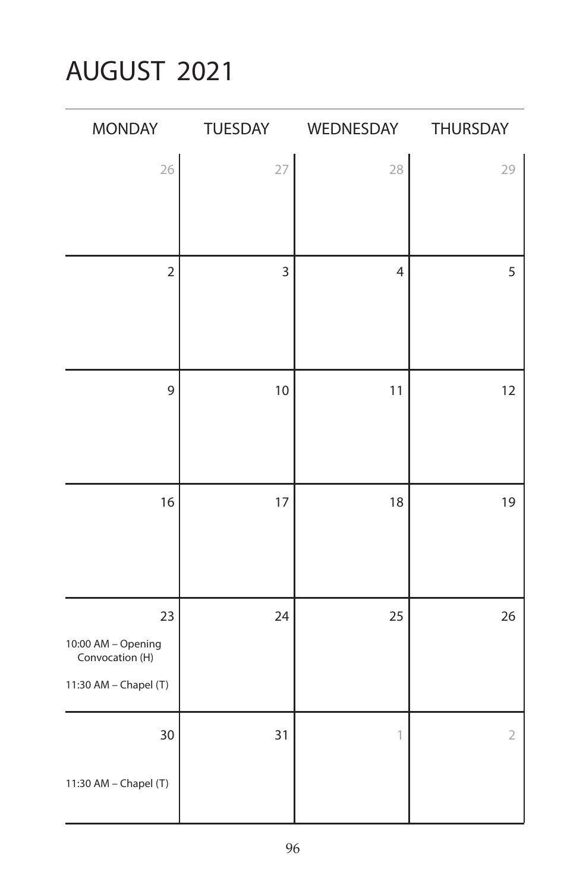# AUGUST 2021

| MONDAY | TUESDAY | WEDNESDAY | THURSDAY |
|---|---|---|---|
| 26 | 27 | 28 | 29 |
| 2 | 3 | 4 | 5 |
| 9 | 10 | 11 | 12 |
| 16 | 17 | 18 | 19 |
| 23<br>10:00 AM – Opening Convocation (H)<br>11:30 AM – Chapel (T) | 24 | 25 | 26 |
| 30<br>11:30 AM – Chapel (T) | 31 | 1 | 2 |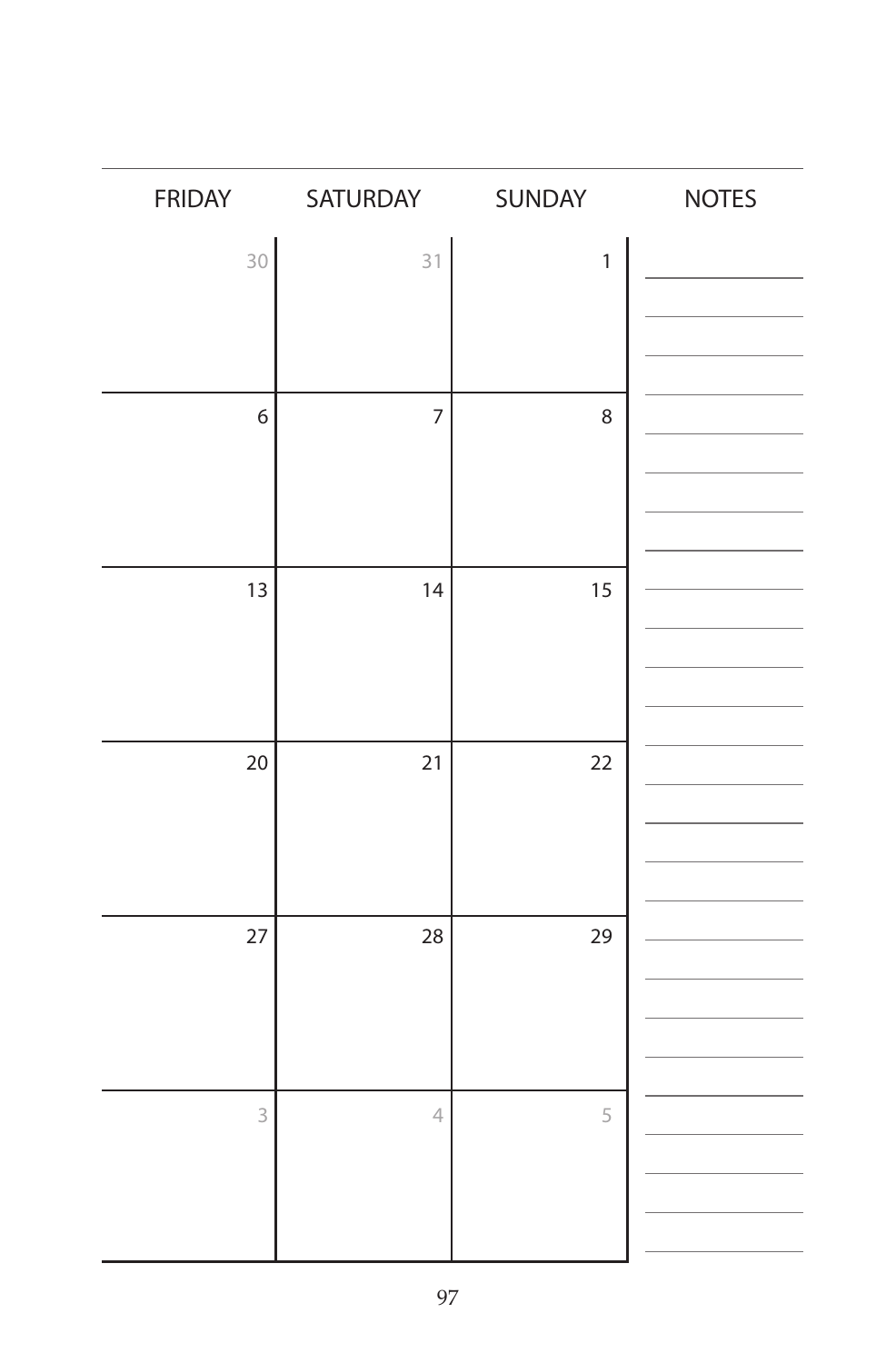| FRIDAY | SATURDAY | SUNDAY | NOTES |
|---|---|---|---|
| 30 | 31 | 1 | |
| 6 | 7 | 8 | |
| 13 | 14 | 15 | |
| 20 | 21 | 22 | |
| 27 | 28 | 29 | |
| 3 | 4 | 5 | |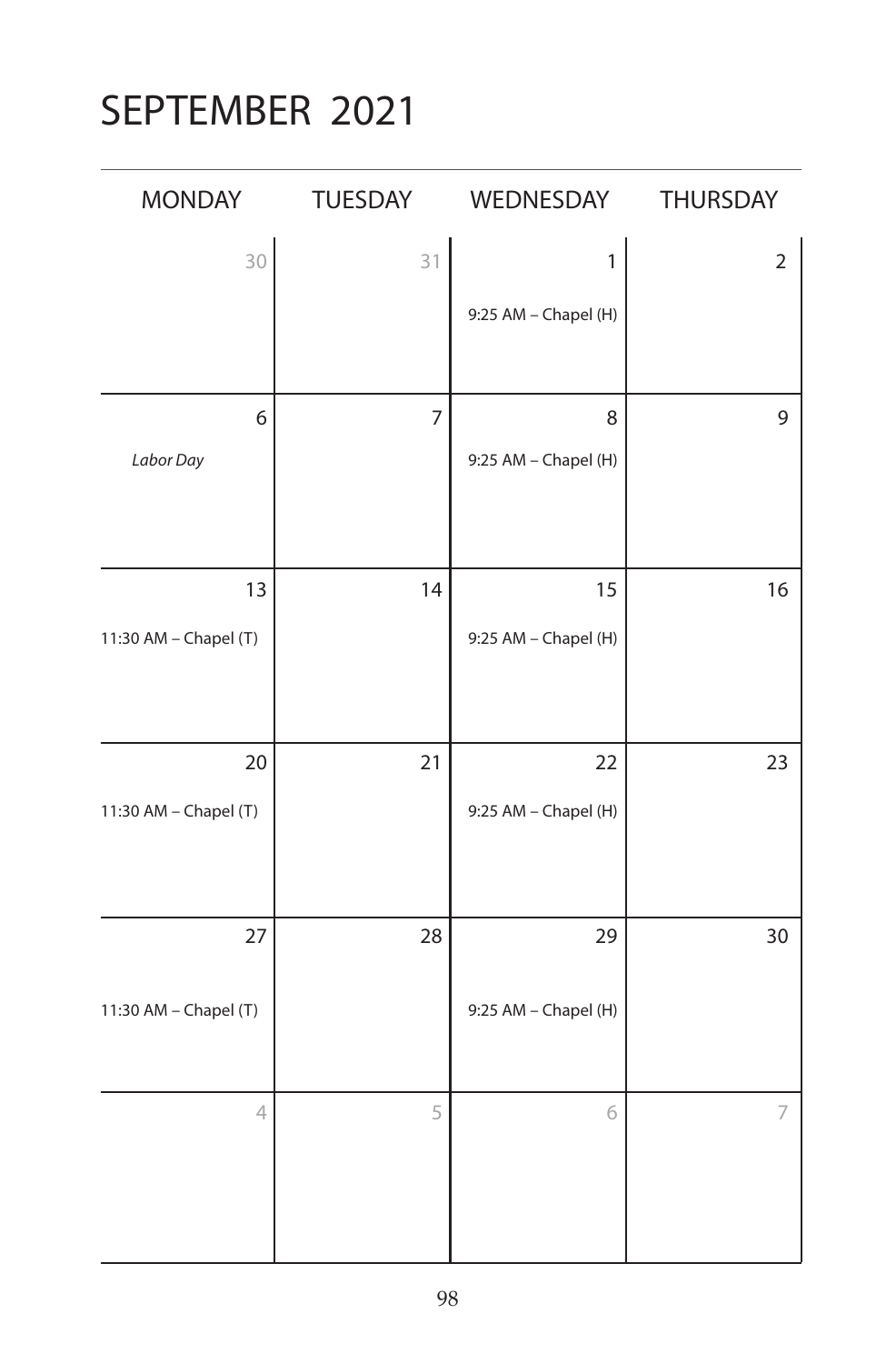# SEPTEMBER 2021

| MONDAY | TUESDAY | WEDNESDAY | THURSDAY |
|---|---|---|---|
| 30 | 31 | 1<br>9:25 AM – Chapel (H) | 2 |
| 6<br>*Labor Day* | 7 | 8<br>9:25 AM – Chapel (H) | 9 |
| 13<br>11:30 AM – Chapel (T) | 14 | 15<br>9:25 AM – Chapel (H) | 16 |
| 20<br>11:30 AM – Chapel (T) | 21 | 22<br>9:25 AM – Chapel (H) | 23 |
| 27<br>11:30 AM – Chapel (T) | 28 | 29<br>9:25 AM – Chapel (H) | 30 |
| 4 | 5 | 6 | 7 |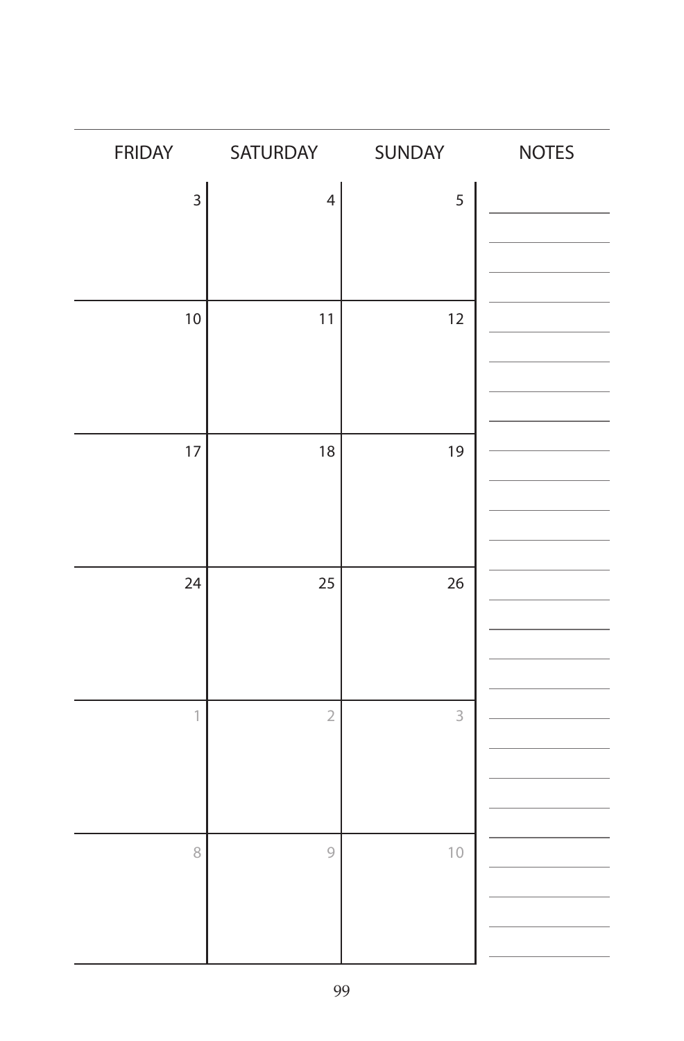| FRIDAY | SATURDAY | SUNDAY | NOTES |
| --- | --- | --- | --- |
| 3 | 4 | 5 | |
| 10 | 11 | 12 | |
| 17 | 18 | 19 | |
| 24 | 25 | 26 | |
| 1 | 2 | 3 | |
| 8 | 9 | 10 | |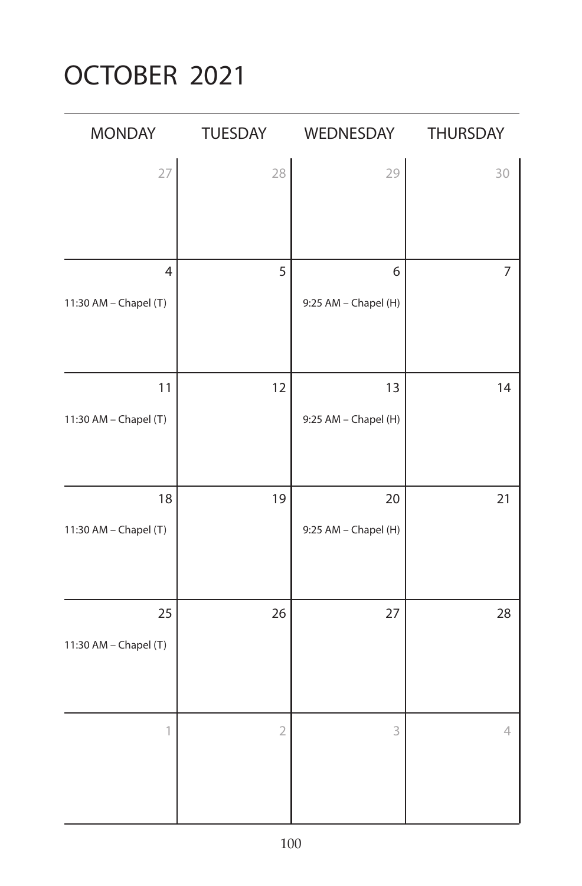# OCTOBER 2021

| MONDAY | TUESDAY | WEDNESDAY | THURSDAY |
|---|---|---|---|
| 27 | 28 | 29 | 30 |
| 4<br>11:30 AM – Chapel (T) | 5 | 6<br>9:25 AM – Chapel (H) | 7 |
| 11<br>11:30 AM – Chapel (T) | 12 | 13<br>9:25 AM – Chapel (H) | 14 |
| 18<br>11:30 AM – Chapel (T) | 19 | 20<br>9:25 AM – Chapel (H) | 21 |
| 25<br>11:30 AM – Chapel (T) | 26 | 27 | 28 |
| 1 | 2 | 3 | 4 |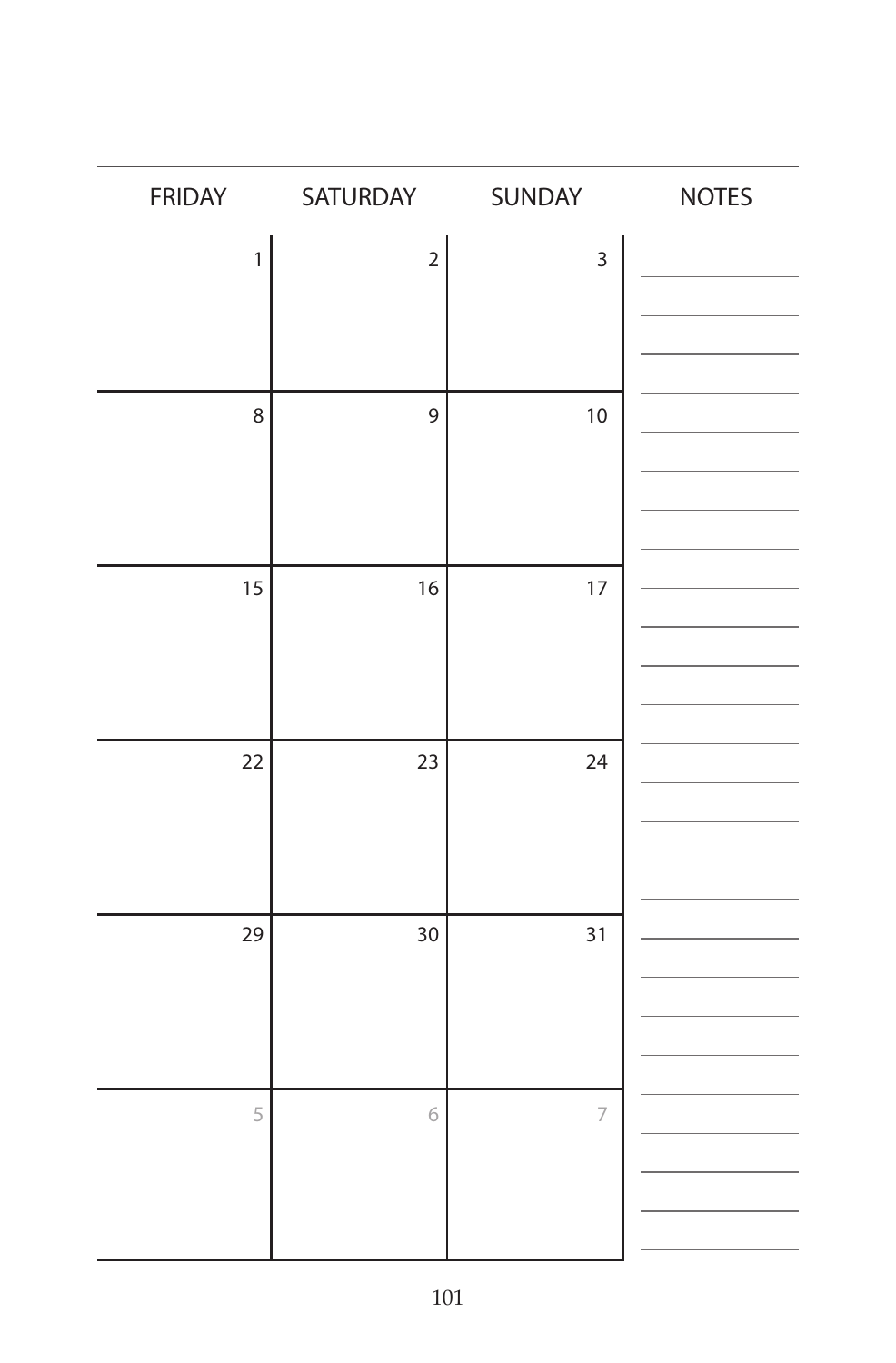| FRIDAY | SATURDAY | SUNDAY | NOTES |
|---|---|---|---|
| 1 | 2 | 3 | |
| 8 | 9 | 10 | |
| 15 | 16 | 17 | |
| 22 | 23 | 24 | |
| 29 | 30 | 31 | |
| 5 | 6 | 7 | |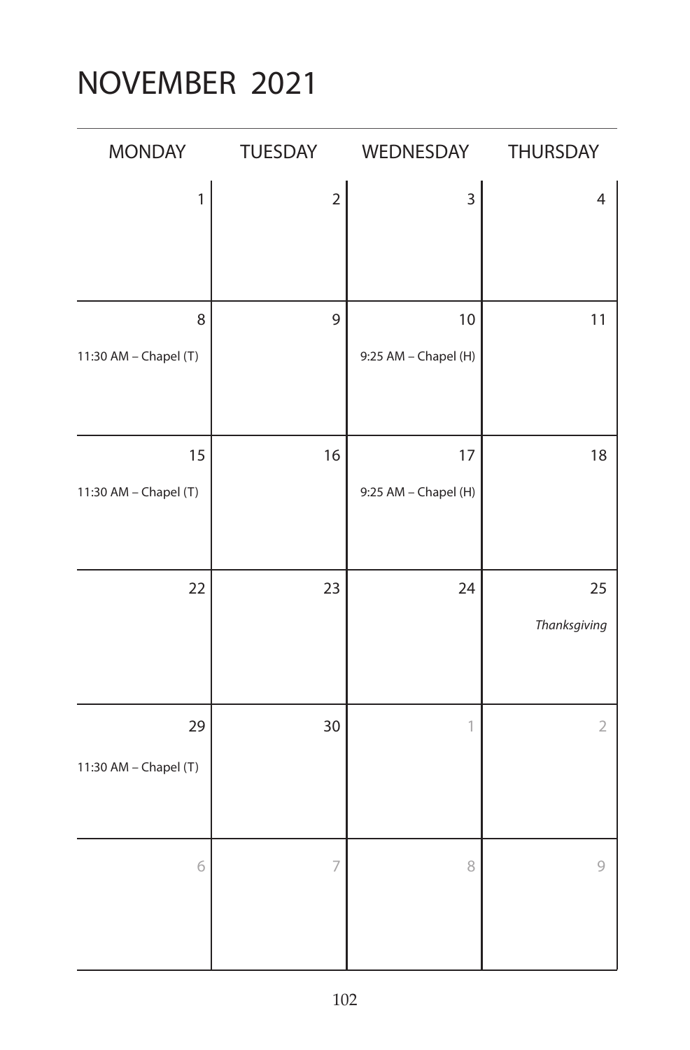# NOVEMBER 2021

| MONDAY | TUESDAY | WEDNESDAY | THURSDAY |
|---|---|---|---|
| 1 | 2 | 3 | 4 |
| 8<br>11:30 AM – Chapel (T) | 9 | 10<br>9:25 AM – Chapel (H) | 11 |
| 15<br>11:30 AM – Chapel (T) | 16 | 17<br>9:25 AM – Chapel (H) | 18 |
| 22 | 23 | 24 | 25<br>*Thanksgiving* |
| 29<br>11:30 AM – Chapel (T) | 30 | 1 | 2 |
| 6 | 7 | 8 | 9 |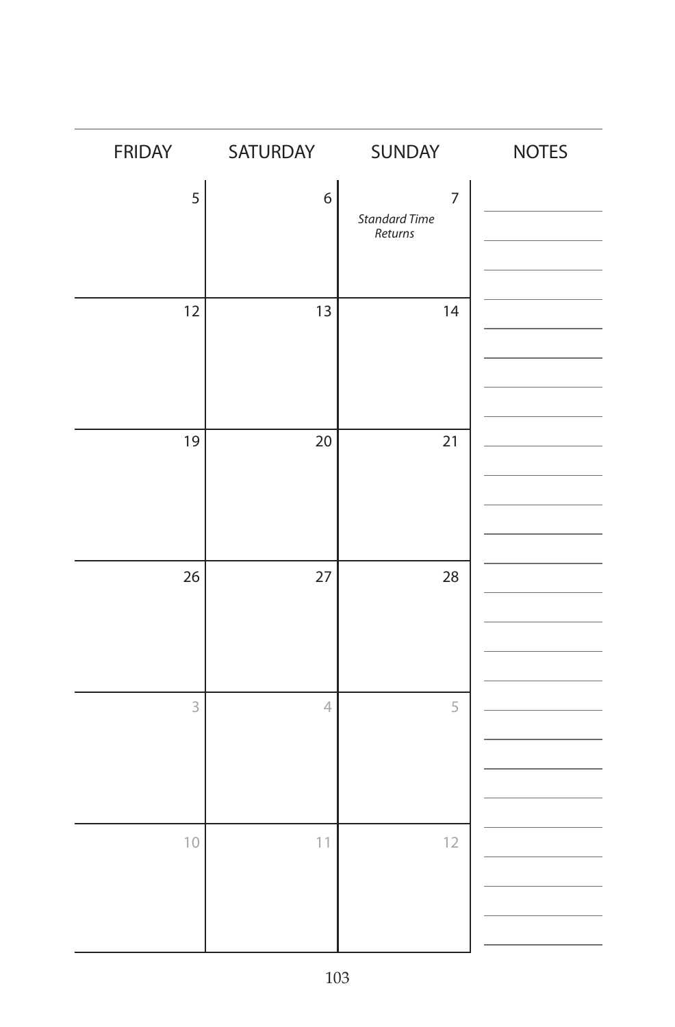| FRIDAY | SATURDAY | SUNDAY | NOTES |
|---|---|---|---|
| 5 | 6 | 7 *Standard Time Returns* | |
| 12 | 13 | 14 | |
| 19 | 20 | 21 | |
| 26 | 27 | 28 | |
| 3 | 4 | 5 | |
| 10 | 11 | 12 | |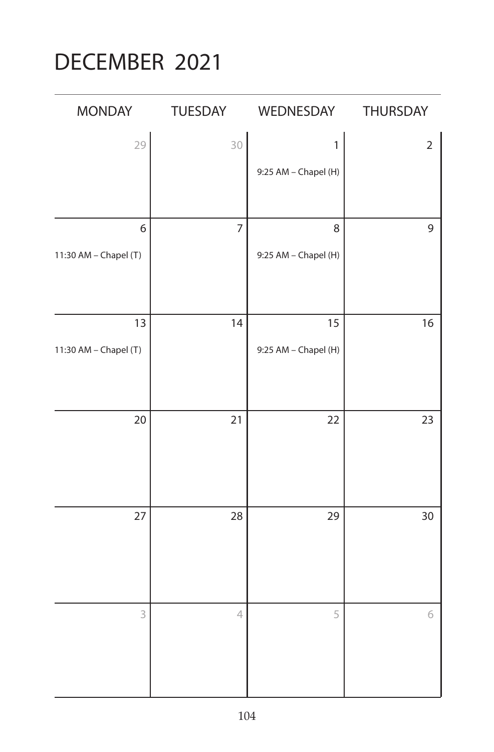# DECEMBER 2021

| MONDAY | TUESDAY | WEDNESDAY | THURSDAY |
|---|---|---|---|
| 29 | 30 | 1<br>9:25 AM – Chapel (H) | 2 |
| 6<br>11:30 AM – Chapel (T) | 7 | 8<br>9:25 AM – Chapel (H) | 9 |
| 13<br>11:30 AM – Chapel (T) | 14 | 15<br>9:25 AM – Chapel (H) | 16 |
| 20 | 21 | 22 | 23 |
| 27 | 28 | 29 | 30 |
| 3 | 4 | 5 | 6 |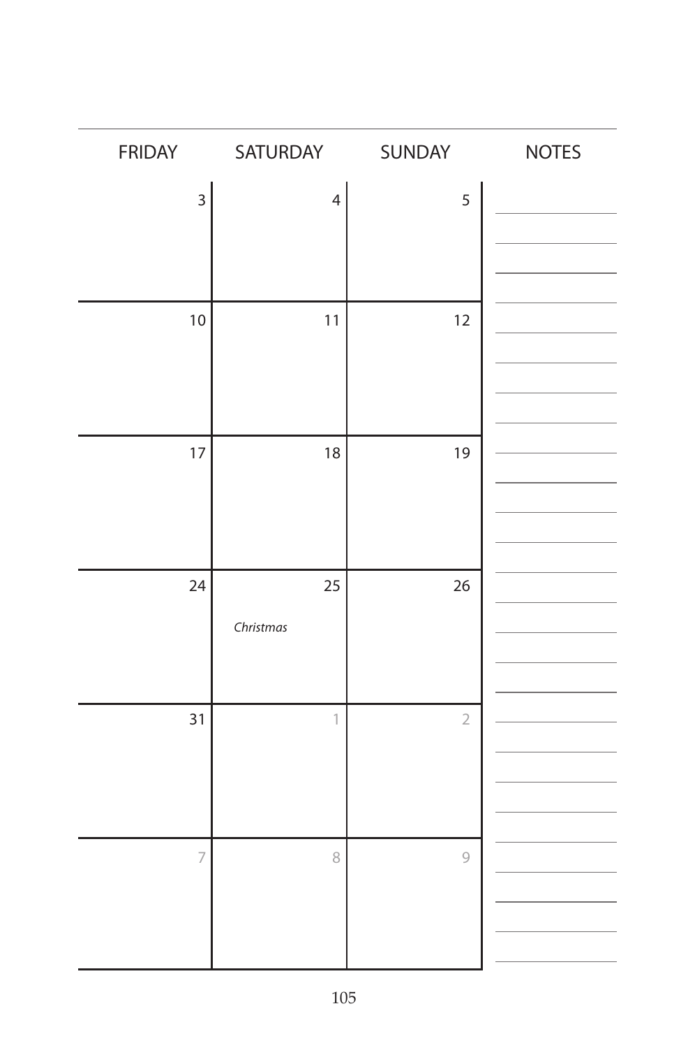| FRIDAY | SATURDAY | SUNDAY | NOTES |
|---|---|---|---|
| 3 | 4 | 5 | |
| 10 | 11 | 12 | |
| 17 | 18 | 19 | |
| 24 | 25 *Christmas* | 26 | |
| 31 | 1 | 2 | |
| 7 | 8 | 9 | |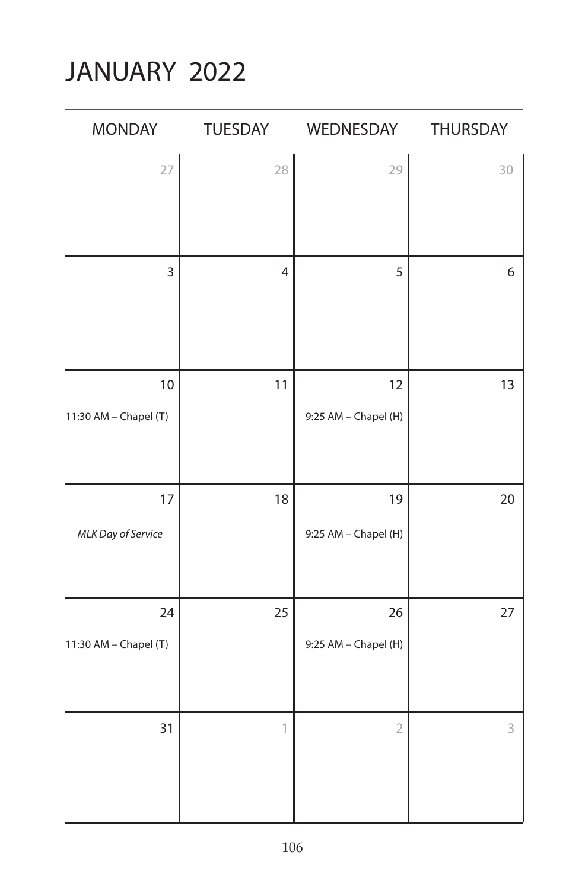# JANUARY 2022

| MONDAY | TUESDAY | WEDNESDAY | THURSDAY |
|---|---|---|---|
| 27 | 28 | 29 | 30 |
| 3 | 4 | 5 | 6 |
| 10<br>11:30 AM – Chapel (T) | 11 | 12<br>9:25 AM – Chapel (H) | 13 |
| 17<br>*MLK Day of Service* | 18 | 19<br>9:25 AM – Chapel (H) | 20 |
| 24<br>11:30 AM – Chapel (T) | 25 | 26<br>9:25 AM – Chapel (H) | 27 |
| 31 | 1 | 2 | 3 |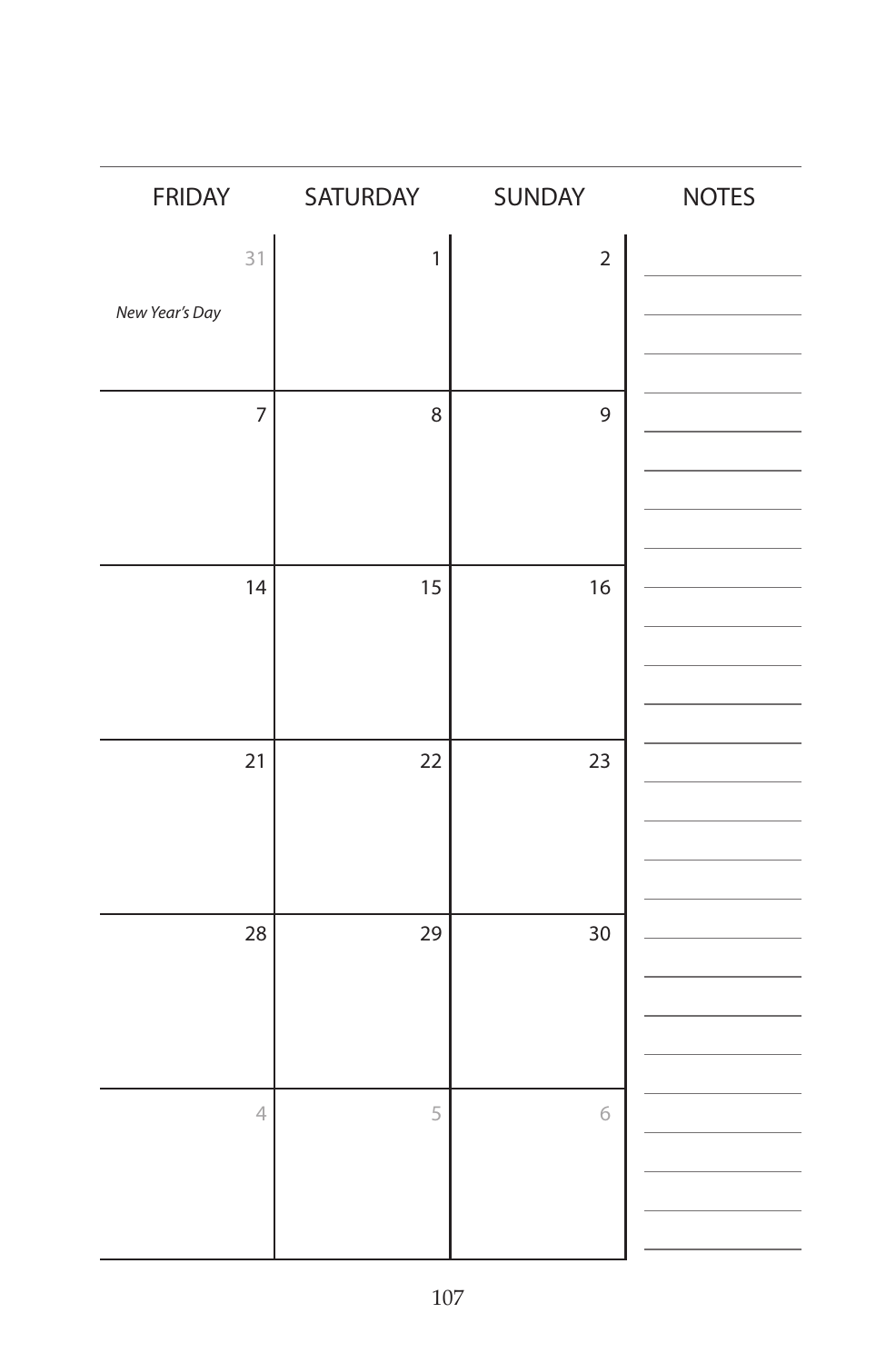| FRIDAY | SATURDAY | SUNDAY | NOTES |
|---|---|---|---|
| 31 *New Year's Day* | 1 | 2 | |
| 7 | 8 | 9 | |
| 14 | 15 | 16 | |
| 21 | 22 | 23 | |
| 28 | 29 | 30 | |
| 4 | 5 | 6 | |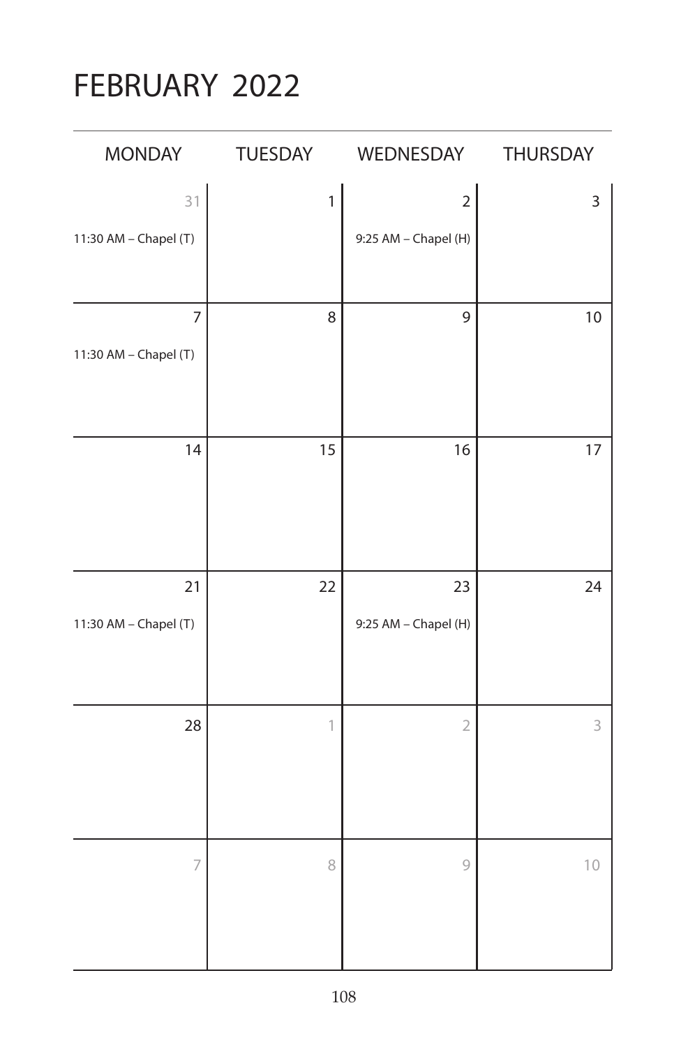# FEBRUARY 2022

| MONDAY | TUESDAY | WEDNESDAY | THURSDAY |
|---|---|---|---|
| 31<br>11:30 AM – Chapel (T) | 1 | 2<br>9:25 AM – Chapel (H) | 3 |
| 7<br>11:30 AM – Chapel (T) | 8 | 9 | 10 |
| 14 | 15 | 16 | 17 |
| 21<br>11:30 AM – Chapel (T) | 22 | 23<br>9:25 AM – Chapel (H) | 24 |
| 28 | 1 | 2 | 3 |
| 7 | 8 | 9 | 10 |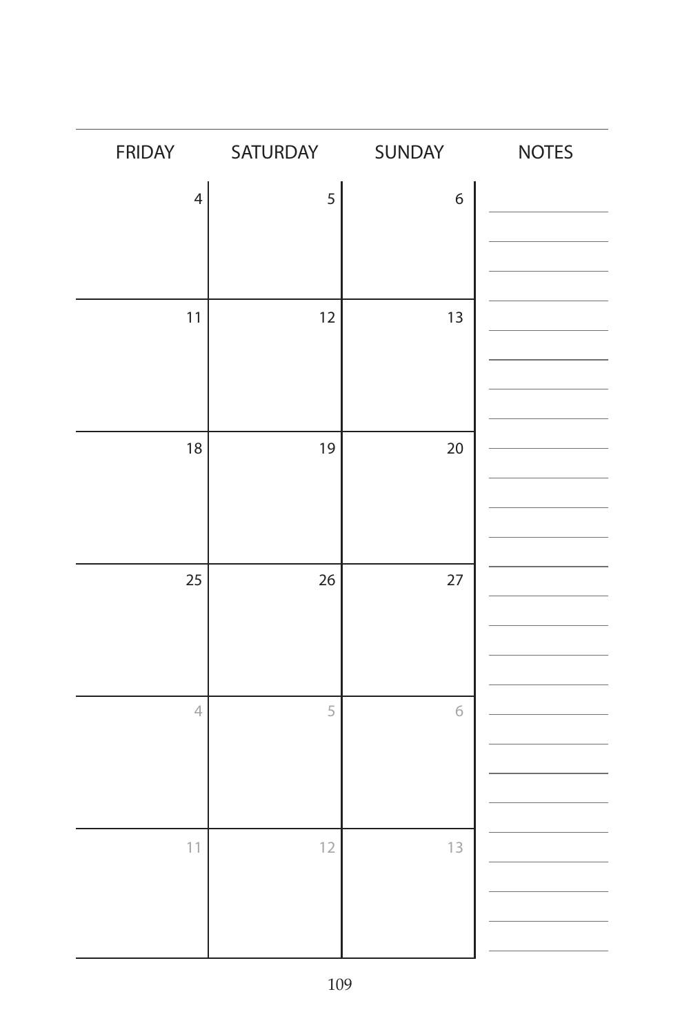| FRIDAY | SATURDAY | SUNDAY | NOTES |
|---|---|---|---|
| 4 | 5 | 6 | |
| 11 | 12 | 13 | |
| 18 | 19 | 20 | |
| 25 | 26 | 27 | |
| 4 | 5 | 6 | |
| 11 | 12 | 13 | |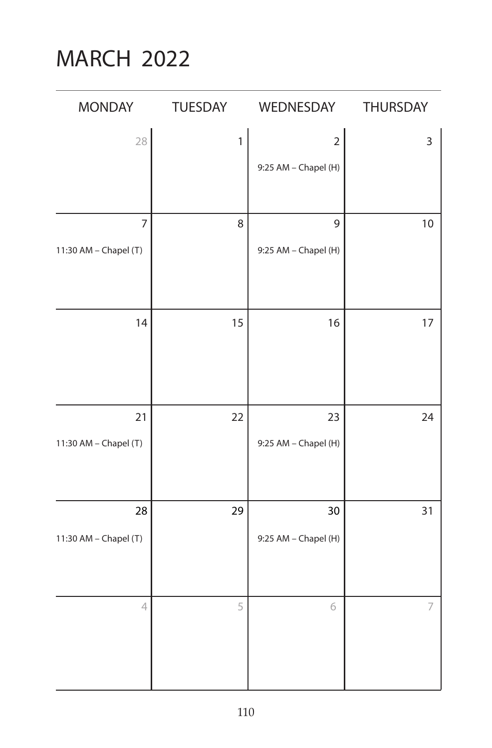# MARCH 2022

| MONDAY | TUESDAY | WEDNESDAY | THURSDAY |
|---|---|---|---|
| 28 | 1 | 2<br>9:25 AM – Chapel (H) | 3 |
| 7<br>11:30 AM – Chapel (T) | 8 | 9<br>9:25 AM – Chapel (H) | 10 |
| 14 | 15 | 16 | 17 |
| 21<br>11:30 AM – Chapel (T) | 22 | 23<br>9:25 AM – Chapel (H) | 24 |
| 28<br>11:30 AM – Chapel (T) | 29 | 30<br>9:25 AM – Chapel (H) | 31 |
| 4 | 5 | 6 | 7 |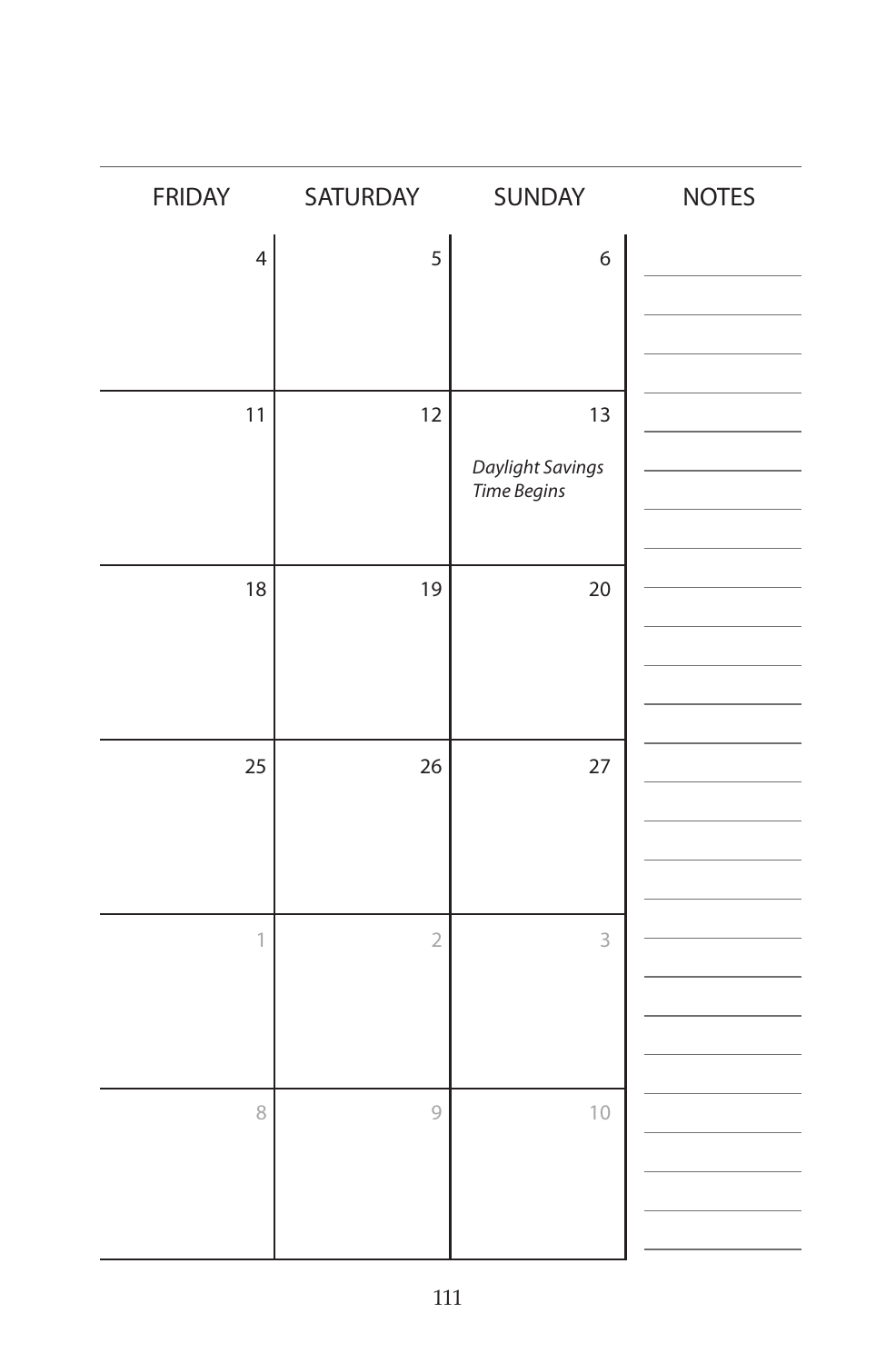| FRIDAY | SATURDAY | SUNDAY | NOTES |
|---|---|---|---|
| 4 | 5 | 6 | |
| 11 | 12 | 13<br>*Daylight Savings Time Begins* | |
| 18 | 19 | 20 | |
| 25 | 26 | 27 | |
| 1 | 2 | 3 | |
| 8 | 9 | 10 | |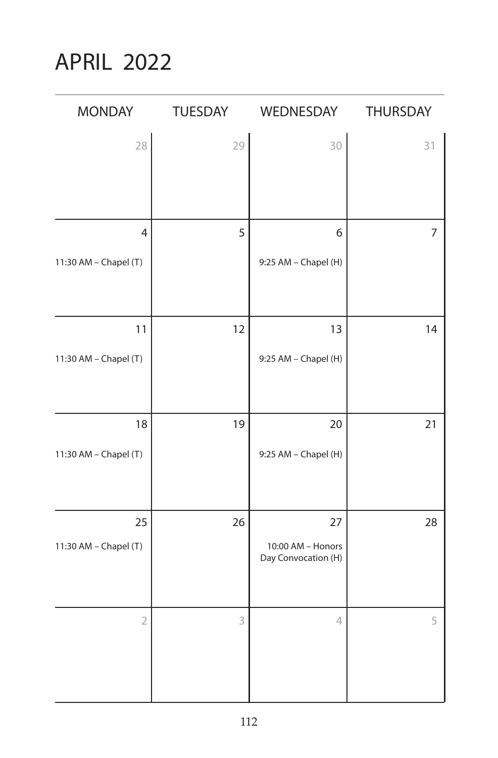# APRIL 2022

| MONDAY | TUESDAY | WEDNESDAY | THURSDAY |
|---|---|---|---|
| 28 | 29 | 30 | 31 |
| 4<br>11:30 AM – Chapel (T) | 5 | 6<br>9:25 AM – Chapel (H) | 7 |
| 11<br>11:30 AM – Chapel (T) | 12 | 13<br>9:25 AM – Chapel (H) | 14 |
| 18<br>11:30 AM – Chapel (T) | 19 | 20<br>9:25 AM – Chapel (H) | 21 |
| 25<br>11:30 AM – Chapel (T) | 26 | 27<br>10:00 AM – Honors Day Convocation (H) | 28 |
| 2 | 3 | 4 | 5 |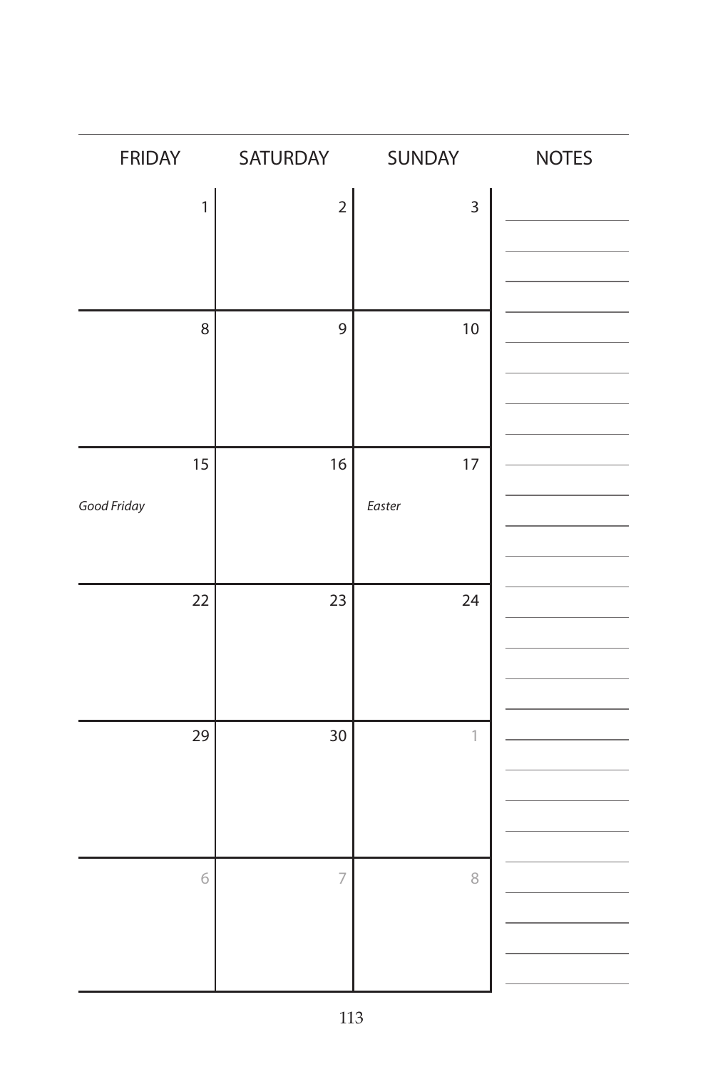| FRIDAY | SATURDAY | SUNDAY | NOTES |
|---|---|---|---|
| 1 | 2 | 3 | |
| 8 | 9 | 10 | |
| 15 *Good Friday* | 16 | 17 *Easter* | |
| 22 | 23 | 24 | |
| 29 | 30 | 1 | |
| 6 | 7 | 8 | |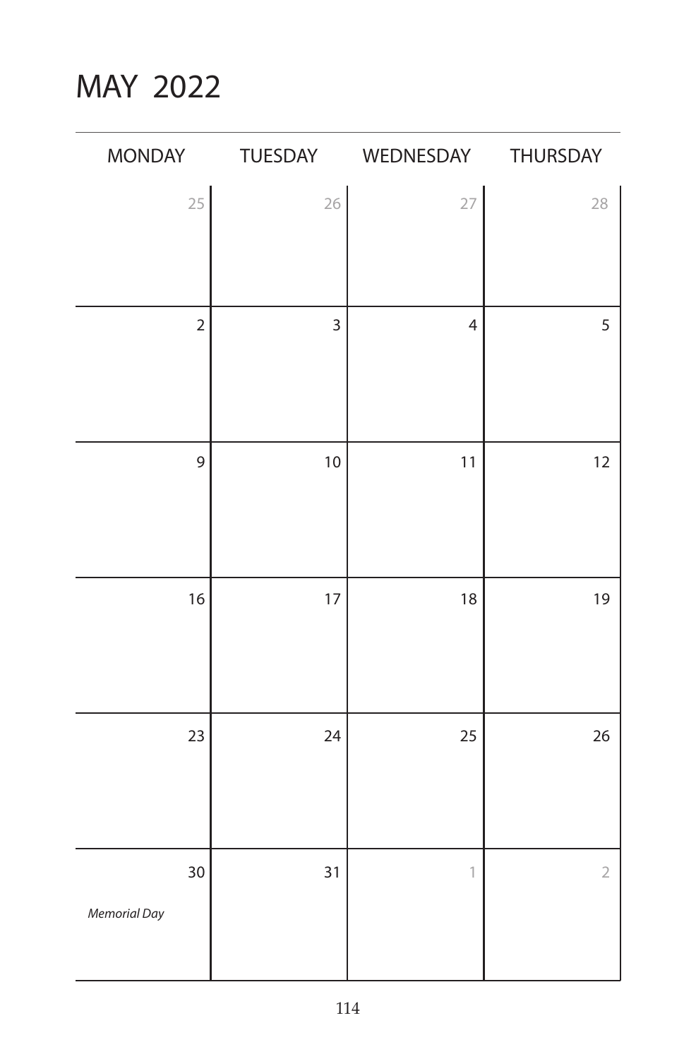# MAY 2022

| MONDAY | TUESDAY | WEDNESDAY | THURSDAY |
|---|---|---|---|
| 25 | 26 | 27 | 28 |
| 2 | 3 | 4 | 5 |
| 9 | 10 | 11 | 12 |
| 16 | 17 | 18 | 19 |
| 23 | 24 | 25 | 26 |
| 30 *Memorial Day* | 31 | 1 | 2 |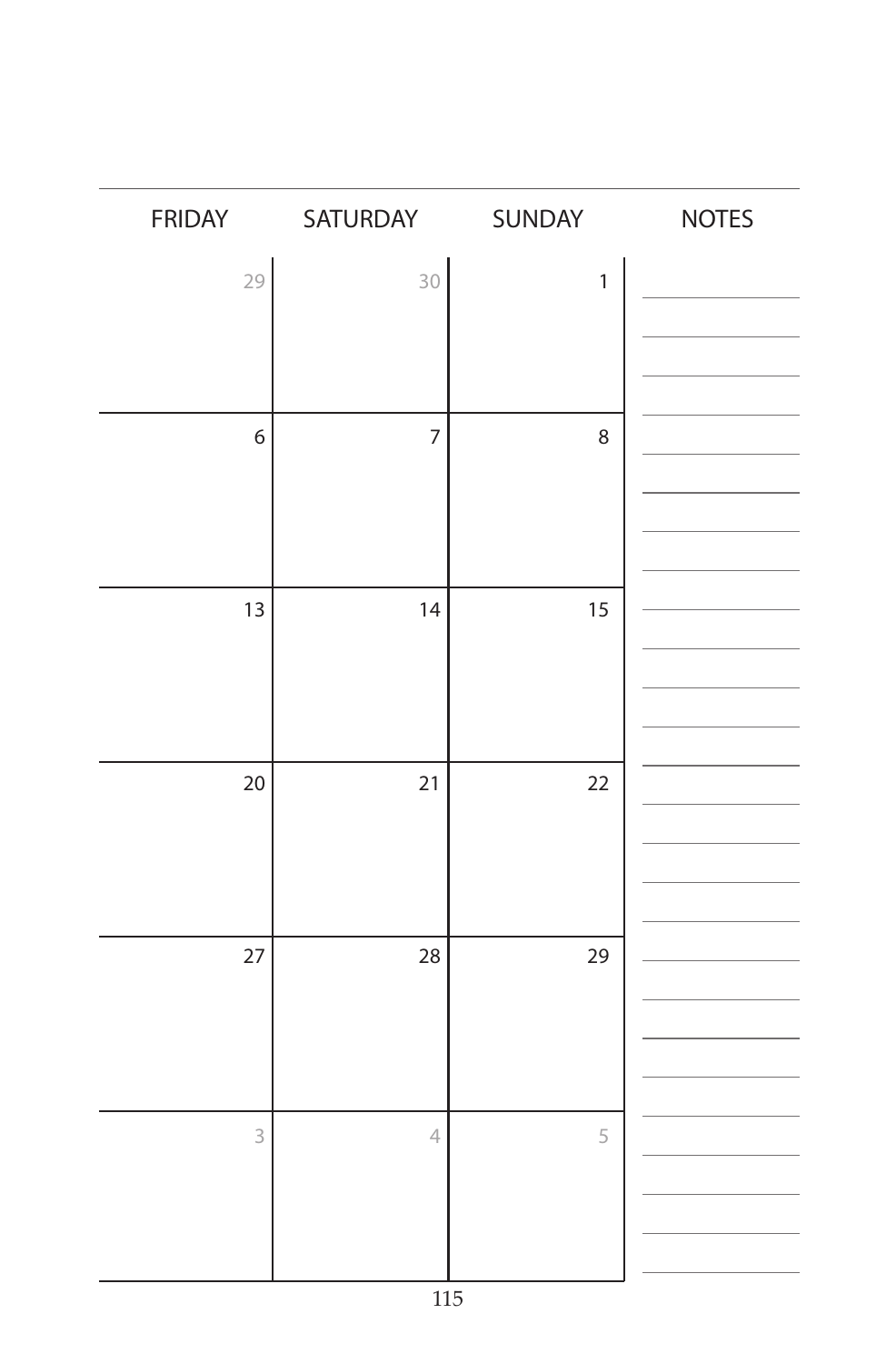| FRIDAY | SATURDAY | SUNDAY | NOTES |
|---|---|---|---|
| 29 | 30 | 1 | |
| 6 | 7 | 8 | |
| 13 | 14 | 15 | |
| 20 | 21 | 22 | |
| 27 | 28 | 29 | |
| 3 | 4 | 5 | |